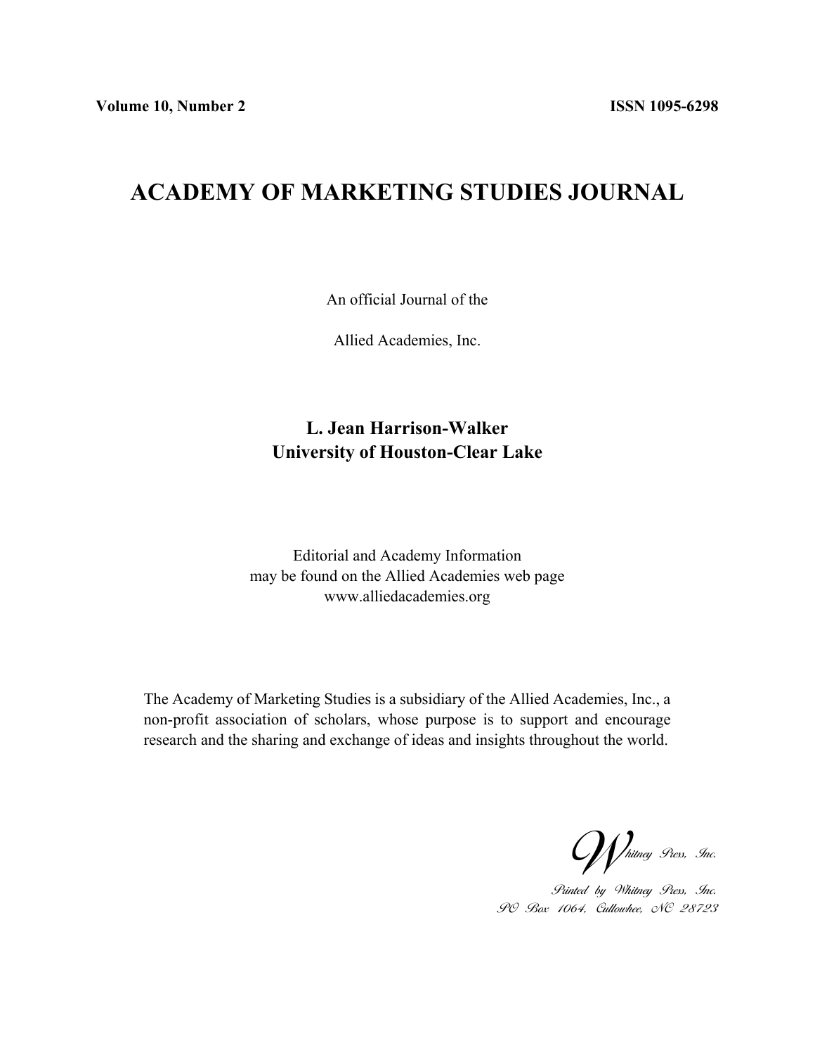**Volume 10, Number 2** **ISSN 1095-6298**

# ACADEMY OF MARKETING STUDIES JOURNAL

An official Journal of the

Allied Academies, Inc.

**L. Jean Harrison-Walker**
**University of Houston-Clear Lake**

Editorial and Academy Information
may be found on the Allied Academies web page
www.alliedacademies.org

The Academy of Marketing Studies is a subsidiary of the Allied Academies, Inc., a non-profit association of scholars, whose purpose is to support and encourage research and the sharing and exchange of ideas and insights throughout the world.

*Whitney Press, Inc.*

*Printed by Whitney Press, Inc.*
*PO Box 1064, Cullowhee, NC 28723*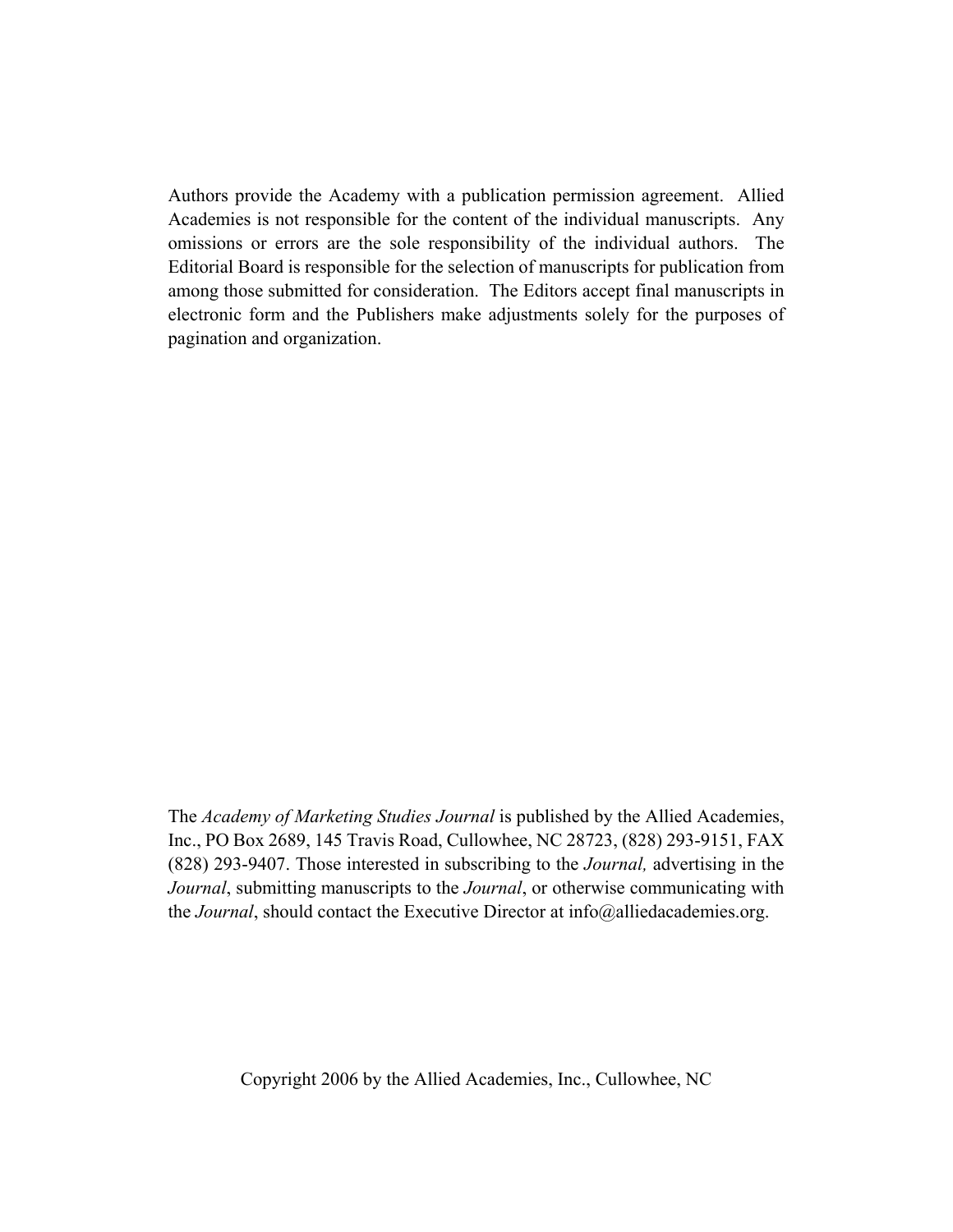Authors provide the Academy with a publication permission agreement. Allied Academies is not responsible for the content of the individual manuscripts. Any omissions or errors are the sole responsibility of the individual authors. The Editorial Board is responsible for the selection of manuscripts for publication from among those submitted for consideration. The Editors accept final manuscripts in electronic form and the Publishers make adjustments solely for the purposes of pagination and organization.

The *Academy of Marketing Studies Journal* is published by the Allied Academies, Inc., PO Box 2689, 145 Travis Road, Cullowhee, NC 28723, (828) 293-9151, FAX (828) 293-9407. Those interested in subscribing to the *Journal,* advertising in the *Journal*, submitting manuscripts to the *Journal*, or otherwise communicating with the *Journal*, should contact the Executive Director at info@alliedacademies.org.

Copyright 2006 by the Allied Academies, Inc., Cullowhee, NC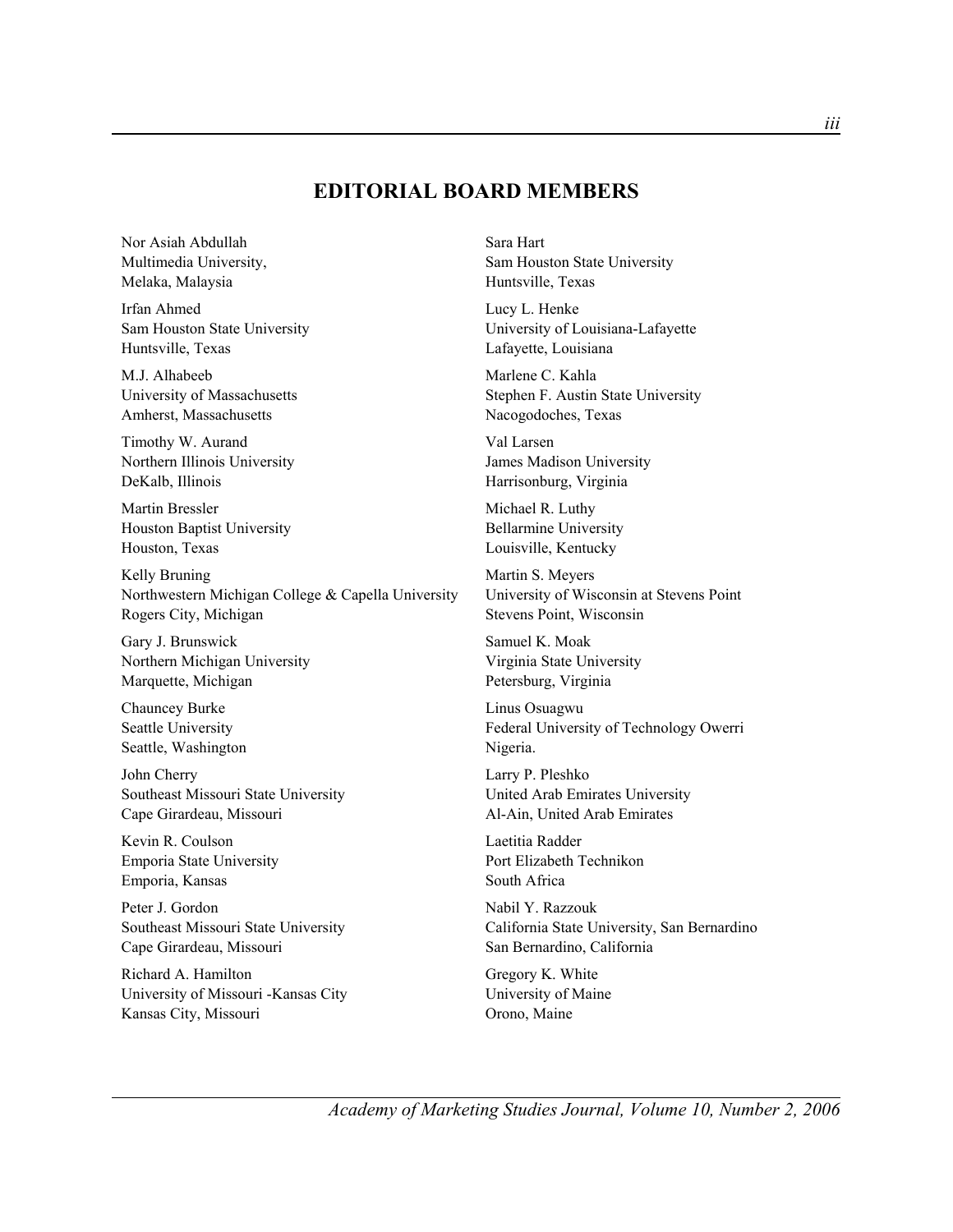## EDITORIAL BOARD MEMBERS

Nor Asiah Abdullah
Multimedia University,
Melaka, Malaysia

Irfan Ahmed
Sam Houston State University
Huntsville, Texas

M.J. Alhabeeb
University of Massachusetts
Amherst, Massachusetts

Timothy W. Aurand
Northern Illinois University
DeKalb, Illinois

Martin Bressler
Houston Baptist University
Houston, Texas

Kelly Bruning
Northwestern Michigan College & Capella University
Rogers City, Michigan

Gary J. Brunswick
Northern Michigan University
Marquette, Michigan

Chauncey Burke
Seattle University
Seattle, Washington

John Cherry
Southeast Missouri State University
Cape Girardeau, Missouri

Kevin R. Coulson
Emporia State University
Emporia, Kansas

Peter J. Gordon
Southeast Missouri State University
Cape Girardeau, Missouri

Richard A. Hamilton
University of Missouri -Kansas City
Kansas City, Missouri

Sara Hart
Sam Houston State University
Huntsville, Texas

Lucy L. Henke
University of Louisiana-Lafayette
Lafayette, Louisiana

Marlene C. Kahla
Stephen F. Austin State University
Nacogodoches, Texas

Val Larsen
James Madison University
Harrisonburg, Virginia

Michael R. Luthy
Bellarmine University
Louisville, Kentucky

Martin S. Meyers
University of Wisconsin at Stevens Point
Stevens Point, Wisconsin

Samuel K. Moak
Virginia State University
Petersburg, Virginia

Linus Osuagwu
Federal University of Technology Owerri
Nigeria.

Larry P. Pleshko
United Arab Emirates University
Al-Ain, United Arab Emirates

Laetitia Radder
Port Elizabeth Technikon
South Africa

Nabil Y. Razzouk
California State University, San Bernardino
San Bernardino, California

Gregory K. White
University of Maine
Orono, Maine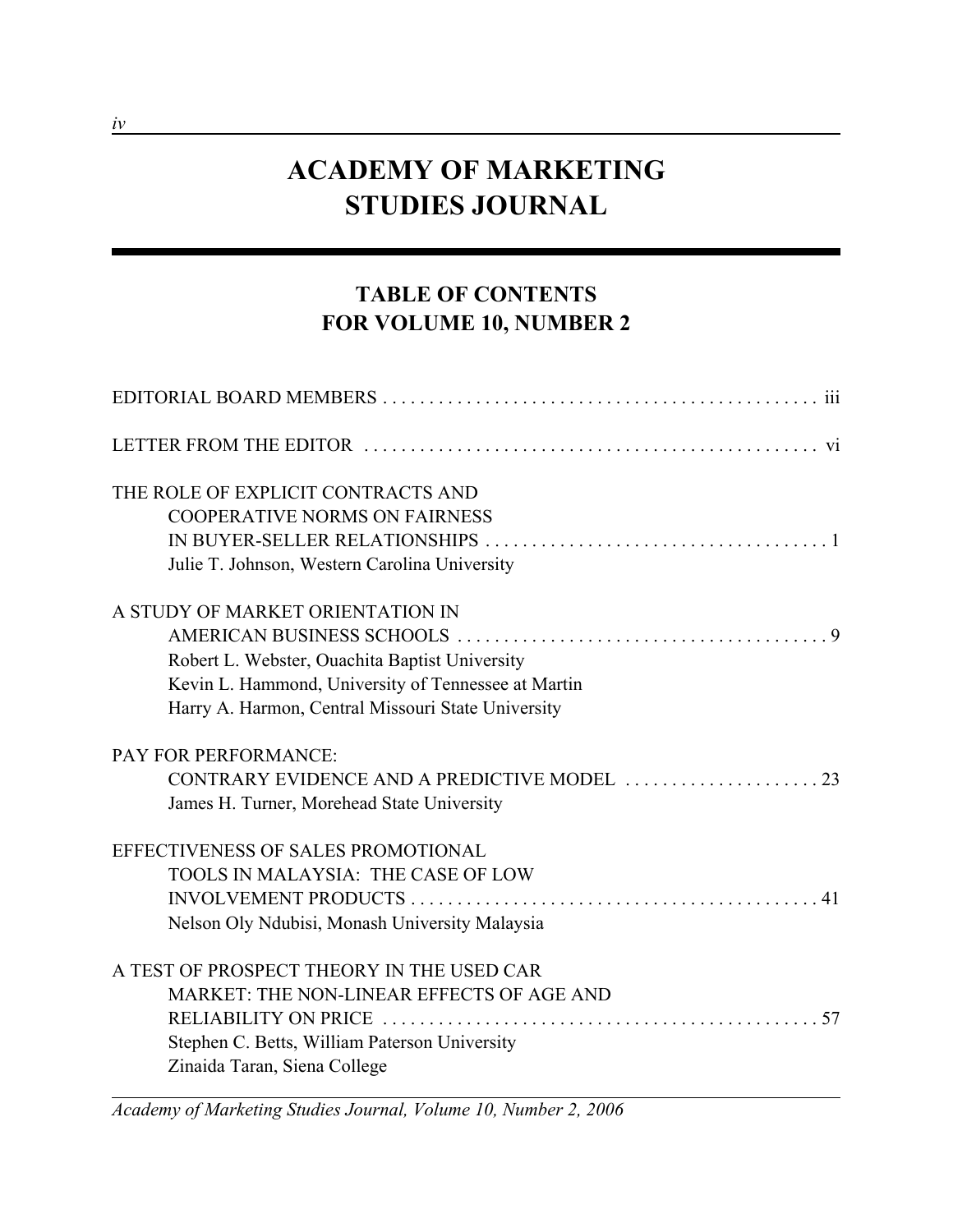# ACADEMY OF MARKETING STUDIES JOURNAL

## TABLE OF CONTENTS FOR VOLUME 10, NUMBER 2

EDITORIAL BOARD MEMBERS . . . . . . . . . . . . . . . . . . . . . . . . . . . . . . . . . . . . . . . . . . . . . . iii

LETTER FROM THE EDITOR . . . . . . . . . . . . . . . . . . . . . . . . . . . . . . . . . . . . . . . . . . . . . . . vi

THE ROLE OF EXPLICIT CONTRACTS AND COOPERATIVE NORMS ON FAIRNESS IN BUYER-SELLER RELATIONSHIPS . . . . . . . . . . . . . . . . . . . . . . . . . . . . . . . . . . . . . 1
Julie T. Johnson, Western Carolina University

A STUDY OF MARKET ORIENTATION IN AMERICAN BUSINESS SCHOOLS . . . . . . . . . . . . . . . . . . . . . . . . . . . . . . . . . . . . . . . 9
Robert L. Webster, Ouachita Baptist University
Kevin L. Hammond, University of Tennessee at Martin
Harry A. Harmon, Central Missouri State University

PAY FOR PERFORMANCE: CONTRARY EVIDENCE AND A PREDICTIVE MODEL . . . . . . . . . . . . . . . . . . . . . 23
James H. Turner, Morehead State University

EFFECTIVENESS OF SALES PROMOTIONAL TOOLS IN MALAYSIA: THE CASE OF LOW INVOLVEMENT PRODUCTS . . . . . . . . . . . . . . . . . . . . . . . . . . . . . . . . . . . . . . . . . . . 41
Nelson Oly Ndubisi, Monash University Malaysia

A TEST OF PROSPECT THEORY IN THE USED CAR MARKET: THE NON-LINEAR EFFECTS OF AGE AND RELIABILITY ON PRICE . . . . . . . . . . . . . . . . . . . . . . . . . . . . . . . . . . . . . . . . . . . . . . . 57
Stephen C. Betts, William Paterson University
Zinaida Taran, Siena College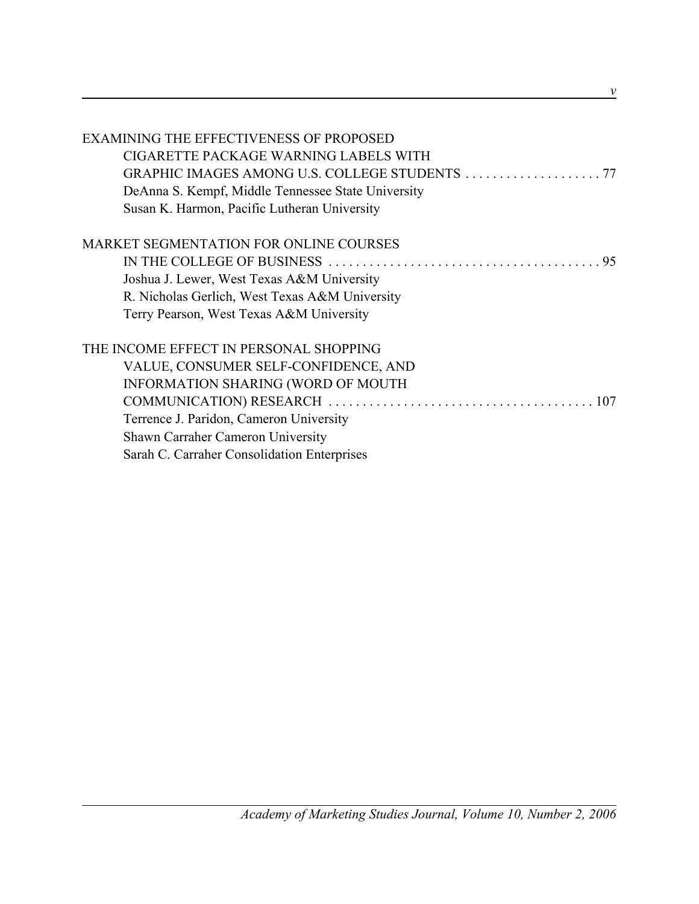EXAMINING THE EFFECTIVENESS OF PROPOSED CIGARETTE PACKAGE WARNING LABELS WITH GRAPHIC IMAGES AMONG U.S. COLLEGE STUDENTS . . . . . . . . . . . . . . . . . . . . 77
DeAnna S. Kempf, Middle Tennessee State University
Susan K. Harmon, Pacific Lutheran University

MARKET SEGMENTATION FOR ONLINE COURSES IN THE COLLEGE OF BUSINESS . . . . . . . . . . . . . . . . . . . . . . . . . . . . . . . . . . . . . . . . 95
Joshua J. Lewer, West Texas A&M University
R. Nicholas Gerlich, West Texas A&M University
Terry Pearson, West Texas A&M University

THE INCOME EFFECT IN PERSONAL SHOPPING VALUE, CONSUMER SELF-CONFIDENCE, AND INFORMATION SHARING (WORD OF MOUTH COMMUNICATION) RESEARCH . . . . . . . . . . . . . . . . . . . . . . . . . . . . . . . . . . . . . . . 107
Terrence J. Paridon, Cameron University
Shawn Carraher Cameron University
Sarah C. Carraher Consolidation Enterprises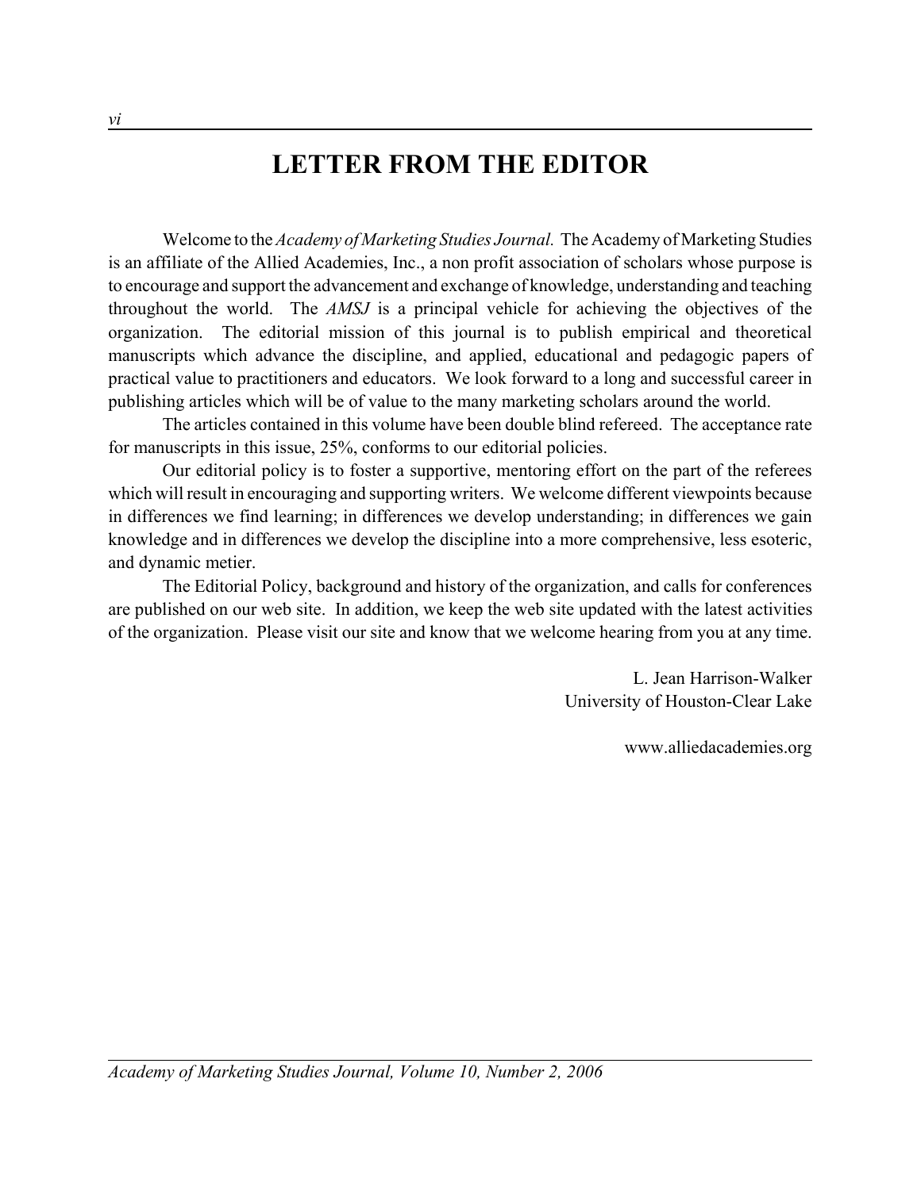# LETTER FROM THE EDITOR

Welcome to the *Academy of Marketing Studies Journal.* The Academy of Marketing Studies is an affiliate of the Allied Academies, Inc., a non profit association of scholars whose purpose is to encourage and support the advancement and exchange of knowledge, understanding and teaching throughout the world. The *AMSJ* is a principal vehicle for achieving the objectives of the organization. The editorial mission of this journal is to publish empirical and theoretical manuscripts which advance the discipline, and applied, educational and pedagogic papers of practical value to practitioners and educators. We look forward to a long and successful career in publishing articles which will be of value to the many marketing scholars around the world.

The articles contained in this volume have been double blind refereed. The acceptance rate for manuscripts in this issue, 25%, conforms to our editorial policies.

Our editorial policy is to foster a supportive, mentoring effort on the part of the referees which will result in encouraging and supporting writers. We welcome different viewpoints because in differences we find learning; in differences we develop understanding; in differences we gain knowledge and in differences we develop the discipline into a more comprehensive, less esoteric, and dynamic metier.

The Editorial Policy, background and history of the organization, and calls for conferences are published on our web site. In addition, we keep the web site updated with the latest activities of the organization. Please visit our site and know that we welcome hearing from you at any time.

L. Jean Harrison-Walker
University of Houston-Clear Lake

www.alliedacademies.org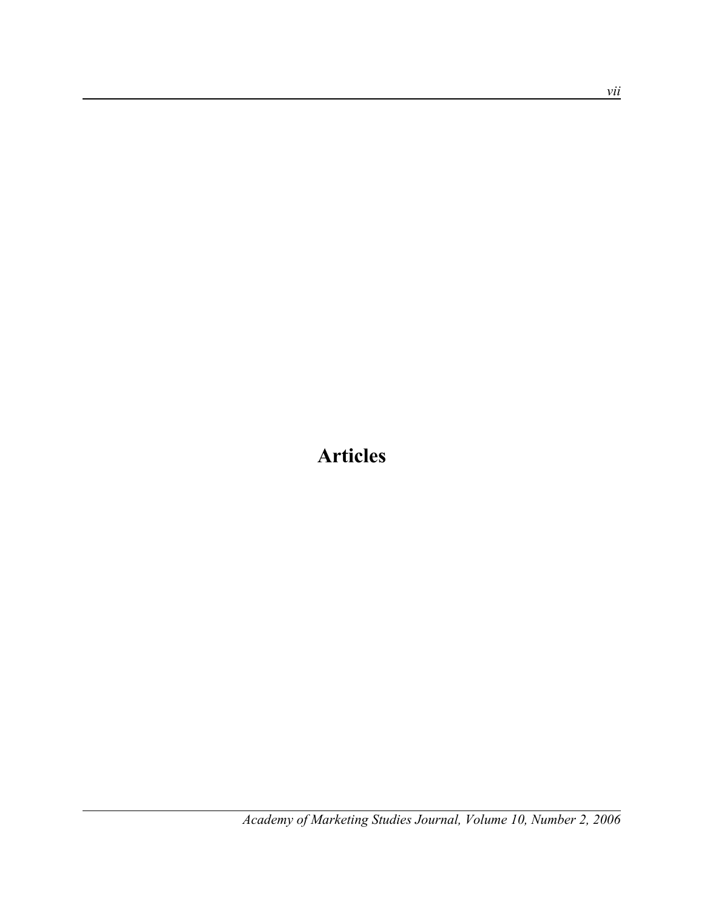# Articles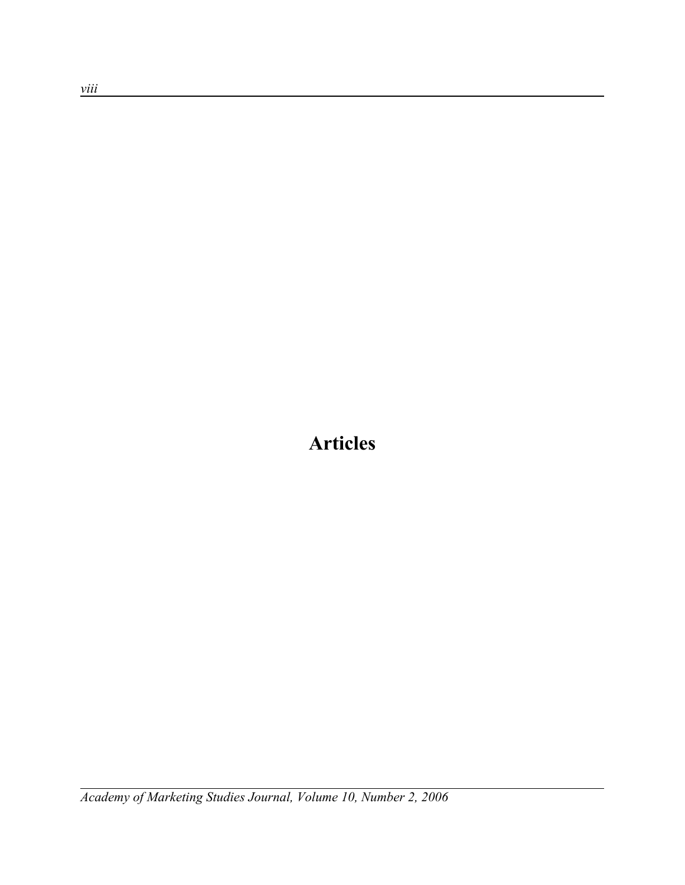# Articles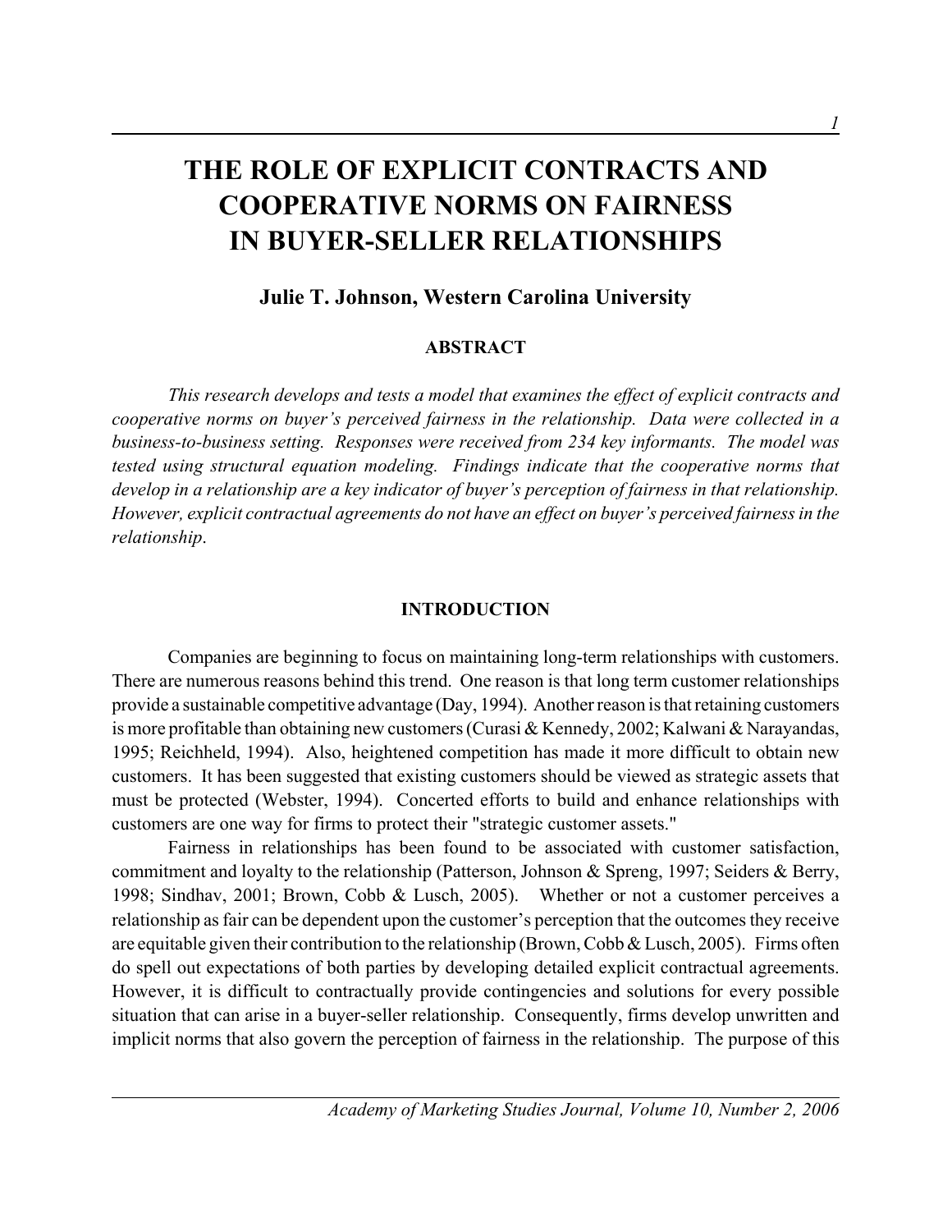# THE ROLE OF EXPLICIT CONTRACTS AND COOPERATIVE NORMS ON FAIRNESS IN BUYER-SELLER RELATIONSHIPS

**Julie T. Johnson, Western Carolina University**

## ABSTRACT

*This research develops and tests a model that examines the effect of explicit contracts and cooperative norms on buyer's perceived fairness in the relationship. Data were collected in a business-to-business setting. Responses were received from 234 key informants. The model was tested using structural equation modeling. Findings indicate that the cooperative norms that develop in a relationship are a key indicator of buyer's perception of fairness in that relationship. However, explicit contractual agreements do not have an effect on buyer's perceived fairness in the relationship.*

## INTRODUCTION

Companies are beginning to focus on maintaining long-term relationships with customers. There are numerous reasons behind this trend. One reason is that long term customer relationships provide a sustainable competitive advantage (Day, 1994). Another reason is that retaining customers is more profitable than obtaining new customers (Curasi & Kennedy, 2002; Kalwani & Narayandas, 1995; Reichheld, 1994). Also, heightened competition has made it more difficult to obtain new customers. It has been suggested that existing customers should be viewed as strategic assets that must be protected (Webster, 1994). Concerted efforts to build and enhance relationships with customers are one way for firms to protect their "strategic customer assets."

Fairness in relationships has been found to be associated with customer satisfaction, commitment and loyalty to the relationship (Patterson, Johnson & Spreng, 1997; Seiders & Berry, 1998; Sindhav, 2001; Brown, Cobb & Lusch, 2005). Whether or not a customer perceives a relationship as fair can be dependent upon the customer's perception that the outcomes they receive are equitable given their contribution to the relationship (Brown, Cobb & Lusch, 2005). Firms often do spell out expectations of both parties by developing detailed explicit contractual agreements. However, it is difficult to contractually provide contingencies and solutions for every possible situation that can arise in a buyer-seller relationship. Consequently, firms develop unwritten and implicit norms that also govern the perception of fairness in the relationship. The purpose of this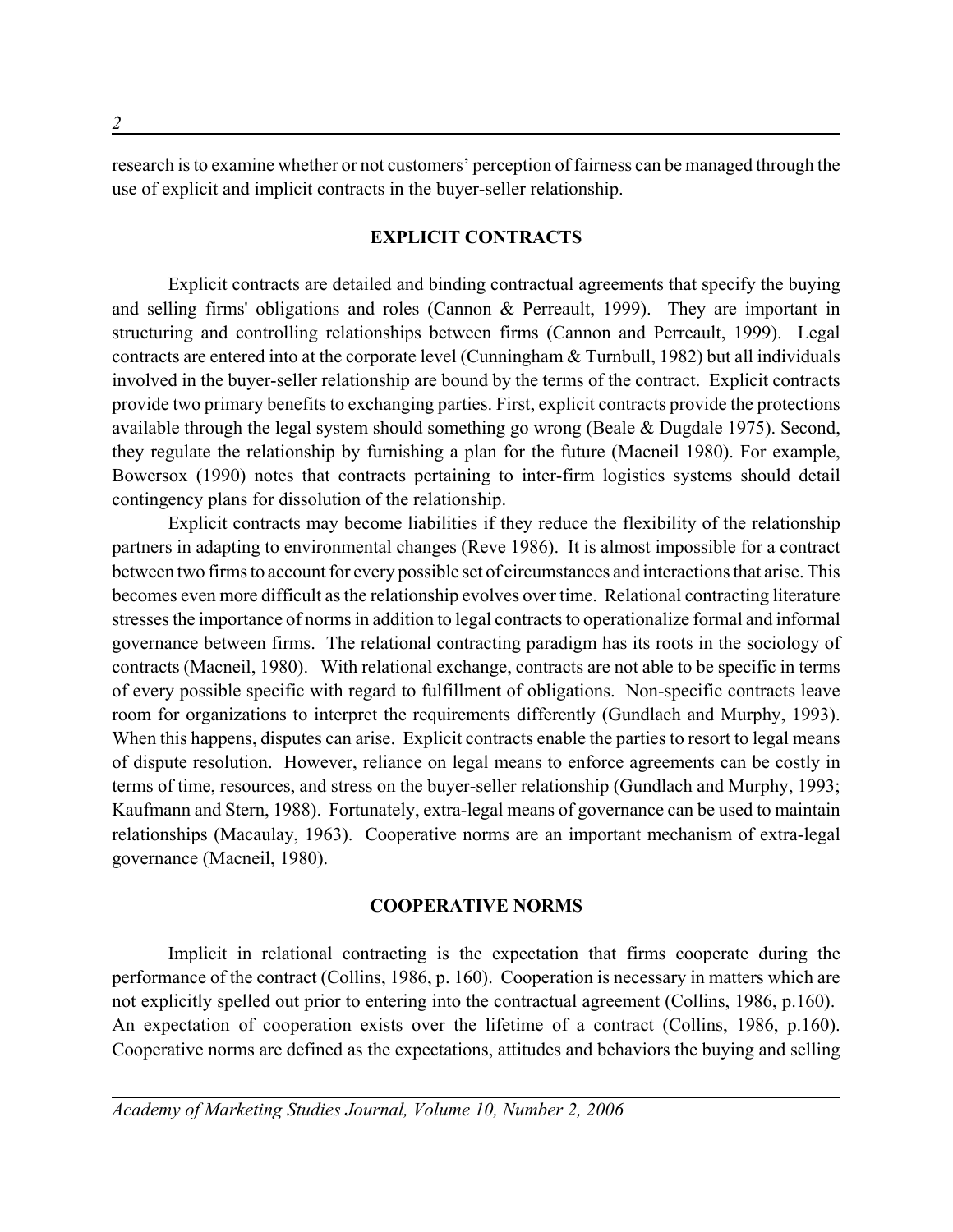research is to examine whether or not customers' perception of fairness can be managed through the use of explicit and implicit contracts in the buyer-seller relationship.

## EXPLICIT CONTRACTS

Explicit contracts are detailed and binding contractual agreements that specify the buying and selling firms' obligations and roles (Cannon & Perreault, 1999). They are important in structuring and controlling relationships between firms (Cannon and Perreault, 1999). Legal contracts are entered into at the corporate level (Cunningham & Turnbull, 1982) but all individuals involved in the buyer-seller relationship are bound by the terms of the contract. Explicit contracts provide two primary benefits to exchanging parties. First, explicit contracts provide the protections available through the legal system should something go wrong (Beale & Dugdale 1975). Second, they regulate the relationship by furnishing a plan for the future (Macneil 1980). For example, Bowersox (1990) notes that contracts pertaining to inter-firm logistics systems should detail contingency plans for dissolution of the relationship.

Explicit contracts may become liabilities if they reduce the flexibility of the relationship partners in adapting to environmental changes (Reve 1986). It is almost impossible for a contract between two firms to account for every possible set of circumstances and interactions that arise. This becomes even more difficult as the relationship evolves over time. Relational contracting literature stresses the importance of norms in addition to legal contracts to operationalize formal and informal governance between firms. The relational contracting paradigm has its roots in the sociology of contracts (Macneil, 1980). With relational exchange, contracts are not able to be specific in terms of every possible specific with regard to fulfillment of obligations. Non-specific contracts leave room for organizations to interpret the requirements differently (Gundlach and Murphy, 1993). When this happens, disputes can arise. Explicit contracts enable the parties to resort to legal means of dispute resolution. However, reliance on legal means to enforce agreements can be costly in terms of time, resources, and stress on the buyer-seller relationship (Gundlach and Murphy, 1993; Kaufmann and Stern, 1988). Fortunately, extra-legal means of governance can be used to maintain relationships (Macaulay, 1963). Cooperative norms are an important mechanism of extra-legal governance (Macneil, 1980).

## COOPERATIVE NORMS

Implicit in relational contracting is the expectation that firms cooperate during the performance of the contract (Collins, 1986, p. 160). Cooperation is necessary in matters which are not explicitly spelled out prior to entering into the contractual agreement (Collins, 1986, p.160). An expectation of cooperation exists over the lifetime of a contract (Collins, 1986, p.160). Cooperative norms are defined as the expectations, attitudes and behaviors the buying and selling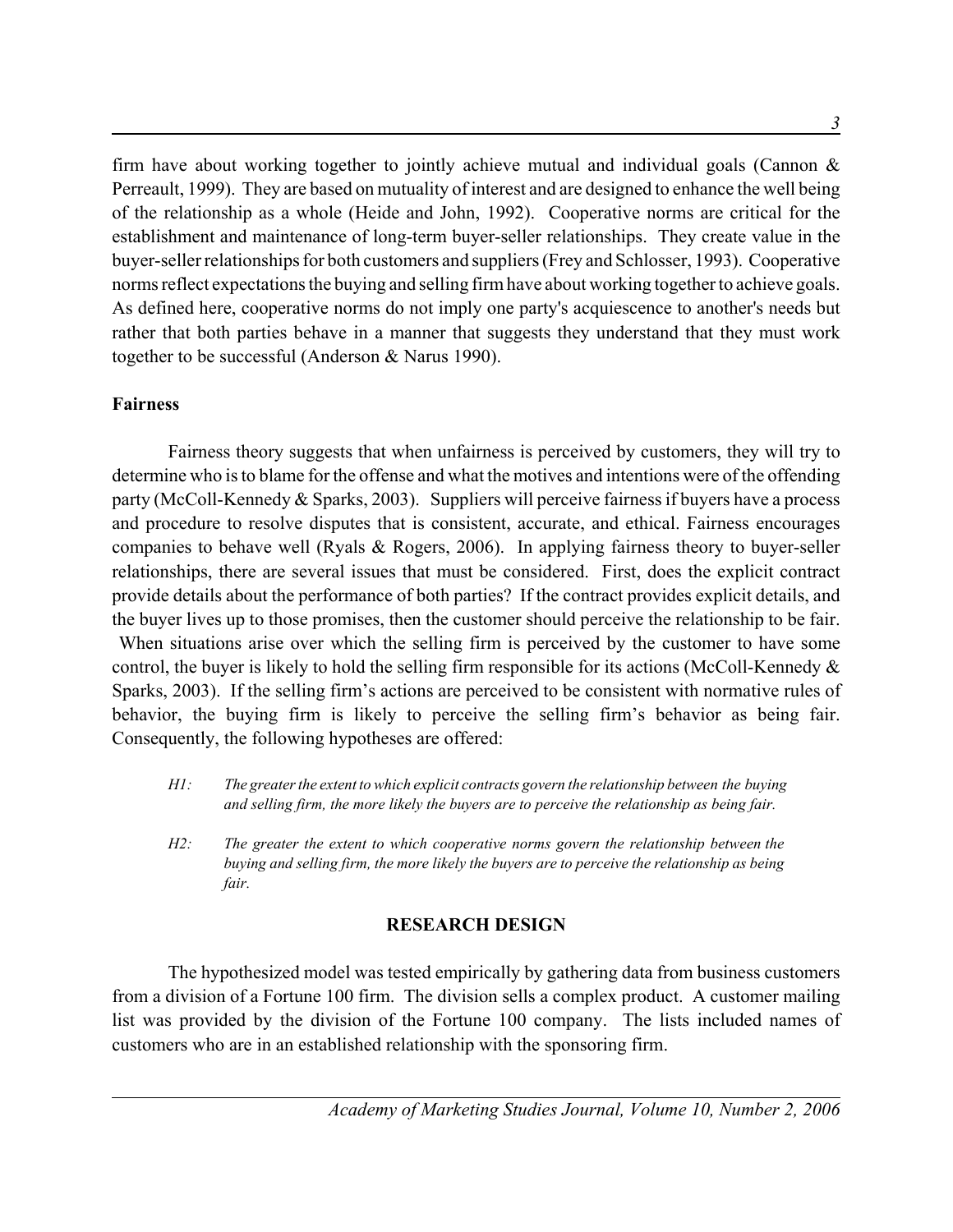firm have about working together to jointly achieve mutual and individual goals (Cannon & Perreault, 1999). They are based on mutuality of interest and are designed to enhance the well being of the relationship as a whole (Heide and John, 1992). Cooperative norms are critical for the establishment and maintenance of long-term buyer-seller relationships. They create value in the buyer-seller relationships for both customers and suppliers (Frey and Schlosser, 1993). Cooperative norms reflect expectations the buying and selling firm have about working together to achieve goals. As defined here, cooperative norms do not imply one party's acquiescence to another's needs but rather that both parties behave in a manner that suggests they understand that they must work together to be successful (Anderson & Narus 1990).

**Fairness**

Fairness theory suggests that when unfairness is perceived by customers, they will try to determine who is to blame for the offense and what the motives and intentions were of the offending party (McColl-Kennedy & Sparks, 2003). Suppliers will perceive fairness if buyers have a process and procedure to resolve disputes that is consistent, accurate, and ethical. Fairness encourages companies to behave well (Ryals & Rogers, 2006). In applying fairness theory to buyer-seller relationships, there are several issues that must be considered. First, does the explicit contract provide details about the performance of both parties? If the contract provides explicit details, and the buyer lives up to those promises, then the customer should perceive the relationship to be fair. When situations arise over which the selling firm is perceived by the customer to have some control, the buyer is likely to hold the selling firm responsible for its actions (McColl-Kennedy & Sparks, 2003). If the selling firm's actions are perceived to be consistent with normative rules of behavior, the buying firm is likely to perceive the selling firm's behavior as being fair. Consequently, the following hypotheses are offered:

*H1: The greater the extent to which explicit contracts govern the relationship between the buying and selling firm, the more likely the buyers are to perceive the relationship as being fair.*

*H2: The greater the extent to which cooperative norms govern the relationship between the buying and selling firm, the more likely the buyers are to perceive the relationship as being fair.*

## RESEARCH DESIGN

The hypothesized model was tested empirically by gathering data from business customers from a division of a Fortune 100 firm. The division sells a complex product. A customer mailing list was provided by the division of the Fortune 100 company. The lists included names of customers who are in an established relationship with the sponsoring firm.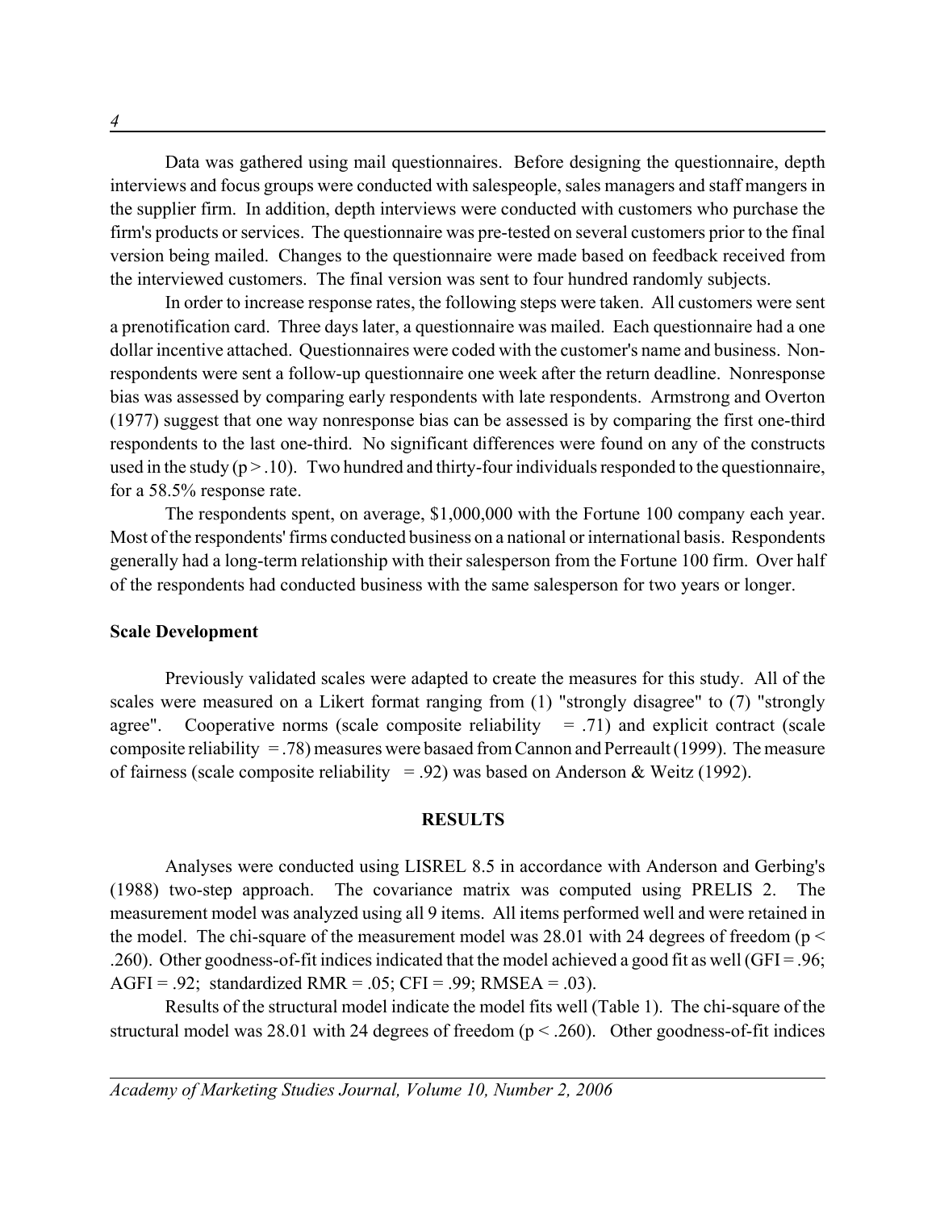Data was gathered using mail questionnaires. Before designing the questionnaire, depth interviews and focus groups were conducted with salespeople, sales managers and staff mangers in the supplier firm. In addition, depth interviews were conducted with customers who purchase the firm's products or services. The questionnaire was pre-tested on several customers prior to the final version being mailed. Changes to the questionnaire were made based on feedback received from the interviewed customers. The final version was sent to four hundred randomly subjects.

In order to increase response rates, the following steps were taken. All customers were sent a prenotification card. Three days later, a questionnaire was mailed. Each questionnaire had a one dollar incentive attached. Questionnaires were coded with the customer's name and business. Non-respondents were sent a follow-up questionnaire one week after the return deadline. Nonresponse bias was assessed by comparing early respondents with late respondents. Armstrong and Overton (1977) suggest that one way nonresponse bias can be assessed is by comparing the first one-third respondents to the last one-third. No significant differences were found on any of the constructs used in the study ($p > .10$). Two hundred and thirty-four individuals responded to the questionnaire, for a 58.5% response rate.

The respondents spent, on average, $1,000,000 with the Fortune 100 company each year. Most of the respondents' firms conducted business on a national or international basis. Respondents generally had a long-term relationship with their salesperson from the Fortune 100 firm. Over half of the respondents had conducted business with the same salesperson for two years or longer.

**Scale Development**

Previously validated scales were adapted to create the measures for this study. All of the scales were measured on a Likert format ranging from (1) "strongly disagree" to (7) "strongly agree". Cooperative norms (scale composite reliability = .71) and explicit contract (scale composite reliability = .78) measures were basaed from Cannon and Perreault (1999). The measure of fairness (scale composite reliability = .92) was based on Anderson & Weitz (1992).

## RESULTS

Analyses were conducted using LISREL 8.5 in accordance with Anderson and Gerbing's (1988) two-step approach. The covariance matrix was computed using PRELIS 2. The measurement model was analyzed using all 9 items. All items performed well and were retained in the model. The chi-square of the measurement model was 28.01 with 24 degrees of freedom ($p < .260$). Other goodness-of-fit indices indicated that the model achieved a good fit as well (GFI = .96; AGFI = .92; standardized RMR = .05; CFI = .99; RMSEA = .03).

Results of the structural model indicate the model fits well (Table 1). The chi-square of the structural model was 28.01 with 24 degrees of freedom ($p < .260$). Other goodness-of-fit indices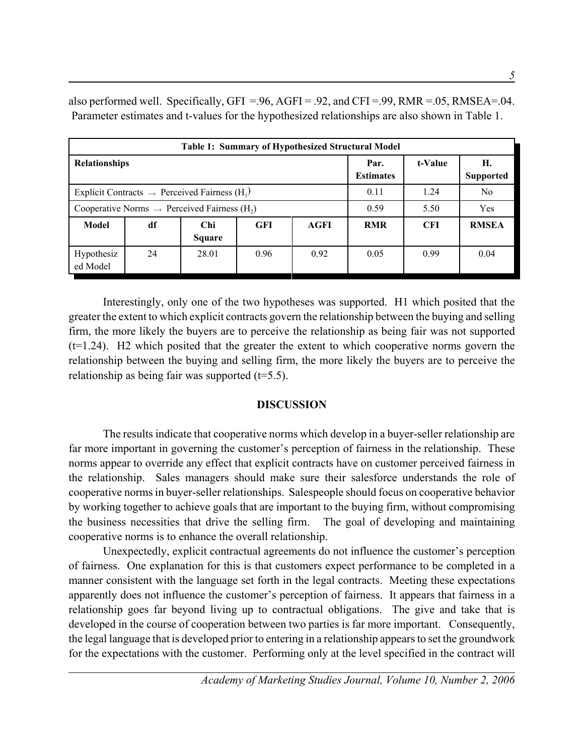also performed well. Specifically, GFI =.96, AGFI = .92, and CFI =.99, RMR =.05, RMSEA=.04. Parameter estimates and t-values for the hypothesized relationships are also shown in Table 1.

| Table 1: Summary of Hypothesized Structural Model | | | | | | | |
|---|---|---|---|---|---|---|---|
| **Relationships** | | | | | **Par. Estimates** | **t-Value** | **H. Supported** |
| Explicit Contracts → Perceived Fairness ($H_1$) | | | | | 0.11 | 1.24 | No |
| Cooperative Norms → Perceived Fairness ($H_2$) | | | | | 0.59 | 5.50 | Yes |
| **Model** | **df** | **Chi Square** | **GFI** | **AGFI** | **RMR** | **CFI** | **RMSEA** |
| Hypothesized Model | 24 | 28.01 | 0.96 | 0.92 | 0.05 | 0.99 | 0.04 |

Interestingly, only one of the two hypotheses was supported. H1 which posited that the greater the extent to which explicit contracts govern the relationship between the buying and selling firm, the more likely the buyers are to perceive the relationship as being fair was not supported (t=1.24). H2 which posited that the greater the extent to which cooperative norms govern the relationship between the buying and selling firm, the more likely the buyers are to perceive the relationship as being fair was supported (t=5.5).

## DISCUSSION

The results indicate that cooperative norms which develop in a buyer-seller relationship are far more important in governing the customer's perception of fairness in the relationship. These norms appear to override any effect that explicit contracts have on customer perceived fairness in the relationship. Sales managers should make sure their salesforce understands the role of cooperative norms in buyer-seller relationships. Salespeople should focus on cooperative behavior by working together to achieve goals that are important to the buying firm, without compromising the business necessities that drive the selling firm. The goal of developing and maintaining cooperative norms is to enhance the overall relationship.

Unexpectedly, explicit contractual agreements do not influence the customer's perception of fairness. One explanation for this is that customers expect performance to be completed in a manner consistent with the language set forth in the legal contracts. Meeting these expectations apparently does not influence the customer's perception of fairness. It appears that fairness in a relationship goes far beyond living up to contractual obligations. The give and take that is developed in the course of cooperation between two parties is far more important. Consequently, the legal language that is developed prior to entering in a relationship appears to set the groundwork for the expectations with the customer. Performing only at the level specified in the contract will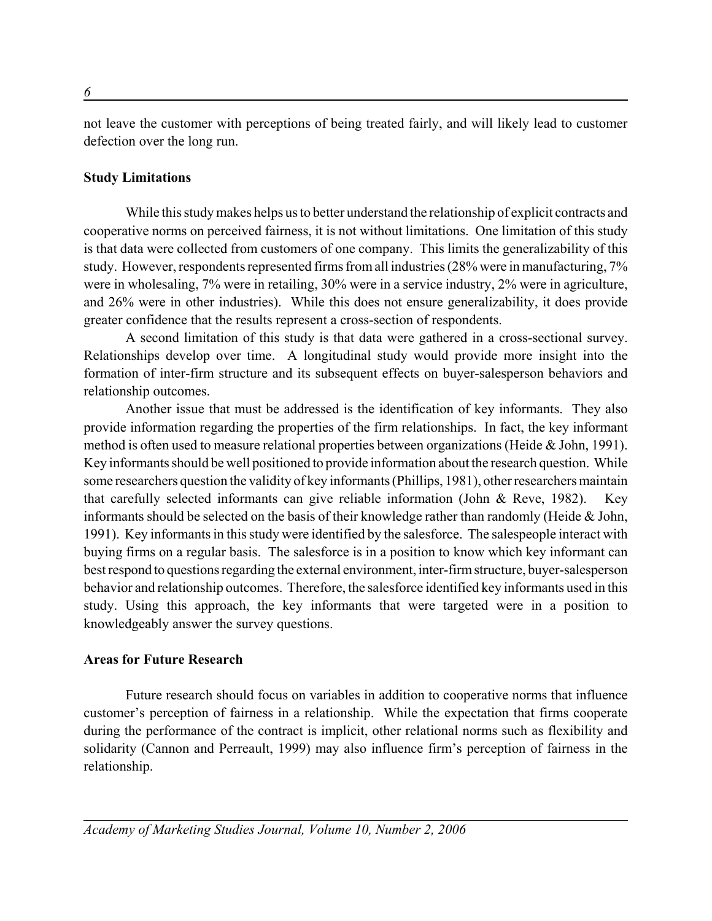not leave the customer with perceptions of being treated fairly, and will likely lead to customer defection over the long run.

**Study Limitations**

While this study makes helps us to better understand the relationship of explicit contracts and cooperative norms on perceived fairness, it is not without limitations. One limitation of this study is that data were collected from customers of one company. This limits the generalizability of this study. However, respondents represented firms from all industries (28% were in manufacturing, 7% were in wholesaling, 7% were in retailing, 30% were in a service industry, 2% were in agriculture, and 26% were in other industries). While this does not ensure generalizability, it does provide greater confidence that the results represent a cross-section of respondents.

A second limitation of this study is that data were gathered in a cross-sectional survey. Relationships develop over time. A longitudinal study would provide more insight into the formation of inter-firm structure and its subsequent effects on buyer-salesperson behaviors and relationship outcomes.

Another issue that must be addressed is the identification of key informants. They also provide information regarding the properties of the firm relationships. In fact, the key informant method is often used to measure relational properties between organizations (Heide & John, 1991). Key informants should be well positioned to provide information about the research question. While some researchers question the validity of key informants (Phillips, 1981), other researchers maintain that carefully selected informants can give reliable information (John & Reve, 1982). Key informants should be selected on the basis of their knowledge rather than randomly (Heide & John, 1991). Key informants in this study were identified by the salesforce. The salespeople interact with buying firms on a regular basis. The salesforce is in a position to know which key informant can best respond to questions regarding the external environment, inter-firm structure, buyer-salesperson behavior and relationship outcomes. Therefore, the salesforce identified key informants used in this study. Using this approach, the key informants that were targeted were in a position to knowledgeably answer the survey questions.

**Areas for Future Research**

Future research should focus on variables in addition to cooperative norms that influence customer's perception of fairness in a relationship. While the expectation that firms cooperate during the performance of the contract is implicit, other relational norms such as flexibility and solidarity (Cannon and Perreault, 1999) may also influence firm's perception of fairness in the relationship.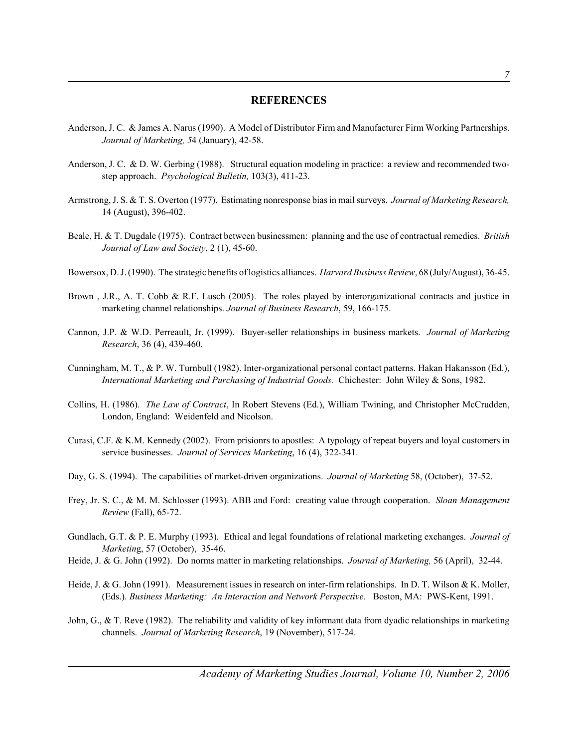## REFERENCES

Anderson, J. C. & James A. Narus (1990). A Model of Distributor Firm and Manufacturer Firm Working Partnerships. *Journal of Marketing, 5*4 (January), 42-58.

Anderson, J. C. & D. W. Gerbing (1988). Structural equation modeling in practice: a review and recommended two-step approach. *Psychological Bulletin,* 103(3), 411-23.

Armstrong, J. S. & T. S. Overton (1977). Estimating nonresponse bias in mail surveys. *Journal of Marketing Research,* 14 (August), 396-402.

Beale, H. & T. Dugdale (1975). Contract between businessmen: planning and the use of contractual remedies. *British Journal of Law and Society*, 2 (1), 45-60.

Bowersox, D. J. (1990). The strategic benefits of logistics alliances. *Harvard Business Review*, 68 (July/August), 36-45.

Brown , J.R., A. T. Cobb & R.F. Lusch (2005). The roles played by interorganizational contracts and justice in marketing channel relationships. *Journal of Business Research*, 59, 166-175.

Cannon, J.P. & W.D. Perreault, Jr. (1999). Buyer-seller relationships in business markets. *Journal of Marketing Research*, 36 (4), 439-460.

Cunningham, M. T., & P. W. Turnbull (1982). Inter-organizational personal contact patterns. Hakan Hakansson (Ed.), *International Marketing and Purchasing of Industrial Goods.* Chichester: John Wiley & Sons, 1982.

Collins, H. (1986). *The Law of Contract*, In Robert Stevens (Ed.), William Twining, and Christopher McCrudden, London, England: Weidenfeld and Nicolson.

Curasi, C.F. & K.M. Kennedy (2002). From prisionrs to apostles: A typology of repeat buyers and loyal customers in service businesses. *Journal of Services Marketing*, 16 (4), 322-341.

Day, G. S. (1994). The capabilities of market-driven organizations. *Journal of Marketing* 58, (October), 37-52.

Frey, Jr. S. C., & M. M. Schlosser (1993). ABB and Ford: creating value through cooperation. *Sloan Management Review* (Fall), 65-72.

Gundlach, G.T. & P. E. Murphy (1993). Ethical and legal foundations of relational marketing exchanges. *Journal of Marketin*g, 57 (October), 35-46.

Heide, J. & G. John (1992). Do norms matter in marketing relationships. *Journal of Marketing,* 56 (April), 32-44.

Heide, J. & G. John (1991). Measurement issues in research on inter-firm relationships. In D. T. Wilson & K. Moller, (Eds.). *Business Marketing: An Interaction and Network Perspective.* Boston, MA: PWS-Kent, 1991.

John, G., & T. Reve (1982). The reliability and validity of key informant data from dyadic relationships in marketing channels. *Journal of Marketing Research*, 19 (November), 517-24.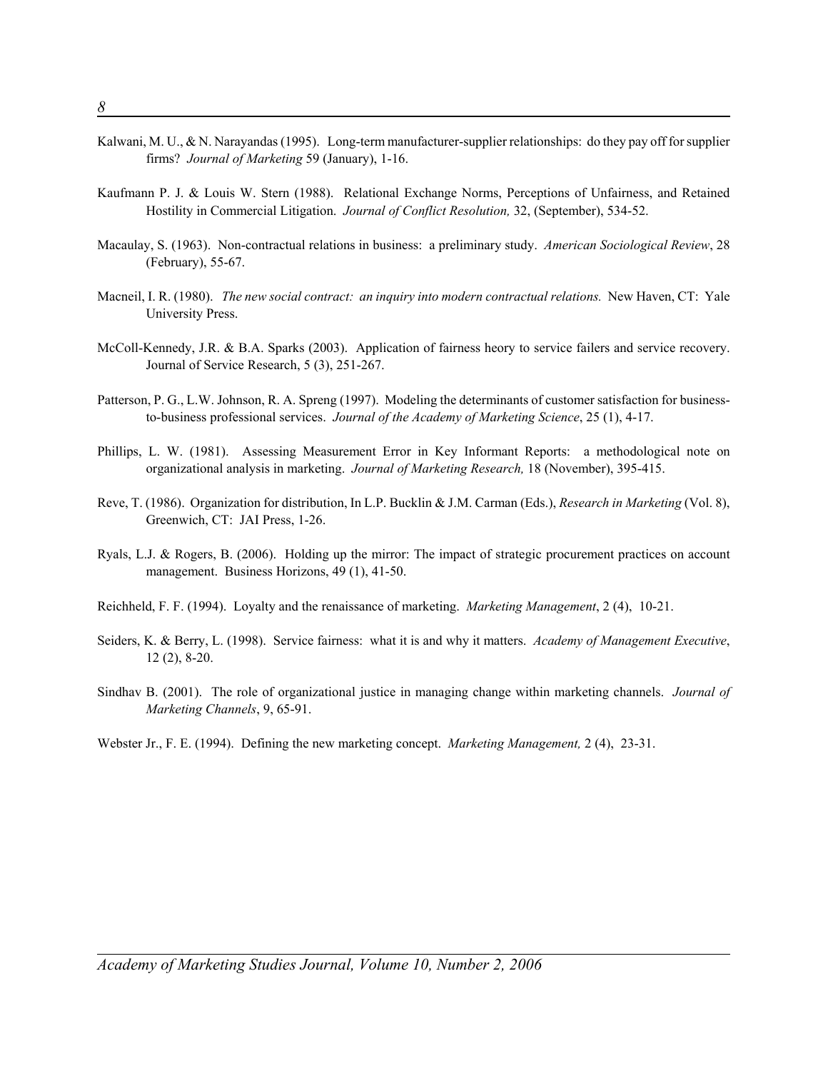Kalwani, M. U., & N. Narayandas (1995). Long-term manufacturer-supplier relationships: do they pay off for supplier firms? *Journal of Marketing* 59 (January), 1-16.

Kaufmann P. J. & Louis W. Stern (1988). Relational Exchange Norms, Perceptions of Unfairness, and Retained Hostility in Commercial Litigation. *Journal of Conflict Resolution,* 32, (September), 534-52.

Macaulay, S. (1963). Non-contractual relations in business: a preliminary study. *American Sociological Review*, 28 (February), 55-67.

Macneil, I. R. (1980). *The new social contract: an inquiry into modern contractual relations.* New Haven, CT: Yale University Press.

McColl-Kennedy, J.R. & B.A. Sparks (2003). Application of fairness heory to service failers and service recovery. Journal of Service Research, 5 (3), 251-267.

Patterson, P. G., L.W. Johnson, R. A. Spreng (1997). Modeling the determinants of customer satisfaction for business-to-business professional services. *Journal of the Academy of Marketing Science*, 25 (1), 4-17.

Phillips, L. W. (1981). Assessing Measurement Error in Key Informant Reports: a methodological note on organizational analysis in marketing. *Journal of Marketing Research,* 18 (November), 395-415.

Reve, T. (1986). Organization for distribution, In L.P. Bucklin & J.M. Carman (Eds.), *Research in Marketing* (Vol. 8), Greenwich, CT: JAI Press, 1-26.

Ryals, L.J. & Rogers, B. (2006). Holding up the mirror: The impact of strategic procurement practices on account management. Business Horizons, 49 (1), 41-50.

Reichheld, F. F. (1994). Loyalty and the renaissance of marketing. *Marketing Management*, 2 (4), 10-21.

Seiders, K. & Berry, L. (1998). Service fairness: what it is and why it matters. *Academy of Management Executive*, 12 (2), 8-20.

Sindhav B. (2001). The role of organizational justice in managing change within marketing channels. *Journal of Marketing Channels*, 9, 65-91.

Webster Jr., F. E. (1994). Defining the new marketing concept. *Marketing Management,* 2 (4), 23-31.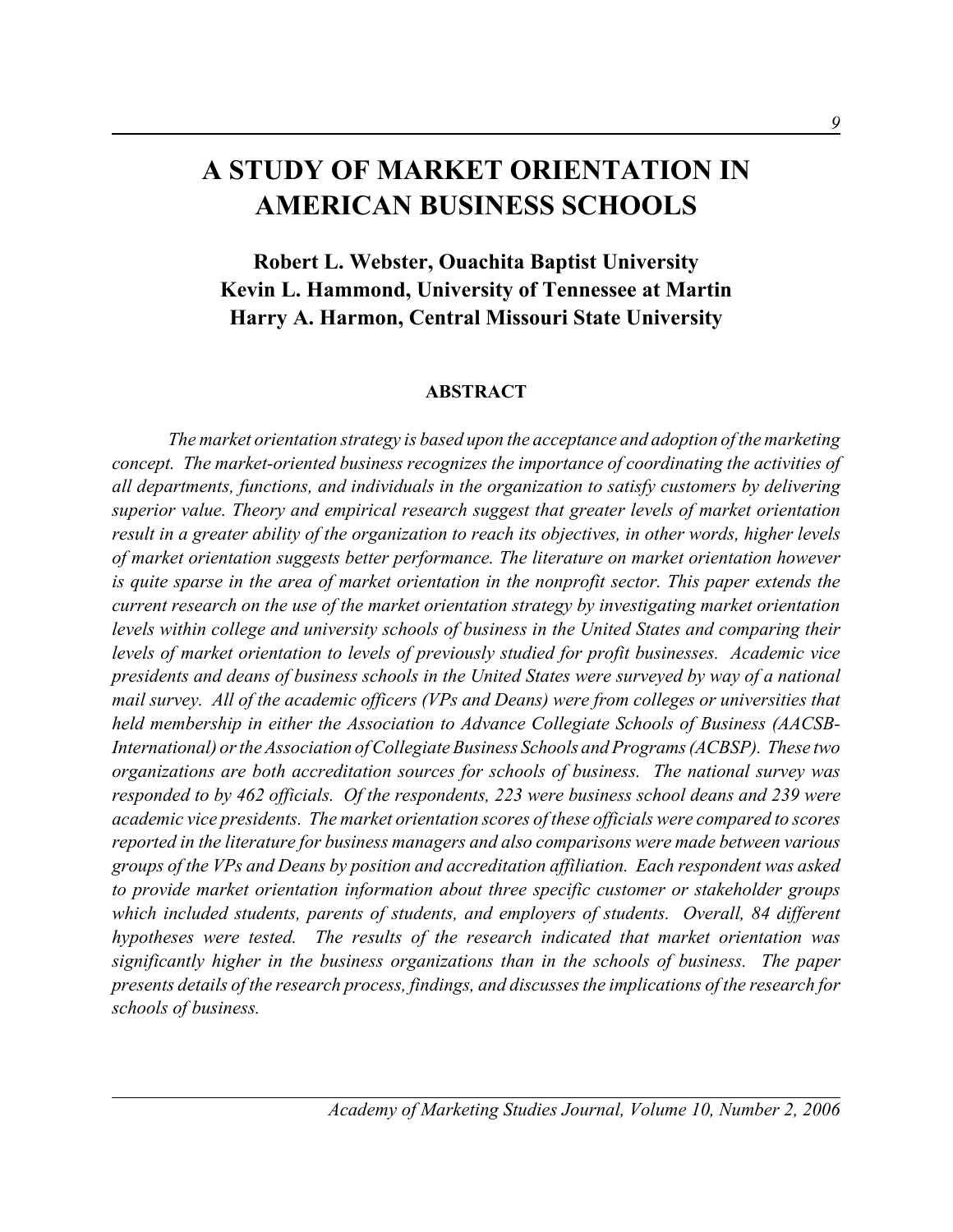# A STUDY OF MARKET ORIENTATION IN AMERICAN BUSINESS SCHOOLS

**Robert L. Webster, Ouachita Baptist University**
**Kevin L. Hammond, University of Tennessee at Martin**
**Harry A. Harmon, Central Missouri State University**

## ABSTRACT

*The market orientation strategy is based upon the acceptance and adoption of the marketing concept. The market-oriented business recognizes the importance of coordinating the activities of all departments, functions, and individuals in the organization to satisfy customers by delivering superior value. Theory and empirical research suggest that greater levels of market orientation result in a greater ability of the organization to reach its objectives, in other words, higher levels of market orientation suggests better performance. The literature on market orientation however is quite sparse in the area of market orientation in the nonprofit sector. This paper extends the current research on the use of the market orientation strategy by investigating market orientation levels within college and university schools of business in the United States and comparing their levels of market orientation to levels of previously studied for profit businesses. Academic vice presidents and deans of business schools in the United States were surveyed by way of a national mail survey. All of the academic officers (VPs and Deans) were from colleges or universities that held membership in either the Association to Advance Collegiate Schools of Business (AACSB-International) or the Association of Collegiate Business Schools and Programs (ACBSP). These two organizations are both accreditation sources for schools of business. The national survey was responded to by 462 officials. Of the respondents, 223 were business school deans and 239 were academic vice presidents. The market orientation scores of these officials were compared to scores reported in the literature for business managers and also comparisons were made between various groups of the VPs and Deans by position and accreditation affiliation. Each respondent was asked to provide market orientation information about three specific customer or stakeholder groups which included students, parents of students, and employers of students. Overall, 84 different hypotheses were tested. The results of the research indicated that market orientation was significantly higher in the business organizations than in the schools of business. The paper presents details of the research process, findings, and discusses the implications of the research for schools of business.*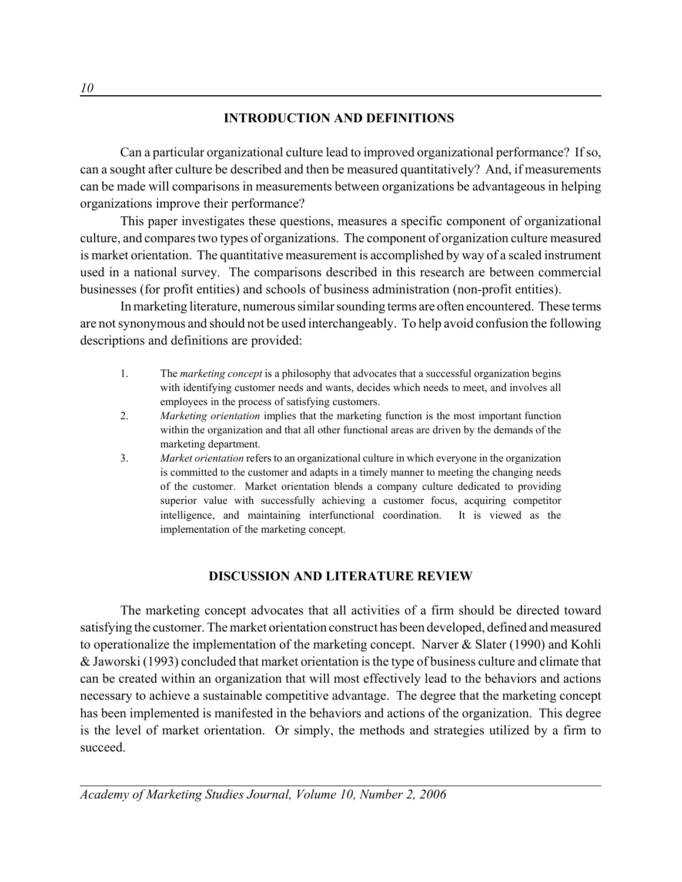## INTRODUCTION AND DEFINITIONS

Can a particular organizational culture lead to improved organizational performance? If so, can a sought after culture be described and then be measured quantitatively? And, if measurements can be made will comparisons in measurements between organizations be advantageous in helping organizations improve their performance?

This paper investigates these questions, measures a specific component of organizational culture, and compares two types of organizations. The component of organization culture measured is market orientation. The quantitative measurement is accomplished by way of a scaled instrument used in a national survey. The comparisons described in this research are between commercial businesses (for profit entities) and schools of business administration (non-profit entities).

In marketing literature, numerous similar sounding terms are often encountered. These terms are not synonymous and should not be used interchangeably. To help avoid confusion the following descriptions and definitions are provided:

1. The *marketing concept* is a philosophy that advocates that a successful organization begins with identifying customer needs and wants, decides which needs to meet, and involves all employees in the process of satisfying customers.
2. *Marketing orientation* implies that the marketing function is the most important function within the organization and that all other functional areas are driven by the demands of the marketing department.
3. *Market orientation* refers to an organizational culture in which everyone in the organization is committed to the customer and adapts in a timely manner to meeting the changing needs of the customer. Market orientation blends a company culture dedicated to providing superior value with successfully achieving a customer focus, acquiring competitor intelligence, and maintaining interfunctional coordination. It is viewed as the implementation of the marketing concept.

## DISCUSSION AND LITERATURE REVIEW

The marketing concept advocates that all activities of a firm should be directed toward satisfying the customer. The market orientation construct has been developed, defined and measured to operationalize the implementation of the marketing concept. Narver & Slater (1990) and Kohli & Jaworski (1993) concluded that market orientation is the type of business culture and climate that can be created within an organization that will most effectively lead to the behaviors and actions necessary to achieve a sustainable competitive advantage. The degree that the marketing concept has been implemented is manifested in the behaviors and actions of the organization. This degree is the level of market orientation. Or simply, the methods and strategies utilized by a firm to succeed.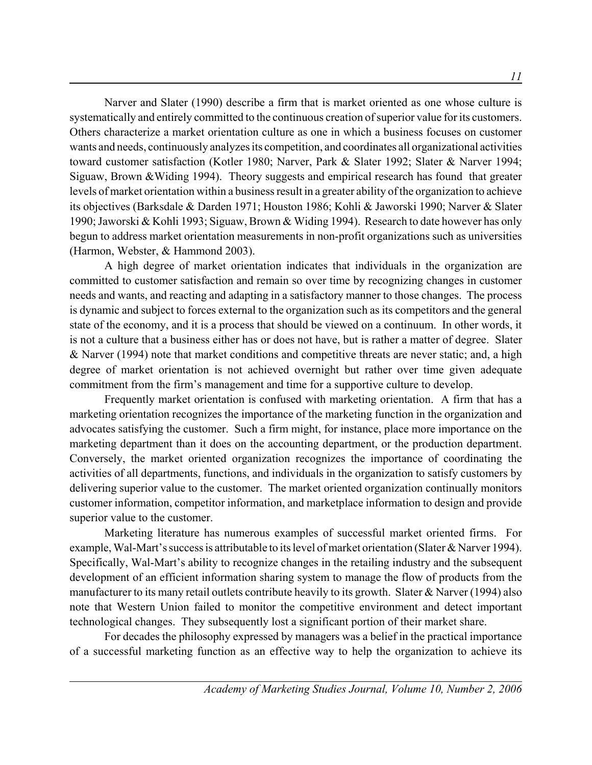Narver and Slater (1990) describe a firm that is market oriented as one whose culture is systematically and entirely committed to the continuous creation of superior value for its customers. Others characterize a market orientation culture as one in which a business focuses on customer wants and needs, continuously analyzes its competition, and coordinates all organizational activities toward customer satisfaction (Kotler 1980; Narver, Park & Slater 1992; Slater & Narver 1994; Siguaw, Brown &Widing 1994). Theory suggests and empirical research has found that greater levels of market orientation within a business result in a greater ability of the organization to achieve its objectives (Barksdale & Darden 1971; Houston 1986; Kohli & Jaworski 1990; Narver & Slater 1990; Jaworski & Kohli 1993; Siguaw, Brown & Widing 1994). Research to date however has only begun to address market orientation measurements in non-profit organizations such as universities (Harmon, Webster, & Hammond 2003).

A high degree of market orientation indicates that individuals in the organization are committed to customer satisfaction and remain so over time by recognizing changes in customer needs and wants, and reacting and adapting in a satisfactory manner to those changes. The process is dynamic and subject to forces external to the organization such as its competitors and the general state of the economy, and it is a process that should be viewed on a continuum. In other words, it is not a culture that a business either has or does not have, but is rather a matter of degree. Slater & Narver (1994) note that market conditions and competitive threats are never static; and, a high degree of market orientation is not achieved overnight but rather over time given adequate commitment from the firm's management and time for a supportive culture to develop.

Frequently market orientation is confused with marketing orientation. A firm that has a marketing orientation recognizes the importance of the marketing function in the organization and advocates satisfying the customer. Such a firm might, for instance, place more importance on the marketing department than it does on the accounting department, or the production department. Conversely, the market oriented organization recognizes the importance of coordinating the activities of all departments, functions, and individuals in the organization to satisfy customers by delivering superior value to the customer. The market oriented organization continually monitors customer information, competitor information, and marketplace information to design and provide superior value to the customer.

Marketing literature has numerous examples of successful market oriented firms. For example, Wal-Mart's success is attributable to its level of market orientation (Slater & Narver 1994). Specifically, Wal-Mart's ability to recognize changes in the retailing industry and the subsequent development of an efficient information sharing system to manage the flow of products from the manufacturer to its many retail outlets contribute heavily to its growth. Slater & Narver (1994) also note that Western Union failed to monitor the competitive environment and detect important technological changes. They subsequently lost a significant portion of their market share.

For decades the philosophy expressed by managers was a belief in the practical importance of a successful marketing function as an effective way to help the organization to achieve its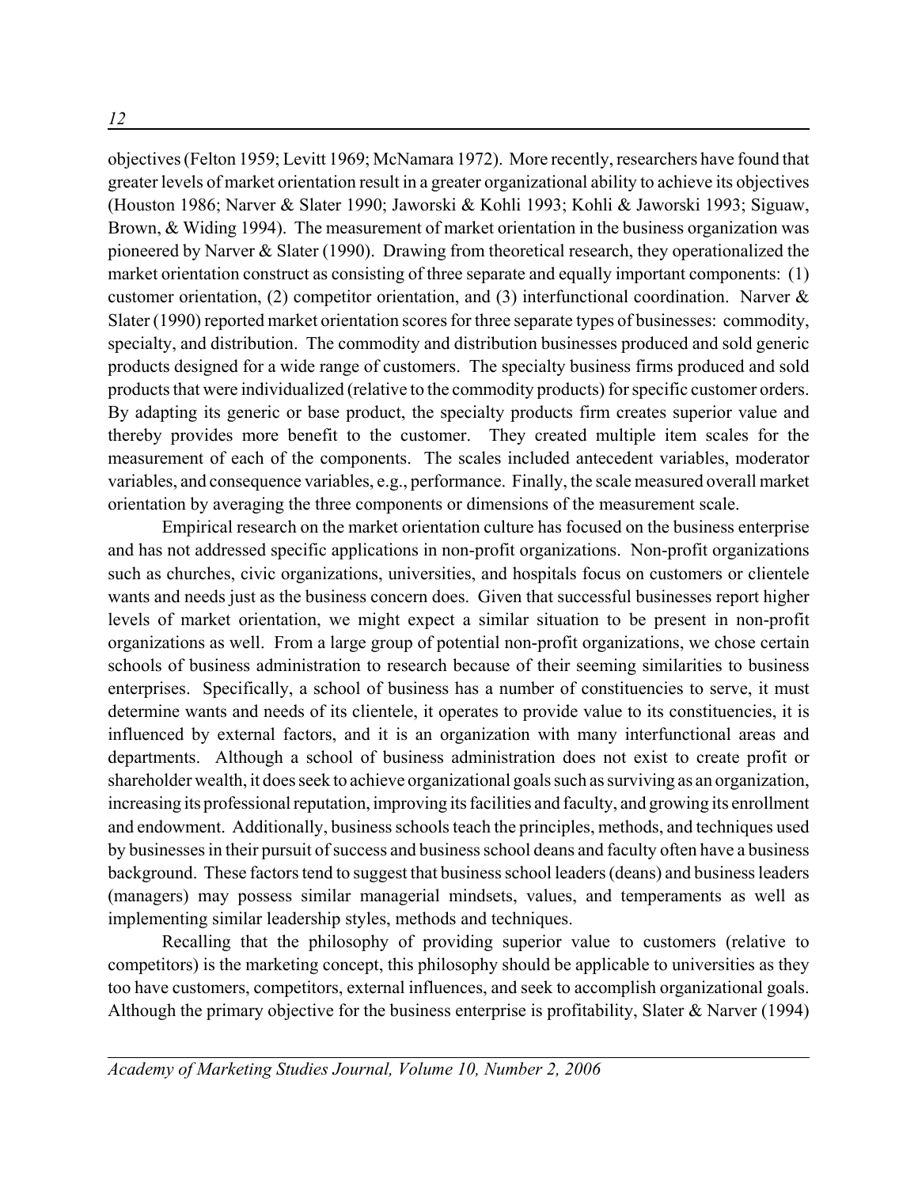objectives (Felton 1959; Levitt 1969; McNamara 1972). More recently, researchers have found that greater levels of market orientation result in a greater organizational ability to achieve its objectives (Houston 1986; Narver & Slater 1990; Jaworski & Kohli 1993; Kohli & Jaworski 1993; Siguaw, Brown, & Widing 1994). The measurement of market orientation in the business organization was pioneered by Narver & Slater (1990). Drawing from theoretical research, they operationalized the market orientation construct as consisting of three separate and equally important components: (1) customer orientation, (2) competitor orientation, and (3) interfunctional coordination. Narver & Slater (1990) reported market orientation scores for three separate types of businesses: commodity, specialty, and distribution. The commodity and distribution businesses produced and sold generic products designed for a wide range of customers. The specialty business firms produced and sold products that were individualized (relative to the commodity products) for specific customer orders. By adapting its generic or base product, the specialty products firm creates superior value and thereby provides more benefit to the customer. They created multiple item scales for the measurement of each of the components. The scales included antecedent variables, moderator variables, and consequence variables, e.g., performance. Finally, the scale measured overall market orientation by averaging the three components or dimensions of the measurement scale.

Empirical research on the market orientation culture has focused on the business enterprise and has not addressed specific applications in non-profit organizations. Non-profit organizations such as churches, civic organizations, universities, and hospitals focus on customers or clientele wants and needs just as the business concern does. Given that successful businesses report higher levels of market orientation, we might expect a similar situation to be present in non-profit organizations as well. From a large group of potential non-profit organizations, we chose certain schools of business administration to research because of their seeming similarities to business enterprises. Specifically, a school of business has a number of constituencies to serve, it must determine wants and needs of its clientele, it operates to provide value to its constituencies, it is influenced by external factors, and it is an organization with many interfunctional areas and departments. Although a school of business administration does not exist to create profit or shareholder wealth, it does seek to achieve organizational goals such as surviving as an organization, increasing its professional reputation, improving its facilities and faculty, and growing its enrollment and endowment. Additionally, business schools teach the principles, methods, and techniques used by businesses in their pursuit of success and business school deans and faculty often have a business background. These factors tend to suggest that business school leaders (deans) and business leaders (managers) may possess similar managerial mindsets, values, and temperaments as well as implementing similar leadership styles, methods and techniques.

Recalling that the philosophy of providing superior value to customers (relative to competitors) is the marketing concept, this philosophy should be applicable to universities as they too have customers, competitors, external influences, and seek to accomplish organizational goals. Although the primary objective for the business enterprise is profitability, Slater & Narver (1994)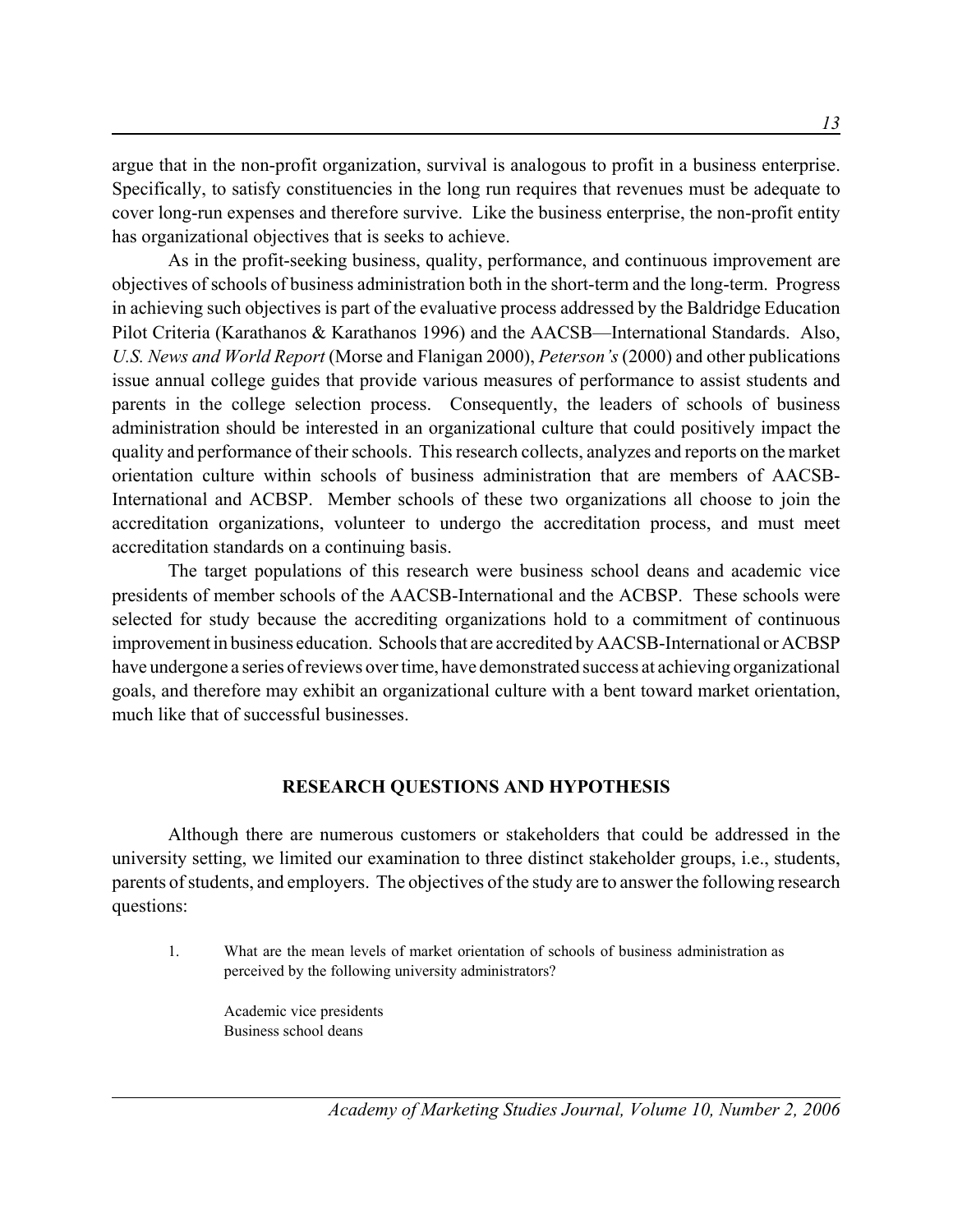argue that in the non-profit organization, survival is analogous to profit in a business enterprise. Specifically, to satisfy constituencies in the long run requires that revenues must be adequate to cover long-run expenses and therefore survive. Like the business enterprise, the non-profit entity has organizational objectives that is seeks to achieve.

As in the profit-seeking business, quality, performance, and continuous improvement are objectives of schools of business administration both in the short-term and the long-term. Progress in achieving such objectives is part of the evaluative process addressed by the Baldridge Education Pilot Criteria (Karathanos & Karathanos 1996) and the AACSB—International Standards. Also, *U.S. News and World Report* (Morse and Flanigan 2000), *Peterson's* (2000) and other publications issue annual college guides that provide various measures of performance to assist students and parents in the college selection process. Consequently, the leaders of schools of business administration should be interested in an organizational culture that could positively impact the quality and performance of their schools. This research collects, analyzes and reports on the market orientation culture within schools of business administration that are members of AACSB-International and ACBSP. Member schools of these two organizations all choose to join the accreditation organizations, volunteer to undergo the accreditation process, and must meet accreditation standards on a continuing basis.

The target populations of this research were business school deans and academic vice presidents of member schools of the AACSB-International and the ACBSP. These schools were selected for study because the accrediting organizations hold to a commitment of continuous improvement in business education. Schools that are accredited by AACSB-International or ACBSP have undergone a series of reviews over time, have demonstrated success at achieving organizational goals, and therefore may exhibit an organizational culture with a bent toward market orientation, much like that of successful businesses.

## RESEARCH QUESTIONS AND HYPOTHESIS

Although there are numerous customers or stakeholders that could be addressed in the university setting, we limited our examination to three distinct stakeholder groups, i.e., students, parents of students, and employers. The objectives of the study are to answer the following research questions:

1. What are the mean levels of market orientation of schools of business administration as perceived by the following university administrators?

   Academic vice presidents
   Business school deans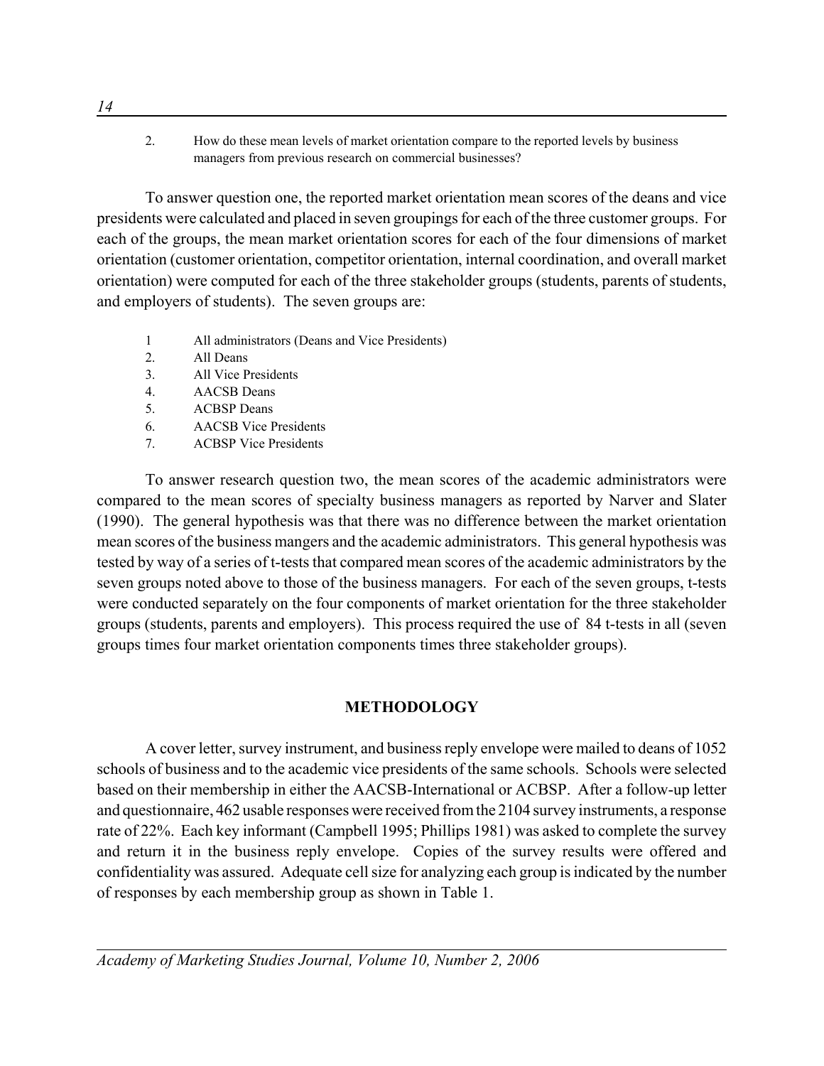2. How do these mean levels of market orientation compare to the reported levels by business managers from previous research on commercial businesses?

To answer question one, the reported market orientation mean scores of the deans and vice presidents were calculated and placed in seven groupings for each of the three customer groups. For each of the groups, the mean market orientation scores for each of the four dimensions of market orientation (customer orientation, competitor orientation, internal coordination, and overall market orientation) were computed for each of the three stakeholder groups (students, parents of students, and employers of students). The seven groups are:

1 All administrators (Deans and Vice Presidents)
2. All Deans
3. All Vice Presidents
4. AACSB Deans
5. ACBSP Deans
6. AACSB Vice Presidents
7. ACBSP Vice Presidents

To answer research question two, the mean scores of the academic administrators were compared to the mean scores of specialty business managers as reported by Narver and Slater (1990). The general hypothesis was that there was no difference between the market orientation mean scores of the business mangers and the academic administrators. This general hypothesis was tested by way of a series of t-tests that compared mean scores of the academic administrators by the seven groups noted above to those of the business managers. For each of the seven groups, t-tests were conducted separately on the four components of market orientation for the three stakeholder groups (students, parents and employers). This process required the use of 84 t-tests in all (seven groups times four market orientation components times three stakeholder groups).

## METHODOLOGY

A cover letter, survey instrument, and business reply envelope were mailed to deans of 1052 schools of business and to the academic vice presidents of the same schools. Schools were selected based on their membership in either the AACSB-International or ACBSP. After a follow-up letter and questionnaire, 462 usable responses were received from the 2104 survey instruments, a response rate of 22%. Each key informant (Campbell 1995; Phillips 1981) was asked to complete the survey and return it in the business reply envelope. Copies of the survey results were offered and confidentiality was assured. Adequate cell size for analyzing each group is indicated by the number of responses by each membership group as shown in Table 1.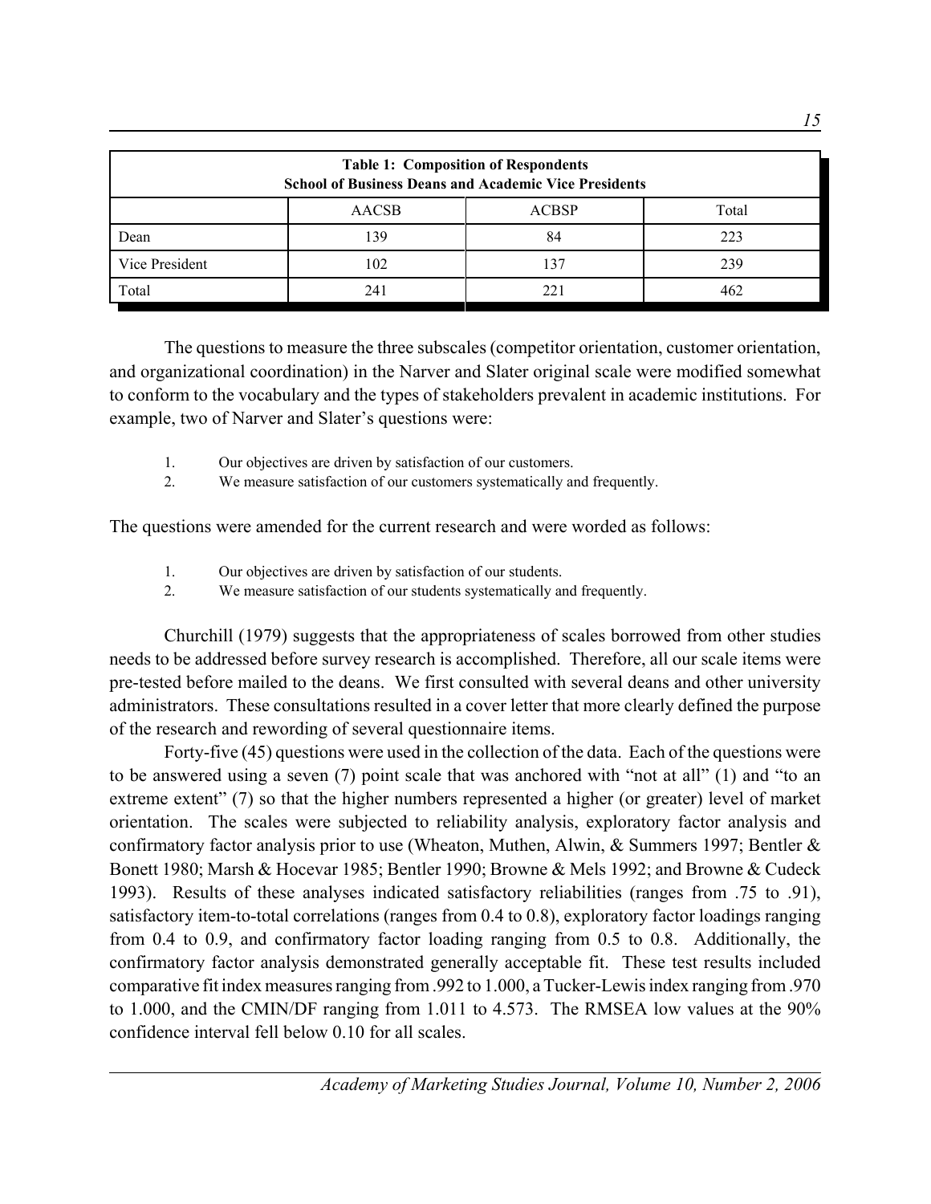**Table 1: Composition of Respondents School of Business Deans and Academic Vice Presidents**

| | AACSB | ACBSP | Total |
|---|---|---|---|
| Dean | 139 | 84 | 223 |
| Vice President | 102 | 137 | 239 |
| Total | 241 | 221 | 462 |

The questions to measure the three subscales (competitor orientation, customer orientation, and organizational coordination) in the Narver and Slater original scale were modified somewhat to conform to the vocabulary and the types of stakeholders prevalent in academic institutions. For example, two of Narver and Slater's questions were:

1. Our objectives are driven by satisfaction of our customers.
2. We measure satisfaction of our customers systematically and frequently.

The questions were amended for the current research and were worded as follows:

1. Our objectives are driven by satisfaction of our students.
2. We measure satisfaction of our students systematically and frequently.

Churchill (1979) suggests that the appropriateness of scales borrowed from other studies needs to be addressed before survey research is accomplished. Therefore, all our scale items were pre-tested before mailed to the deans. We first consulted with several deans and other university administrators. These consultations resulted in a cover letter that more clearly defined the purpose of the research and rewording of several questionnaire items.

Forty-five (45) questions were used in the collection of the data. Each of the questions were to be answered using a seven (7) point scale that was anchored with "not at all" (1) and "to an extreme extent" (7) so that the higher numbers represented a higher (or greater) level of market orientation. The scales were subjected to reliability analysis, exploratory factor analysis and confirmatory factor analysis prior to use (Wheaton, Muthen, Alwin, & Summers 1997; Bentler & Bonett 1980; Marsh & Hocevar 1985; Bentler 1990; Browne & Mels 1992; and Browne & Cudeck 1993). Results of these analyses indicated satisfactory reliabilities (ranges from .75 to .91), satisfactory item-to-total correlations (ranges from 0.4 to 0.8), exploratory factor loadings ranging from 0.4 to 0.9, and confirmatory factor loading ranging from 0.5 to 0.8. Additionally, the confirmatory factor analysis demonstrated generally acceptable fit. These test results included comparative fit index measures ranging from .992 to 1.000, a Tucker-Lewis index ranging from .970 to 1.000, and the CMIN/DF ranging from 1.011 to 4.573. The RMSEA low values at the 90% confidence interval fell below 0.10 for all scales.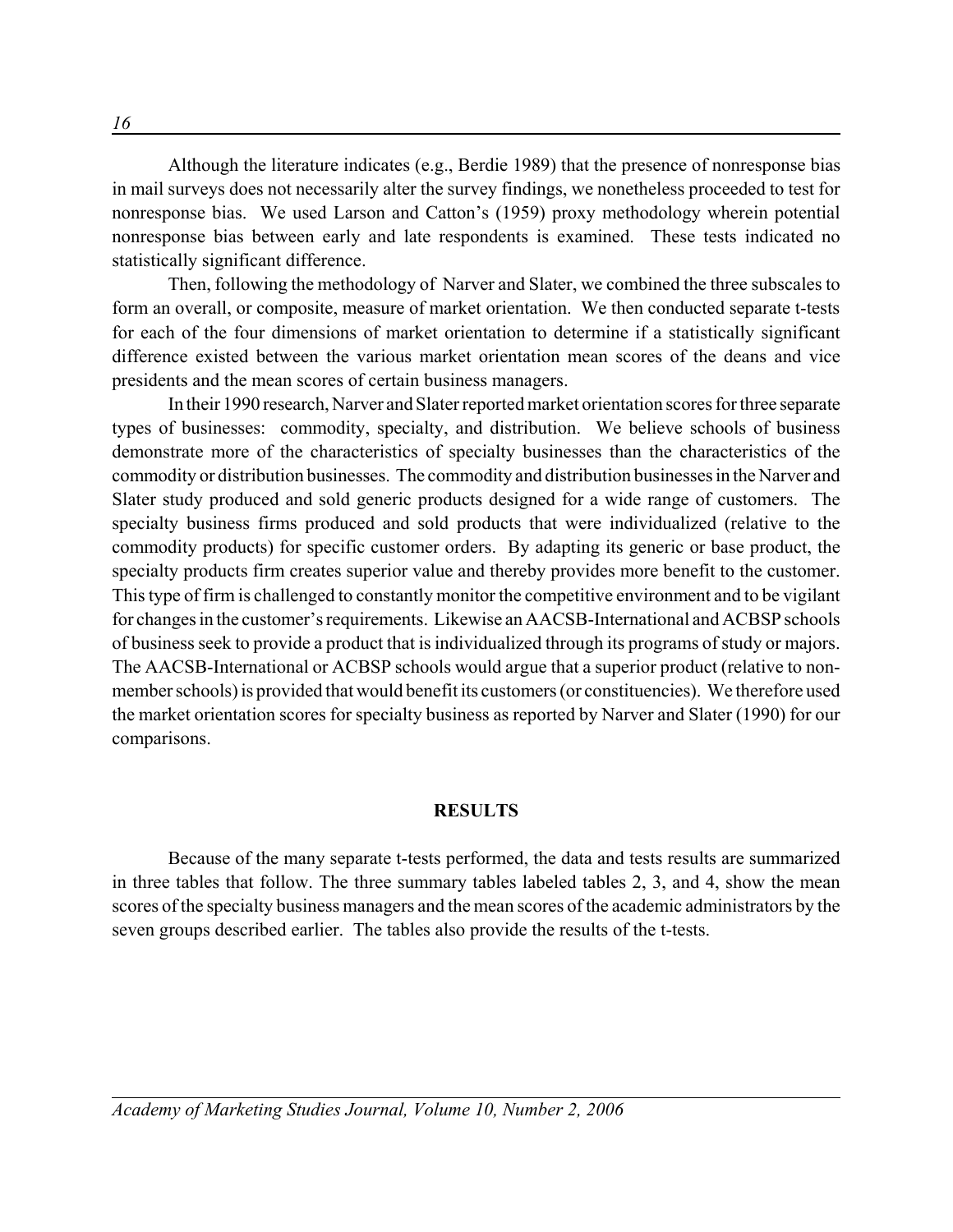Although the literature indicates (e.g., Berdie 1989) that the presence of nonresponse bias in mail surveys does not necessarily alter the survey findings, we nonetheless proceeded to test for nonresponse bias. We used Larson and Catton's (1959) proxy methodology wherein potential nonresponse bias between early and late respondents is examined. These tests indicated no statistically significant difference.

Then, following the methodology of Narver and Slater, we combined the three subscales to form an overall, or composite, measure of market orientation. We then conducted separate t-tests for each of the four dimensions of market orientation to determine if a statistically significant difference existed between the various market orientation mean scores of the deans and vice presidents and the mean scores of certain business managers.

In their 1990 research, Narver and Slater reported market orientation scores for three separate types of businesses: commodity, specialty, and distribution. We believe schools of business demonstrate more of the characteristics of specialty businesses than the characteristics of the commodity or distribution businesses. The commodity and distribution businesses in the Narver and Slater study produced and sold generic products designed for a wide range of customers. The specialty business firms produced and sold products that were individualized (relative to the commodity products) for specific customer orders. By adapting its generic or base product, the specialty products firm creates superior value and thereby provides more benefit to the customer. This type of firm is challenged to constantly monitor the competitive environment and to be vigilant for changes in the customer's requirements. Likewise an AACSB-International and ACBSP schools of business seek to provide a product that is individualized through its programs of study or majors. The AACSB-International or ACBSP schools would argue that a superior product (relative to non-member schools) is provided that would benefit its customers (or constituencies). We therefore used the market orientation scores for specialty business as reported by Narver and Slater (1990) for our comparisons.

## RESULTS

Because of the many separate t-tests performed, the data and tests results are summarized in three tables that follow. The three summary tables labeled tables 2, 3, and 4, show the mean scores of the specialty business managers and the mean scores of the academic administrators by the seven groups described earlier. The tables also provide the results of the t-tests.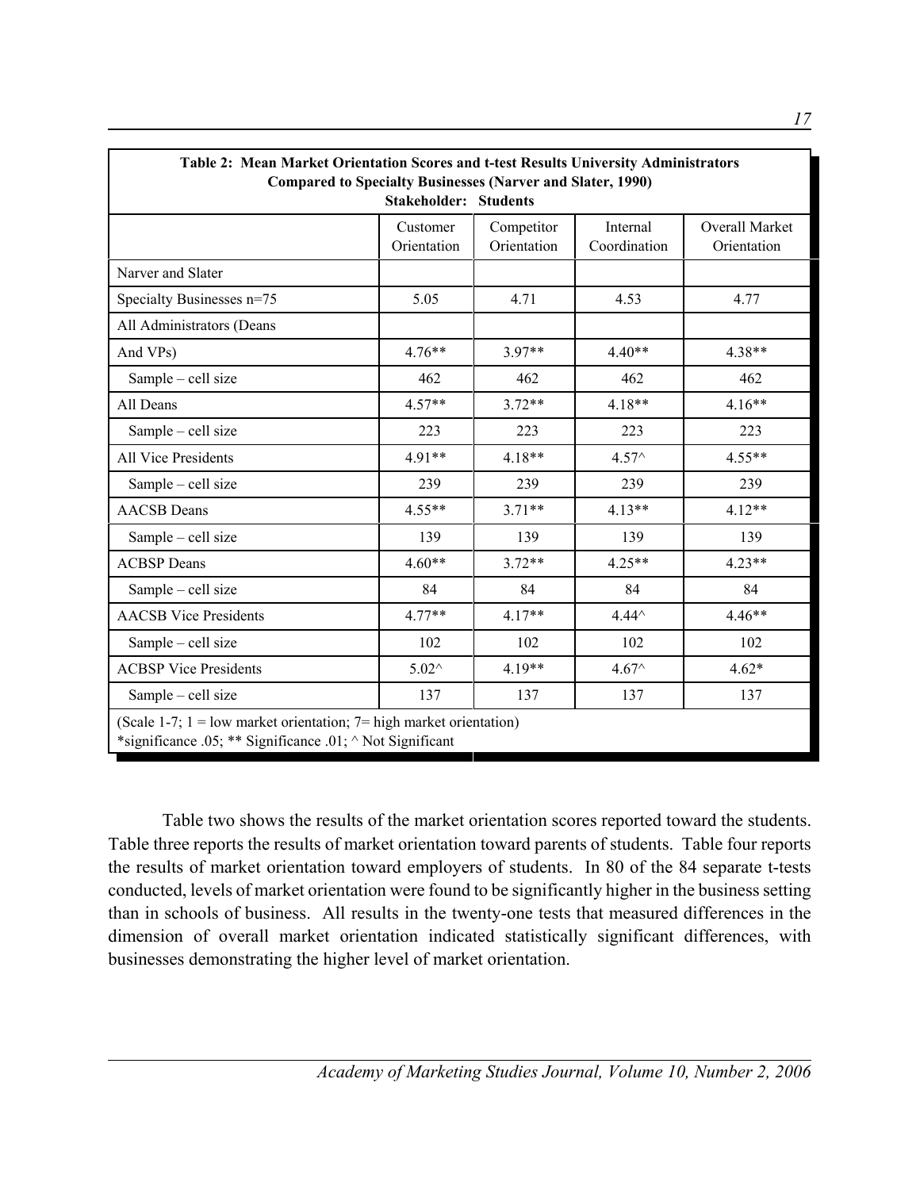**Table 2: Mean Market Orientation Scores and t-test Results University Administrators Compared to Specialty Businesses (Narver and Slater, 1990)**
**Stakeholder: Students**

| | Customer Orientation | Competitor Orientation | Internal Coordination | Overall Market Orientation |
|---|---|---|---|---|
| Narver and Slater | | | | |
| Specialty Businesses n=75 | 5.05 | 4.71 | 4.53 | 4.77 |
| All Administrators (Deans | | | | |
| And VPs) | 4.76** | 3.97** | 4.40** | 4.38** |
| Sample – cell size | 462 | 462 | 462 | 462 |
| All Deans | 4.57** | 3.72** | 4.18** | 4.16** |
| Sample – cell size | 223 | 223 | 223 | 223 |
| All Vice Presidents | 4.91** | 4.18** | 4.57^ | 4.55** |
| Sample – cell size | 239 | 239 | 239 | 239 |
| AACSB Deans | 4.55** | 3.71** | 4.13** | 4.12** |
| Sample – cell size | 139 | 139 | 139 | 139 |
| ACBSP Deans | 4.60** | 3.72** | 4.25** | 4.23** |
| Sample – cell size | 84 | 84 | 84 | 84 |
| AACSB Vice Presidents | 4.77** | 4.17** | 4.44^ | 4.46** |
| Sample – cell size | 102 | 102 | 102 | 102 |
| ACBSP Vice Presidents | 5.02^ | 4.19** | 4.67^ | 4.62* |
| Sample – cell size | 137 | 137 | 137 | 137 |

(Scale 1-7; 1 = low market orientation; 7= high market orientation)
*significance .05; ** Significance .01; ^ Not Significant

Table two shows the results of the market orientation scores reported toward the students. Table three reports the results of market orientation toward parents of students. Table four reports the results of market orientation toward employers of students. In 80 of the 84 separate t-tests conducted, levels of market orientation were found to be significantly higher in the business setting than in schools of business. All results in the twenty-one tests that measured differences in the dimension of overall market orientation indicated statistically significant differences, with businesses demonstrating the higher level of market orientation.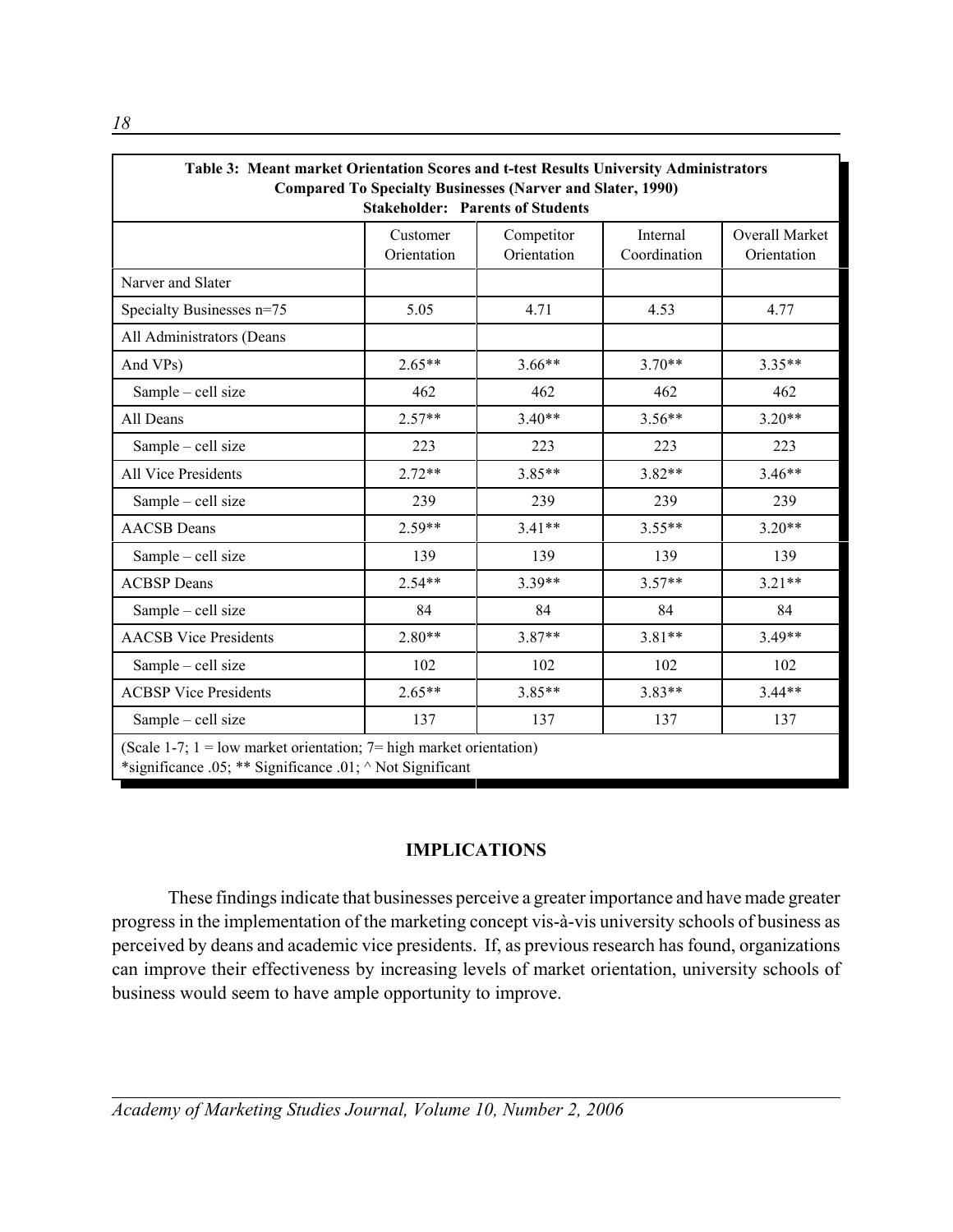| Table 3: Meant market Orientation Scores and t-test Results University Administrators Compared To Specialty Businesses (Narver and Slater, 1990) Stakeholder: Parents of Students | | | | |
|---|---|---|---|---|
| | Customer Orientation | Competitor Orientation | Internal Coordination | Overall Market Orientation |
| Narver and Slater | | | | |
| Specialty Businesses n=75 | 5.05 | 4.71 | 4.53 | 4.77 |
| All Administrators (Deans | | | | |
| And VPs) | 2.65** | 3.66** | 3.70** | 3.35** |
| Sample – cell size | 462 | 462 | 462 | 462 |
| All Deans | 2.57** | 3.40** | 3.56** | 3.20** |
| Sample – cell size | 223 | 223 | 223 | 223 |
| All Vice Presidents | 2.72** | 3.85** | 3.82** | 3.46** |
| Sample – cell size | 239 | 239 | 239 | 239 |
| AACSB Deans | 2.59** | 3.41** | 3.55** | 3.20** |
| Sample – cell size | 139 | 139 | 139 | 139 |
| ACBSP Deans | 2.54** | 3.39** | 3.57** | 3.21** |
| Sample – cell size | 84 | 84 | 84 | 84 |
| AACSB Vice Presidents | 2.80** | 3.87** | 3.81** | 3.49** |
| Sample – cell size | 102 | 102 | 102 | 102 |
| ACBSP Vice Presidents | 2.65** | 3.85** | 3.83** | 3.44** |
| Sample – cell size | 137 | 137 | 137 | 137 |

(Scale 1-7; 1 = low market orientation; 7= high market orientation)
*significance .05; ** Significance .01; ^ Not Significant

## IMPLICATIONS

These findings indicate that businesses perceive a greater importance and have made greater progress in the implementation of the marketing concept vis-à-vis university schools of business as perceived by deans and academic vice presidents. If, as previous research has found, organizations can improve their effectiveness by increasing levels of market orientation, university schools of business would seem to have ample opportunity to improve.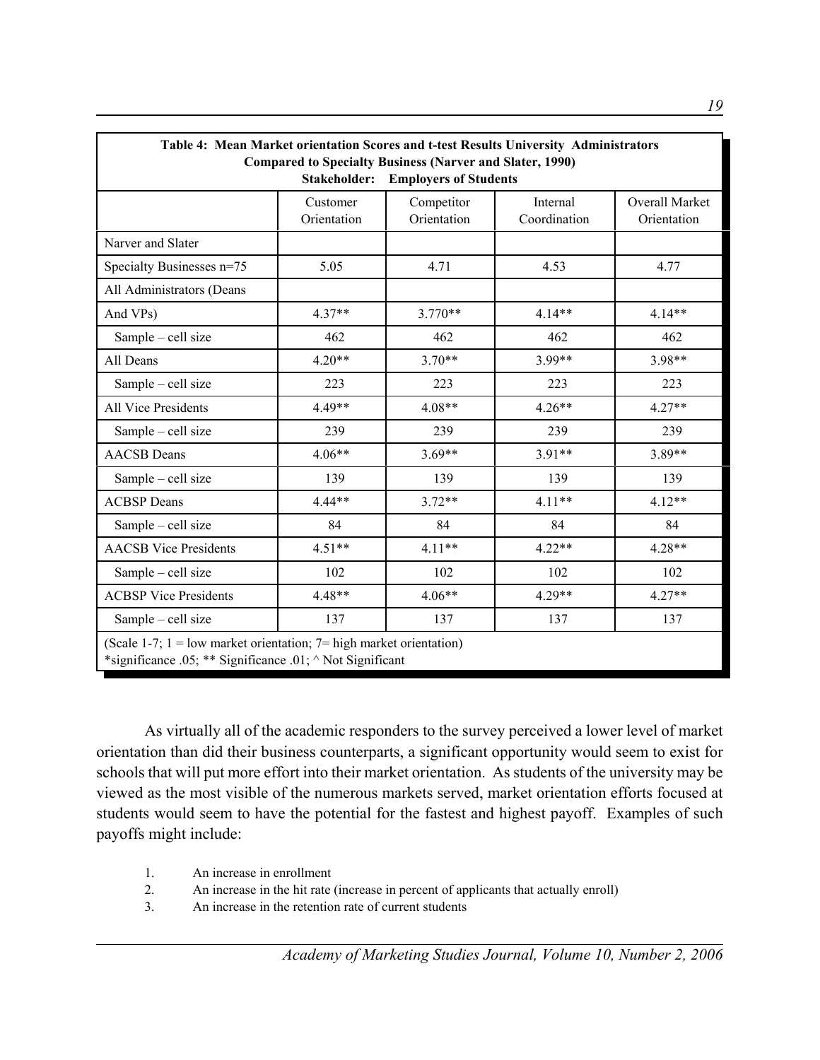| Table 4: Mean Market orientation Scores and t-test Results University Administrators Compared to Specialty Business (Narver and Slater, 1990) Stakeholder: Employers of Students | | | | |
|---|---|---|---|---|
| | Customer Orientation | Competitor Orientation | Internal Coordination | Overall Market Orientation |
| Narver and Slater | | | | |
| Specialty Businesses n=75 | 5.05 | 4.71 | 4.53 | 4.77 |
| All Administrators (Deans | | | | |
| And VPs) | 4.37** | 3.770** | 4.14** | 4.14** |
| Sample – cell size | 462 | 462 | 462 | 462 |
| All Deans | 4.20** | 3.70** | 3.99** | 3.98** |
| Sample – cell size | 223 | 223 | 223 | 223 |
| All Vice Presidents | 4.49** | 4.08** | 4.26** | 4.27** |
| Sample – cell size | 239 | 239 | 239 | 239 |
| AACSB Deans | 4.06** | 3.69** | 3.91** | 3.89** |
| Sample – cell size | 139 | 139 | 139 | 139 |
| ACBSP Deans | 4.44** | 3.72** | 4.11** | 4.12** |
| Sample – cell size | 84 | 84 | 84 | 84 |
| AACSB Vice Presidents | 4.51** | 4.11** | 4.22** | 4.28** |
| Sample – cell size | 102 | 102 | 102 | 102 |
| ACBSP Vice Presidents | 4.48** | 4.06** | 4.29** | 4.27** |
| Sample – cell size | 137 | 137 | 137 | 137 |
| (Scale 1-7; 1 = low market orientation; 7= high market orientation) *significance .05; ** Significance .01; ^ Not Significant | | | | |

As virtually all of the academic responders to the survey perceived a lower level of market orientation than did their business counterparts, a significant opportunity would seem to exist for schools that will put more effort into their market orientation. As students of the university may be viewed as the most visible of the numerous markets served, market orientation efforts focused at students would seem to have the potential for the fastest and highest payoff. Examples of such payoffs might include:

1. An increase in enrollment
2. An increase in the hit rate (increase in percent of applicants that actually enroll)
3. An increase in the retention rate of current students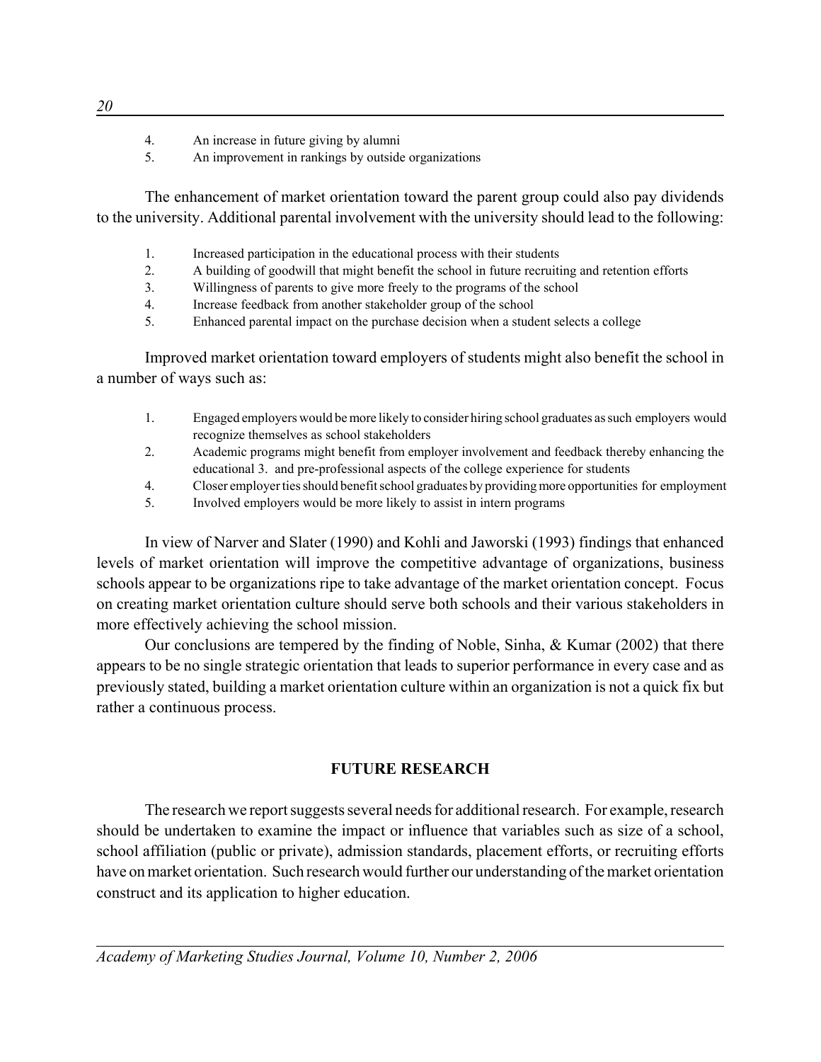4. An increase in future giving by alumni
5. An improvement in rankings by outside organizations

The enhancement of market orientation toward the parent group could also pay dividends to the university. Additional parental involvement with the university should lead to the following:

1. Increased participation in the educational process with their students
2. A building of goodwill that might benefit the school in future recruiting and retention efforts
3. Willingness of parents to give more freely to the programs of the school
4. Increase feedback from another stakeholder group of the school
5. Enhanced parental impact on the purchase decision when a student selects a college

Improved market orientation toward employers of students might also benefit the school in a number of ways such as:

1. Engaged employers would be more likely to consider hiring school graduates as such employers would recognize themselves as school stakeholders
2. Academic programs might benefit from employer involvement and feedback thereby enhancing the educational 3. and pre-professional aspects of the college experience for students
4. Closer employer ties should benefit school graduates by providing more opportunities for employment
5. Involved employers would be more likely to assist in intern programs

In view of Narver and Slater (1990) and Kohli and Jaworski (1993) findings that enhanced levels of market orientation will improve the competitive advantage of organizations, business schools appear to be organizations ripe to take advantage of the market orientation concept. Focus on creating market orientation culture should serve both schools and their various stakeholders in more effectively achieving the school mission.

Our conclusions are tempered by the finding of Noble, Sinha, & Kumar (2002) that there appears to be no single strategic orientation that leads to superior performance in every case and as previously stated, building a market orientation culture within an organization is not a quick fix but rather a continuous process.

## FUTURE RESEARCH

The research we report suggests several needs for additional research. For example, research should be undertaken to examine the impact or influence that variables such as size of a school, school affiliation (public or private), admission standards, placement efforts, or recruiting efforts have on market orientation. Such research would further our understanding of the market orientation construct and its application to higher education.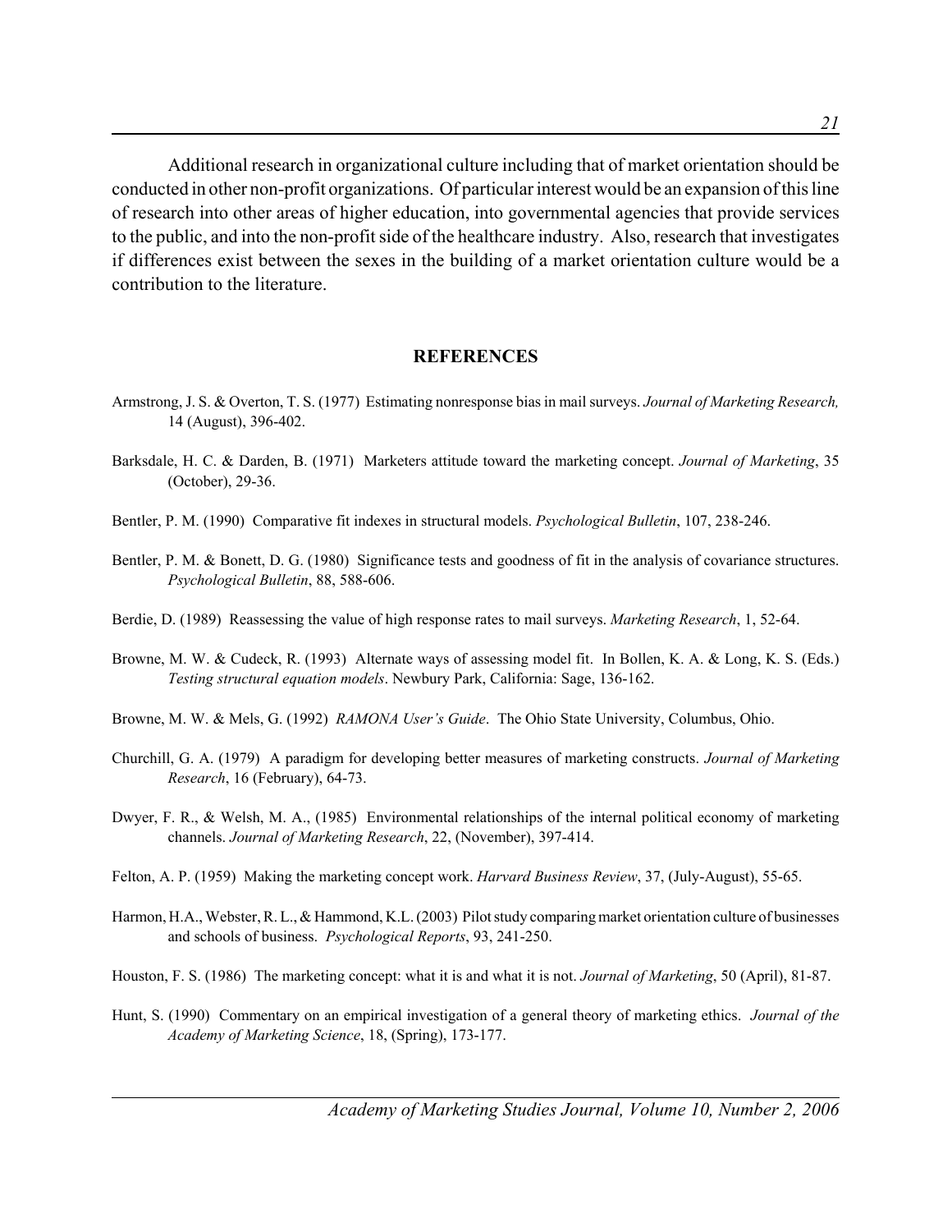Additional research in organizational culture including that of market orientation should be conducted in other non-profit organizations. Of particular interest would be an expansion of this line of research into other areas of higher education, into governmental agencies that provide services to the public, and into the non-profit side of the healthcare industry. Also, research that investigates if differences exist between the sexes in the building of a market orientation culture would be a contribution to the literature.

## REFERENCES

Armstrong, J. S. & Overton, T. S. (1977) Estimating nonresponse bias in mail surveys. *Journal of Marketing Research,* 14 (August), 396-402.

Barksdale, H. C. & Darden, B. (1971) Marketers attitude toward the marketing concept. *Journal of Marketing*, 35 (October), 29-36.

Bentler, P. M. (1990) Comparative fit indexes in structural models. *Psychological Bulletin*, 107, 238-246.

Bentler, P. M. & Bonett, D. G. (1980) Significance tests and goodness of fit in the analysis of covariance structures. *Psychological Bulletin*, 88, 588-606.

Berdie, D. (1989) Reassessing the value of high response rates to mail surveys. *Marketing Research*, 1, 52-64.

Browne, M. W. & Cudeck, R. (1993) Alternate ways of assessing model fit. In Bollen, K. A. & Long, K. S. (Eds.) *Testing structural equation models*. Newbury Park, California: Sage, 136-162.

Browne, M. W. & Mels, G. (1992) *RAMONA User's Guide*. The Ohio State University, Columbus, Ohio.

Churchill, G. A. (1979) A paradigm for developing better measures of marketing constructs. *Journal of Marketing Research*, 16 (February), 64-73.

Dwyer, F. R., & Welsh, M. A., (1985) Environmental relationships of the internal political economy of marketing channels. *Journal of Marketing Research*, 22, (November), 397-414.

Felton, A. P. (1959) Making the marketing concept work. *Harvard Business Review*, 37, (July-August), 55-65.

Harmon, H.A., Webster, R. L., & Hammond, K.L. (2003) Pilot study comparing market orientation culture of businesses and schools of business. *Psychological Reports*, 93, 241-250.

Houston, F. S. (1986) The marketing concept: what it is and what it is not. *Journal of Marketing*, 50 (April), 81-87.

Hunt, S. (1990) Commentary on an empirical investigation of a general theory of marketing ethics. *Journal of the Academy of Marketing Science*, 18, (Spring), 173-177.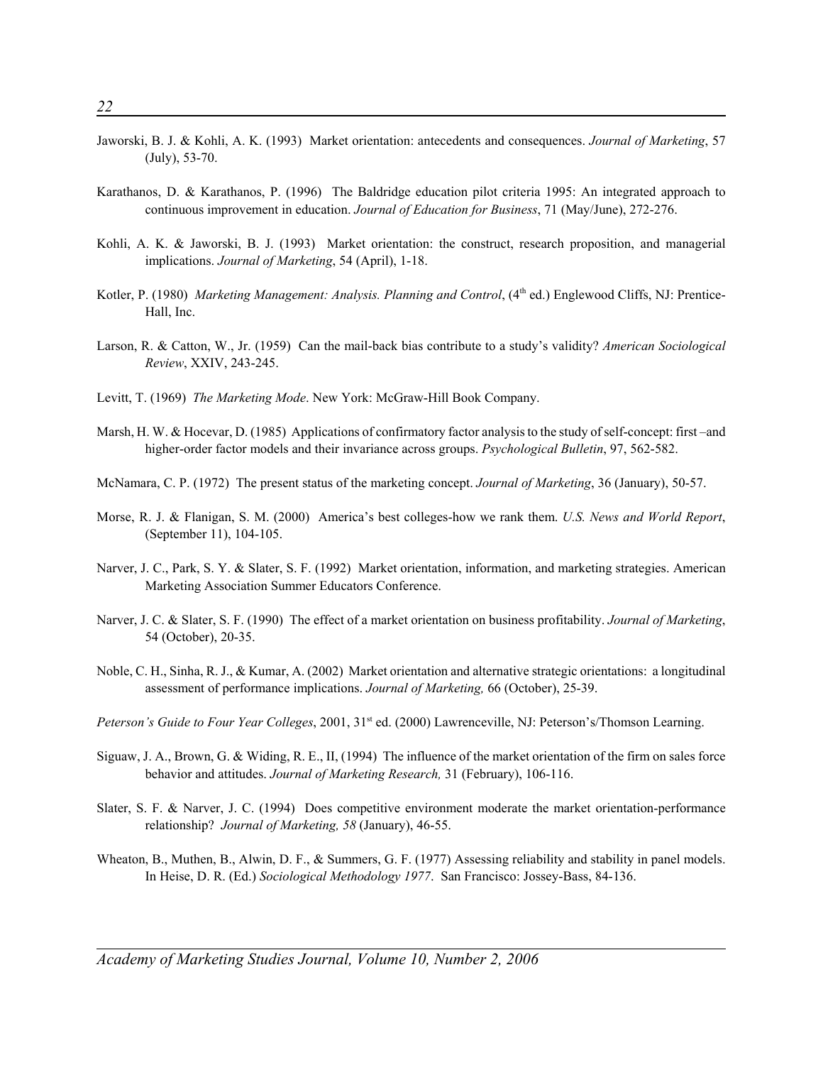Jaworski, B. J. & Kohli, A. K. (1993) Market orientation: antecedents and consequences. *Journal of Marketing*, 57 (July), 53-70.

Karathanos, D. & Karathanos, P. (1996) The Baldridge education pilot criteria 1995: An integrated approach to continuous improvement in education. *Journal of Education for Business*, 71 (May/June), 272-276.

Kohli, A. K. & Jaworski, B. J. (1993) Market orientation: the construct, research proposition, and managerial implications. *Journal of Marketing*, 54 (April), 1-18.

Kotler, P. (1980) *Marketing Management: Analysis. Planning and Control*, (4th ed.) Englewood Cliffs, NJ: Prentice-Hall, Inc.

Larson, R. & Catton, W., Jr. (1959) Can the mail-back bias contribute to a study's validity? *American Sociological Review*, XXIV, 243-245.

Levitt, T. (1969) *The Marketing Mode*. New York: McGraw-Hill Book Company.

Marsh, H. W. & Hocevar, D. (1985) Applications of confirmatory factor analysis to the study of self-concept: first –and higher-order factor models and their invariance across groups. *Psychological Bulletin*, 97, 562-582.

McNamara, C. P. (1972) The present status of the marketing concept. *Journal of Marketing*, 36 (January), 50-57.

Morse, R. J. & Flanigan, S. M. (2000) America's best colleges-how we rank them. *U.S. News and World Report*, (September 11), 104-105.

Narver, J. C., Park, S. Y. & Slater, S. F. (1992) Market orientation, information, and marketing strategies. American Marketing Association Summer Educators Conference.

Narver, J. C. & Slater, S. F. (1990) The effect of a market orientation on business profitability. *Journal of Marketing*, 54 (October), 20-35.

Noble, C. H., Sinha, R. J., & Kumar, A. (2002) Market orientation and alternative strategic orientations: a longitudinal assessment of performance implications. *Journal of Marketing,* 66 (October), 25-39.

*Peterson's Guide to Four Year Colleges*, 2001, 31st ed. (2000) Lawrenceville, NJ: Peterson's/Thomson Learning.

Siguaw, J. A., Brown, G. & Widing, R. E., II, (1994) The influence of the market orientation of the firm on sales force behavior and attitudes. *Journal of Marketing Research,* 31 (February), 106-116.

Slater, S. F. & Narver, J. C. (1994) Does competitive environment moderate the market orientation-performance relationship? *Journal of Marketing, 58* (January), 46-55.

Wheaton, B., Muthen, B., Alwin, D. F., & Summers, G. F. (1977) Assessing reliability and stability in panel models. In Heise, D. R. (Ed.) *Sociological Methodology 1977*. San Francisco: Jossey-Bass, 84-136.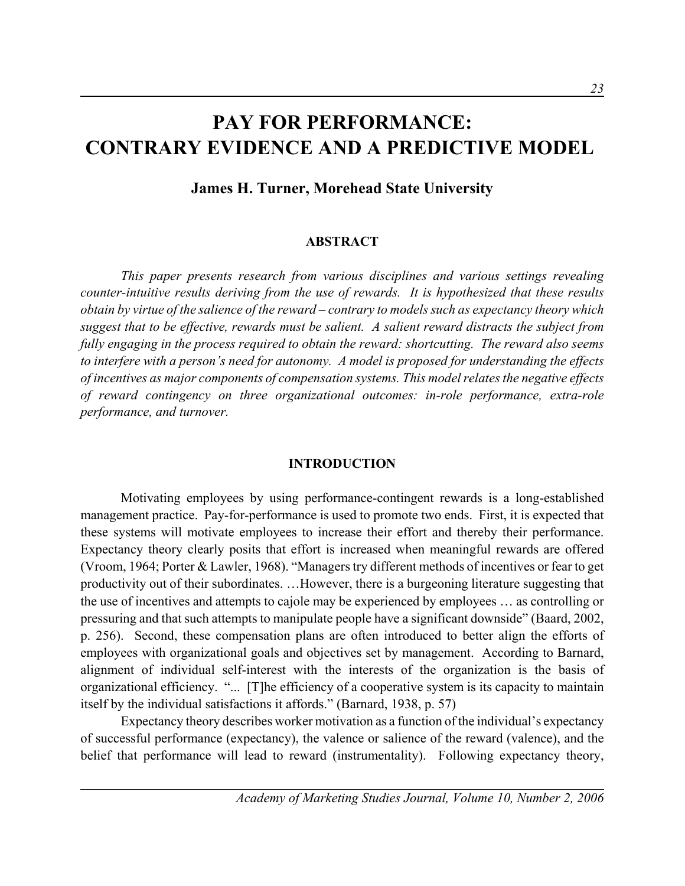# PAY FOR PERFORMANCE: CONTRARY EVIDENCE AND A PREDICTIVE MODEL

**James H. Turner, Morehead State University**

## ABSTRACT

*This paper presents research from various disciplines and various settings revealing counter-intuitive results deriving from the use of rewards. It is hypothesized that these results obtain by virtue of the salience of the reward – contrary to models such as expectancy theory which suggest that to be effective, rewards must be salient. A salient reward distracts the subject from fully engaging in the process required to obtain the reward: shortcutting. The reward also seems to interfere with a person's need for autonomy. A model is proposed for understanding the effects of incentives as major components of compensation systems. This model relates the negative effects of reward contingency on three organizational outcomes: in-role performance, extra-role performance, and turnover.*

## INTRODUCTION

Motivating employees by using performance-contingent rewards is a long-established management practice. Pay-for-performance is used to promote two ends. First, it is expected that these systems will motivate employees to increase their effort and thereby their performance. Expectancy theory clearly posits that effort is increased when meaningful rewards are offered (Vroom, 1964; Porter & Lawler, 1968). "Managers try different methods of incentives or fear to get productivity out of their subordinates. …However, there is a burgeoning literature suggesting that the use of incentives and attempts to cajole may be experienced by employees … as controlling or pressuring and that such attempts to manipulate people have a significant downside" (Baard, 2002, p. 256). Second, these compensation plans are often introduced to better align the efforts of employees with organizational goals and objectives set by management. According to Barnard, alignment of individual self-interest with the interests of the organization is the basis of organizational efficiency. "... [T]he efficiency of a cooperative system is its capacity to maintain itself by the individual satisfactions it affords." (Barnard, 1938, p. 57)

Expectancy theory describes worker motivation as a function of the individual's expectancy of successful performance (expectancy), the valence or salience of the reward (valence), and the belief that performance will lead to reward (instrumentality). Following expectancy theory,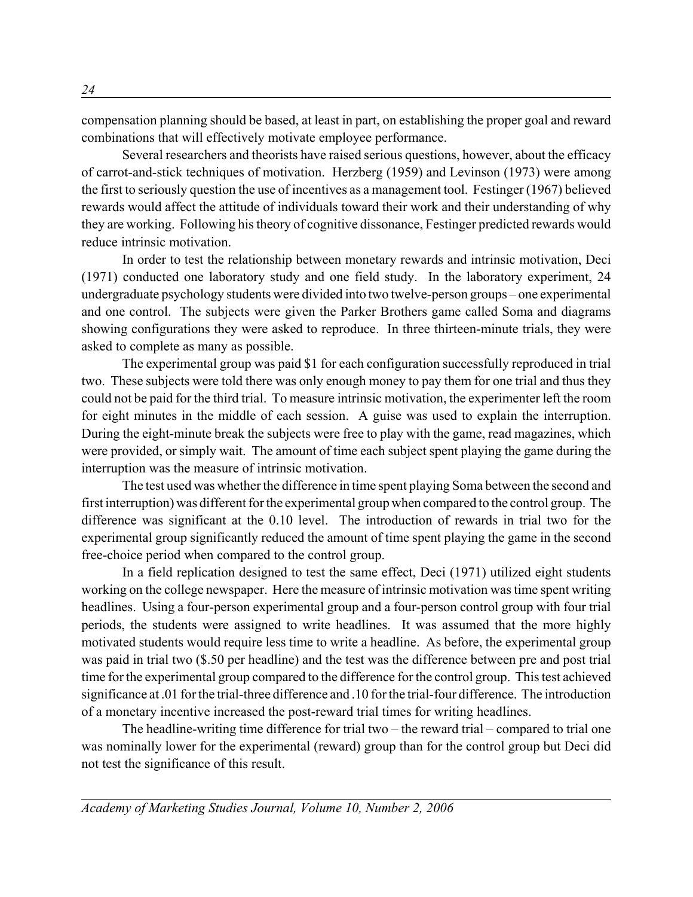compensation planning should be based, at least in part, on establishing the proper goal and reward combinations that will effectively motivate employee performance.

Several researchers and theorists have raised serious questions, however, about the efficacy of carrot-and-stick techniques of motivation. Herzberg (1959) and Levinson (1973) were among the first to seriously question the use of incentives as a management tool. Festinger (1967) believed rewards would affect the attitude of individuals toward their work and their understanding of why they are working. Following his theory of cognitive dissonance, Festinger predicted rewards would reduce intrinsic motivation.

In order to test the relationship between monetary rewards and intrinsic motivation, Deci (1971) conducted one laboratory study and one field study. In the laboratory experiment, 24 undergraduate psychology students were divided into two twelve-person groups – one experimental and one control. The subjects were given the Parker Brothers game called Soma and diagrams showing configurations they were asked to reproduce. In three thirteen-minute trials, they were asked to complete as many as possible.

The experimental group was paid $1 for each configuration successfully reproduced in trial two. These subjects were told there was only enough money to pay them for one trial and thus they could not be paid for the third trial. To measure intrinsic motivation, the experimenter left the room for eight minutes in the middle of each session. A guise was used to explain the interruption. During the eight-minute break the subjects were free to play with the game, read magazines, which were provided, or simply wait. The amount of time each subject spent playing the game during the interruption was the measure of intrinsic motivation.

The test used was whether the difference in time spent playing Soma between the second and first interruption) was different for the experimental group when compared to the control group. The difference was significant at the 0.10 level. The introduction of rewards in trial two for the experimental group significantly reduced the amount of time spent playing the game in the second free-choice period when compared to the control group.

In a field replication designed to test the same effect, Deci (1971) utilized eight students working on the college newspaper. Here the measure of intrinsic motivation was time spent writing headlines. Using a four-person experimental group and a four-person control group with four trial periods, the students were assigned to write headlines. It was assumed that the more highly motivated students would require less time to write a headline. As before, the experimental group was paid in trial two ($.50 per headline) and the test was the difference between pre and post trial time for the experimental group compared to the difference for the control group. This test achieved significance at .01 for the trial-three difference and .10 for the trial-four difference. The introduction of a monetary incentive increased the post-reward trial times for writing headlines.

The headline-writing time difference for trial two – the reward trial – compared to trial one was nominally lower for the experimental (reward) group than for the control group but Deci did not test the significance of this result.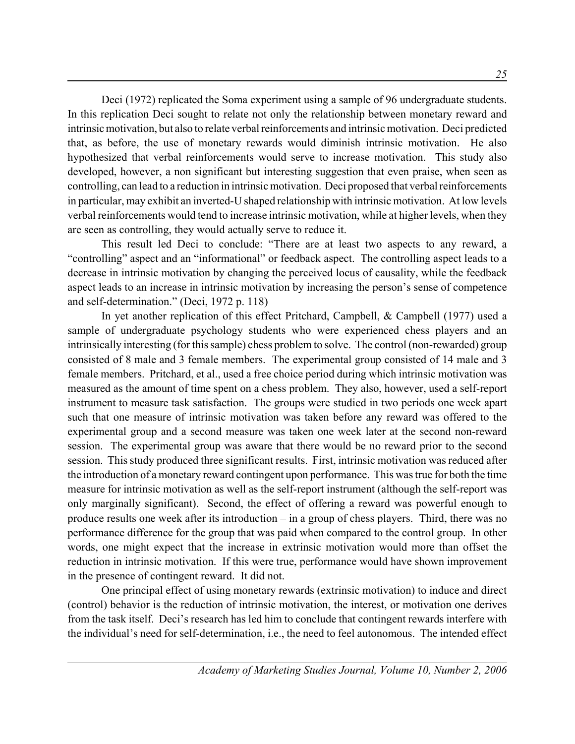Deci (1972) replicated the Soma experiment using a sample of 96 undergraduate students. In this replication Deci sought to relate not only the relationship between monetary reward and intrinsic motivation, but also to relate verbal reinforcements and intrinsic motivation. Deci predicted that, as before, the use of monetary rewards would diminish intrinsic motivation. He also hypothesized that verbal reinforcements would serve to increase motivation. This study also developed, however, a non significant but interesting suggestion that even praise, when seen as controlling, can lead to a reduction in intrinsic motivation. Deci proposed that verbal reinforcements in particular, may exhibit an inverted-U shaped relationship with intrinsic motivation. At low levels verbal reinforcements would tend to increase intrinsic motivation, while at higher levels, when they are seen as controlling, they would actually serve to reduce it.

This result led Deci to conclude: "There are at least two aspects to any reward, a "controlling" aspect and an "informational" or feedback aspect. The controlling aspect leads to a decrease in intrinsic motivation by changing the perceived locus of causality, while the feedback aspect leads to an increase in intrinsic motivation by increasing the person's sense of competence and self-determination." (Deci, 1972 p. 118)

In yet another replication of this effect Pritchard, Campbell, & Campbell (1977) used a sample of undergraduate psychology students who were experienced chess players and an intrinsically interesting (for this sample) chess problem to solve. The control (non-rewarded) group consisted of 8 male and 3 female members. The experimental group consisted of 14 male and 3 female members. Pritchard, et al., used a free choice period during which intrinsic motivation was measured as the amount of time spent on a chess problem. They also, however, used a self-report instrument to measure task satisfaction. The groups were studied in two periods one week apart such that one measure of intrinsic motivation was taken before any reward was offered to the experimental group and a second measure was taken one week later at the second non-reward session. The experimental group was aware that there would be no reward prior to the second session. This study produced three significant results. First, intrinsic motivation was reduced after the introduction of a monetary reward contingent upon performance. This was true for both the time measure for intrinsic motivation as well as the self-report instrument (although the self-report was only marginally significant). Second, the effect of offering a reward was powerful enough to produce results one week after its introduction – in a group of chess players. Third, there was no performance difference for the group that was paid when compared to the control group. In other words, one might expect that the increase in extrinsic motivation would more than offset the reduction in intrinsic motivation. If this were true, performance would have shown improvement in the presence of contingent reward. It did not.

One principal effect of using monetary rewards (extrinsic motivation) to induce and direct (control) behavior is the reduction of intrinsic motivation, the interest, or motivation one derives from the task itself. Deci's research has led him to conclude that contingent rewards interfere with the individual's need for self-determination, i.e., the need to feel autonomous. The intended effect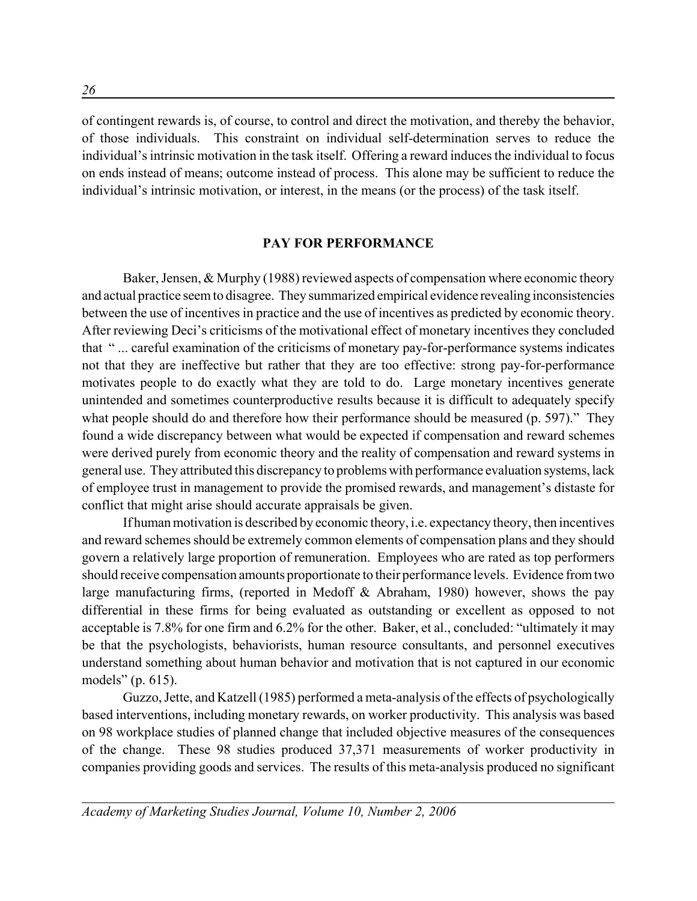of contingent rewards is, of course, to control and direct the motivation, and thereby the behavior, of those individuals. This constraint on individual self-determination serves to reduce the individual's intrinsic motivation in the task itself. Offering a reward induces the individual to focus on ends instead of means; outcome instead of process. This alone may be sufficient to reduce the individual's intrinsic motivation, or interest, in the means (or the process) of the task itself.

## PAY FOR PERFORMANCE

Baker, Jensen, & Murphy (1988) reviewed aspects of compensation where economic theory and actual practice seem to disagree. They summarized empirical evidence revealing inconsistencies between the use of incentives in practice and the use of incentives as predicted by economic theory. After reviewing Deci's criticisms of the motivational effect of monetary incentives they concluded that " ... careful examination of the criticisms of monetary pay-for-performance systems indicates not that they are ineffective but rather that they are too effective: strong pay-for-performance motivates people to do exactly what they are told to do. Large monetary incentives generate unintended and sometimes counterproductive results because it is difficult to adequately specify what people should do and therefore how their performance should be measured (p. 597)." They found a wide discrepancy between what would be expected if compensation and reward schemes were derived purely from economic theory and the reality of compensation and reward systems in general use. They attributed this discrepancy to problems with performance evaluation systems, lack of employee trust in management to provide the promised rewards, and management's distaste for conflict that might arise should accurate appraisals be given.

If human motivation is described by economic theory, i.e. expectancy theory, then incentives and reward schemes should be extremely common elements of compensation plans and they should govern a relatively large proportion of remuneration. Employees who are rated as top performers should receive compensation amounts proportionate to their performance levels. Evidence from two large manufacturing firms, (reported in Medoff & Abraham, 1980) however, shows the pay differential in these firms for being evaluated as outstanding or excellent as opposed to not acceptable is 7.8% for one firm and 6.2% for the other. Baker, et al., concluded: "ultimately it may be that the psychologists, behaviorists, human resource consultants, and personnel executives understand something about human behavior and motivation that is not captured in our economic models" (p. 615).

Guzzo, Jette, and Katzell (1985) performed a meta-analysis of the effects of psychologically based interventions, including monetary rewards, on worker productivity. This analysis was based on 98 workplace studies of planned change that included objective measures of the consequences of the change. These 98 studies produced 37,371 measurements of worker productivity in companies providing goods and services. The results of this meta-analysis produced no significant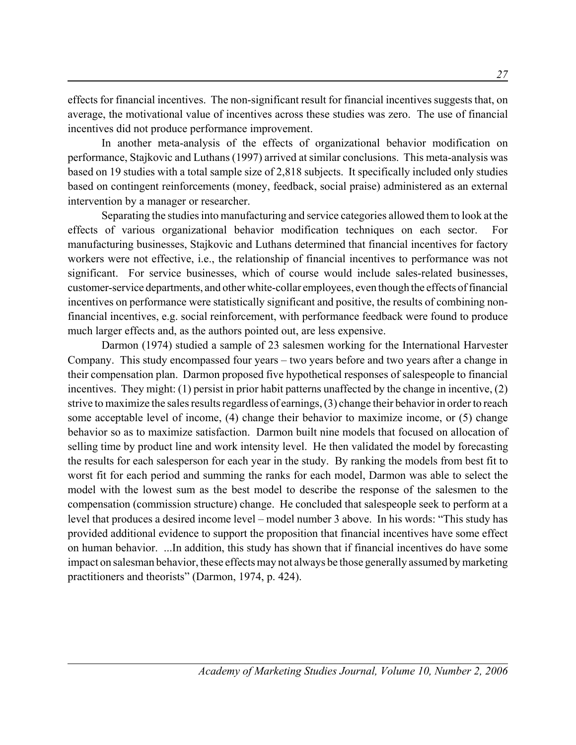effects for financial incentives. The non-significant result for financial incentives suggests that, on average, the motivational value of incentives across these studies was zero. The use of financial incentives did not produce performance improvement.

In another meta-analysis of the effects of organizational behavior modification on performance, Stajkovic and Luthans (1997) arrived at similar conclusions. This meta-analysis was based on 19 studies with a total sample size of 2,818 subjects. It specifically included only studies based on contingent reinforcements (money, feedback, social praise) administered as an external intervention by a manager or researcher.

Separating the studies into manufacturing and service categories allowed them to look at the effects of various organizational behavior modification techniques on each sector. For manufacturing businesses, Stajkovic and Luthans determined that financial incentives for factory workers were not effective, i.e., the relationship of financial incentives to performance was not significant. For service businesses, which of course would include sales-related businesses, customer-service departments, and other white-collar employees, even though the effects of financial incentives on performance were statistically significant and positive, the results of combining non-financial incentives, e.g. social reinforcement, with performance feedback were found to produce much larger effects and, as the authors pointed out, are less expensive.

Darmon (1974) studied a sample of 23 salesmen working for the International Harvester Company. This study encompassed four years – two years before and two years after a change in their compensation plan. Darmon proposed five hypothetical responses of salespeople to financial incentives. They might: (1) persist in prior habit patterns unaffected by the change in incentive, (2) strive to maximize the sales results regardless of earnings, (3) change their behavior in order to reach some acceptable level of income, (4) change their behavior to maximize income, or (5) change behavior so as to maximize satisfaction. Darmon built nine models that focused on allocation of selling time by product line and work intensity level. He then validated the model by forecasting the results for each salesperson for each year in the study. By ranking the models from best fit to worst fit for each period and summing the ranks for each model, Darmon was able to select the model with the lowest sum as the best model to describe the response of the salesmen to the compensation (commission structure) change. He concluded that salespeople seek to perform at a level that produces a desired income level – model number 3 above. In his words: "This study has provided additional evidence to support the proposition that financial incentives have some effect on human behavior. ...In addition, this study has shown that if financial incentives do have some impact on salesman behavior, these effects may not always be those generally assumed by marketing practitioners and theorists" (Darmon, 1974, p. 424).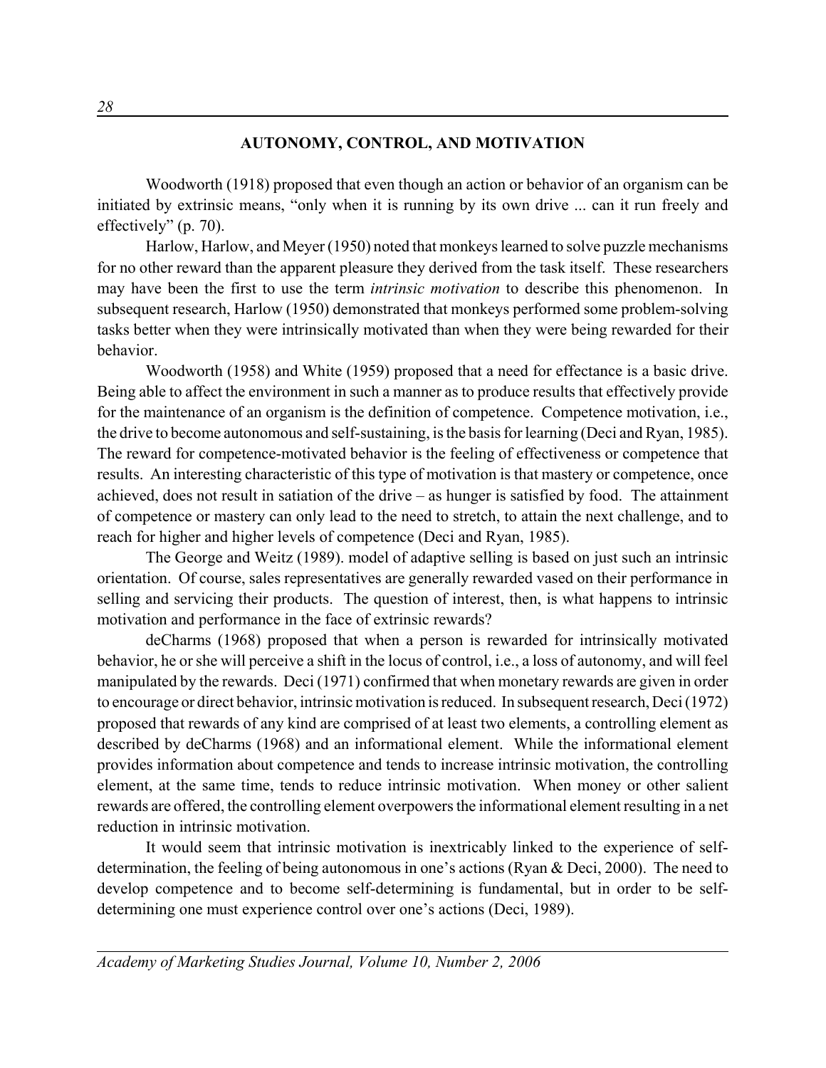## AUTONOMY, CONTROL, AND MOTIVATION

Woodworth (1918) proposed that even though an action or behavior of an organism can be initiated by extrinsic means, "only when it is running by its own drive ... can it run freely and effectively" (p. 70).

Harlow, Harlow, and Meyer (1950) noted that monkeys learned to solve puzzle mechanisms for no other reward than the apparent pleasure they derived from the task itself. These researchers may have been the first to use the term *intrinsic motivation* to describe this phenomenon. In subsequent research, Harlow (1950) demonstrated that monkeys performed some problem-solving tasks better when they were intrinsically motivated than when they were being rewarded for their behavior.

Woodworth (1958) and White (1959) proposed that a need for effectance is a basic drive. Being able to affect the environment in such a manner as to produce results that effectively provide for the maintenance of an organism is the definition of competence. Competence motivation, i.e., the drive to become autonomous and self-sustaining, is the basis for learning (Deci and Ryan, 1985). The reward for competence-motivated behavior is the feeling of effectiveness or competence that results. An interesting characteristic of this type of motivation is that mastery or competence, once achieved, does not result in satiation of the drive – as hunger is satisfied by food. The attainment of competence or mastery can only lead to the need to stretch, to attain the next challenge, and to reach for higher and higher levels of competence (Deci and Ryan, 1985).

The George and Weitz (1989). model of adaptive selling is based on just such an intrinsic orientation. Of course, sales representatives are generally rewarded vased on their performance in selling and servicing their products. The question of interest, then, is what happens to intrinsic motivation and performance in the face of extrinsic rewards?

deCharms (1968) proposed that when a person is rewarded for intrinsically motivated behavior, he or she will perceive a shift in the locus of control, i.e., a loss of autonomy, and will feel manipulated by the rewards. Deci (1971) confirmed that when monetary rewards are given in order to encourage or direct behavior, intrinsic motivation is reduced. In subsequent research, Deci (1972) proposed that rewards of any kind are comprised of at least two elements, a controlling element as described by deCharms (1968) and an informational element. While the informational element provides information about competence and tends to increase intrinsic motivation, the controlling element, at the same time, tends to reduce intrinsic motivation. When money or other salient rewards are offered, the controlling element overpowers the informational element resulting in a net reduction in intrinsic motivation.

It would seem that intrinsic motivation is inextricably linked to the experience of self-determination, the feeling of being autonomous in one's actions (Ryan & Deci, 2000). The need to develop competence and to become self-determining is fundamental, but in order to be self-determining one must experience control over one's actions (Deci, 1989).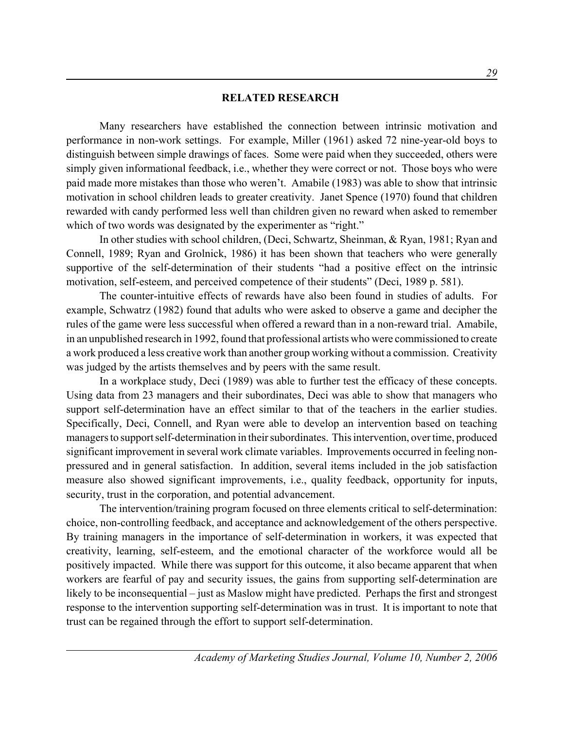## RELATED RESEARCH

Many researchers have established the connection between intrinsic motivation and performance in non-work settings. For example, Miller (1961) asked 72 nine-year-old boys to distinguish between simple drawings of faces. Some were paid when they succeeded, others were simply given informational feedback, i.e., whether they were correct or not. Those boys who were paid made more mistakes than those who weren't. Amabile (1983) was able to show that intrinsic motivation in school children leads to greater creativity. Janet Spence (1970) found that children rewarded with candy performed less well than children given no reward when asked to remember which of two words was designated by the experimenter as "right."

In other studies with school children, (Deci, Schwartz, Sheinman, & Ryan, 1981; Ryan and Connell, 1989; Ryan and Grolnick, 1986) it has been shown that teachers who were generally supportive of the self-determination of their students "had a positive effect on the intrinsic motivation, self-esteem, and perceived competence of their students" (Deci, 1989 p. 581).

The counter-intuitive effects of rewards have also been found in studies of adults. For example, Schwatrz (1982) found that adults who were asked to observe a game and decipher the rules of the game were less successful when offered a reward than in a non-reward trial. Amabile, in an unpublished research in 1992, found that professional artists who were commissioned to create a work produced a less creative work than another group working without a commission. Creativity was judged by the artists themselves and by peers with the same result.

In a workplace study, Deci (1989) was able to further test the efficacy of these concepts. Using data from 23 managers and their subordinates, Deci was able to show that managers who support self-determination have an effect similar to that of the teachers in the earlier studies. Specifically, Deci, Connell, and Ryan were able to develop an intervention based on teaching managers to support self-determination in their subordinates. This intervention, over time, produced significant improvement in several work climate variables. Improvements occurred in feeling non-pressured and in general satisfaction. In addition, several items included in the job satisfaction measure also showed significant improvements, i.e., quality feedback, opportunity for inputs, security, trust in the corporation, and potential advancement.

The intervention/training program focused on three elements critical to self-determination: choice, non-controlling feedback, and acceptance and acknowledgement of the others perspective. By training managers in the importance of self-determination in workers, it was expected that creativity, learning, self-esteem, and the emotional character of the workforce would all be positively impacted. While there was support for this outcome, it also became apparent that when workers are fearful of pay and security issues, the gains from supporting self-determination are likely to be inconsequential – just as Maslow might have predicted. Perhaps the first and strongest response to the intervention supporting self-determination was in trust. It is important to note that trust can be regained through the effort to support self-determination.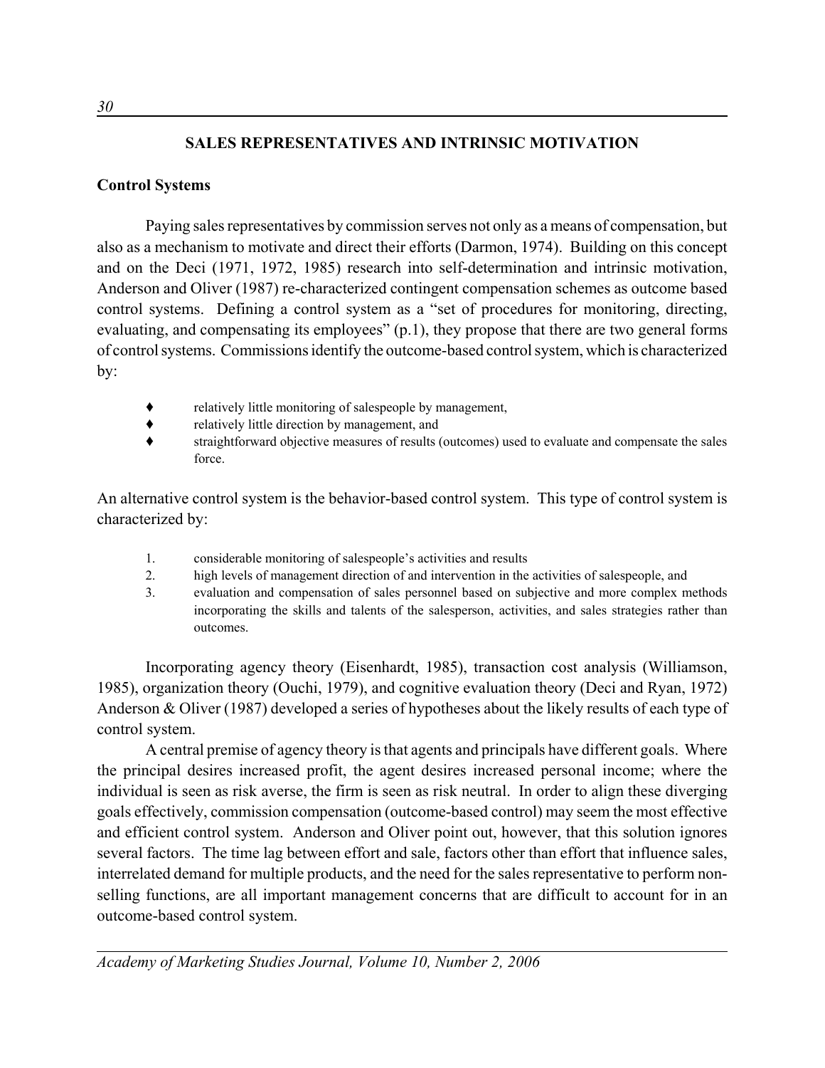## SALES REPRESENTATIVES AND INTRINSIC MOTIVATION

### Control Systems

Paying sales representatives by commission serves not only as a means of compensation, but also as a mechanism to motivate and direct their efforts (Darmon, 1974). Building on this concept and on the Deci (1971, 1972, 1985) research into self-determination and intrinsic motivation, Anderson and Oliver (1987) re-characterized contingent compensation schemes as outcome based control systems. Defining a control system as a "set of procedures for monitoring, directing, evaluating, and compensating its employees" (p.1), they propose that there are two general forms of control systems. Commissions identify the outcome-based control system, which is characterized by:

- relatively little monitoring of salespeople by management,
- relatively little direction by management, and
- straightforward objective measures of results (outcomes) used to evaluate and compensate the sales force.

An alternative control system is the behavior-based control system. This type of control system is characterized by:

1. considerable monitoring of salespeople's activities and results
2. high levels of management direction of and intervention in the activities of salespeople, and
3. evaluation and compensation of sales personnel based on subjective and more complex methods incorporating the skills and talents of the salesperson, activities, and sales strategies rather than outcomes.

Incorporating agency theory (Eisenhardt, 1985), transaction cost analysis (Williamson, 1985), organization theory (Ouchi, 1979), and cognitive evaluation theory (Deci and Ryan, 1972) Anderson & Oliver (1987) developed a series of hypotheses about the likely results of each type of control system.

A central premise of agency theory is that agents and principals have different goals. Where the principal desires increased profit, the agent desires increased personal income; where the individual is seen as risk averse, the firm is seen as risk neutral. In order to align these diverging goals effectively, commission compensation (outcome-based control) may seem the most effective and efficient control system. Anderson and Oliver point out, however, that this solution ignores several factors. The time lag between effort and sale, factors other than effort that influence sales, interrelated demand for multiple products, and the need for the sales representative to perform non-selling functions, are all important management concerns that are difficult to account for in an outcome-based control system.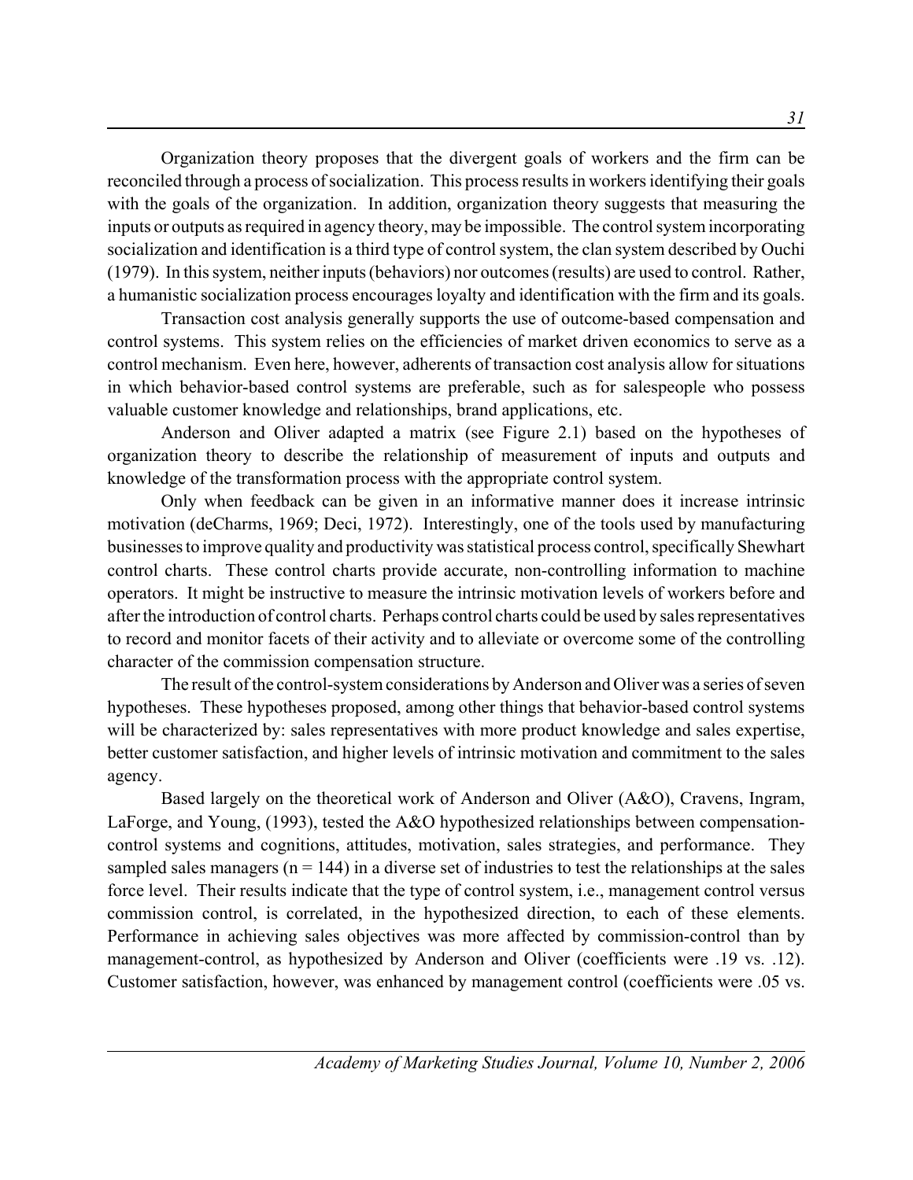Organization theory proposes that the divergent goals of workers and the firm can be reconciled through a process of socialization. This process results in workers identifying their goals with the goals of the organization. In addition, organization theory suggests that measuring the inputs or outputs as required in agency theory, may be impossible. The control system incorporating socialization and identification is a third type of control system, the clan system described by Ouchi (1979). In this system, neither inputs (behaviors) nor outcomes (results) are used to control. Rather, a humanistic socialization process encourages loyalty and identification with the firm and its goals.

Transaction cost analysis generally supports the use of outcome-based compensation and control systems. This system relies on the efficiencies of market driven economics to serve as a control mechanism. Even here, however, adherents of transaction cost analysis allow for situations in which behavior-based control systems are preferable, such as for salespeople who possess valuable customer knowledge and relationships, brand applications, etc.

Anderson and Oliver adapted a matrix (see Figure 2.1) based on the hypotheses of organization theory to describe the relationship of measurement of inputs and outputs and knowledge of the transformation process with the appropriate control system.

Only when feedback can be given in an informative manner does it increase intrinsic motivation (deCharms, 1969; Deci, 1972). Interestingly, one of the tools used by manufacturing businesses to improve quality and productivity was statistical process control, specifically Shewhart control charts. These control charts provide accurate, non-controlling information to machine operators. It might be instructive to measure the intrinsic motivation levels of workers before and after the introduction of control charts. Perhaps control charts could be used by sales representatives to record and monitor facets of their activity and to alleviate or overcome some of the controlling character of the commission compensation structure.

The result of the control-system considerations by Anderson and Oliver was a series of seven hypotheses. These hypotheses proposed, among other things that behavior-based control systems will be characterized by: sales representatives with more product knowledge and sales expertise, better customer satisfaction, and higher levels of intrinsic motivation and commitment to the sales agency.

Based largely on the theoretical work of Anderson and Oliver (A&O), Cravens, Ingram, LaForge, and Young, (1993), tested the A&O hypothesized relationships between compensation-control systems and cognitions, attitudes, motivation, sales strategies, and performance. They sampled sales managers ($n = 144$) in a diverse set of industries to test the relationships at the sales force level. Their results indicate that the type of control system, i.e., management control versus commission control, is correlated, in the hypothesized direction, to each of these elements. Performance in achieving sales objectives was more affected by commission-control than by management-control, as hypothesized by Anderson and Oliver (coefficients were .19 vs. .12). Customer satisfaction, however, was enhanced by management control (coefficients were .05 vs.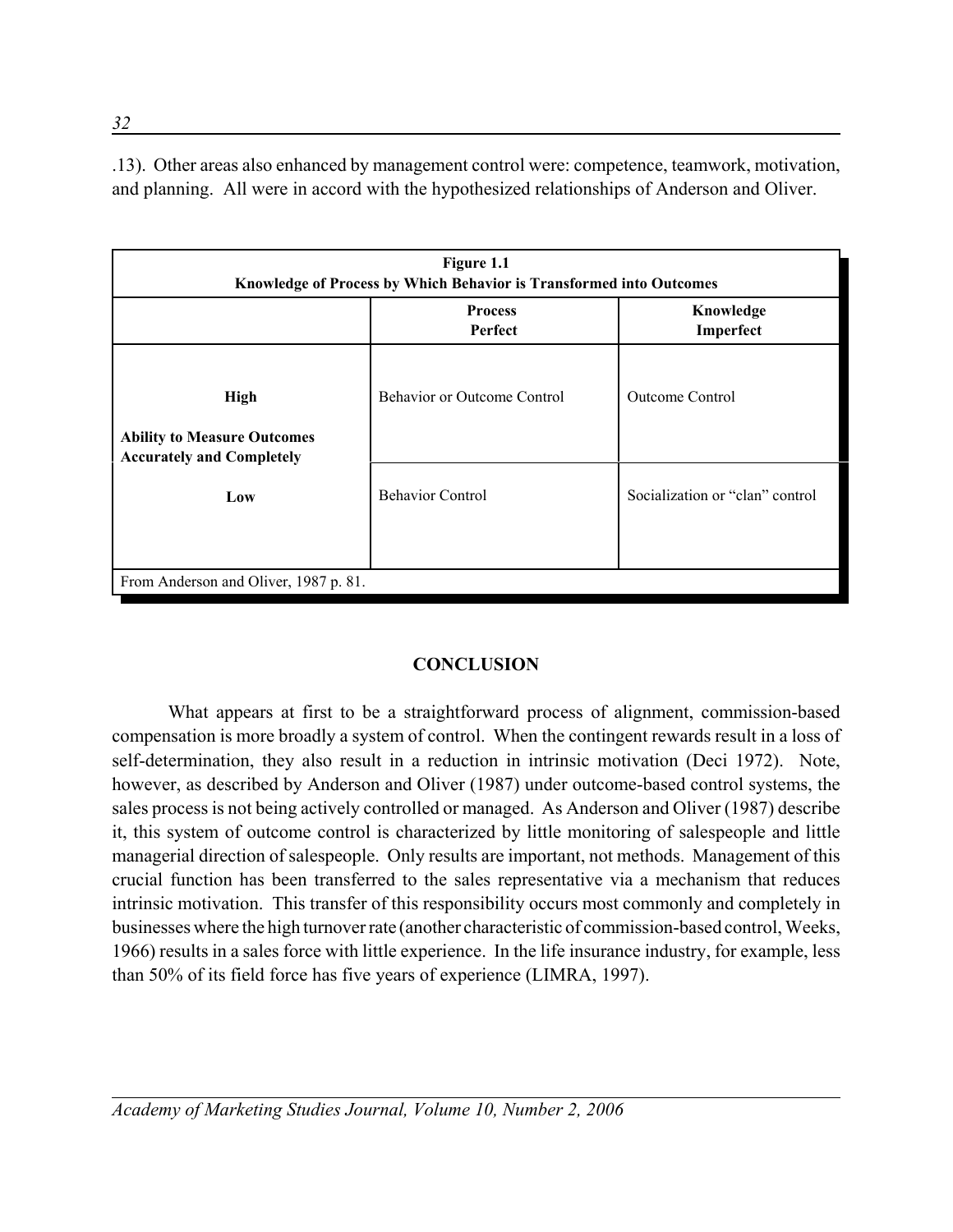.13). Other areas also enhanced by management control were: competence, teamwork, motivation, and planning. All were in accord with the hypothesized relationships of Anderson and Oliver.

**Figure 1.1**
**Knowledge of Process by Which Behavior is Transformed into Outcomes**

| | **Process Perfect** | **Knowledge Imperfect** |
|---|---|---|
| **High** | Behavior or Outcome Control | Outcome Control |
| **Ability to Measure Outcomes Accurately and Completely** | | |
| **Low** | Behavior Control | Socialization or "clan" control |

From Anderson and Oliver, 1987 p. 81.

## CONCLUSION

What appears at first to be a straightforward process of alignment, commission-based compensation is more broadly a system of control. When the contingent rewards result in a loss of self-determination, they also result in a reduction in intrinsic motivation (Deci 1972). Note, however, as described by Anderson and Oliver (1987) under outcome-based control systems, the sales process is not being actively controlled or managed. As Anderson and Oliver (1987) describe it, this system of outcome control is characterized by little monitoring of salespeople and little managerial direction of salespeople. Only results are important, not methods. Management of this crucial function has been transferred to the sales representative via a mechanism that reduces intrinsic motivation. This transfer of this responsibility occurs most commonly and completely in businesses where the high turnover rate (another characteristic of commission-based control, Weeks, 1966) results in a sales force with little experience. In the life insurance industry, for example, less than 50% of its field force has five years of experience (LIMRA, 1997).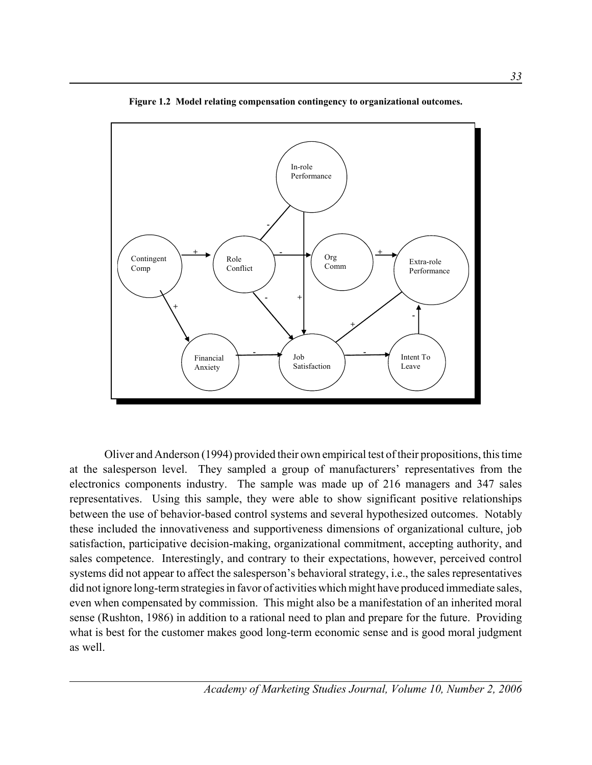**Figure 1.2 Model relating compensation contingency to organizational outcomes.**

Oliver and Anderson (1994) provided their own empirical test of their propositions, this time at the salesperson level. They sampled a group of manufacturers' representatives from the electronics components industry. The sample was made up of 216 managers and 347 sales representatives. Using this sample, they were able to show significant positive relationships between the use of behavior-based control systems and several hypothesized outcomes. Notably these included the innovativeness and supportiveness dimensions of organizational culture, job satisfaction, participative decision-making, organizational commitment, accepting authority, and sales competence. Interestingly, and contrary to their expectations, however, perceived control systems did not appear to affect the salesperson's behavioral strategy, i.e., the sales representatives did not ignore long-term strategies in favor of activities which might have produced immediate sales, even when compensated by commission. This might also be a manifestation of an inherited moral sense (Rushton, 1986) in addition to a rational need to plan and prepare for the future. Providing what is best for the customer makes good long-term economic sense and is good moral judgment as well.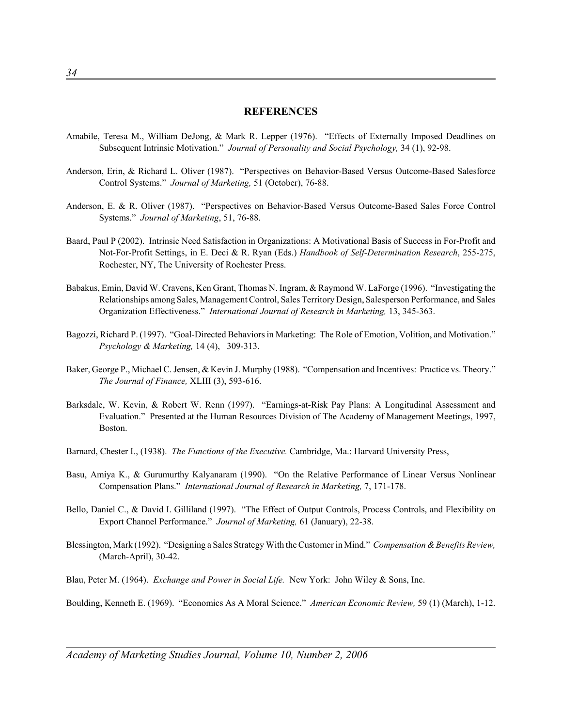## REFERENCES

Amabile, Teresa M., William DeJong, & Mark R. Lepper (1976). "Effects of Externally Imposed Deadlines on Subsequent Intrinsic Motivation." *Journal of Personality and Social Psychology,* 34 (1), 92-98.

Anderson, Erin, & Richard L. Oliver (1987). "Perspectives on Behavior-Based Versus Outcome-Based Salesforce Control Systems." *Journal of Marketing,* 51 (October), 76-88.

Anderson, E. & R. Oliver (1987). "Perspectives on Behavior-Based Versus Outcome-Based Sales Force Control Systems." *Journal of Marketing*, 51, 76-88.

Baard, Paul P (2002). Intrinsic Need Satisfaction in Organizations: A Motivational Basis of Success in For-Profit and Not-For-Profit Settings, in E. Deci & R. Ryan (Eds.) *Handbook of Self-Determination Research*, 255-275, Rochester, NY, The University of Rochester Press.

Babakus, Emin, David W. Cravens, Ken Grant, Thomas N. Ingram, & Raymond W. LaForge (1996). "Investigating the Relationships among Sales, Management Control, Sales Territory Design, Salesperson Performance, and Sales Organization Effectiveness." *International Journal of Research in Marketing,* 13, 345-363.

Bagozzi, Richard P. (1997). "Goal-Directed Behaviors in Marketing: The Role of Emotion, Volition, and Motivation." *Psychology & Marketing,* 14 (4), 309-313.

Baker, George P., Michael C. Jensen, & Kevin J. Murphy (1988). "Compensation and Incentives: Practice vs. Theory." *The Journal of Finance,* XLIII (3), 593-616.

Barksdale, W. Kevin, & Robert W. Renn (1997). "Earnings-at-Risk Pay Plans: A Longitudinal Assessment and Evaluation." Presented at the Human Resources Division of The Academy of Management Meetings, 1997, Boston.

Barnard, Chester I., (1938). *The Functions of the Executive.* Cambridge, Ma.: Harvard University Press,

Basu, Amiya K., & Gurumurthy Kalyanaram (1990). "On the Relative Performance of Linear Versus Nonlinear Compensation Plans." *International Journal of Research in Marketing,* 7, 171-178.

Bello, Daniel C., & David I. Gilliland (1997). "The Effect of Output Controls, Process Controls, and Flexibility on Export Channel Performance." *Journal of Marketing,* 61 (January), 22-38.

Blessington, Mark (1992). "Designing a Sales Strategy With the Customer in Mind." *Compensation & Benefits Review,* (March-April), 30-42.

Blau, Peter M. (1964). *Exchange and Power in Social Life.* New York: John Wiley & Sons, Inc.

Boulding, Kenneth E. (1969). "Economics As A Moral Science." *American Economic Review,* 59 (1) (March), 1-12.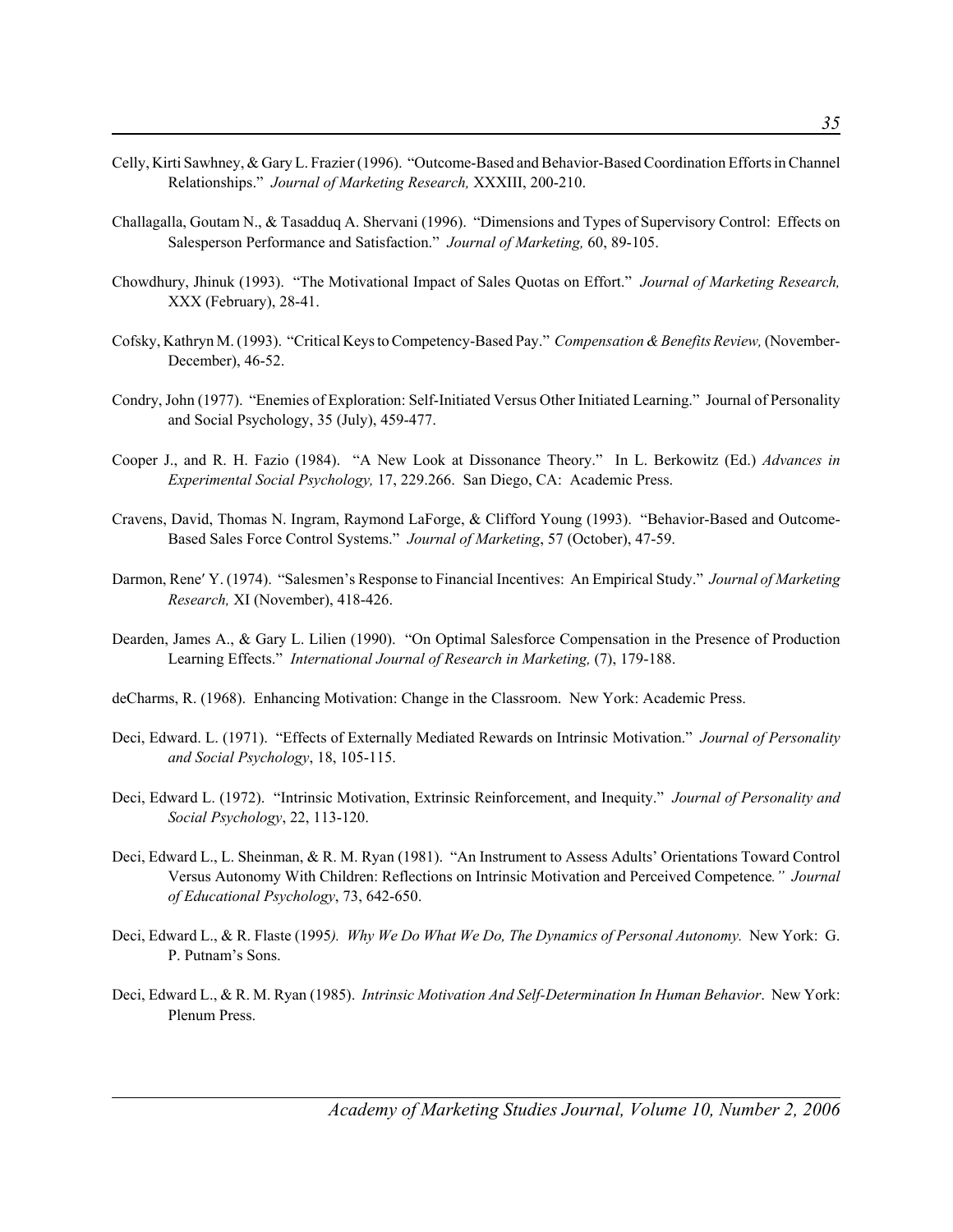Celly, Kirti Sawhney, & Gary L. Frazier (1996). "Outcome-Based and Behavior-Based Coordination Efforts in Channel Relationships." *Journal of Marketing Research,* XXXIII, 200-210.

Challagalla, Goutam N., & Tasadduq A. Shervani (1996). "Dimensions and Types of Supervisory Control: Effects on Salesperson Performance and Satisfaction." *Journal of Marketing,* 60, 89-105.

Chowdhury, Jhinuk (1993). "The Motivational Impact of Sales Quotas on Effort." *Journal of Marketing Research,* XXX (February), 28-41.

Cofsky, Kathryn M. (1993). "Critical Keys to Competency-Based Pay." *Compensation & Benefits Review,* (November-December), 46-52.

Condry, John (1977). "Enemies of Exploration: Self-Initiated Versus Other Initiated Learning." Journal of Personality and Social Psychology, 35 (July), 459-477.

Cooper J., and R. H. Fazio (1984). "A New Look at Dissonance Theory." In L. Berkowitz (Ed.) *Advances in Experimental Social Psychology,* 17, 229.266. San Diego, CA: Academic Press.

Cravens, David, Thomas N. Ingram, Raymond LaForge, & Clifford Young (1993). "Behavior-Based and Outcome-Based Sales Force Control Systems." *Journal of Marketing*, 57 (October), 47-59.

Darmon, Rene′ Y. (1974). "Salesmen's Response to Financial Incentives: An Empirical Study." *Journal of Marketing Research,* XI (November), 418-426.

Dearden, James A., & Gary L. Lilien (1990). "On Optimal Salesforce Compensation in the Presence of Production Learning Effects." *International Journal of Research in Marketing,* (7), 179-188.

deCharms, R. (1968). Enhancing Motivation: Change in the Classroom. New York: Academic Press.

Deci, Edward. L. (1971). "Effects of Externally Mediated Rewards on Intrinsic Motivation." *Journal of Personality and Social Psychology*, 18, 105-115.

Deci, Edward L. (1972). "Intrinsic Motivation, Extrinsic Reinforcement, and Inequity." *Journal of Personality and Social Psychology*, 22, 113-120.

Deci, Edward L., L. Sheinman, & R. M. Ryan (1981). "An Instrument to Assess Adults' Orientations Toward Control Versus Autonomy With Children: Reflections on Intrinsic Motivation and Perceived Competence*." Journal of Educational Psychology*, 73, 642-650.

Deci, Edward L., & R. Flaste (1995*). Why We Do What We Do, The Dynamics of Personal Autonomy.* New York: G. P. Putnam's Sons.

Deci, Edward L., & R. M. Ryan (1985). *Intrinsic Motivation And Self-Determination In Human Behavior*. New York: Plenum Press.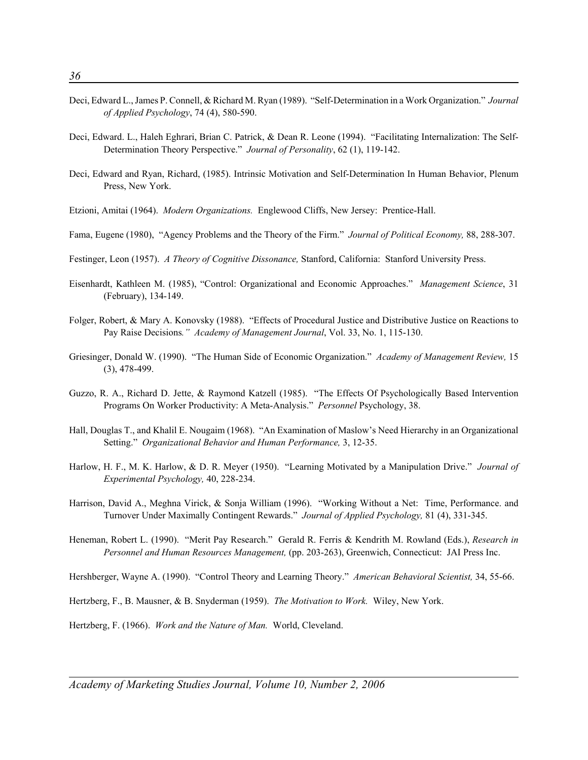Deci, Edward L., James P. Connell, & Richard M. Ryan (1989). "Self-Determination in a Work Organization." *Journal of Applied Psychology*, 74 (4), 580-590.

Deci, Edward. L., Haleh Eghrari, Brian C. Patrick, & Dean R. Leone (1994). "Facilitating Internalization: The Self-Determination Theory Perspective." *Journal of Personality*, 62 (1), 119-142.

Deci, Edward and Ryan, Richard, (1985). Intrinsic Motivation and Self-Determination In Human Behavior, Plenum Press, New York.

Etzioni, Amitai (1964). *Modern Organizations.* Englewood Cliffs, New Jersey: Prentice-Hall.

Fama, Eugene (1980), "Agency Problems and the Theory of the Firm." *Journal of Political Economy,* 88, 288-307.

Festinger, Leon (1957). *A Theory of Cognitive Dissonance,* Stanford, California: Stanford University Press.

Eisenhardt, Kathleen M. (1985), "Control: Organizational and Economic Approaches." *Management Science*, 31 (February), 134-149.

Folger, Robert, & Mary A. Konovsky (1988). "Effects of Procedural Justice and Distributive Justice on Reactions to Pay Raise Decisions*." Academy of Management Journal*, Vol. 33, No. 1, 115-130.

Griesinger, Donald W. (1990). "The Human Side of Economic Organization." *Academy of Management Review,* 15 (3), 478-499.

Guzzo, R. A., Richard D. Jette, & Raymond Katzell (1985). "The Effects Of Psychologically Based Intervention Programs On Worker Productivity: A Meta-Analysis." *Personnel* Psychology, 38.

Hall, Douglas T., and Khalil E. Nougaim (1968). "An Examination of Maslow's Need Hierarchy in an Organizational Setting." *Organizational Behavior and Human Performance,* 3, 12-35.

Harlow, H. F., M. K. Harlow, & D. R. Meyer (1950). "Learning Motivated by a Manipulation Drive." *Journal of Experimental Psychology,* 40, 228-234.

Harrison, David A., Meghna Virick, & Sonja William (1996). "Working Without a Net: Time, Performance. and Turnover Under Maximally Contingent Rewards." *Journal of Applied Psychology,* 81 (4), 331-345.

Heneman, Robert L. (1990). "Merit Pay Research." Gerald R. Ferris & Kendrith M. Rowland (Eds.), *Research in Personnel and Human Resources Management,* (pp. 203-263), Greenwich, Connecticut: JAI Press Inc.

Hershberger, Wayne A. (1990). "Control Theory and Learning Theory." *American Behavioral Scientist,* 34, 55-66.

Hertzberg, F., B. Mausner, & B. Snyderman (1959). *The Motivation to Work.* Wiley, New York.

Hertzberg, F. (1966). *Work and the Nature of Man.* World, Cleveland.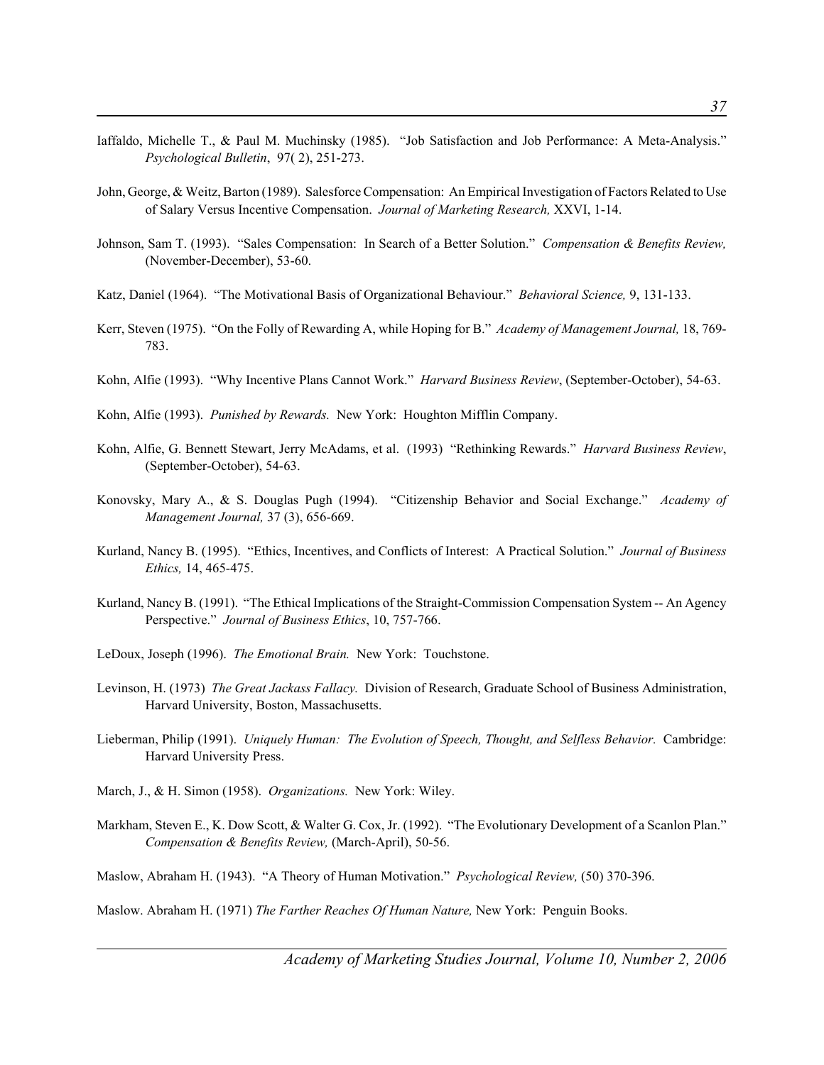Iaffaldo, Michelle T., & Paul M. Muchinsky (1985). "Job Satisfaction and Job Performance: A Meta-Analysis." *Psychological Bulletin*, 97( 2), 251-273.

John, George, & Weitz, Barton (1989). Salesforce Compensation: An Empirical Investigation of Factors Related to Use of Salary Versus Incentive Compensation. *Journal of Marketing Research,* XXVI, 1-14.

Johnson, Sam T. (1993). "Sales Compensation: In Search of a Better Solution." *Compensation & Benefits Review,* (November-December), 53-60.

Katz, Daniel (1964). "The Motivational Basis of Organizational Behaviour." *Behavioral Science,* 9, 131-133.

Kerr, Steven (1975). "On the Folly of Rewarding A, while Hoping for B." *Academy of Management Journal,* 18, 769-783.

Kohn, Alfie (1993). "Why Incentive Plans Cannot Work." *Harvard Business Review*, (September-October), 54-63.

Kohn, Alfie (1993). *Punished by Rewards.* New York: Houghton Mifflin Company.

Kohn, Alfie, G. Bennett Stewart, Jerry McAdams, et al. (1993) "Rethinking Rewards." *Harvard Business Review*, (September-October), 54-63.

Konovsky, Mary A., & S. Douglas Pugh (1994). "Citizenship Behavior and Social Exchange." *Academy of Management Journal,* 37 (3), 656-669.

Kurland, Nancy B. (1995). "Ethics, Incentives, and Conflicts of Interest: A Practical Solution." *Journal of Business Ethics,* 14, 465-475.

Kurland, Nancy B. (1991). "The Ethical Implications of the Straight-Commission Compensation System -- An Agency Perspective." *Journal of Business Ethics*, 10, 757-766.

LeDoux, Joseph (1996). *The Emotional Brain.* New York: Touchstone.

Levinson, H. (1973) *The Great Jackass Fallacy.* Division of Research, Graduate School of Business Administration, Harvard University, Boston, Massachusetts.

Lieberman, Philip (1991). *Uniquely Human: The Evolution of Speech, Thought, and Selfless Behavior.* Cambridge: Harvard University Press.

March, J., & H. Simon (1958). *Organizations.* New York: Wiley.

Markham, Steven E., K. Dow Scott, & Walter G. Cox, Jr. (1992). "The Evolutionary Development of a Scanlon Plan." *Compensation & Benefits Review,* (March-April), 50-56.

Maslow, Abraham H. (1943). "A Theory of Human Motivation." *Psychological Review,* (50) 370-396.

Maslow. Abraham H. (1971) *The Farther Reaches Of Human Nature,* New York: Penguin Books.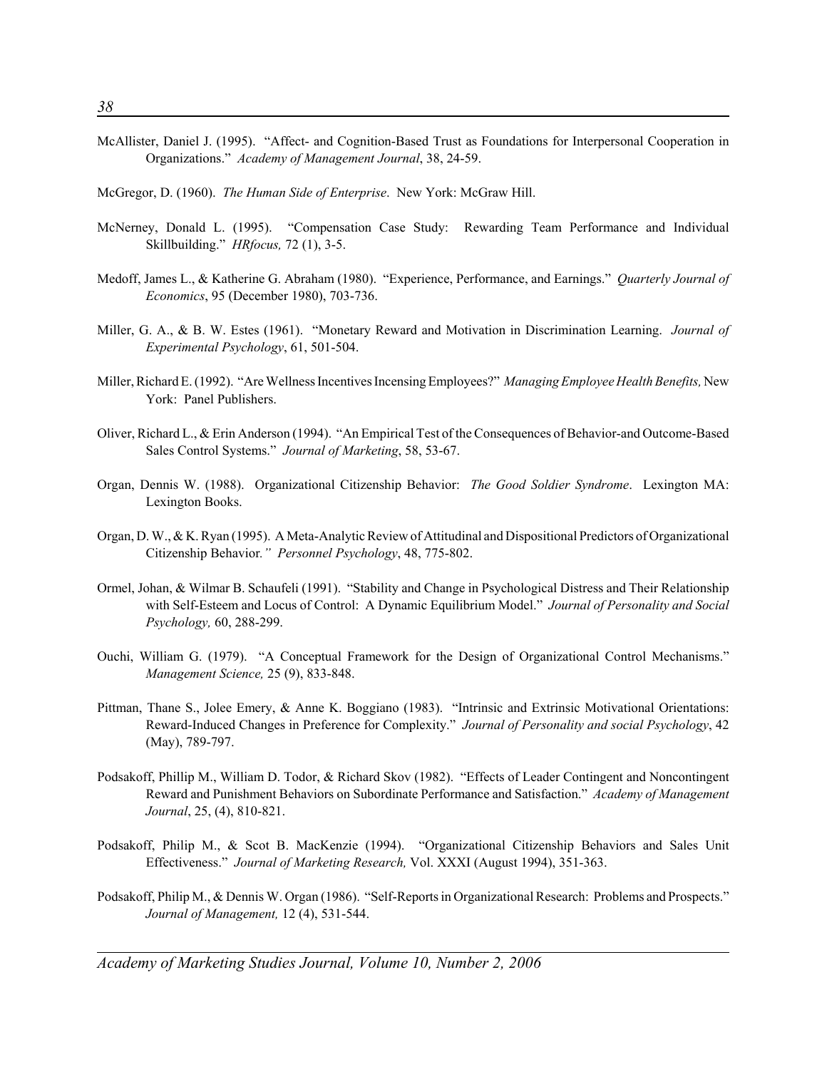McAllister, Daniel J. (1995). "Affect- and Cognition-Based Trust as Foundations for Interpersonal Cooperation in Organizations." *Academy of Management Journal*, 38, 24-59.

McGregor, D. (1960). *The Human Side of Enterprise*. New York: McGraw Hill.

McNerney, Donald L. (1995). "Compensation Case Study: Rewarding Team Performance and Individual Skillbuilding." *HRfocus,* 72 (1), 3-5.

Medoff, James L., & Katherine G. Abraham (1980). "Experience, Performance, and Earnings." *Quarterly Journal of Economics*, 95 (December 1980), 703-736.

Miller, G. A., & B. W. Estes (1961). "Monetary Reward and Motivation in Discrimination Learning. *Journal of Experimental Psychology*, 61, 501-504.

Miller, Richard E. (1992). "Are Wellness Incentives Incensing Employees?" *Managing Employee Health Benefits,* New York: Panel Publishers.

Oliver, Richard L., & Erin Anderson (1994). "An Empirical Test of the Consequences of Behavior-and Outcome-Based Sales Control Systems." *Journal of Marketing*, 58, 53-67.

Organ, Dennis W. (1988). Organizational Citizenship Behavior: *The Good Soldier Syndrome*. Lexington MA: Lexington Books.

Organ, D. W., & K. Ryan (1995). A Meta-Analytic Review of Attitudinal and Dispositional Predictors of Organizational Citizenship Behavior.*" Personnel Psychology*, 48, 775-802.

Ormel, Johan, & Wilmar B. Schaufeli (1991). "Stability and Change in Psychological Distress and Their Relationship with Self-Esteem and Locus of Control: A Dynamic Equilibrium Model." *Journal of Personality and Social Psychology,* 60, 288-299.

Ouchi, William G. (1979). "A Conceptual Framework for the Design of Organizational Control Mechanisms." *Management Science,* 25 (9), 833-848.

Pittman, Thane S., Jolee Emery, & Anne K. Boggiano (1983). "Intrinsic and Extrinsic Motivational Orientations: Reward-Induced Changes in Preference for Complexity." *Journal of Personality and social Psychology*, 42 (May), 789-797.

Podsakoff, Phillip M., William D. Todor, & Richard Skov (1982). "Effects of Leader Contingent and Noncontingent Reward and Punishment Behaviors on Subordinate Performance and Satisfaction." *Academy of Management Journal*, 25, (4), 810-821.

Podsakoff, Philip M., & Scot B. MacKenzie (1994). "Organizational Citizenship Behaviors and Sales Unit Effectiveness." *Journal of Marketing Research,* Vol. XXXI (August 1994), 351-363.

Podsakoff, Philip M., & Dennis W. Organ (1986). "Self-Reports in Organizational Research: Problems and Prospects." *Journal of Management,* 12 (4), 531-544.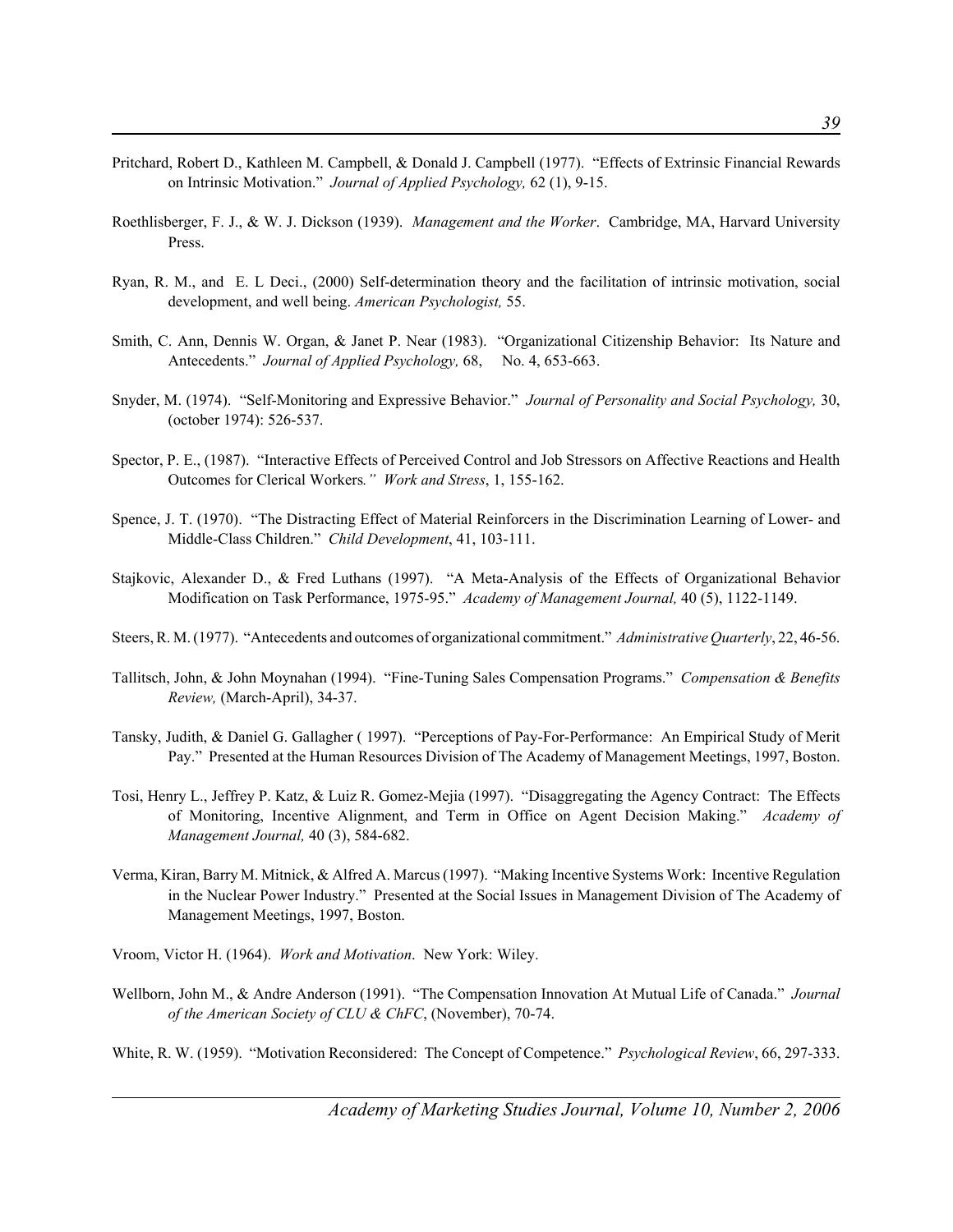Pritchard, Robert D., Kathleen M. Campbell, & Donald J. Campbell (1977). "Effects of Extrinsic Financial Rewards on Intrinsic Motivation." *Journal of Applied Psychology,* 62 (1), 9-15.

Roethlisberger, F. J., & W. J. Dickson (1939). *Management and the Worker*. Cambridge, MA, Harvard University Press.

Ryan, R. M., and E. L Deci., (2000) Self-determination theory and the facilitation of intrinsic motivation, social development, and well being. *American Psychologist,* 55.

Smith, C. Ann, Dennis W. Organ, & Janet P. Near (1983). "Organizational Citizenship Behavior: Its Nature and Antecedents." *Journal of Applied Psychology,* 68, No. 4, 653-663.

Snyder, M. (1974). "Self-Monitoring and Expressive Behavior." *Journal of Personality and Social Psychology,* 30, (october 1974): 526-537.

Spector, P. E., (1987). "Interactive Effects of Perceived Control and Job Stressors on Affective Reactions and Health Outcomes for Clerical Workers*." Work and Stress*, 1, 155-162.

Spence, J. T. (1970). "The Distracting Effect of Material Reinforcers in the Discrimination Learning of Lower- and Middle-Class Children." *Child Development*, 41, 103-111.

Stajkovic, Alexander D., & Fred Luthans (1997). "A Meta-Analysis of the Effects of Organizational Behavior Modification on Task Performance, 1975-95." *Academy of Management Journal,* 40 (5), 1122-1149.

Steers, R. M. (1977). "Antecedents and outcomes of organizational commitment." *Administrative Quarterly*, 22, 46-56.

Tallitsch, John, & John Moynahan (1994). "Fine-Tuning Sales Compensation Programs." *Compensation & Benefits Review,* (March-April), 34-37.

Tansky, Judith, & Daniel G. Gallagher ( 1997). "Perceptions of Pay-For-Performance: An Empirical Study of Merit Pay." Presented at the Human Resources Division of The Academy of Management Meetings, 1997, Boston.

Tosi, Henry L., Jeffrey P. Katz, & Luiz R. Gomez-Mejia (1997). "Disaggregating the Agency Contract: The Effects of Monitoring, Incentive Alignment, and Term in Office on Agent Decision Making." *Academy of Management Journal,* 40 (3), 584-682.

Verma, Kiran, Barry M. Mitnick, & Alfred A. Marcus (1997). "Making Incentive Systems Work: Incentive Regulation in the Nuclear Power Industry." Presented at the Social Issues in Management Division of The Academy of Management Meetings, 1997, Boston.

Vroom, Victor H. (1964). *Work and Motivation*. New York: Wiley.

Wellborn, John M., & Andre Anderson (1991). "The Compensation Innovation At Mutual Life of Canada." *Journal of the American Society of CLU & ChFC*, (November), 70-74.

White, R. W. (1959). "Motivation Reconsidered: The Concept of Competence." *Psychological Review*, 66, 297-333.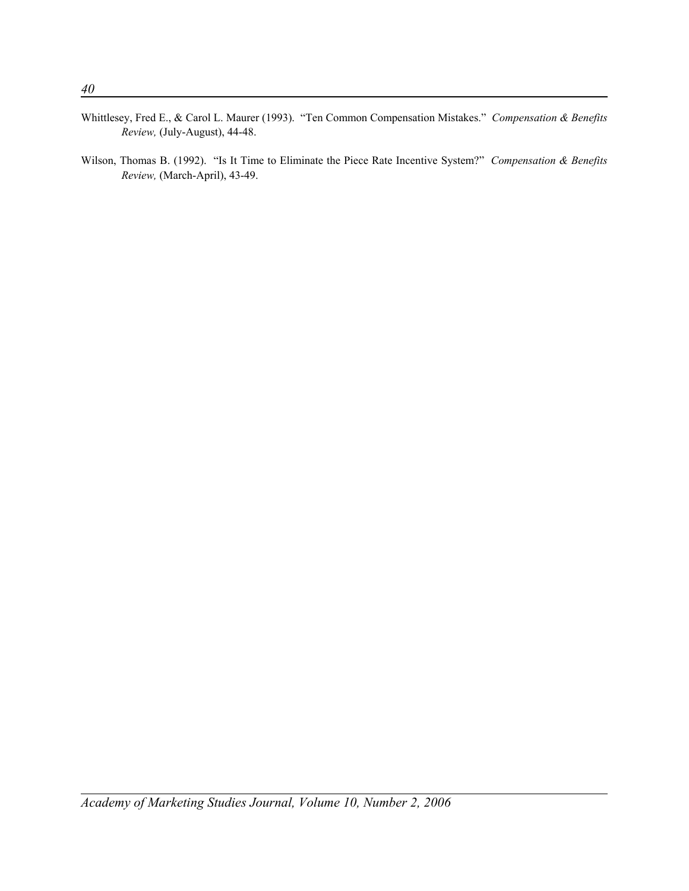Whittlesey, Fred E., & Carol L. Maurer (1993). "Ten Common Compensation Mistakes." *Compensation & Benefits Review,* (July-August), 44-48.

Wilson, Thomas B. (1992). "Is It Time to Eliminate the Piece Rate Incentive System?" *Compensation & Benefits Review,* (March-April), 43-49.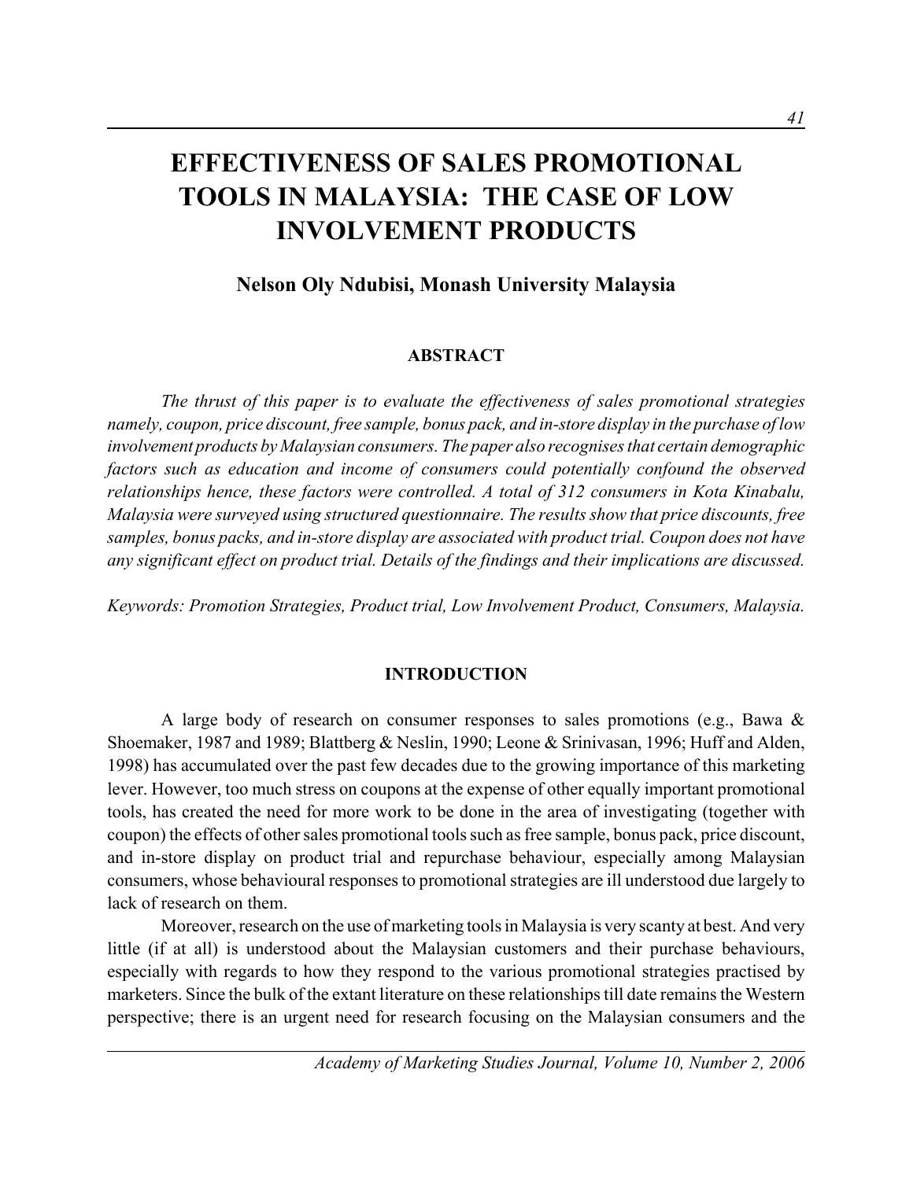# EFFECTIVENESS OF SALES PROMOTIONAL TOOLS IN MALAYSIA: THE CASE OF LOW INVOLVEMENT PRODUCTS

**Nelson Oly Ndubisi, Monash University Malaysia**

## ABSTRACT

*The thrust of this paper is to evaluate the effectiveness of sales promotional strategies namely, coupon, price discount, free sample, bonus pack, and in-store display in the purchase of low involvement products by Malaysian consumers. The paper also recognises that certain demographic factors such as education and income of consumers could potentially confound the observed relationships hence, these factors were controlled. A total of 312 consumers in Kota Kinabalu, Malaysia were surveyed using structured questionnaire. The results show that price discounts, free samples, bonus packs, and in-store display are associated with product trial. Coupon does not have any significant effect on product trial. Details of the findings and their implications are discussed.*

*Keywords: Promotion Strategies, Product trial, Low Involvement Product, Consumers, Malaysia.*

## INTRODUCTION

A large body of research on consumer responses to sales promotions (e.g., Bawa & Shoemaker, 1987 and 1989; Blattberg & Neslin, 1990; Leone & Srinivasan, 1996; Huff and Alden, 1998) has accumulated over the past few decades due to the growing importance of this marketing lever. However, too much stress on coupons at the expense of other equally important promotional tools, has created the need for more work to be done in the area of investigating (together with coupon) the effects of other sales promotional tools such as free sample, bonus pack, price discount, and in-store display on product trial and repurchase behaviour, especially among Malaysian consumers, whose behavioural responses to promotional strategies are ill understood due largely to lack of research on them.

Moreover, research on the use of marketing tools in Malaysia is very scanty at best. And very little (if at all) is understood about the Malaysian customers and their purchase behaviours, especially with regards to how they respond to the various promotional strategies practised by marketers. Since the bulk of the extant literature on these relationships till date remains the Western perspective; there is an urgent need for research focusing on the Malaysian consumers and the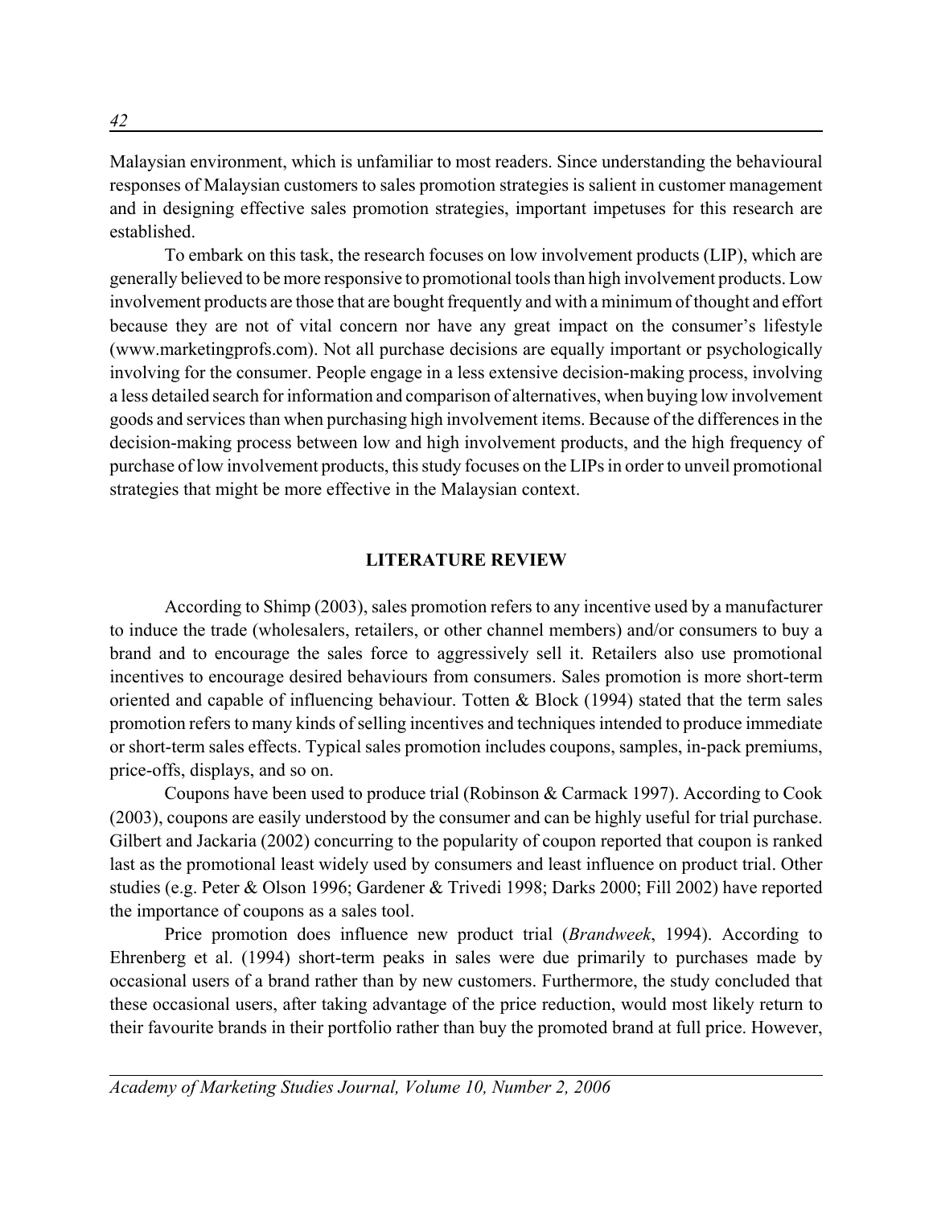Malaysian environment, which is unfamiliar to most readers. Since understanding the behavioural responses of Malaysian customers to sales promotion strategies is salient in customer management and in designing effective sales promotion strategies, important impetuses for this research are established.

To embark on this task, the research focuses on low involvement products (LIP), which are generally believed to be more responsive to promotional tools than high involvement products. Low involvement products are those that are bought frequently and with a minimum of thought and effort because they are not of vital concern nor have any great impact on the consumer's lifestyle (www.marketingprofs.com). Not all purchase decisions are equally important or psychologically involving for the consumer. People engage in a less extensive decision-making process, involving a less detailed search for information and comparison of alternatives, when buying low involvement goods and services than when purchasing high involvement items. Because of the differences in the decision-making process between low and high involvement products, and the high frequency of purchase of low involvement products, this study focuses on the LIPs in order to unveil promotional strategies that might be more effective in the Malaysian context.

## LITERATURE REVIEW

According to Shimp (2003), sales promotion refers to any incentive used by a manufacturer to induce the trade (wholesalers, retailers, or other channel members) and/or consumers to buy a brand and to encourage the sales force to aggressively sell it. Retailers also use promotional incentives to encourage desired behaviours from consumers. Sales promotion is more short-term oriented and capable of influencing behaviour. Totten & Block (1994) stated that the term sales promotion refers to many kinds of selling incentives and techniques intended to produce immediate or short-term sales effects. Typical sales promotion includes coupons, samples, in-pack premiums, price-offs, displays, and so on.

Coupons have been used to produce trial (Robinson & Carmack 1997). According to Cook (2003), coupons are easily understood by the consumer and can be highly useful for trial purchase. Gilbert and Jackaria (2002) concurring to the popularity of coupon reported that coupon is ranked last as the promotional least widely used by consumers and least influence on product trial. Other studies (e.g. Peter & Olson 1996; Gardener & Trivedi 1998; Darks 2000; Fill 2002) have reported the importance of coupons as a sales tool.

Price promotion does influence new product trial (*Brandweek*, 1994). According to Ehrenberg et al. (1994) short-term peaks in sales were due primarily to purchases made by occasional users of a brand rather than by new customers. Furthermore, the study concluded that these occasional users, after taking advantage of the price reduction, would most likely return to their favourite brands in their portfolio rather than buy the promoted brand at full price. However,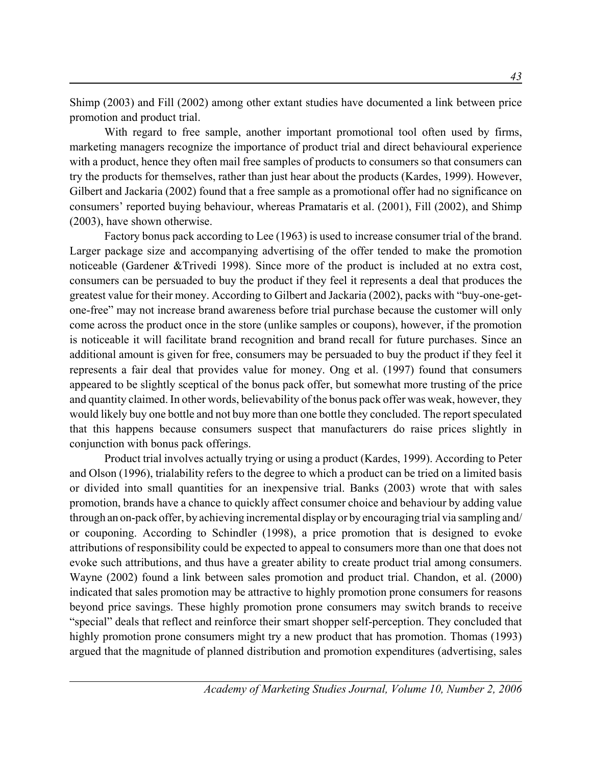Shimp (2003) and Fill (2002) among other extant studies have documented a link between price promotion and product trial.

With regard to free sample, another important promotional tool often used by firms, marketing managers recognize the importance of product trial and direct behavioural experience with a product, hence they often mail free samples of products to consumers so that consumers can try the products for themselves, rather than just hear about the products (Kardes, 1999). However, Gilbert and Jackaria (2002) found that a free sample as a promotional offer had no significance on consumers' reported buying behaviour, whereas Pramataris et al. (2001), Fill (2002), and Shimp (2003), have shown otherwise.

Factory bonus pack according to Lee (1963) is used to increase consumer trial of the brand. Larger package size and accompanying advertising of the offer tended to make the promotion noticeable (Gardener &Trivedi 1998). Since more of the product is included at no extra cost, consumers can be persuaded to buy the product if they feel it represents a deal that produces the greatest value for their money. According to Gilbert and Jackaria (2002), packs with "buy-one-get-one-free" may not increase brand awareness before trial purchase because the customer will only come across the product once in the store (unlike samples or coupons), however, if the promotion is noticeable it will facilitate brand recognition and brand recall for future purchases. Since an additional amount is given for free, consumers may be persuaded to buy the product if they feel it represents a fair deal that provides value for money. Ong et al. (1997) found that consumers appeared to be slightly sceptical of the bonus pack offer, but somewhat more trusting of the price and quantity claimed. In other words, believability of the bonus pack offer was weak, however, they would likely buy one bottle and not buy more than one bottle they concluded. The report speculated that this happens because consumers suspect that manufacturers do raise prices slightly in conjunction with bonus pack offerings.

Product trial involves actually trying or using a product (Kardes, 1999). According to Peter and Olson (1996), trialability refers to the degree to which a product can be tried on a limited basis or divided into small quantities for an inexpensive trial. Banks (2003) wrote that with sales promotion, brands have a chance to quickly affect consumer choice and behaviour by adding value through an on-pack offer, by achieving incremental display or by encouraging trial via sampling and/or couponing. According to Schindler (1998), a price promotion that is designed to evoke attributions of responsibility could be expected to appeal to consumers more than one that does not evoke such attributions, and thus have a greater ability to create product trial among consumers. Wayne (2002) found a link between sales promotion and product trial. Chandon, et al. (2000) indicated that sales promotion may be attractive to highly promotion prone consumers for reasons beyond price savings. These highly promotion prone consumers may switch brands to receive "special" deals that reflect and reinforce their smart shopper self-perception. They concluded that highly promotion prone consumers might try a new product that has promotion. Thomas (1993) argued that the magnitude of planned distribution and promotion expenditures (advertising, sales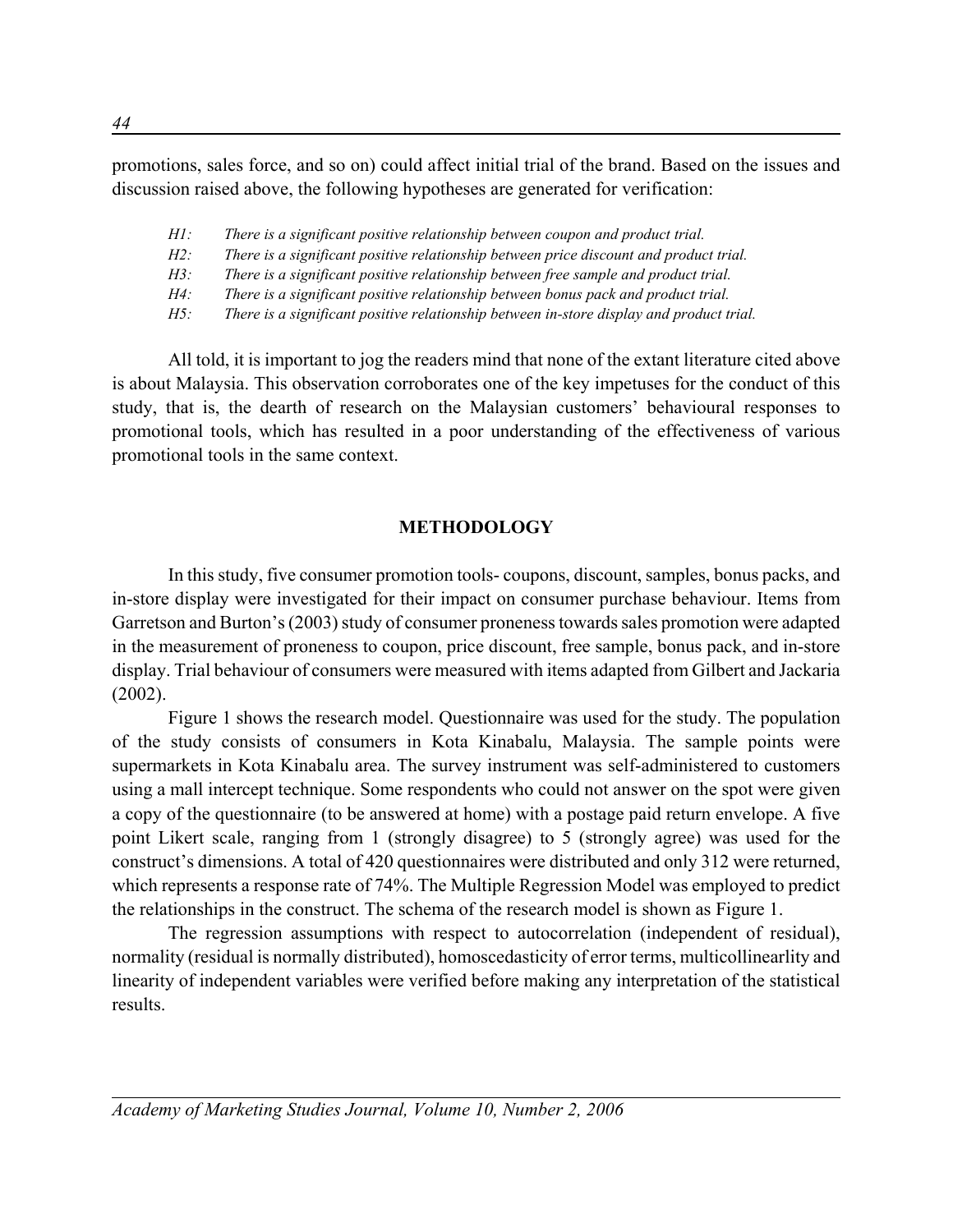promotions, sales force, and so on) could affect initial trial of the brand. Based on the issues and discussion raised above, the following hypotheses are generated for verification:

- *H1: There is a significant positive relationship between coupon and product trial.*
- *H2: There is a significant positive relationship between price discount and product trial.*
- *H3: There is a significant positive relationship between free sample and product trial.*
- *H4: There is a significant positive relationship between bonus pack and product trial.*
- *H5: There is a significant positive relationship between in-store display and product trial.*

All told, it is important to jog the readers mind that none of the extant literature cited above is about Malaysia. This observation corroborates one of the key impetuses for the conduct of this study, that is, the dearth of research on the Malaysian customers' behavioural responses to promotional tools, which has resulted in a poor understanding of the effectiveness of various promotional tools in the same context.

## METHODOLOGY

In this study, five consumer promotion tools- coupons, discount, samples, bonus packs, and in-store display were investigated for their impact on consumer purchase behaviour. Items from Garretson and Burton's (2003) study of consumer proneness towards sales promotion were adapted in the measurement of proneness to coupon, price discount, free sample, bonus pack, and in-store display. Trial behaviour of consumers were measured with items adapted from Gilbert and Jackaria (2002).

Figure 1 shows the research model. Questionnaire was used for the study. The population of the study consists of consumers in Kota Kinabalu, Malaysia. The sample points were supermarkets in Kota Kinabalu area. The survey instrument was self-administered to customers using a mall intercept technique. Some respondents who could not answer on the spot were given a copy of the questionnaire (to be answered at home) with a postage paid return envelope. A five point Likert scale, ranging from 1 (strongly disagree) to 5 (strongly agree) was used for the construct's dimensions. A total of 420 questionnaires were distributed and only 312 were returned, which represents a response rate of 74%. The Multiple Regression Model was employed to predict the relationships in the construct. The schema of the research model is shown as Figure 1.

The regression assumptions with respect to autocorrelation (independent of residual), normality (residual is normally distributed), homoscedasticity of error terms, multicollinearlity and linearity of independent variables were verified before making any interpretation of the statistical results.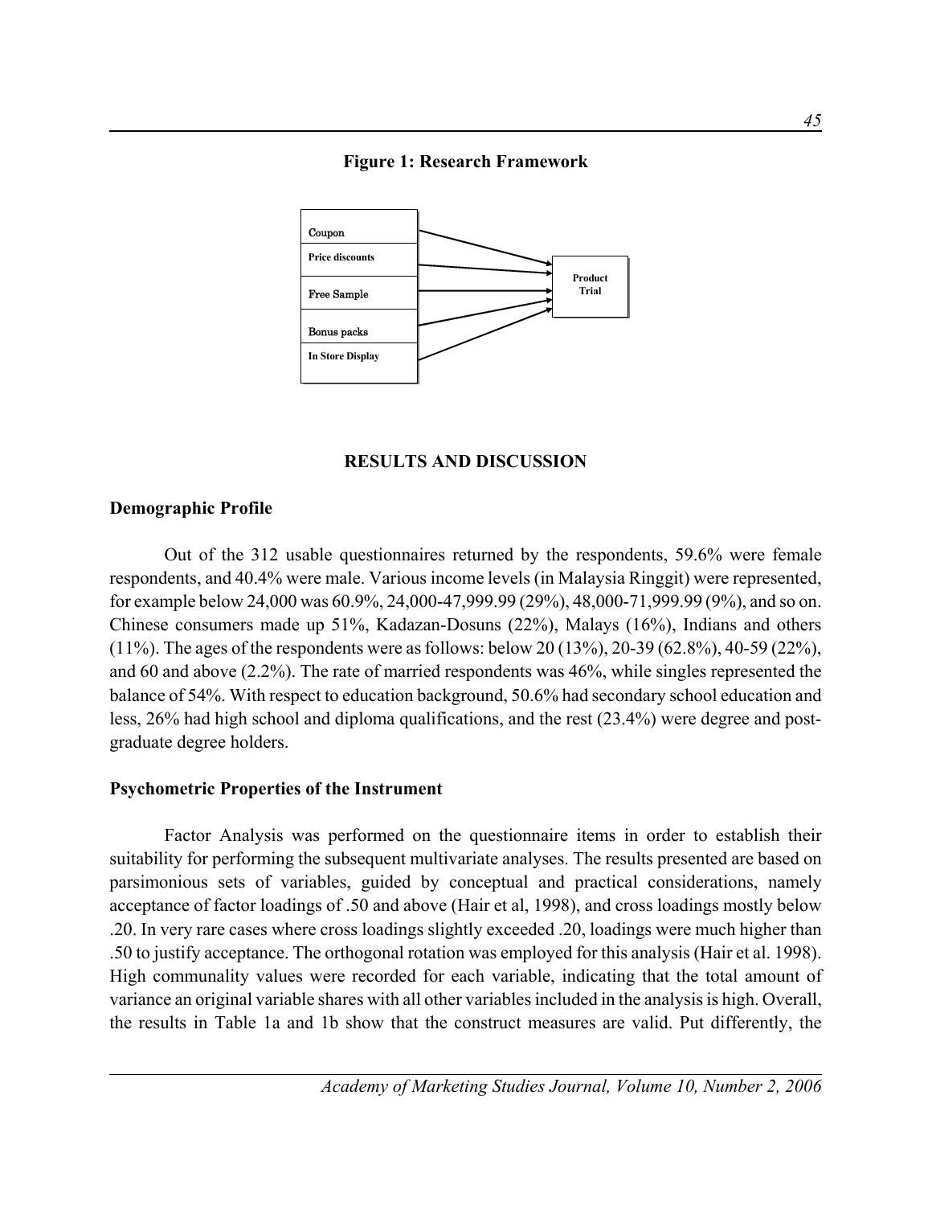**Figure 1: Research Framework**

Coupon

Price discounts

Free Sample

Bonus packs

In Store Display

Product Trial

## RESULTS AND DISCUSSION

### Demographic Profile

Out of the 312 usable questionnaires returned by the respondents, 59.6% were female respondents, and 40.4% were male. Various income levels (in Malaysia Ringgit) were represented, for example below 24,000 was 60.9%, 24,000-47,999.99 (29%), 48,000-71,999.99 (9%), and so on. Chinese consumers made up 51%, Kadazan-Dosuns (22%), Malays (16%), Indians and others (11%). The ages of the respondents were as follows: below 20 (13%), 20-39 (62.8%), 40-59 (22%), and 60 and above (2.2%). The rate of married respondents was 46%, while singles represented the balance of 54%. With respect to education background, 50.6% had secondary school education and less, 26% had high school and diploma qualifications, and the rest (23.4%) were degree and post-graduate degree holders.

### Psychometric Properties of the Instrument

Factor Analysis was performed on the questionnaire items in order to establish their suitability for performing the subsequent multivariate analyses. The results presented are based on parsimonious sets of variables, guided by conceptual and practical considerations, namely acceptance of factor loadings of .50 and above (Hair et al, 1998), and cross loadings mostly below .20. In very rare cases where cross loadings slightly exceeded .20, loadings were much higher than .50 to justify acceptance. The orthogonal rotation was employed for this analysis (Hair et al. 1998). High communality values were recorded for each variable, indicating that the total amount of variance an original variable shares with all other variables included in the analysis is high. Overall, the results in Table 1a and 1b show that the construct measures are valid. Put differently, the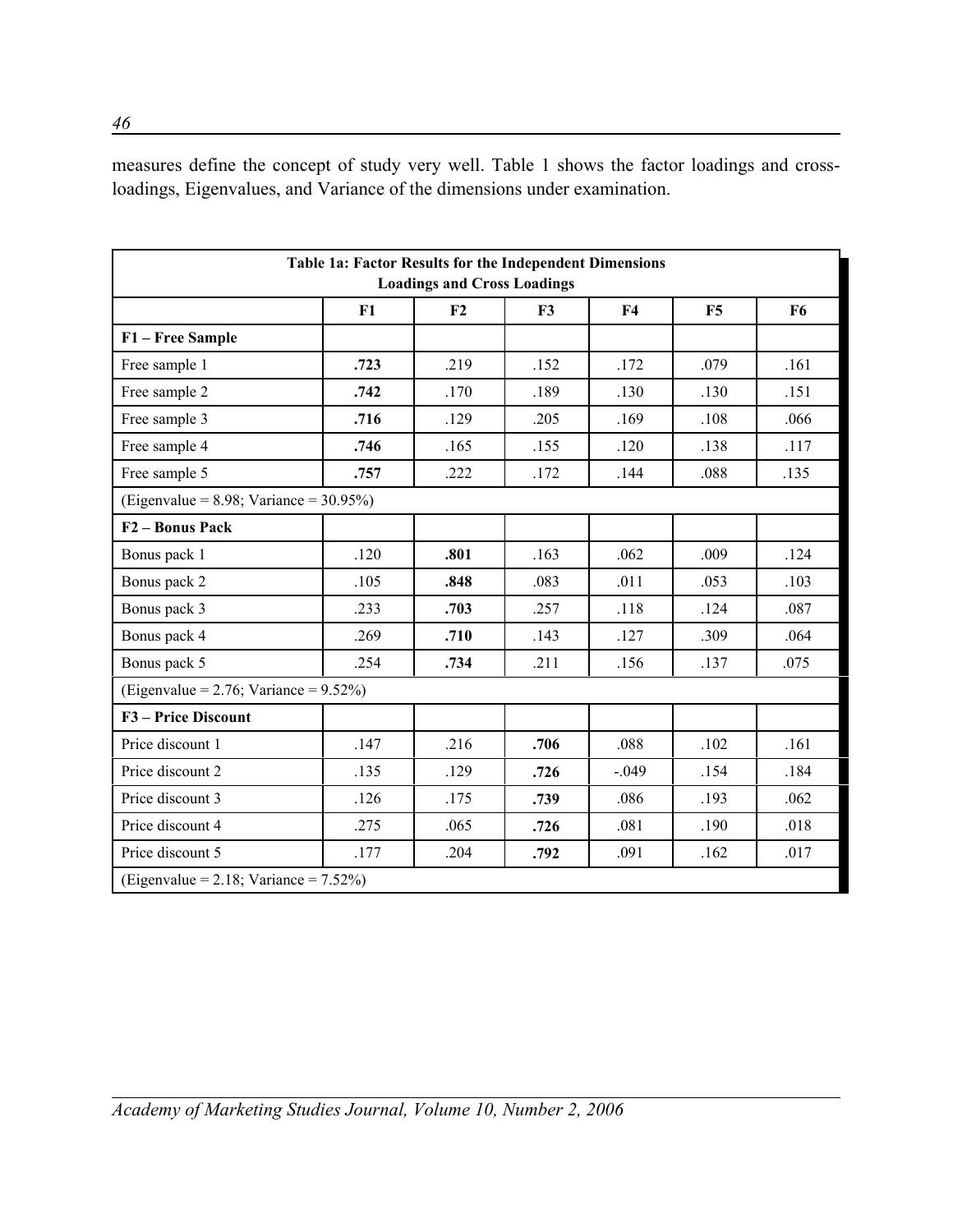measures define the concept of study very well. Table 1 shows the factor loadings and cross-loadings, Eigenvalues, and Variance of the dimensions under examination.

| Table 1a: Factor Results for the Independent Dimensions Loadings and Cross Loadings | | | | | | |
|---|---|---|---|---|---|---|
| | **F1** | **F2** | **F3** | **F4** | **F5** | **F6** |
| **F1 – Free Sample** | | | | | | |
| Free sample 1 | **.723** | .219 | .152 | .172 | .079 | .161 |
| Free sample 2 | **.742** | .170 | .189 | .130 | .130 | .151 |
| Free sample 3 | **.716** | .129 | .205 | .169 | .108 | .066 |
| Free sample 4 | **.746** | .165 | .155 | .120 | .138 | .117 |
| Free sample 5 | **.757** | .222 | .172 | .144 | .088 | .135 |
| (Eigenvalue = 8.98; Variance = 30.95%) | | | | | | |
| **F2 – Bonus Pack** | | | | | | |
| Bonus pack 1 | .120 | **.801** | .163 | .062 | .009 | .124 |
| Bonus pack 2 | .105 | **.848** | .083 | .011 | .053 | .103 |
| Bonus pack 3 | .233 | **.703** | .257 | .118 | .124 | .087 |
| Bonus pack 4 | .269 | **.710** | .143 | .127 | .309 | .064 |
| Bonus pack 5 | .254 | **.734** | .211 | .156 | .137 | .075 |
| (Eigenvalue = 2.76; Variance = 9.52%) | | | | | | |
| **F3 – Price Discount** | | | | | | |
| Price discount 1 | .147 | .216 | **.706** | .088 | .102 | .161 |
| Price discount 2 | .135 | .129 | **.726** | -.049 | .154 | .184 |
| Price discount 3 | .126 | .175 | **.739** | .086 | .193 | .062 |
| Price discount 4 | .275 | .065 | **.726** | .081 | .190 | .018 |
| Price discount 5 | .177 | .204 | **.792** | .091 | .162 | .017 |
| (Eigenvalue = 2.18; Variance = 7.52%) | | | | | | |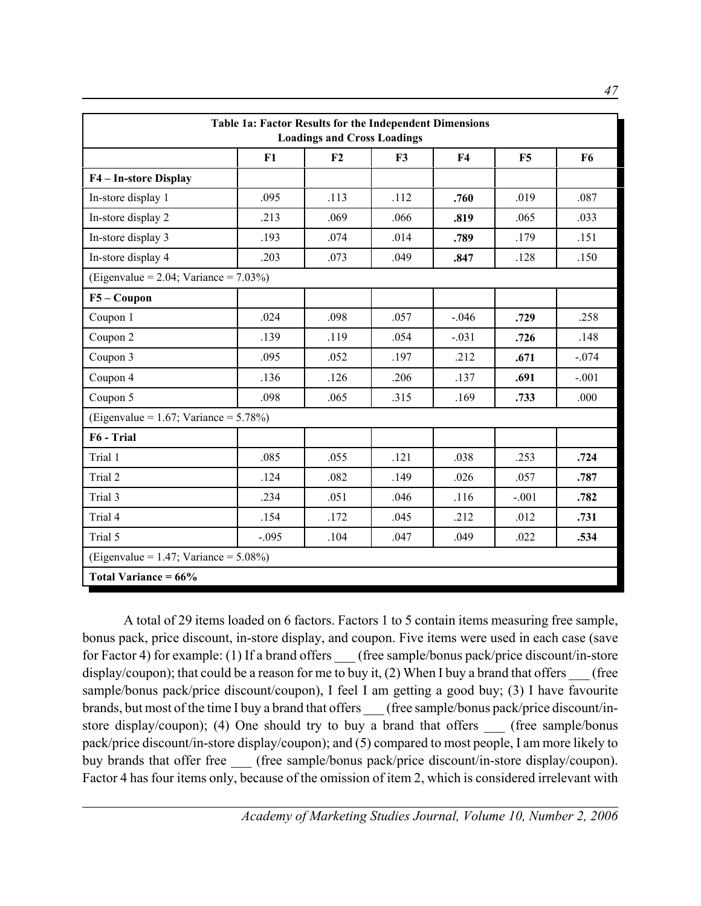| Table 1a: Factor Results for the Independent Dimensions Loadings and Cross Loadings | | | | | | |
|---|---|---|---|---|---|---|
| | F1 | F2 | F3 | F4 | F5 | F6 |
| **F4 – In-store Display** | | | | | | |
| In-store display 1 | .095 | .113 | .112 | **.760** | .019 | .087 |
| In-store display 2 | .213 | .069 | .066 | **.819** | .065 | .033 |
| In-store display 3 | .193 | .074 | .014 | **.789** | .179 | .151 |
| In-store display 4 | .203 | .073 | .049 | **.847** | .128 | .150 |
| (Eigenvalue = 2.04; Variance = 7.03%) | | | | | | |
| **F5 – Coupon** | | | | | | |
| Coupon 1 | .024 | .098 | .057 | -.046 | **.729** | .258 |
| Coupon 2 | .139 | .119 | .054 | -.031 | **.726** | .148 |
| Coupon 3 | .095 | .052 | .197 | .212 | **.671** | -.074 |
| Coupon 4 | .136 | .126 | .206 | .137 | **.691** | -.001 |
| Coupon 5 | .098 | .065 | .315 | .169 | **.733** | .000 |
| (Eigenvalue = 1.67; Variance = 5.78%) | | | | | | |
| **F6 - Trial** | | | | | | |
| Trial 1 | .085 | .055 | .121 | .038 | .253 | **.724** |
| Trial 2 | .124 | .082 | .149 | .026 | .057 | **.787** |
| Trial 3 | .234 | .051 | .046 | .116 | -.001 | **.782** |
| Trial 4 | .154 | .172 | .045 | .212 | .012 | **.731** |
| Trial 5 | -.095 | .104 | .047 | .049 | .022 | **.534** |
| (Eigenvalue = 1.47; Variance = 5.08%) | | | | | | |
| **Total Variance = 66%** | | | | | | |

A total of 29 items loaded on 6 factors. Factors 1 to 5 contain items measuring free sample, bonus pack, price discount, in-store display, and coupon. Five items were used in each case (save for Factor 4) for example: (1) If a brand offers ___ (free sample/bonus pack/price discount/in-store display/coupon); that could be a reason for me to buy it, (2) When I buy a brand that offers ___ (free sample/bonus pack/price discount/coupon), I feel I am getting a good buy; (3) I have favourite brands, but most of the time I buy a brand that offers ___ (free sample/bonus pack/price discount/in-store display/coupon); (4) One should try to buy a brand that offers ___ (free sample/bonus pack/price discount/in-store display/coupon); and (5) compared to most people, I am more likely to buy brands that offer free ___ (free sample/bonus pack/price discount/in-store display/coupon). Factor 4 has four items only, because of the omission of item 2, which is considered irrelevant with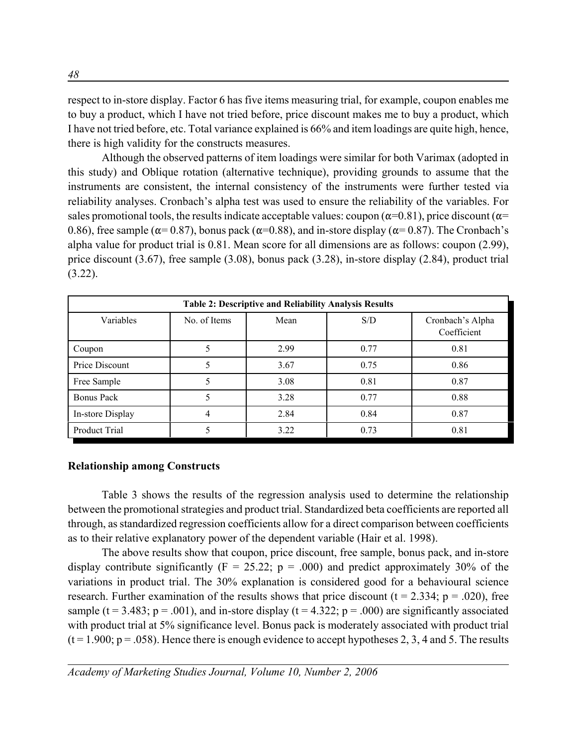respect to in-store display. Factor 6 has five items measuring trial, for example, coupon enables me to buy a product, which I have not tried before, price discount makes me to buy a product, which I have not tried before, etc. Total variance explained is 66% and item loadings are quite high, hence, there is high validity for the constructs measures.

Although the observed patterns of item loadings were similar for both Varimax (adopted in this study) and Oblique rotation (alternative technique), providing grounds to assume that the instruments are consistent, the internal consistency of the instruments were further tested via reliability analyses. Cronbach's alpha test was used to ensure the reliability of the variables. For sales promotional tools, the results indicate acceptable values: coupon ($\alpha$=0.81), price discount ($\alpha$= 0.86), free sample ($\alpha$= 0.87), bonus pack ($\alpha$=0.88), and in-store display ($\alpha$= 0.87). The Cronbach's alpha value for product trial is 0.81. Mean score for all dimensions are as follows: coupon (2.99), price discount (3.67), free sample (3.08), bonus pack (3.28), in-store display (2.84), product trial (3.22).

**Table 2: Descriptive and Reliability Analysis Results**

| Variables | No. of Items | Mean | S/D | Cronbach's Alpha Coefficient |
|---|---|---|---|---|
| Coupon | 5 | 2.99 | 0.77 | 0.81 |
| Price Discount | 5 | 3.67 | 0.75 | 0.86 |
| Free Sample | 5 | 3.08 | 0.81 | 0.87 |
| Bonus Pack | 5 | 3.28 | 0.77 | 0.88 |
| In-store Display | 4 | 2.84 | 0.84 | 0.87 |
| Product Trial | 5 | 3.22 | 0.73 | 0.81 |

**Relationship among Constructs**

Table 3 shows the results of the regression analysis used to determine the relationship between the promotional strategies and product trial. Standardized beta coefficients are reported all through, as standardized regression coefficients allow for a direct comparison between coefficients as to their relative explanatory power of the dependent variable (Hair et al. 1998).

The above results show that coupon, price discount, free sample, bonus pack, and in-store display contribute significantly ($F = 25.22$; $p = .000$) and predict approximately 30% of the variations in product trial. The 30% explanation is considered good for a behavioural science research. Further examination of the results shows that price discount ($t = 2.334$; $p = .020$), free sample ($t = 3.483$; $p = .001$), and in-store display ($t = 4.322$; $p = .000$) are significantly associated with product trial at 5% significance level. Bonus pack is moderately associated with product trial ($t = 1.900$; $p = .058$). Hence there is enough evidence to accept hypotheses 2, 3, 4 and 5. The results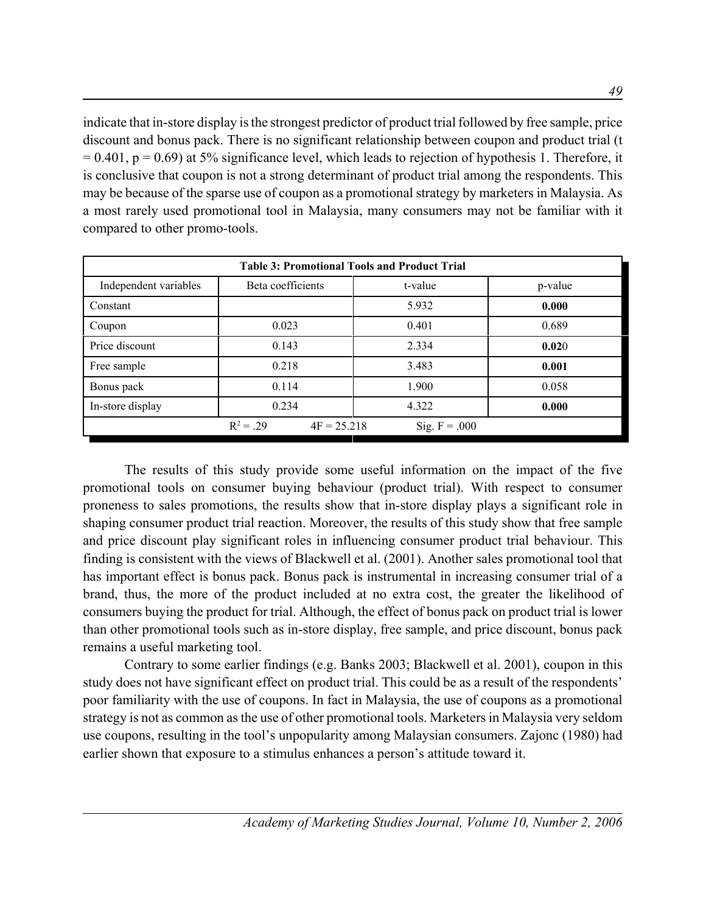indicate that in-store display is the strongest predictor of product trial followed by free sample, price discount and bonus pack. There is no significant relationship between coupon and product trial ($t = 0.401$, $p = 0.69$) at 5% significance level, which leads to rejection of hypothesis 1. Therefore, it is conclusive that coupon is not a strong determinant of product trial among the respondents. This may be because of the sparse use of coupon as a promotional strategy by marketers in Malaysia. As a most rarely used promotional tool in Malaysia, many consumers may not be familiar with it compared to other promo-tools.

**Table 3: Promotional Tools and Product Trial**

| Independent variables | Beta coefficients | t-value | p-value |
|---|---|---|---|
| Constant | | 5.932 | **0.000** |
| Coupon | 0.023 | 0.401 | 0.689 |
| Price discount | 0.143 | 2.334 | **0.02**0 |
| Free sample | 0.218 | 3.483 | **0.001** |
| Bonus pack | 0.114 | 1.900 | 0.058 |
| In-store display | 0.234 | 4.322 | **0.000** |
| $R^2 = .29$ | 4F = 25.218 | Sig. F = .000 | |

The results of this study provide some useful information on the impact of the five promotional tools on consumer buying behaviour (product trial). With respect to consumer proneness to sales promotions, the results show that in-store display plays a significant role in shaping consumer product trial reaction. Moreover, the results of this study show that free sample and price discount play significant roles in influencing consumer product trial behaviour. This finding is consistent with the views of Blackwell et al. (2001). Another sales promotional tool that has important effect is bonus pack. Bonus pack is instrumental in increasing consumer trial of a brand, thus, the more of the product included at no extra cost, the greater the likelihood of consumers buying the product for trial. Although, the effect of bonus pack on product trial is lower than other promotional tools such as in-store display, free sample, and price discount, bonus pack remains a useful marketing tool.

Contrary to some earlier findings (e.g. Banks 2003; Blackwell et al. 2001), coupon in this study does not have significant effect on product trial. This could be as a result of the respondents' poor familiarity with the use of coupons. In fact in Malaysia, the use of coupons as a promotional strategy is not as common as the use of other promotional tools. Marketers in Malaysia very seldom use coupons, resulting in the tool's unpopularity among Malaysian consumers. Zajonc (1980) had earlier shown that exposure to a stimulus enhances a person's attitude toward it.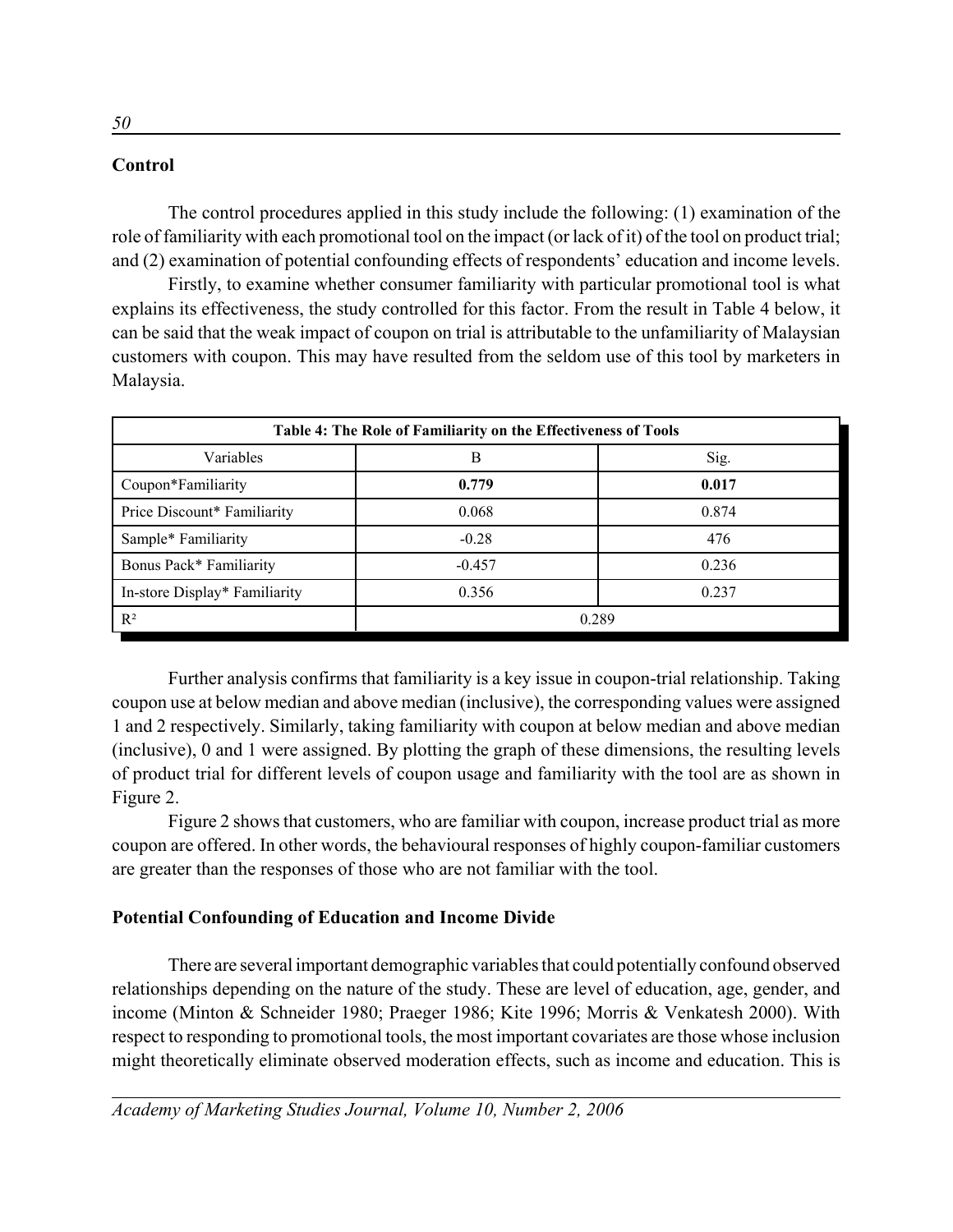## Control

The control procedures applied in this study include the following: (1) examination of the role of familiarity with each promotional tool on the impact (or lack of it) of the tool on product trial; and (2) examination of potential confounding effects of respondents' education and income levels.

Firstly, to examine whether consumer familiarity with particular promotional tool is what explains its effectiveness, the study controlled for this factor. From the result in Table 4 below, it can be said that the weak impact of coupon on trial is attributable to the unfamiliarity of Malaysian customers with coupon. This may have resulted from the seldom use of this tool by marketers in Malaysia.

**Table 4: The Role of Familiarity on the Effectiveness of Tools**

| Variables | B | Sig. |
|---|---|---|
| Coupon*Familiarity | **0.779** | **0.017** |
| Price Discount* Familiarity | 0.068 | 0.874 |
| Sample* Familiarity | -0.28 | 476 |
| Bonus Pack* Familiarity | -0.457 | 0.236 |
| In-store Display* Familiarity | 0.356 | 0.237 |
| $R^2$ | 0.289 | |

Further analysis confirms that familiarity is a key issue in coupon-trial relationship. Taking coupon use at below median and above median (inclusive), the corresponding values were assigned 1 and 2 respectively. Similarly, taking familiarity with coupon at below median and above median (inclusive), 0 and 1 were assigned. By plotting the graph of these dimensions, the resulting levels of product trial for different levels of coupon usage and familiarity with the tool are as shown in Figure 2.

Figure 2 shows that customers, who are familiar with coupon, increase product trial as more coupon are offered. In other words, the behavioural responses of highly coupon-familiar customers are greater than the responses of those who are not familiar with the tool.

## Potential Confounding of Education and Income Divide

There are several important demographic variables that could potentially confound observed relationships depending on the nature of the study. These are level of education, age, gender, and income (Minton & Schneider 1980; Praeger 1986; Kite 1996; Morris & Venkatesh 2000). With respect to responding to promotional tools, the most important covariates are those whose inclusion might theoretically eliminate observed moderation effects, such as income and education. This is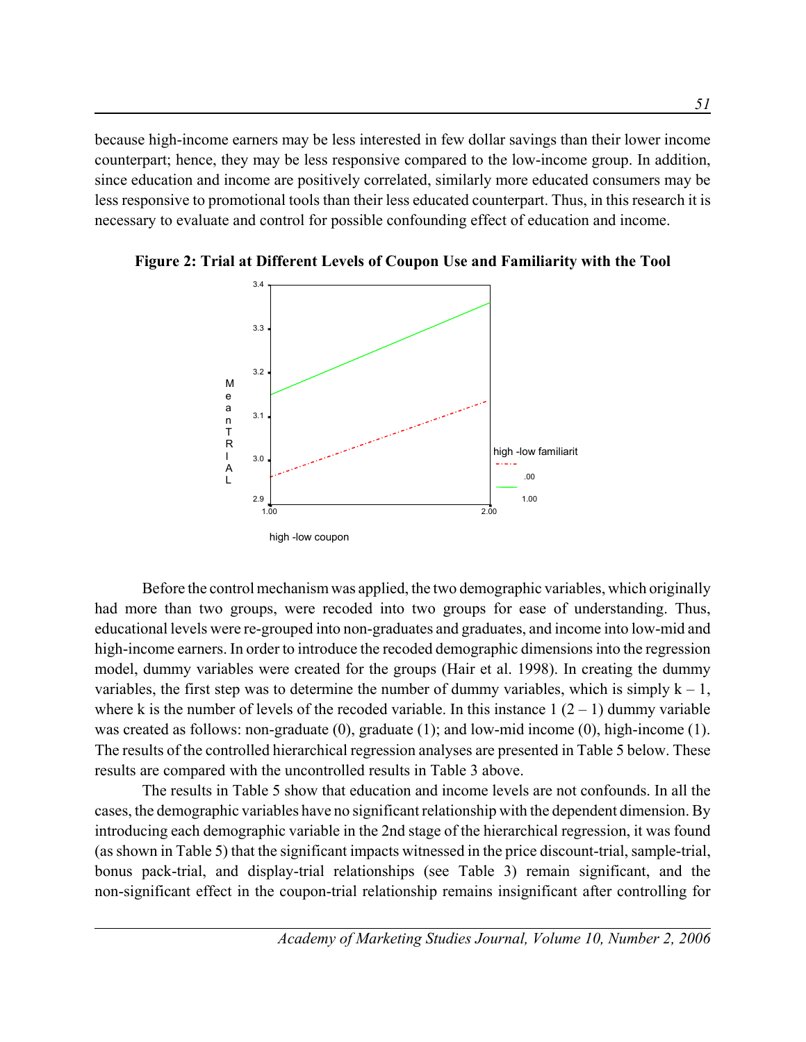because high-income earners may be less interested in few dollar savings than their lower income counterpart; hence, they may be less responsive compared to the low-income group. In addition, since education and income are positively correlated, similarly more educated consumers may be less responsive to promotional tools than their less educated counterpart. Thus, in this research it is necessary to evaluate and control for possible confounding effect of education and income.

**Figure 2: Trial at Different Levels of Coupon Use and Familiarity with the Tool**

Before the control mechanism was applied, the two demographic variables, which originally had more than two groups, were recoded into two groups for ease of understanding. Thus, educational levels were re-grouped into non-graduates and graduates, and income into low-mid and high-income earners. In order to introduce the recoded demographic dimensions into the regression model, dummy variables were created for the groups (Hair et al. 1998). In creating the dummy variables, the first step was to determine the number of dummy variables, which is simply $k - 1$, where k is the number of levels of the recoded variable. In this instance 1 $(2 - 1)$ dummy variable was created as follows: non-graduate (0), graduate (1); and low-mid income (0), high-income (1). The results of the controlled hierarchical regression analyses are presented in Table 5 below. These results are compared with the uncontrolled results in Table 3 above.

The results in Table 5 show that education and income levels are not confounds. In all the cases, the demographic variables have no significant relationship with the dependent dimension. By introducing each demographic variable in the 2nd stage of the hierarchical regression, it was found (as shown in Table 5) that the significant impacts witnessed in the price discount-trial, sample-trial, bonus pack-trial, and display-trial relationships (see Table 3) remain significant, and the non-significant effect in the coupon-trial relationship remains insignificant after controlling for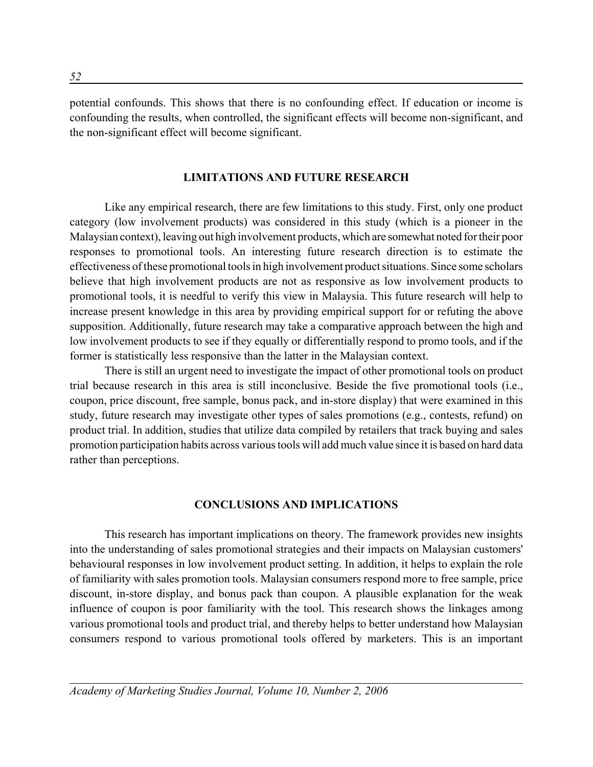potential confounds. This shows that there is no confounding effect. If education or income is confounding the results, when controlled, the significant effects will become non-significant, and the non-significant effect will become significant.

## LIMITATIONS AND FUTURE RESEARCH

Like any empirical research, there are few limitations to this study. First, only one product category (low involvement products) was considered in this study (which is a pioneer in the Malaysian context), leaving out high involvement products, which are somewhat noted for their poor responses to promotional tools. An interesting future research direction is to estimate the effectiveness of these promotional tools in high involvement product situations. Since some scholars believe that high involvement products are not as responsive as low involvement products to promotional tools, it is needful to verify this view in Malaysia. This future research will help to increase present knowledge in this area by providing empirical support for or refuting the above supposition. Additionally, future research may take a comparative approach between the high and low involvement products to see if they equally or differentially respond to promo tools, and if the former is statistically less responsive than the latter in the Malaysian context.

There is still an urgent need to investigate the impact of other promotional tools on product trial because research in this area is still inconclusive. Beside the five promotional tools (i.e., coupon, price discount, free sample, bonus pack, and in-store display) that were examined in this study, future research may investigate other types of sales promotions (e.g., contests, refund) on product trial. In addition, studies that utilize data compiled by retailers that track buying and sales promotion participation habits across various tools will add much value since it is based on hard data rather than perceptions.

## CONCLUSIONS AND IMPLICATIONS

This research has important implications on theory. The framework provides new insights into the understanding of sales promotional strategies and their impacts on Malaysian customers' behavioural responses in low involvement product setting. In addition, it helps to explain the role of familiarity with sales promotion tools. Malaysian consumers respond more to free sample, price discount, in-store display, and bonus pack than coupon. A plausible explanation for the weak influence of coupon is poor familiarity with the tool. This research shows the linkages among various promotional tools and product trial, and thereby helps to better understand how Malaysian consumers respond to various promotional tools offered by marketers. This is an important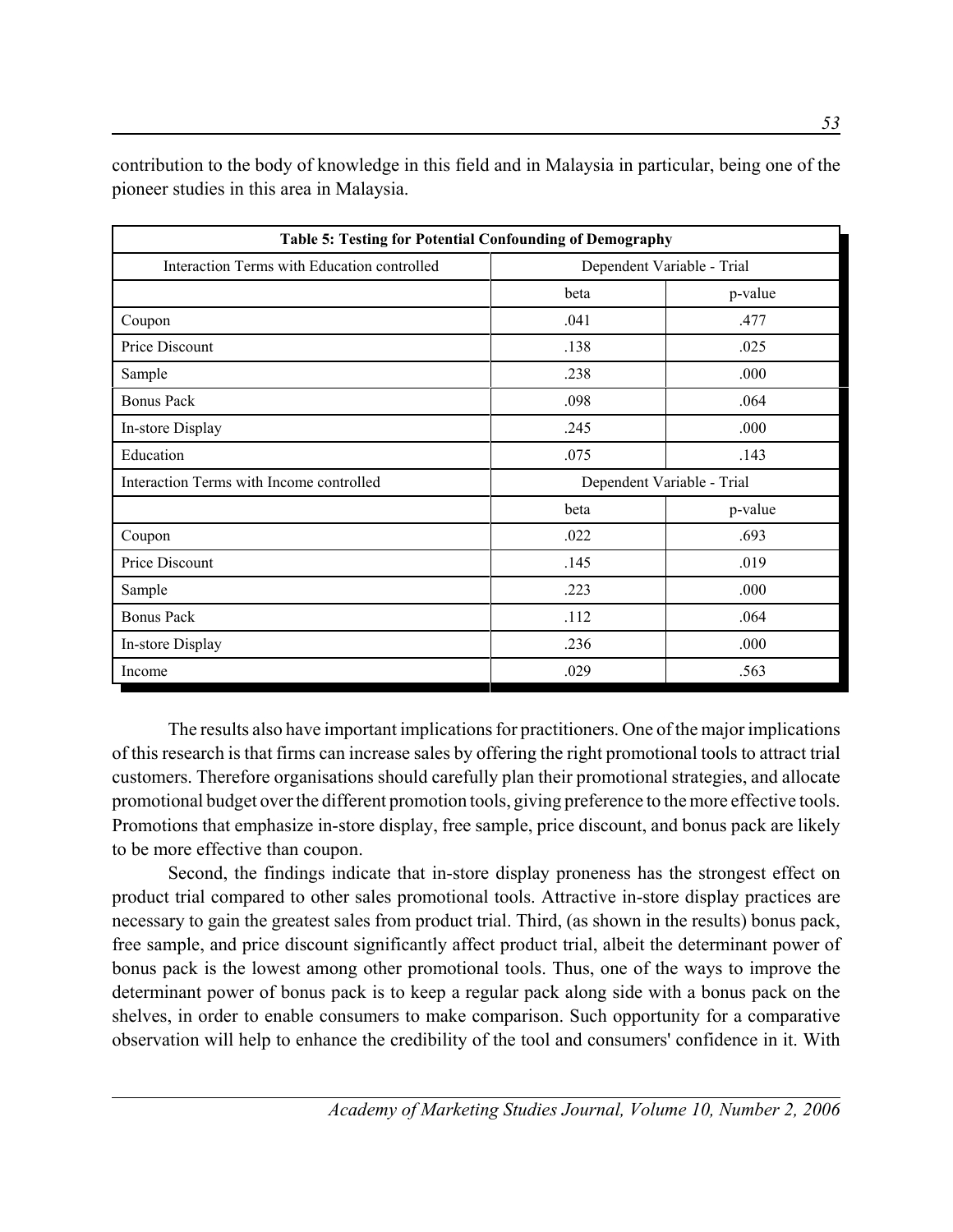contribution to the body of knowledge in this field and in Malaysia in particular, being one of the pioneer studies in this area in Malaysia.

**Table 5: Testing for Potential Confounding of Demography**

| Interaction Terms with Education controlled | Dependent Variable - Trial | |
|---|---|---|
| | beta | p-value |
| Coupon | .041 | .477 |
| Price Discount | .138 | .025 |
| Sample | .238 | .000 |
| Bonus Pack | .098 | .064 |
| In-store Display | .245 | .000 |
| Education | .075 | .143 |
| **Interaction Terms with Income controlled** | **Dependent Variable - Trial** | |
| | beta | p-value |
| Coupon | .022 | .693 |
| Price Discount | .145 | .019 |
| Sample | .223 | .000 |
| Bonus Pack | .112 | .064 |
| In-store Display | .236 | .000 |
| Income | .029 | .563 |

The results also have important implications for practitioners. One of the major implications of this research is that firms can increase sales by offering the right promotional tools to attract trial customers. Therefore organisations should carefully plan their promotional strategies, and allocate promotional budget over the different promotion tools, giving preference to the more effective tools. Promotions that emphasize in-store display, free sample, price discount, and bonus pack are likely to be more effective than coupon.

Second, the findings indicate that in-store display proneness has the strongest effect on product trial compared to other sales promotional tools. Attractive in-store display practices are necessary to gain the greatest sales from product trial. Third, (as shown in the results) bonus pack, free sample, and price discount significantly affect product trial, albeit the determinant power of bonus pack is the lowest among other promotional tools. Thus, one of the ways to improve the determinant power of bonus pack is to keep a regular pack along side with a bonus pack on the shelves, in order to enable consumers to make comparison. Such opportunity for a comparative observation will help to enhance the credibility of the tool and consumers' confidence in it. With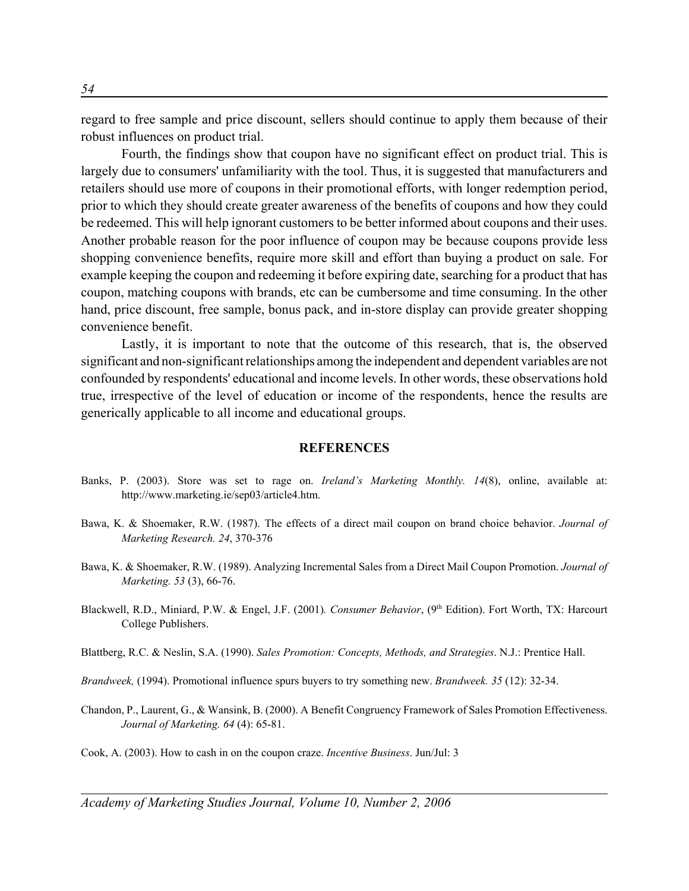regard to free sample and price discount, sellers should continue to apply them because of their robust influences on product trial.

Fourth, the findings show that coupon have no significant effect on product trial. This is largely due to consumers' unfamiliarity with the tool. Thus, it is suggested that manufacturers and retailers should use more of coupons in their promotional efforts, with longer redemption period, prior to which they should create greater awareness of the benefits of coupons and how they could be redeemed. This will help ignorant customers to be better informed about coupons and their uses. Another probable reason for the poor influence of coupon may be because coupons provide less shopping convenience benefits, require more skill and effort than buying a product on sale. For example keeping the coupon and redeeming it before expiring date, searching for a product that has coupon, matching coupons with brands, etc can be cumbersome and time consuming. In the other hand, price discount, free sample, bonus pack, and in-store display can provide greater shopping convenience benefit.

Lastly, it is important to note that the outcome of this research, that is, the observed significant and non-significant relationships among the independent and dependent variables are not confounded by respondents' educational and income levels. In other words, these observations hold true, irrespective of the level of education or income of the respondents, hence the results are generically applicable to all income and educational groups.

## REFERENCES

Banks, P. (2003). Store was set to rage on. *Ireland's Marketing Monthly. 14*(8), online, available at: http://www.marketing.ie/sep03/article4.htm.

Bawa, K. & Shoemaker, R.W. (1987). The effects of a direct mail coupon on brand choice behavior. *Journal of Marketing Research. 24*, 370-376

Bawa, K. & Shoemaker, R.W. (1989). Analyzing Incremental Sales from a Direct Mail Coupon Promotion. *Journal of Marketing. 53* (3), 66-76.

Blackwell, R.D., Miniard, P.W. & Engel, J.F. (2001). *Consumer Behavior*, (9th Edition). Fort Worth, TX: Harcourt College Publishers.

Blattberg, R.C. & Neslin, S.A. (1990). *Sales Promotion: Concepts, Methods, and Strategies*. N.J.: Prentice Hall.

*Brandweek,* (1994). Promotional influence spurs buyers to try something new. *Brandweek. 35* (12): 32-34.

Chandon, P., Laurent, G., & Wansink, B. (2000). A Benefit Congruency Framework of Sales Promotion Effectiveness. *Journal of Marketing. 64* (4): 65-81.

Cook, A. (2003). How to cash in on the coupon craze. *Incentive Business*. Jun/Jul: 3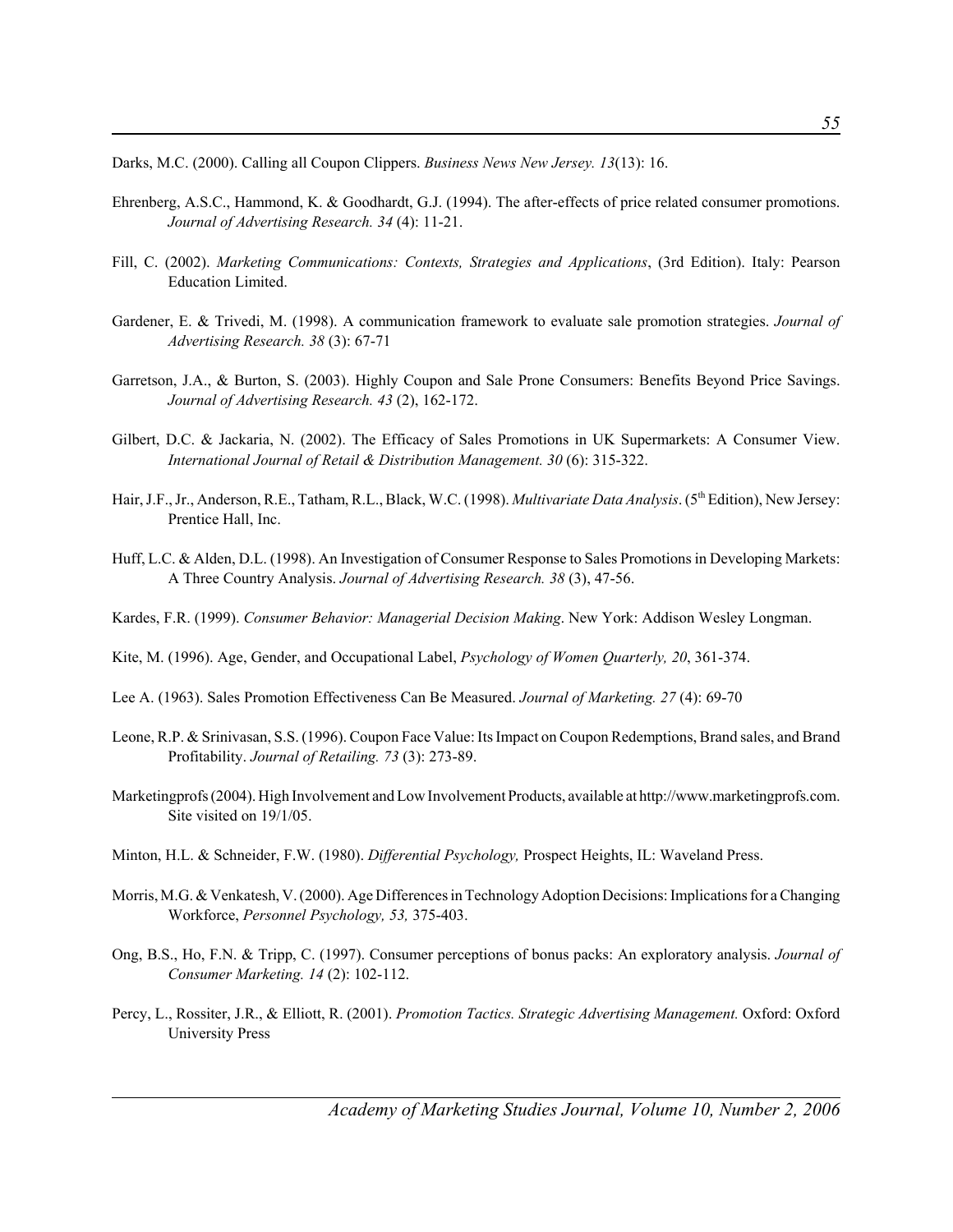Darks, M.C. (2000). Calling all Coupon Clippers. *Business News New Jersey. 13*(13): 16.

Ehrenberg, A.S.C., Hammond, K. & Goodhardt, G.J. (1994). The after-effects of price related consumer promotions. *Journal of Advertising Research. 34* (4): 11-21.

Fill, C. (2002). *Marketing Communications: Contexts, Strategies and Applications*, (3rd Edition). Italy: Pearson Education Limited.

Gardener, E. & Trivedi, M. (1998). A communication framework to evaluate sale promotion strategies. *Journal of Advertising Research. 38* (3): 67-71

Garretson, J.A., & Burton, S. (2003). Highly Coupon and Sale Prone Consumers: Benefits Beyond Price Savings. *Journal of Advertising Research. 43* (2), 162-172.

Gilbert, D.C. & Jackaria, N. (2002). The Efficacy of Sales Promotions in UK Supermarkets: A Consumer View. *International Journal of Retail & Distribution Management. 30* (6): 315-322.

Hair, J.F., Jr., Anderson, R.E., Tatham, R.L., Black, W.C. (1998). *Multivariate Data Analysis*. (5th Edition), New Jersey: Prentice Hall, Inc.

Huff, L.C. & Alden, D.L. (1998). An Investigation of Consumer Response to Sales Promotions in Developing Markets: A Three Country Analysis. *Journal of Advertising Research. 38* (3), 47-56.

Kardes, F.R. (1999). *Consumer Behavior: Managerial Decision Making*. New York: Addison Wesley Longman.

Kite, M. (1996). Age, Gender, and Occupational Label, *Psychology of Women Quarterly, 20*, 361-374.

Lee A. (1963). Sales Promotion Effectiveness Can Be Measured. *Journal of Marketing. 27* (4): 69-70

Leone, R.P. & Srinivasan, S.S. (1996). Coupon Face Value: Its Impact on Coupon Redemptions, Brand sales, and Brand Profitability. *Journal of Retailing. 73* (3): 273-89.

Marketingprofs (2004). High Involvement and Low Involvement Products, available at http://www.marketingprofs.com. Site visited on 19/1/05.

Minton, H.L. & Schneider, F.W. (1980). *Differential Psychology,* Prospect Heights, IL: Waveland Press.

Morris, M.G. & Venkatesh, V. (2000). Age Differences in Technology Adoption Decisions: Implications for a Changing Workforce, *Personnel Psychology, 53,* 375-403.

Ong, B.S., Ho, F.N. & Tripp, C. (1997). Consumer perceptions of bonus packs: An exploratory analysis. *Journal of Consumer Marketing. 14* (2): 102-112.

Percy, L., Rossiter, J.R., & Elliott, R. (2001). *Promotion Tactics. Strategic Advertising Management.* Oxford: Oxford University Press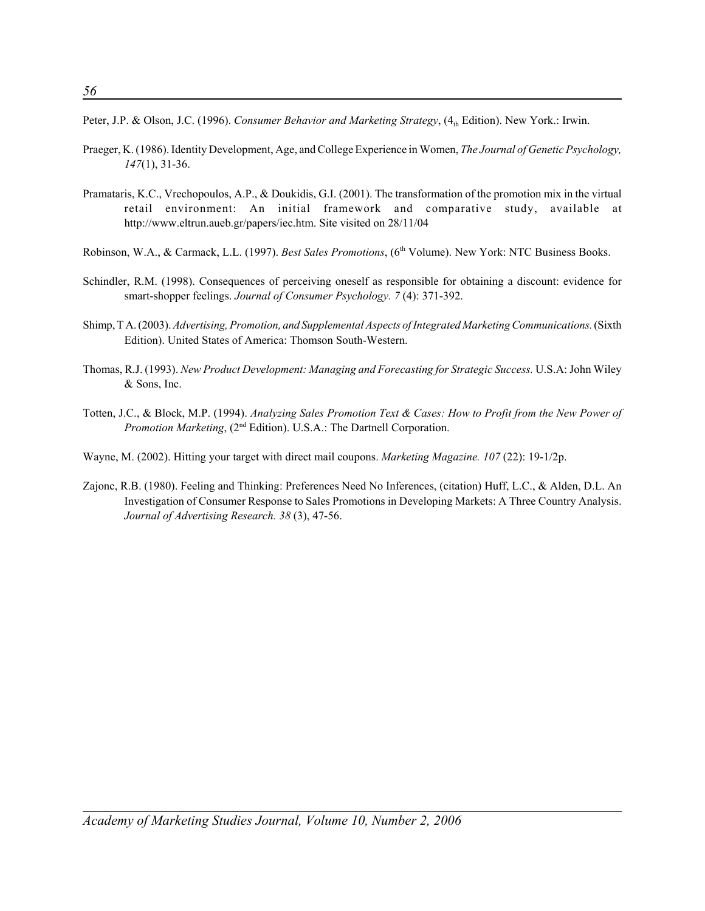Peter, J.P. & Olson, J.C. (1996). *Consumer Behavior and Marketing Strategy*, ($4_{th}$ Edition). New York.: Irwin.

Praeger, K. (1986). Identity Development, Age, and College Experience in Women, *The Journal of Genetic Psychology, 147*(1), 31-36.

Pramataris, K.C., Vrechopoulos, A.P., & Doukidis, G.I. (2001). The transformation of the promotion mix in the virtual retail environment: An initial framework and comparative study, available at http://www.eltrun.aueb.gr/papers/iec.htm. Site visited on 28/11/04

Robinson, W.A., & Carmack, L.L. (1997). *Best Sales Promotions*, ($6^{th}$ Volume). New York: NTC Business Books.

Schindler, R.M. (1998). Consequences of perceiving oneself as responsible for obtaining a discount: evidence for smart-shopper feelings. *Journal of Consumer Psychology. 7* (4): 371-392.

Shimp, T A. (2003). *Advertising, Promotion, and Supplemental Aspects of Integrated Marketing Communications.* (Sixth Edition). United States of America: Thomson South-Western.

Thomas, R.J. (1993). *New Product Development: Managing and Forecasting for Strategic Success.* U.S.A: John Wiley & Sons, Inc.

Totten, J.C., & Block, M.P. (1994). *Analyzing Sales Promotion Text & Cases: How to Profit from the New Power of Promotion Marketing*, ($2^{nd}$ Edition). U.S.A.: The Dartnell Corporation.

Wayne, M. (2002). Hitting your target with direct mail coupons. *Marketing Magazine. 107* (22): 19-1/2p.

Zajonc, R.B. (1980). Feeling and Thinking: Preferences Need No Inferences, (citation) Huff, L.C., & Alden, D.L. An Investigation of Consumer Response to Sales Promotions in Developing Markets: A Three Country Analysis. *Journal of Advertising Research. 38* (3), 47-56.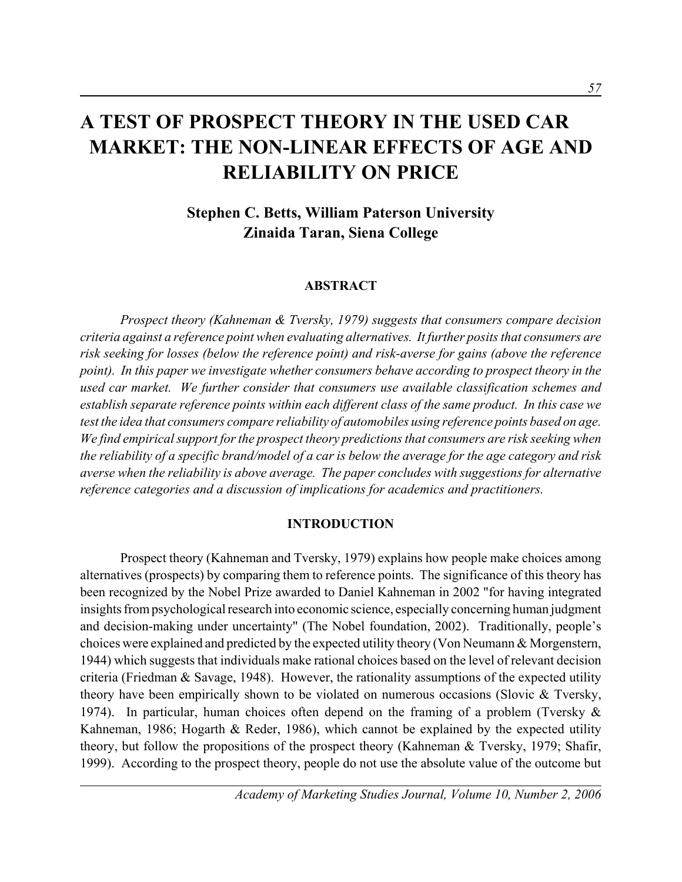# A TEST OF PROSPECT THEORY IN THE USED CAR MARKET: THE NON-LINEAR EFFECTS OF AGE AND RELIABILITY ON PRICE

**Stephen C. Betts, William Paterson University**
**Zinaida Taran, Siena College**

## ABSTRACT

*Prospect theory (Kahneman & Tversky, 1979) suggests that consumers compare decision criteria against a reference point when evaluating alternatives. It further posits that consumers are risk seeking for losses (below the reference point) and risk-averse for gains (above the reference point). In this paper we investigate whether consumers behave according to prospect theory in the used car market. We further consider that consumers use available classification schemes and establish separate reference points within each different class of the same product. In this case we test the idea that consumers compare reliability of automobiles using reference points based on age. We find empirical support for the prospect theory predictions that consumers are risk seeking when the reliability of a specific brand/model of a car is below the average for the age category and risk averse when the reliability is above average. The paper concludes with suggestions for alternative reference categories and a discussion of implications for academics and practitioners.*

## INTRODUCTION

Prospect theory (Kahneman and Tversky, 1979) explains how people make choices among alternatives (prospects) by comparing them to reference points. The significance of this theory has been recognized by the Nobel Prize awarded to Daniel Kahneman in 2002 "for having integrated insights from psychological research into economic science, especially concerning human judgment and decision-making under uncertainty" (The Nobel foundation, 2002). Traditionally, people's choices were explained and predicted by the expected utility theory (Von Neumann & Morgenstern, 1944) which suggests that individuals make rational choices based on the level of relevant decision criteria (Friedman & Savage, 1948). However, the rationality assumptions of the expected utility theory have been empirically shown to be violated on numerous occasions (Slovic & Tversky, 1974). In particular, human choices often depend on the framing of a problem (Tversky & Kahneman, 1986; Hogarth & Reder, 1986), which cannot be explained by the expected utility theory, but follow the propositions of the prospect theory (Kahneman & Tversky, 1979; Shafir, 1999). According to the prospect theory, people do not use the absolute value of the outcome but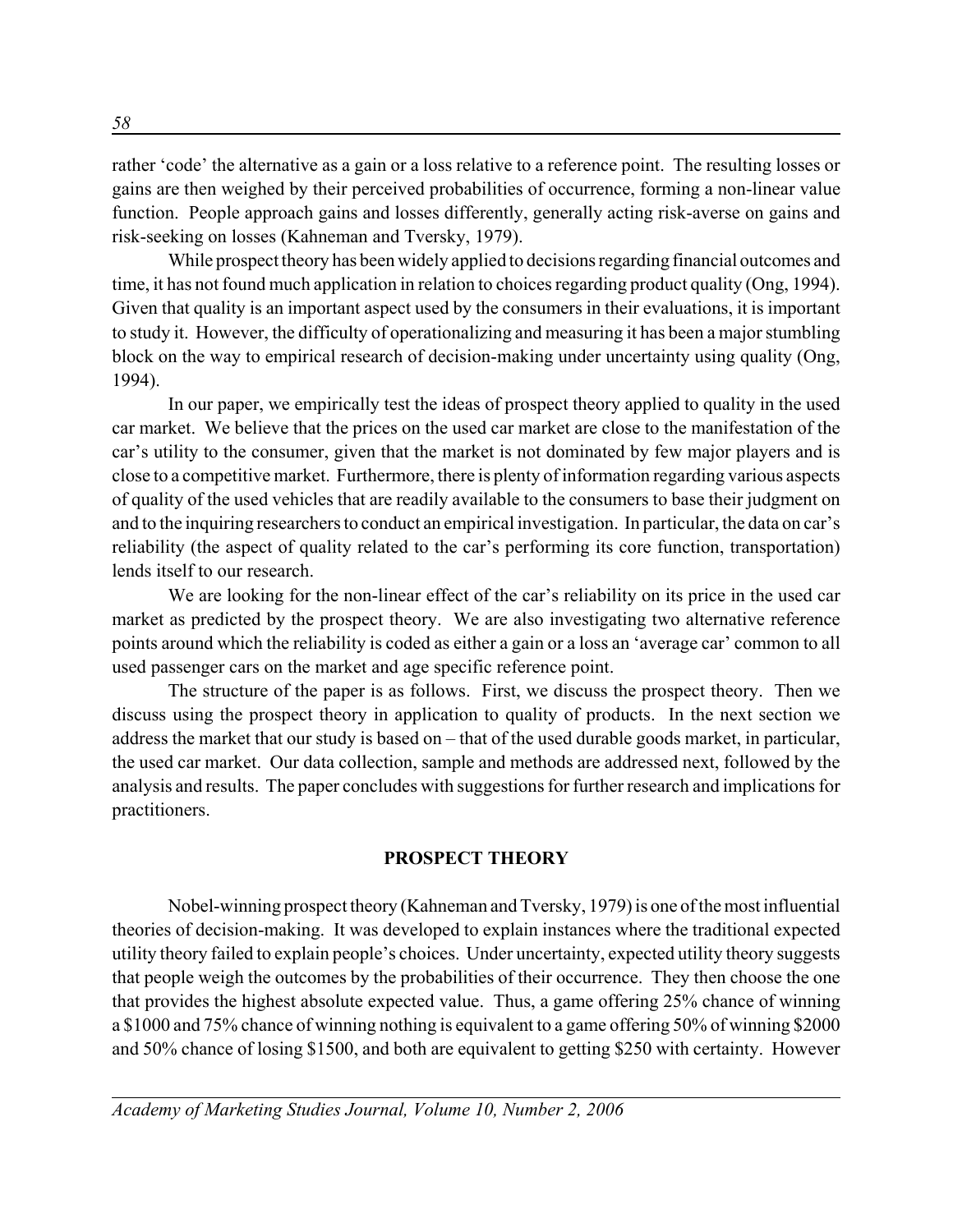rather 'code' the alternative as a gain or a loss relative to a reference point. The resulting losses or gains are then weighed by their perceived probabilities of occurrence, forming a non-linear value function. People approach gains and losses differently, generally acting risk-averse on gains and risk-seeking on losses (Kahneman and Tversky, 1979).

While prospect theory has been widely applied to decisions regarding financial outcomes and time, it has not found much application in relation to choices regarding product quality (Ong, 1994). Given that quality is an important aspect used by the consumers in their evaluations, it is important to study it. However, the difficulty of operationalizing and measuring it has been a major stumbling block on the way to empirical research of decision-making under uncertainty using quality (Ong, 1994).

In our paper, we empirically test the ideas of prospect theory applied to quality in the used car market. We believe that the prices on the used car market are close to the manifestation of the car's utility to the consumer, given that the market is not dominated by few major players and is close to a competitive market. Furthermore, there is plenty of information regarding various aspects of quality of the used vehicles that are readily available to the consumers to base their judgment on and to the inquiring researchers to conduct an empirical investigation. In particular, the data on car's reliability (the aspect of quality related to the car's performing its core function, transportation) lends itself to our research.

We are looking for the non-linear effect of the car's reliability on its price in the used car market as predicted by the prospect theory. We are also investigating two alternative reference points around which the reliability is coded as either a gain or a loss an 'average car' common to all used passenger cars on the market and age specific reference point.

The structure of the paper is as follows. First, we discuss the prospect theory. Then we discuss using the prospect theory in application to quality of products. In the next section we address the market that our study is based on – that of the used durable goods market, in particular, the used car market. Our data collection, sample and methods are addressed next, followed by the analysis and results. The paper concludes with suggestions for further research and implications for practitioners.

## PROSPECT THEORY

Nobel-winning prospect theory (Kahneman and Tversky, 1979) is one of the most influential theories of decision-making. It was developed to explain instances where the traditional expected utility theory failed to explain people's choices. Under uncertainty, expected utility theory suggests that people weigh the outcomes by the probabilities of their occurrence. They then choose the one that provides the highest absolute expected value. Thus, a game offering 25% chance of winning a $1000 and 75% chance of winning nothing is equivalent to a game offering 50% of winning $2000 and 50% chance of losing $1500, and both are equivalent to getting $250 with certainty. However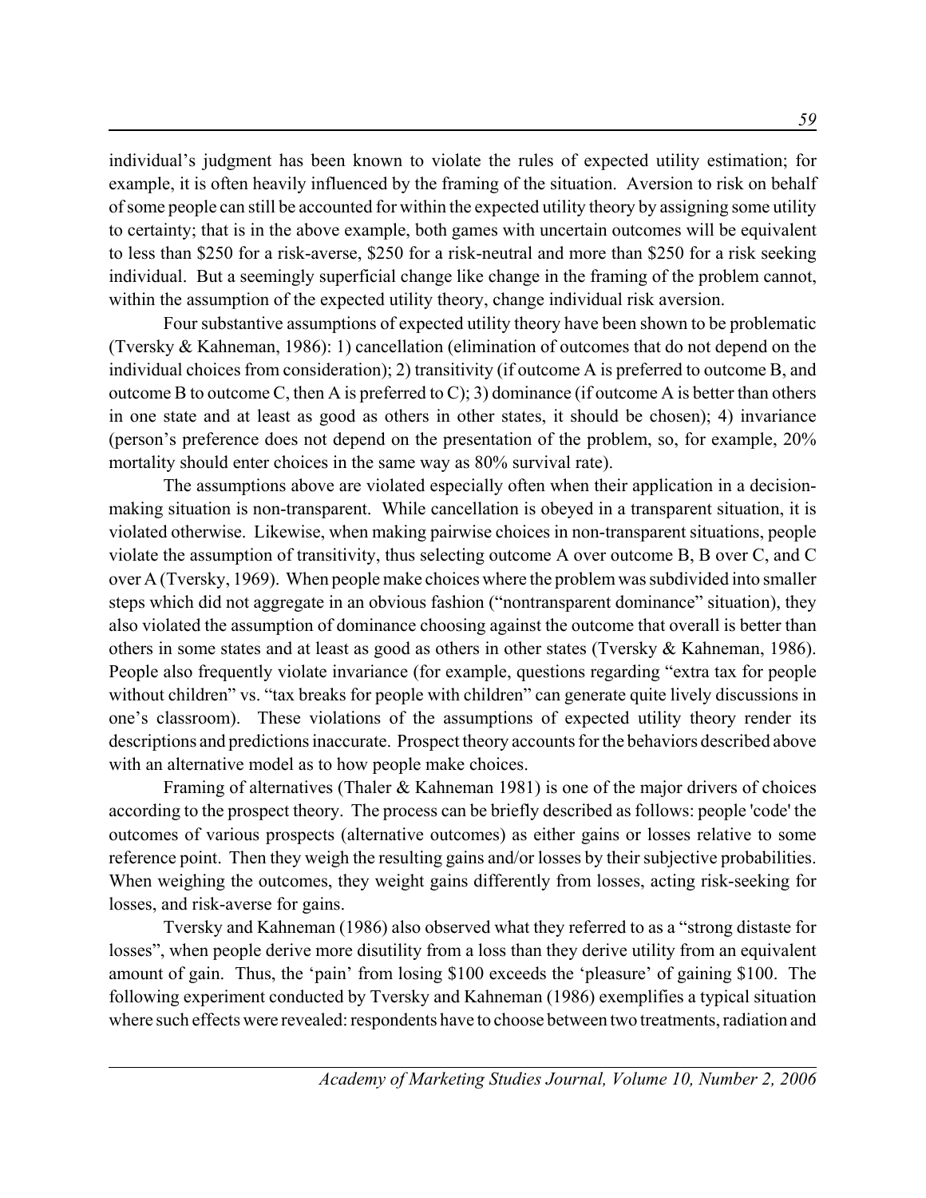individual's judgment has been known to violate the rules of expected utility estimation; for example, it is often heavily influenced by the framing of the situation. Aversion to risk on behalf of some people can still be accounted for within the expected utility theory by assigning some utility to certainty; that is in the above example, both games with uncertain outcomes will be equivalent to less than $250 for a risk-averse, $250 for a risk-neutral and more than $250 for a risk seeking individual. But a seemingly superficial change like change in the framing of the problem cannot, within the assumption of the expected utility theory, change individual risk aversion.

Four substantive assumptions of expected utility theory have been shown to be problematic (Tversky & Kahneman, 1986): 1) cancellation (elimination of outcomes that do not depend on the individual choices from consideration); 2) transitivity (if outcome A is preferred to outcome B, and outcome B to outcome C, then A is preferred to C); 3) dominance (if outcome A is better than others in one state and at least as good as others in other states, it should be chosen); 4) invariance (person's preference does not depend on the presentation of the problem, so, for example, 20% mortality should enter choices in the same way as 80% survival rate).

The assumptions above are violated especially often when their application in a decision-making situation is non-transparent. While cancellation is obeyed in a transparent situation, it is violated otherwise. Likewise, when making pairwise choices in non-transparent situations, people violate the assumption of transitivity, thus selecting outcome A over outcome B, B over C, and C over A (Tversky, 1969). When people make choices where the problem was subdivided into smaller steps which did not aggregate in an obvious fashion ("nontransparent dominance" situation), they also violated the assumption of dominance choosing against the outcome that overall is better than others in some states and at least as good as others in other states (Tversky & Kahneman, 1986). People also frequently violate invariance (for example, questions regarding "extra tax for people without children" vs. "tax breaks for people with children" can generate quite lively discussions in one's classroom). These violations of the assumptions of expected utility theory render its descriptions and predictions inaccurate. Prospect theory accounts for the behaviors described above with an alternative model as to how people make choices.

Framing of alternatives (Thaler & Kahneman 1981) is one of the major drivers of choices according to the prospect theory. The process can be briefly described as follows: people 'code' the outcomes of various prospects (alternative outcomes) as either gains or losses relative to some reference point. Then they weigh the resulting gains and/or losses by their subjective probabilities. When weighing the outcomes, they weight gains differently from losses, acting risk-seeking for losses, and risk-averse for gains.

Tversky and Kahneman (1986) also observed what they referred to as a "strong distaste for losses", when people derive more disutility from a loss than they derive utility from an equivalent amount of gain. Thus, the 'pain' from losing $100 exceeds the 'pleasure' of gaining $100. The following experiment conducted by Tversky and Kahneman (1986) exemplifies a typical situation where such effects were revealed: respondents have to choose between two treatments, radiation and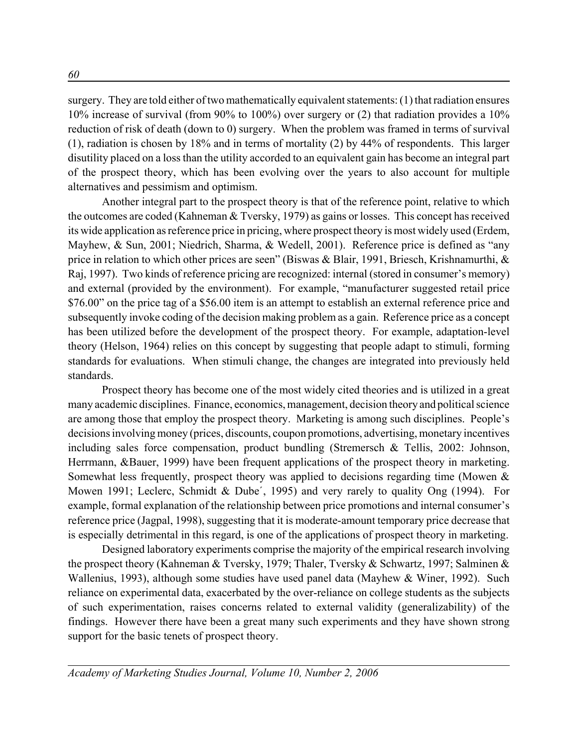surgery. They are told either of two mathematically equivalent statements: (1) that radiation ensures 10% increase of survival (from 90% to 100%) over surgery or (2) that radiation provides a 10% reduction of risk of death (down to 0) surgery. When the problem was framed in terms of survival (1), radiation is chosen by 18% and in terms of mortality (2) by 44% of respondents. This larger disutility placed on a loss than the utility accorded to an equivalent gain has become an integral part of the prospect theory, which has been evolving over the years to also account for multiple alternatives and pessimism and optimism.

Another integral part to the prospect theory is that of the reference point, relative to which the outcomes are coded (Kahneman & Tversky, 1979) as gains or losses. This concept has received its wide application as reference price in pricing, where prospect theory is most widely used (Erdem, Mayhew, & Sun, 2001; Niedrich, Sharma, & Wedell, 2001). Reference price is defined as "any price in relation to which other prices are seen" (Biswas & Blair, 1991, Briesch, Krishnamurthi, & Raj, 1997). Two kinds of reference pricing are recognized: internal (stored in consumer's memory) and external (provided by the environment). For example, "manufacturer suggested retail price $76.00" on the price tag of a $56.00 item is an attempt to establish an external reference price and subsequently invoke coding of the decision making problem as a gain. Reference price as a concept has been utilized before the development of the prospect theory. For example, adaptation-level theory (Helson, 1964) relies on this concept by suggesting that people adapt to stimuli, forming standards for evaluations. When stimuli change, the changes are integrated into previously held standards.

Prospect theory has become one of the most widely cited theories and is utilized in a great many academic disciplines. Finance, economics, management, decision theory and political science are among those that employ the prospect theory. Marketing is among such disciplines. People's decisions involving money (prices, discounts, coupon promotions, advertising, monetary incentives including sales force compensation, product bundling (Stremersch & Tellis, 2002: Johnson, Herrmann, &Bauer, 1999) have been frequent applications of the prospect theory in marketing. Somewhat less frequently, prospect theory was applied to decisions regarding time (Mowen & Mowen 1991; Leclerc, Schmidt & Dube´, 1995) and very rarely to quality Ong (1994). For example, formal explanation of the relationship between price promotions and internal consumer's reference price (Jagpal, 1998), suggesting that it is moderate-amount temporary price decrease that is especially detrimental in this regard, is one of the applications of prospect theory in marketing.

Designed laboratory experiments comprise the majority of the empirical research involving the prospect theory (Kahneman & Tversky, 1979; Thaler, Tversky & Schwartz, 1997; Salminen & Wallenius, 1993), although some studies have used panel data (Mayhew & Winer, 1992). Such reliance on experimental data, exacerbated by the over-reliance on college students as the subjects of such experimentation, raises concerns related to external validity (generalizability) of the findings. However there have been a great many such experiments and they have shown strong support for the basic tenets of prospect theory.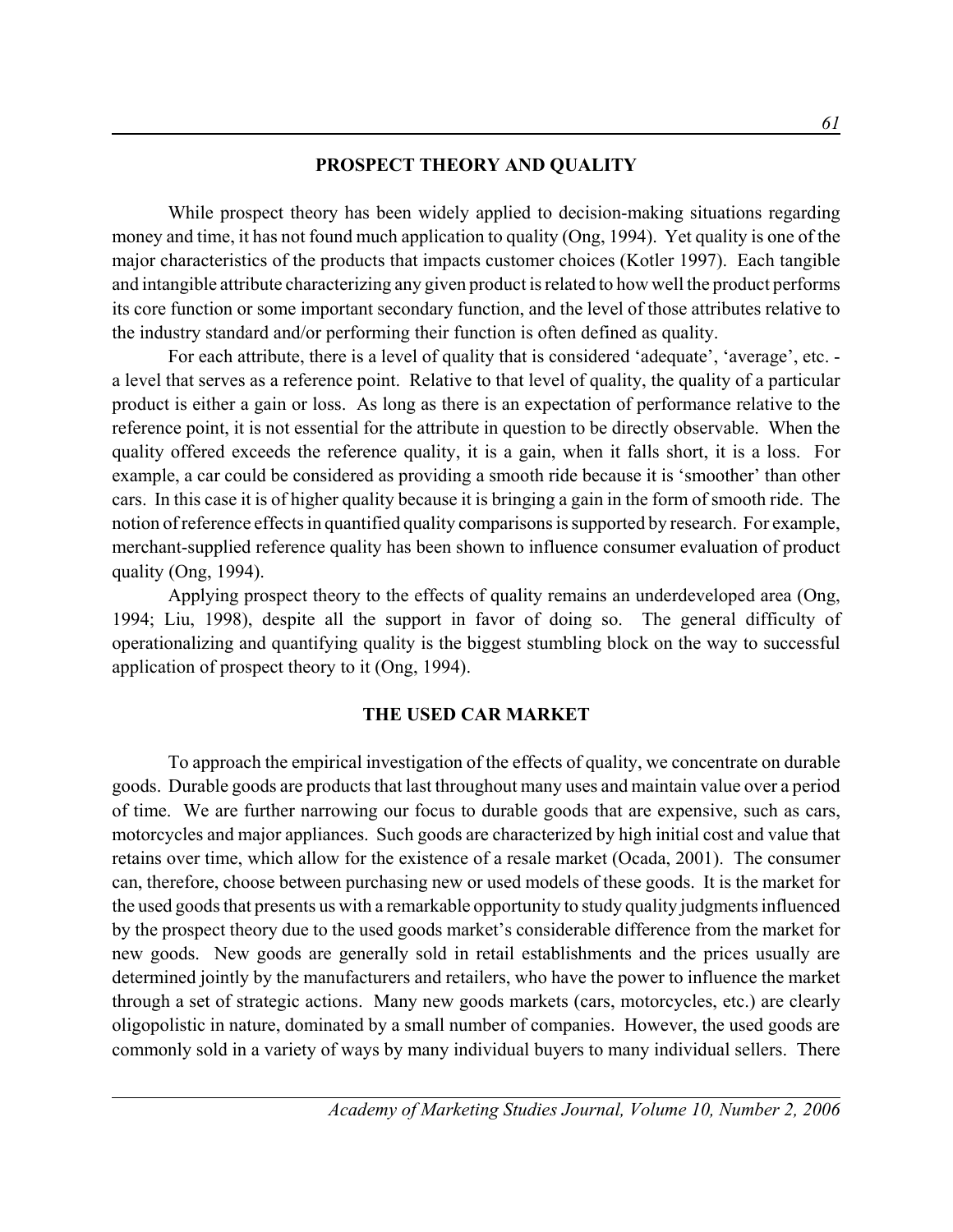## PROSPECT THEORY AND QUALITY

While prospect theory has been widely applied to decision-making situations regarding money and time, it has not found much application to quality (Ong, 1994). Yet quality is one of the major characteristics of the products that impacts customer choices (Kotler 1997). Each tangible and intangible attribute characterizing any given product is related to how well the product performs its core function or some important secondary function, and the level of those attributes relative to the industry standard and/or performing their function is often defined as quality.

For each attribute, there is a level of quality that is considered 'adequate', 'average', etc. - a level that serves as a reference point. Relative to that level of quality, the quality of a particular product is either a gain or loss. As long as there is an expectation of performance relative to the reference point, it is not essential for the attribute in question to be directly observable. When the quality offered exceeds the reference quality, it is a gain, when it falls short, it is a loss. For example, a car could be considered as providing a smooth ride because it is 'smoother' than other cars. In this case it is of higher quality because it is bringing a gain in the form of smooth ride. The notion of reference effects in quantified quality comparisons is supported by research. For example, merchant-supplied reference quality has been shown to influence consumer evaluation of product quality (Ong, 1994).

Applying prospect theory to the effects of quality remains an underdeveloped area (Ong, 1994; Liu, 1998), despite all the support in favor of doing so. The general difficulty of operationalizing and quantifying quality is the biggest stumbling block on the way to successful application of prospect theory to it (Ong, 1994).

## THE USED CAR MARKET

To approach the empirical investigation of the effects of quality, we concentrate on durable goods. Durable goods are products that last throughout many uses and maintain value over a period of time. We are further narrowing our focus to durable goods that are expensive, such as cars, motorcycles and major appliances. Such goods are characterized by high initial cost and value that retains over time, which allow for the existence of a resale market (Ocada, 2001). The consumer can, therefore, choose between purchasing new or used models of these goods. It is the market for the used goods that presents us with a remarkable opportunity to study quality judgments influenced by the prospect theory due to the used goods market's considerable difference from the market for new goods. New goods are generally sold in retail establishments and the prices usually are determined jointly by the manufacturers and retailers, who have the power to influence the market through a set of strategic actions. Many new goods markets (cars, motorcycles, etc.) are clearly oligopolistic in nature, dominated by a small number of companies. However, the used goods are commonly sold in a variety of ways by many individual buyers to many individual sellers. There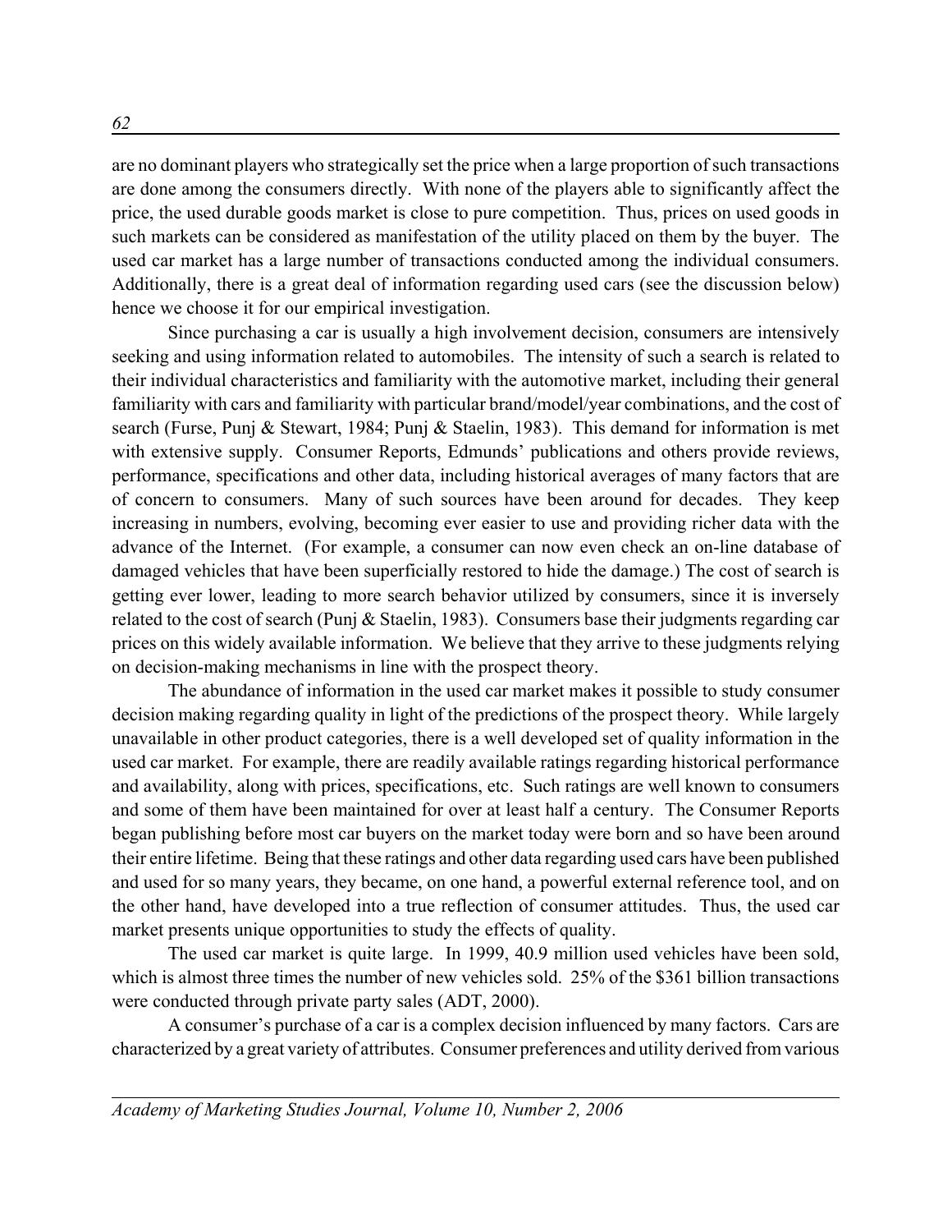are no dominant players who strategically set the price when a large proportion of such transactions are done among the consumers directly. With none of the players able to significantly affect the price, the used durable goods market is close to pure competition. Thus, prices on used goods in such markets can be considered as manifestation of the utility placed on them by the buyer. The used car market has a large number of transactions conducted among the individual consumers. Additionally, there is a great deal of information regarding used cars (see the discussion below) hence we choose it for our empirical investigation.

Since purchasing a car is usually a high involvement decision, consumers are intensively seeking and using information related to automobiles. The intensity of such a search is related to their individual characteristics and familiarity with the automotive market, including their general familiarity with cars and familiarity with particular brand/model/year combinations, and the cost of search (Furse, Punj & Stewart, 1984; Punj & Staelin, 1983). This demand for information is met with extensive supply. Consumer Reports, Edmunds' publications and others provide reviews, performance, specifications and other data, including historical averages of many factors that are of concern to consumers. Many of such sources have been around for decades. They keep increasing in numbers, evolving, becoming ever easier to use and providing richer data with the advance of the Internet. (For example, a consumer can now even check an on-line database of damaged vehicles that have been superficially restored to hide the damage.) The cost of search is getting ever lower, leading to more search behavior utilized by consumers, since it is inversely related to the cost of search (Punj & Staelin, 1983). Consumers base their judgments regarding car prices on this widely available information. We believe that they arrive to these judgments relying on decision-making mechanisms in line with the prospect theory.

The abundance of information in the used car market makes it possible to study consumer decision making regarding quality in light of the predictions of the prospect theory. While largely unavailable in other product categories, there is a well developed set of quality information in the used car market. For example, there are readily available ratings regarding historical performance and availability, along with prices, specifications, etc. Such ratings are well known to consumers and some of them have been maintained for over at least half a century. The Consumer Reports began publishing before most car buyers on the market today were born and so have been around their entire lifetime. Being that these ratings and other data regarding used cars have been published and used for so many years, they became, on one hand, a powerful external reference tool, and on the other hand, have developed into a true reflection of consumer attitudes. Thus, the used car market presents unique opportunities to study the effects of quality.

The used car market is quite large. In 1999, 40.9 million used vehicles have been sold, which is almost three times the number of new vehicles sold. 25% of the $361 billion transactions were conducted through private party sales (ADT, 2000).

A consumer's purchase of a car is a complex decision influenced by many factors. Cars are characterized by a great variety of attributes. Consumer preferences and utility derived from various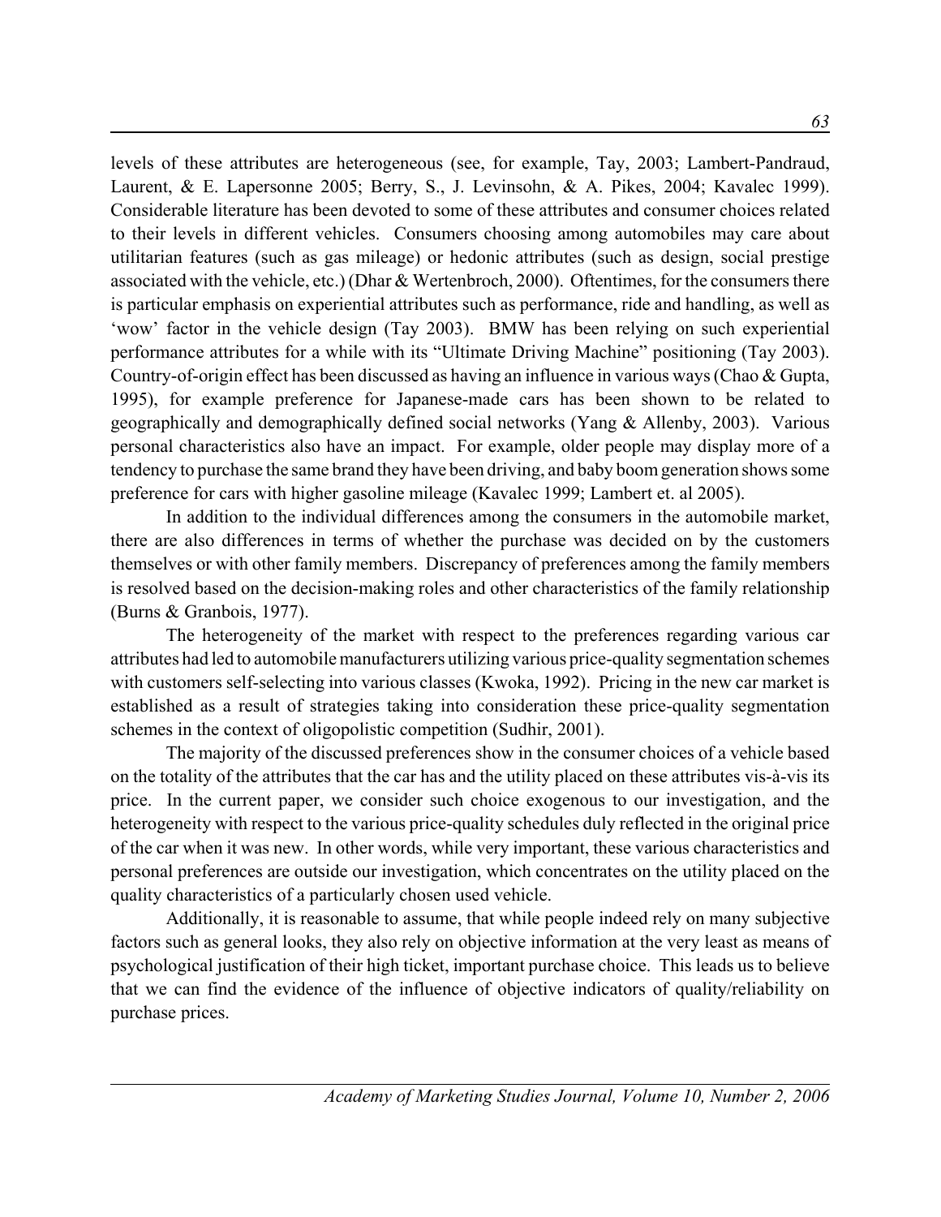levels of these attributes are heterogeneous (see, for example, Tay, 2003; Lambert-Pandraud, Laurent, & E. Lapersonne 2005; Berry, S., J. Levinsohn, & A. Pikes, 2004; Kavalec 1999). Considerable literature has been devoted to some of these attributes and consumer choices related to their levels in different vehicles. Consumers choosing among automobiles may care about utilitarian features (such as gas mileage) or hedonic attributes (such as design, social prestige associated with the vehicle, etc.) (Dhar & Wertenbroch, 2000). Oftentimes, for the consumers there is particular emphasis on experiential attributes such as performance, ride and handling, as well as 'wow' factor in the vehicle design (Tay 2003). BMW has been relying on such experiential performance attributes for a while with its "Ultimate Driving Machine" positioning (Tay 2003). Country-of-origin effect has been discussed as having an influence in various ways (Chao & Gupta, 1995), for example preference for Japanese-made cars has been shown to be related to geographically and demographically defined social networks (Yang & Allenby, 2003). Various personal characteristics also have an impact. For example, older people may display more of a tendency to purchase the same brand they have been driving, and baby boom generation shows some preference for cars with higher gasoline mileage (Kavalec 1999; Lambert et. al 2005).

In addition to the individual differences among the consumers in the automobile market, there are also differences in terms of whether the purchase was decided on by the customers themselves or with other family members. Discrepancy of preferences among the family members is resolved based on the decision-making roles and other characteristics of the family relationship (Burns & Granbois, 1977).

The heterogeneity of the market with respect to the preferences regarding various car attributes had led to automobile manufacturers utilizing various price-quality segmentation schemes with customers self-selecting into various classes (Kwoka, 1992). Pricing in the new car market is established as a result of strategies taking into consideration these price-quality segmentation schemes in the context of oligopolistic competition (Sudhir, 2001).

The majority of the discussed preferences show in the consumer choices of a vehicle based on the totality of the attributes that the car has and the utility placed on these attributes vis-à-vis its price. In the current paper, we consider such choice exogenous to our investigation, and the heterogeneity with respect to the various price-quality schedules duly reflected in the original price of the car when it was new. In other words, while very important, these various characteristics and personal preferences are outside our investigation, which concentrates on the utility placed on the quality characteristics of a particularly chosen used vehicle.

Additionally, it is reasonable to assume, that while people indeed rely on many subjective factors such as general looks, they also rely on objective information at the very least as means of psychological justification of their high ticket, important purchase choice. This leads us to believe that we can find the evidence of the influence of objective indicators of quality/reliability on purchase prices.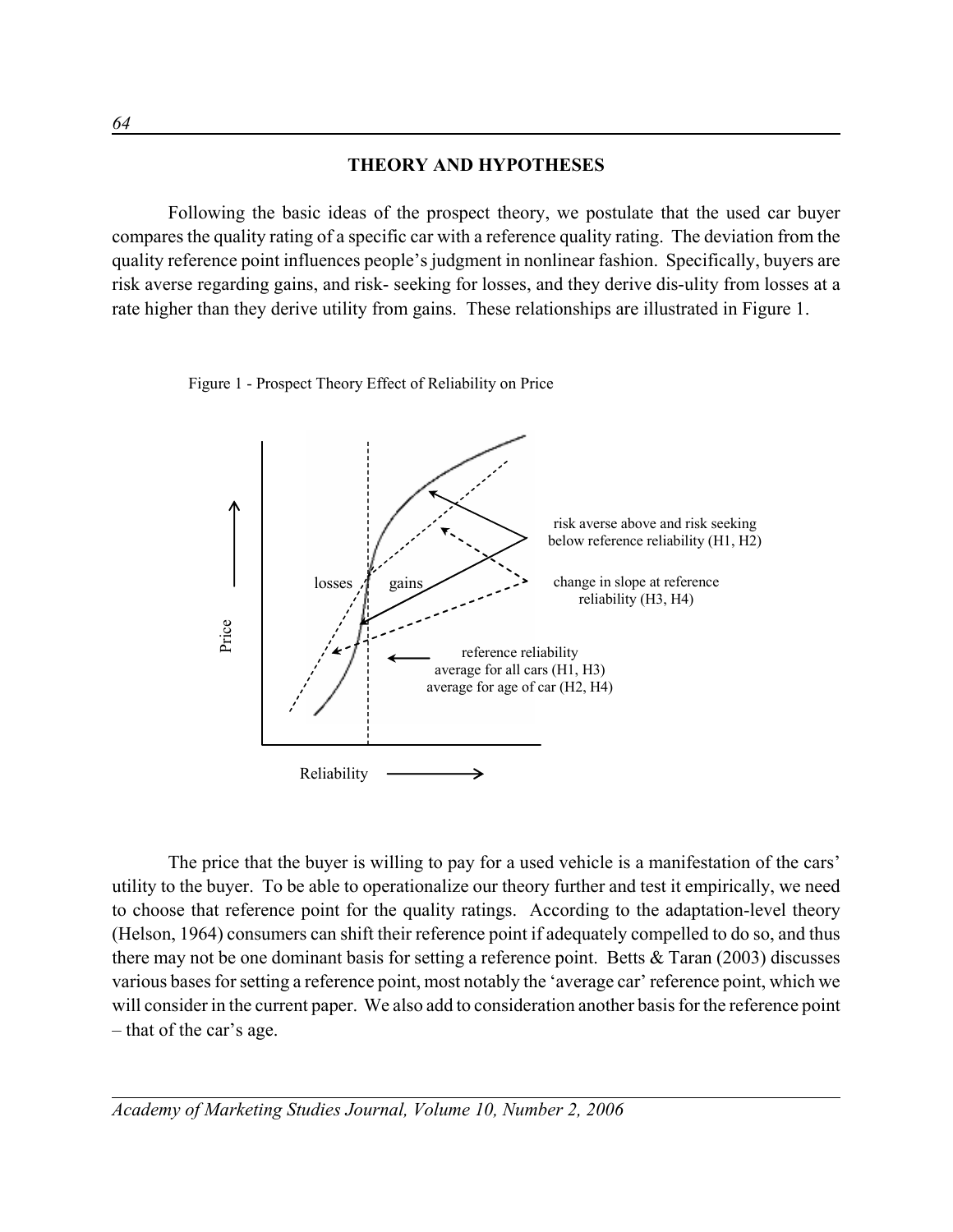## THEORY AND HYPOTHESES

Following the basic ideas of the prospect theory, we postulate that the used car buyer compares the quality rating of a specific car with a reference quality rating. The deviation from the quality reference point influences people's judgment in nonlinear fashion. Specifically, buyers are risk averse regarding gains, and risk- seeking for losses, and they derive dis-ulity from losses at a rate higher than they derive utility from gains. These relationships are illustrated in Figure 1.

Figure 1 - Prospect Theory Effect of Reliability on Price

The price that the buyer is willing to pay for a used vehicle is a manifestation of the cars' utility to the buyer. To be able to operationalize our theory further and test it empirically, we need to choose that reference point for the quality ratings. According to the adaptation-level theory (Helson, 1964) consumers can shift their reference point if adequately compelled to do so, and thus there may not be one dominant basis for setting a reference point. Betts & Taran (2003) discusses various bases for setting a reference point, most notably the 'average car' reference point, which we will consider in the current paper. We also add to consideration another basis for the reference point – that of the car's age.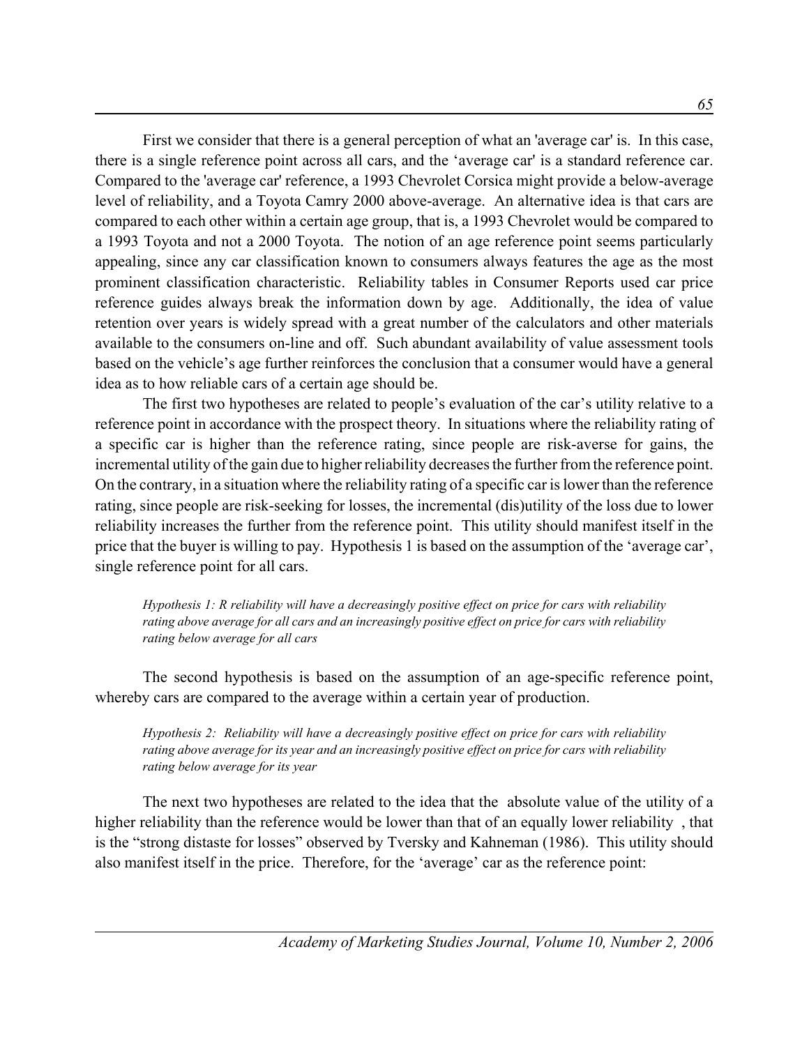First we consider that there is a general perception of what an 'average car' is. In this case, there is a single reference point across all cars, and the 'average car' is a standard reference car. Compared to the 'average car' reference, a 1993 Chevrolet Corsica might provide a below-average level of reliability, and a Toyota Camry 2000 above-average. An alternative idea is that cars are compared to each other within a certain age group, that is, a 1993 Chevrolet would be compared to a 1993 Toyota and not a 2000 Toyota. The notion of an age reference point seems particularly appealing, since any car classification known to consumers always features the age as the most prominent classification characteristic. Reliability tables in Consumer Reports used car price reference guides always break the information down by age. Additionally, the idea of value retention over years is widely spread with a great number of the calculators and other materials available to the consumers on-line and off. Such abundant availability of value assessment tools based on the vehicle's age further reinforces the conclusion that a consumer would have a general idea as to how reliable cars of a certain age should be.

The first two hypotheses are related to people's evaluation of the car's utility relative to a reference point in accordance with the prospect theory. In situations where the reliability rating of a specific car is higher than the reference rating, since people are risk-averse for gains, the incremental utility of the gain due to higher reliability decreases the further from the reference point. On the contrary, in a situation where the reliability rating of a specific car is lower than the reference rating, since people are risk-seeking for losses, the incremental (dis)utility of the loss due to lower reliability increases the further from the reference point. This utility should manifest itself in the price that the buyer is willing to pay. Hypothesis 1 is based on the assumption of the 'average car', single reference point for all cars.

> *Hypothesis 1: R reliability will have a decreasingly positive effect on price for cars with reliability rating above average for all cars and an increasingly positive effect on price for cars with reliability rating below average for all cars*

The second hypothesis is based on the assumption of an age-specific reference point, whereby cars are compared to the average within a certain year of production.

> *Hypothesis 2: Reliability will have a decreasingly positive effect on price for cars with reliability rating above average for its year and an increasingly positive effect on price for cars with reliability rating below average for its year*

The next two hypotheses are related to the idea that the absolute value of the utility of a higher reliability than the reference would be lower than that of an equally lower reliability , that is the "strong distaste for losses" observed by Tversky and Kahneman (1986). This utility should also manifest itself in the price. Therefore, for the 'average' car as the reference point: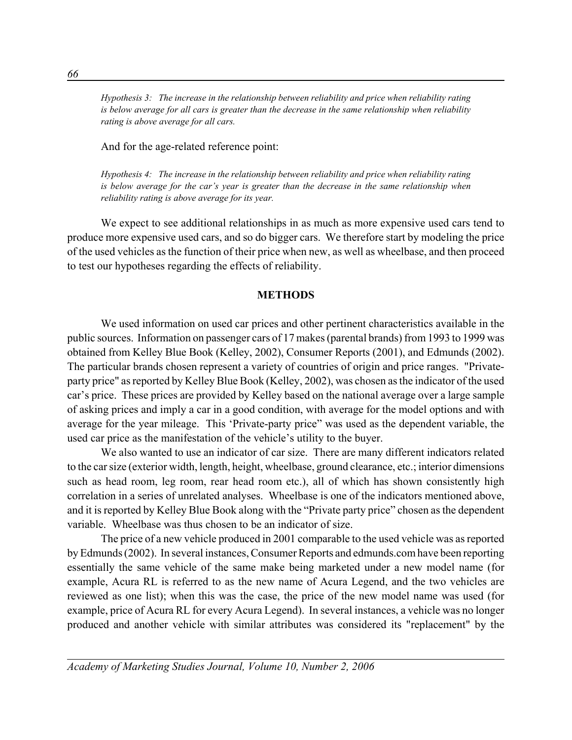*Hypothesis 3: The increase in the relationship between reliability and price when reliability rating is below average for all cars is greater than the decrease in the same relationship when reliability rating is above average for all cars.*

And for the age-related reference point:

*Hypothesis 4: The increase in the relationship between reliability and price when reliability rating is below average for the car's year is greater than the decrease in the same relationship when reliability rating is above average for its year.*

We expect to see additional relationships in as much as more expensive used cars tend to produce more expensive used cars, and so do bigger cars. We therefore start by modeling the price of the used vehicles as the function of their price when new, as well as wheelbase, and then proceed to test our hypotheses regarding the effects of reliability.

## METHODS

We used information on used car prices and other pertinent characteristics available in the public sources. Information on passenger cars of 17 makes (parental brands) from 1993 to 1999 was obtained from Kelley Blue Book (Kelley, 2002), Consumer Reports (2001), and Edmunds (2002). The particular brands chosen represent a variety of countries of origin and price ranges. "Private-party price" as reported by Kelley Blue Book (Kelley, 2002), was chosen as the indicator of the used car's price. These prices are provided by Kelley based on the national average over a large sample of asking prices and imply a car in a good condition, with average for the model options and with average for the year mileage. This 'Private-party price" was used as the dependent variable, the used car price as the manifestation of the vehicle's utility to the buyer.

We also wanted to use an indicator of car size. There are many different indicators related to the car size (exterior width, length, height, wheelbase, ground clearance, etc.; interior dimensions such as head room, leg room, rear head room etc.), all of which has shown consistently high correlation in a series of unrelated analyses. Wheelbase is one of the indicators mentioned above, and it is reported by Kelley Blue Book along with the "Private party price" chosen as the dependent variable. Wheelbase was thus chosen to be an indicator of size.

The price of a new vehicle produced in 2001 comparable to the used vehicle was as reported by Edmunds (2002). In several instances, Consumer Reports and edmunds.com have been reporting essentially the same vehicle of the same make being marketed under a new model name (for example, Acura RL is referred to as the new name of Acura Legend, and the two vehicles are reviewed as one list); when this was the case, the price of the new model name was used (for example, price of Acura RL for every Acura Legend). In several instances, a vehicle was no longer produced and another vehicle with similar attributes was considered its "replacement" by the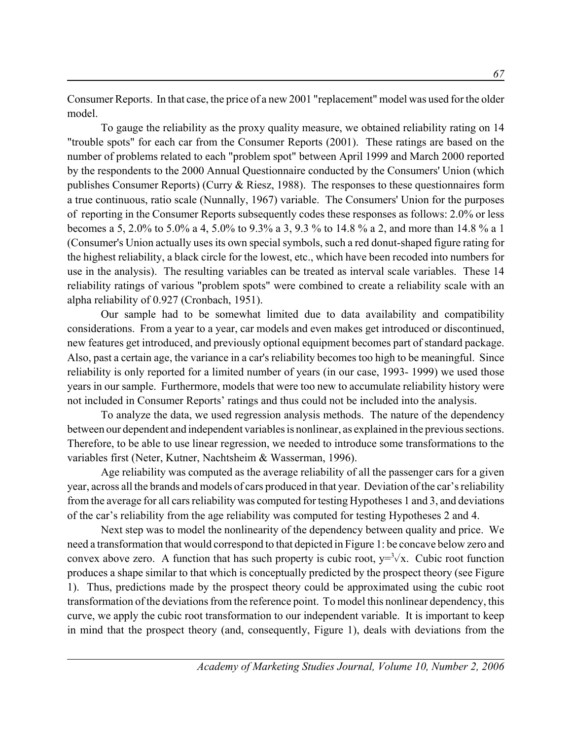Consumer Reports. In that case, the price of a new 2001 "replacement" model was used for the older model.

To gauge the reliability as the proxy quality measure, we obtained reliability rating on 14 "trouble spots" for each car from the Consumer Reports (2001). These ratings are based on the number of problems related to each "problem spot" between April 1999 and March 2000 reported by the respondents to the 2000 Annual Questionnaire conducted by the Consumers' Union (which publishes Consumer Reports) (Curry & Riesz, 1988). The responses to these questionnaires form a true continuous, ratio scale (Nunnally, 1967) variable. The Consumers' Union for the purposes of reporting in the Consumer Reports subsequently codes these responses as follows: 2.0% or less becomes a 5, 2.0% to 5.0% a 4, 5.0% to 9.3% a 3, 9.3 % to 14.8 % a 2, and more than 14.8 % a 1 (Consumer's Union actually uses its own special symbols, such a red donut-shaped figure rating for the highest reliability, a black circle for the lowest, etc., which have been recoded into numbers for use in the analysis). The resulting variables can be treated as interval scale variables. These 14 reliability ratings of various "problem spots" were combined to create a reliability scale with an alpha reliability of 0.927 (Cronbach, 1951).

Our sample had to be somewhat limited due to data availability and compatibility considerations. From a year to a year, car models and even makes get introduced or discontinued, new features get introduced, and previously optional equipment becomes part of standard package. Also, past a certain age, the variance in a car's reliability becomes too high to be meaningful. Since reliability is only reported for a limited number of years (in our case, 1993- 1999) we used those years in our sample. Furthermore, models that were too new to accumulate reliability history were not included in Consumer Reports' ratings and thus could not be included into the analysis.

To analyze the data, we used regression analysis methods. The nature of the dependency between our dependent and independent variables is nonlinear, as explained in the previous sections. Therefore, to be able to use linear regression, we needed to introduce some transformations to the variables first (Neter, Kutner, Nachtsheim & Wasserman, 1996).

Age reliability was computed as the average reliability of all the passenger cars for a given year, across all the brands and models of cars produced in that year. Deviation of the car's reliability from the average for all cars reliability was computed for testing Hypotheses 1 and 3, and deviations of the car's reliability from the age reliability was computed for testing Hypotheses 2 and 4.

Next step was to model the nonlinearity of the dependency between quality and price. We need a transformation that would correspond to that depicted in Figure 1: be concave below zero and convex above zero. A function that has such property is cubic root, $y=\sqrt[3]{x}$. Cubic root function produces a shape similar to that which is conceptually predicted by the prospect theory (see Figure 1). Thus, predictions made by the prospect theory could be approximated using the cubic root transformation of the deviations from the reference point. To model this nonlinear dependency, this curve, we apply the cubic root transformation to our independent variable. It is important to keep in mind that the prospect theory (and, consequently, Figure 1), deals with deviations from the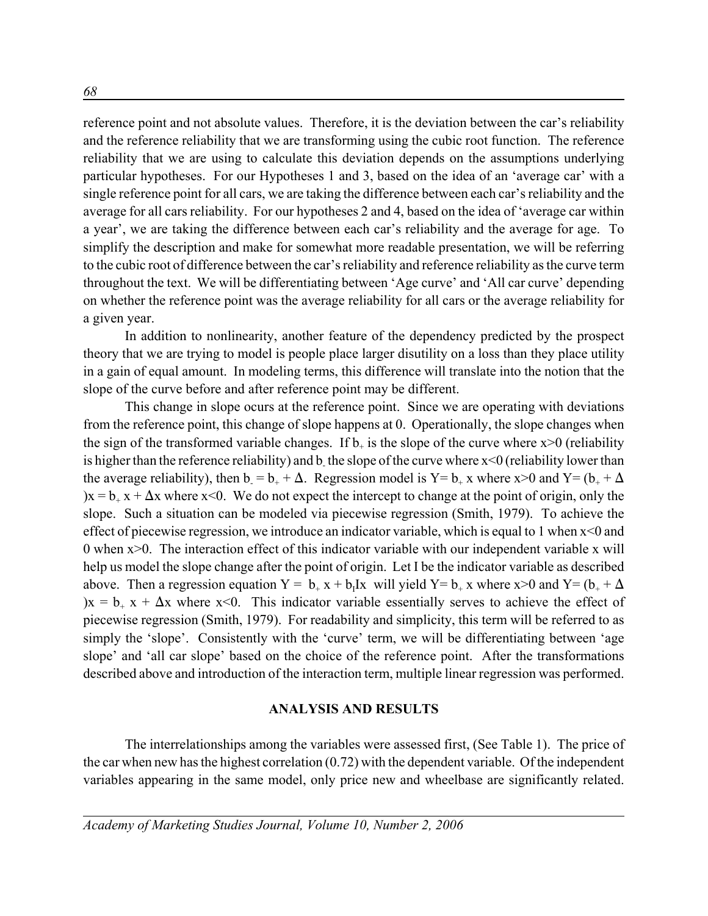reference point and not absolute values. Therefore, it is the deviation between the car's reliability and the reference reliability that we are transforming using the cubic root function. The reference reliability that we are using to calculate this deviation depends on the assumptions underlying particular hypotheses. For our Hypotheses 1 and 3, based on the idea of an 'average car' with a single reference point for all cars, we are taking the difference between each car's reliability and the average for all cars reliability. For our hypotheses 2 and 4, based on the idea of 'average car within a year', we are taking the difference between each car's reliability and the average for age. To simplify the description and make for somewhat more readable presentation, we will be referring to the cubic root of difference between the car's reliability and reference reliability as the curve term throughout the text. We will be differentiating between 'Age curve' and 'All car curve' depending on whether the reference point was the average reliability for all cars or the average reliability for a given year.

In addition to nonlinearity, another feature of the dependency predicted by the prospect theory that we are trying to model is people place larger disutility on a loss than they place utility in a gain of equal amount. In modeling terms, this difference will translate into the notion that the slope of the curve before and after reference point may be different.

This change in slope ocurs at the reference point. Since we are operating with deviations from the reference point, this change of slope happens at 0. Operationally, the slope changes when the sign of the transformed variable changes. If $b_+$ is the slope of the curve where $x>0$ (reliability is higher than the reference reliability) and $b_-$ the slope of the curve where $x<0$ (reliability lower than the average reliability), then $b_- = b_+ + \Delta$. Regression model is $Y= b_+ x$ where $x>0$ and $Y= (b_+ + \Delta)x = b_+ x + \Delta x$ where $x<0$. We do not expect the intercept to change at the point of origin, only the slope. Such a situation can be modeled via piecewise regression (Smith, 1979). To achieve the effect of piecewise regression, we introduce an indicator variable, which is equal to 1 when $x<0$ and 0 when $x>0$. The interaction effect of this indicator variable with our independent variable x will help us model the slope change after the point of origin. Let I be the indicator variable as described above. Then a regression equation $Y = b_+ x + b_I Ix$ will yield $Y= b_+ x$ where $x>0$ and $Y= (b_+ + \Delta)x = b_+ x + \Delta x$ where $x<0$. This indicator variable essentially serves to achieve the effect of piecewise regression (Smith, 1979). For readability and simplicity, this term will be referred to as simply the 'slope'. Consistently with the 'curve' term, we will be differentiating between 'age slope' and 'all car slope' based on the choice of the reference point. After the transformations described above and introduction of the interaction term, multiple linear regression was performed.

## ANALYSIS AND RESULTS

The interrelationships among the variables were assessed first, (See Table 1). The price of the car when new has the highest correlation (0.72) with the dependent variable. Of the independent variables appearing in the same model, only price new and wheelbase are significantly related.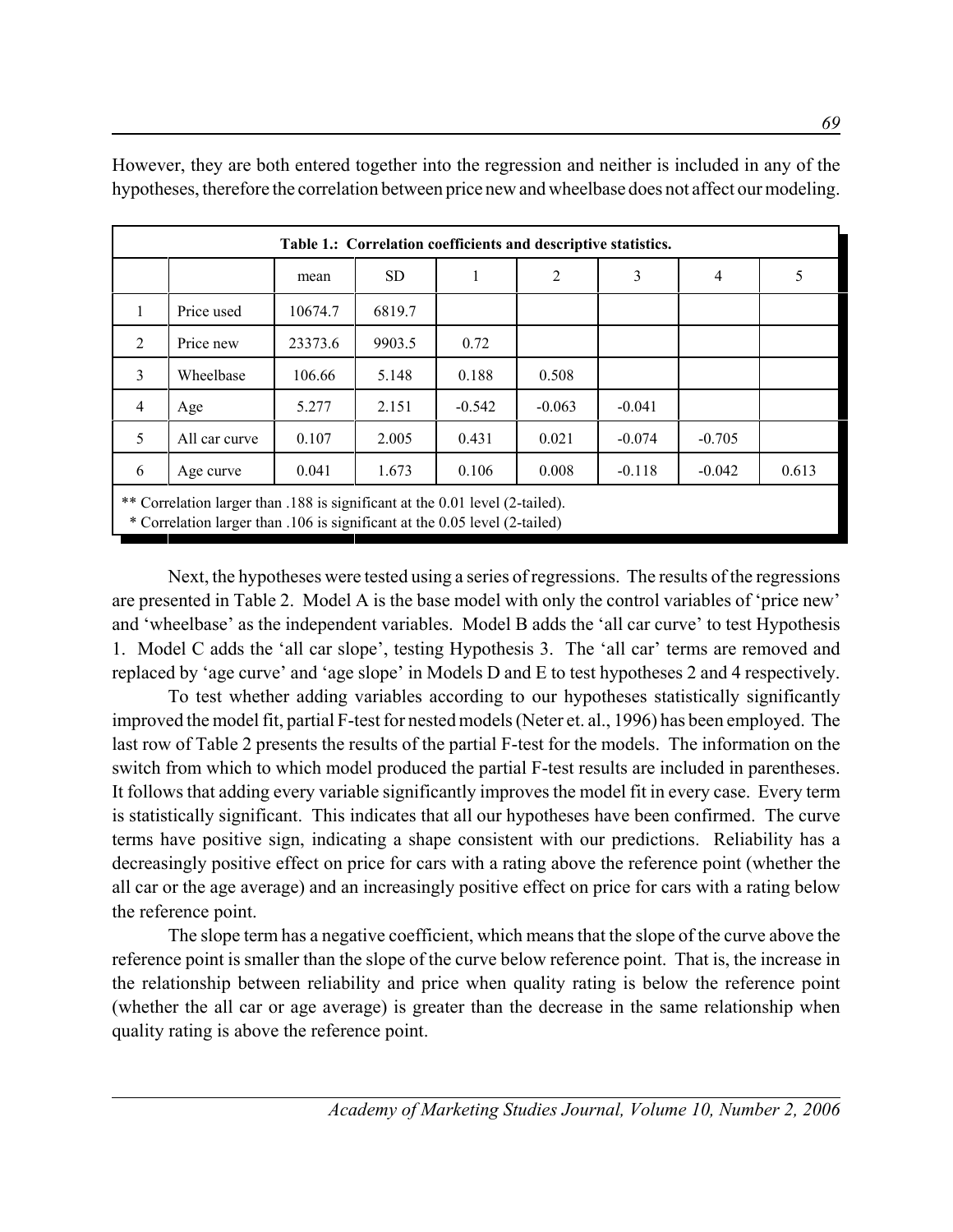However, they are both entered together into the regression and neither is included in any of the hypotheses, therefore the correlation between price new and wheelbase does not affect our modeling.

**Table 1.: Correlation coefficients and descriptive statistics.**

| | | mean | SD | 1 | 2 | 3 | 4 | 5 |
|---|---|---|---|---|---|---|---|---|
| 1 | Price used | 10674.7 | 6819.7 | | | | | |
| 2 | Price new | 23373.6 | 9903.5 | 0.72 | | | | |
| 3 | Wheelbase | 106.66 | 5.148 | 0.188 | 0.508 | | | |
| 4 | Age | 5.277 | 2.151 | -0.542 | -0.063 | -0.041 | | |
| 5 | All car curve | 0.107 | 2.005 | 0.431 | 0.021 | -0.074 | -0.705 | |
| 6 | Age curve | 0.041 | 1.673 | 0.106 | 0.008 | -0.118 | -0.042 | 0.613 |

** Correlation larger than .188 is significant at the 0.01 level (2-tailed).
 * Correlation larger than .106 is significant at the 0.05 level (2-tailed)

Next, the hypotheses were tested using a series of regressions. The results of the regressions are presented in Table 2. Model A is the base model with only the control variables of 'price new' and 'wheelbase' as the independent variables. Model B adds the 'all car curve' to test Hypothesis 1. Model C adds the 'all car slope', testing Hypothesis 3. The 'all car' terms are removed and replaced by 'age curve' and 'age slope' in Models D and E to test hypotheses 2 and 4 respectively.

To test whether adding variables according to our hypotheses statistically significantly improved the model fit, partial F-test for nested models (Neter et. al., 1996) has been employed. The last row of Table 2 presents the results of the partial F-test for the models. The information on the switch from which to which model produced the partial F-test results are included in parentheses. It follows that adding every variable significantly improves the model fit in every case. Every term is statistically significant. This indicates that all our hypotheses have been confirmed. The curve terms have positive sign, indicating a shape consistent with our predictions. Reliability has a decreasingly positive effect on price for cars with a rating above the reference point (whether the all car or the age average) and an increasingly positive effect on price for cars with a rating below the reference point.

The slope term has a negative coefficient, which means that the slope of the curve above the reference point is smaller than the slope of the curve below reference point. That is, the increase in the relationship between reliability and price when quality rating is below the reference point (whether the all car or age average) is greater than the decrease in the same relationship when quality rating is above the reference point.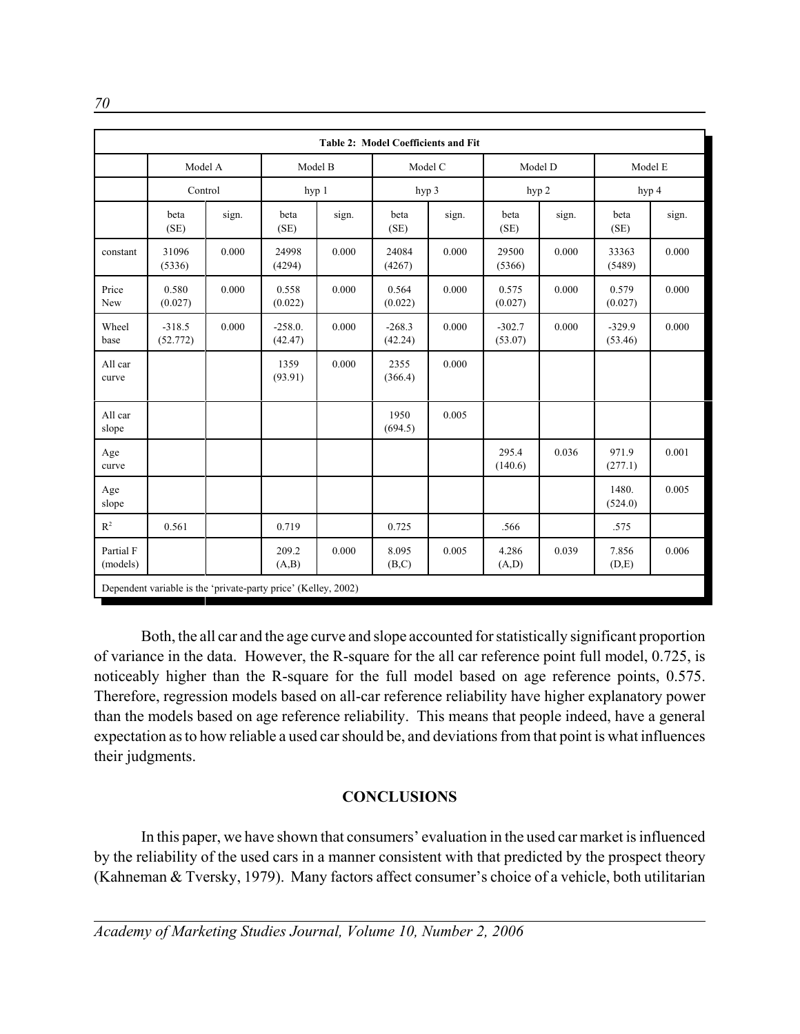**Table 2: Model Coefficients and Fit**

| | Model A | | Model B | | Model C | | Model D | | Model E | |
|---|---|---|---|---|---|---|---|---|---|---|
| | Control | | hyp 1 | | hyp 3 | | hyp 2 | | hyp 4 | |
| | beta (SE) | sign. | beta (SE) | sign. | beta (SE) | sign. | beta (SE) | sign. | beta (SE) | sign. |
| constant | 31096 (5336) | 0.000 | 24998 (4294) | 0.000 | 24084 (4267) | 0.000 | 29500 (5366) | 0.000 | 33363 (5489) | 0.000 |
| Price New | 0.580 (0.027) | 0.000 | 0.558 (0.022) | 0.000 | 0.564 (0.022) | 0.000 | 0.575 (0.027) | 0.000 | 0.579 (0.027) | 0.000 |
| Wheel base | -318.5 (52.772) | 0.000 | -258.0. (42.47) | 0.000 | -268.3 (42.24) | 0.000 | -302.7 (53.07) | 0.000 | -329.9 (53.46) | 0.000 |
| All car curve | | | 1359 (93.91) | 0.000 | 2355 (366.4) | 0.000 | | | | |
| All car slope | | | | | 1950 (694.5) | 0.005 | | | | |
| Age curve | | | | | | | 295.4 (140.6) | 0.036 | 971.9 (277.1) | 0.001 |
| Age slope | | | | | | | | | 1480. (524.0) | 0.005 |
| $R^2$ | 0.561 | | 0.719 | | 0.725 | | .566 | | .575 | |
| Partial F (models) | | | 209.2 (A,B) | 0.000 | 8.095 (B,C) | 0.005 | 4.286 (A,D) | 0.039 | 7.856 (D,E) | 0.006 |

Dependent variable is the 'private-party price' (Kelley, 2002)

Both, the all car and the age curve and slope accounted for statistically significant proportion of variance in the data. However, the R-square for the all car reference point full model, 0.725, is noticeably higher than the R-square for the full model based on age reference points, 0.575. Therefore, regression models based on all-car reference reliability have higher explanatory power than the models based on age reference reliability. This means that people indeed, have a general expectation as to how reliable a used car should be, and deviations from that point is what influences their judgments.

## CONCLUSIONS

In this paper, we have shown that consumers' evaluation in the used car market is influenced by the reliability of the used cars in a manner consistent with that predicted by the prospect theory (Kahneman & Tversky, 1979). Many factors affect consumer's choice of a vehicle, both utilitarian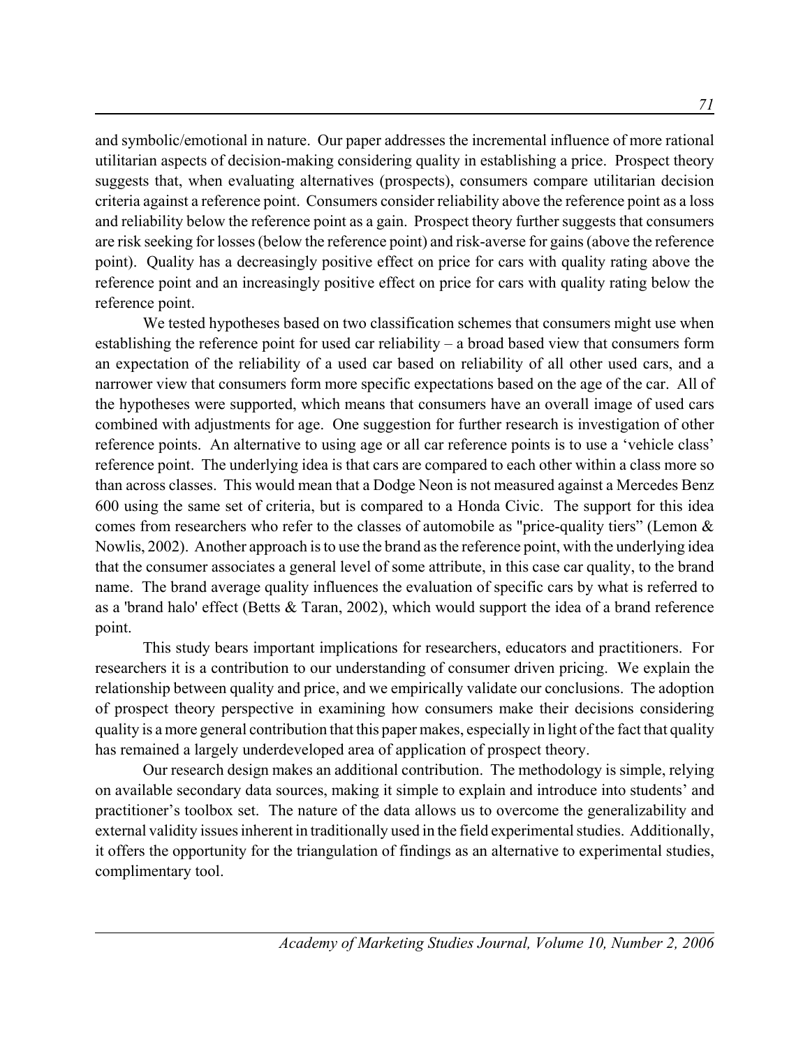and symbolic/emotional in nature. Our paper addresses the incremental influence of more rational utilitarian aspects of decision-making considering quality in establishing a price. Prospect theory suggests that, when evaluating alternatives (prospects), consumers compare utilitarian decision criteria against a reference point. Consumers consider reliability above the reference point as a loss and reliability below the reference point as a gain. Prospect theory further suggests that consumers are risk seeking for losses (below the reference point) and risk-averse for gains (above the reference point). Quality has a decreasingly positive effect on price for cars with quality rating above the reference point and an increasingly positive effect on price for cars with quality rating below the reference point.

We tested hypotheses based on two classification schemes that consumers might use when establishing the reference point for used car reliability – a broad based view that consumers form an expectation of the reliability of a used car based on reliability of all other used cars, and a narrower view that consumers form more specific expectations based on the age of the car. All of the hypotheses were supported, which means that consumers have an overall image of used cars combined with adjustments for age. One suggestion for further research is investigation of other reference points. An alternative to using age or all car reference points is to use a 'vehicle class' reference point. The underlying idea is that cars are compared to each other within a class more so than across classes. This would mean that a Dodge Neon is not measured against a Mercedes Benz 600 using the same set of criteria, but is compared to a Honda Civic. The support for this idea comes from researchers who refer to the classes of automobile as "price-quality tiers" (Lemon & Nowlis, 2002). Another approach is to use the brand as the reference point, with the underlying idea that the consumer associates a general level of some attribute, in this case car quality, to the brand name. The brand average quality influences the evaluation of specific cars by what is referred to as a 'brand halo' effect (Betts & Taran, 2002), which would support the idea of a brand reference point.

This study bears important implications for researchers, educators and practitioners. For researchers it is a contribution to our understanding of consumer driven pricing. We explain the relationship between quality and price, and we empirically validate our conclusions. The adoption of prospect theory perspective in examining how consumers make their decisions considering quality is a more general contribution that this paper makes, especially in light of the fact that quality has remained a largely underdeveloped area of application of prospect theory.

Our research design makes an additional contribution. The methodology is simple, relying on available secondary data sources, making it simple to explain and introduce into students' and practitioner's toolbox set. The nature of the data allows us to overcome the generalizability and external validity issues inherent in traditionally used in the field experimental studies. Additionally, it offers the opportunity for the triangulation of findings as an alternative to experimental studies, complimentary tool.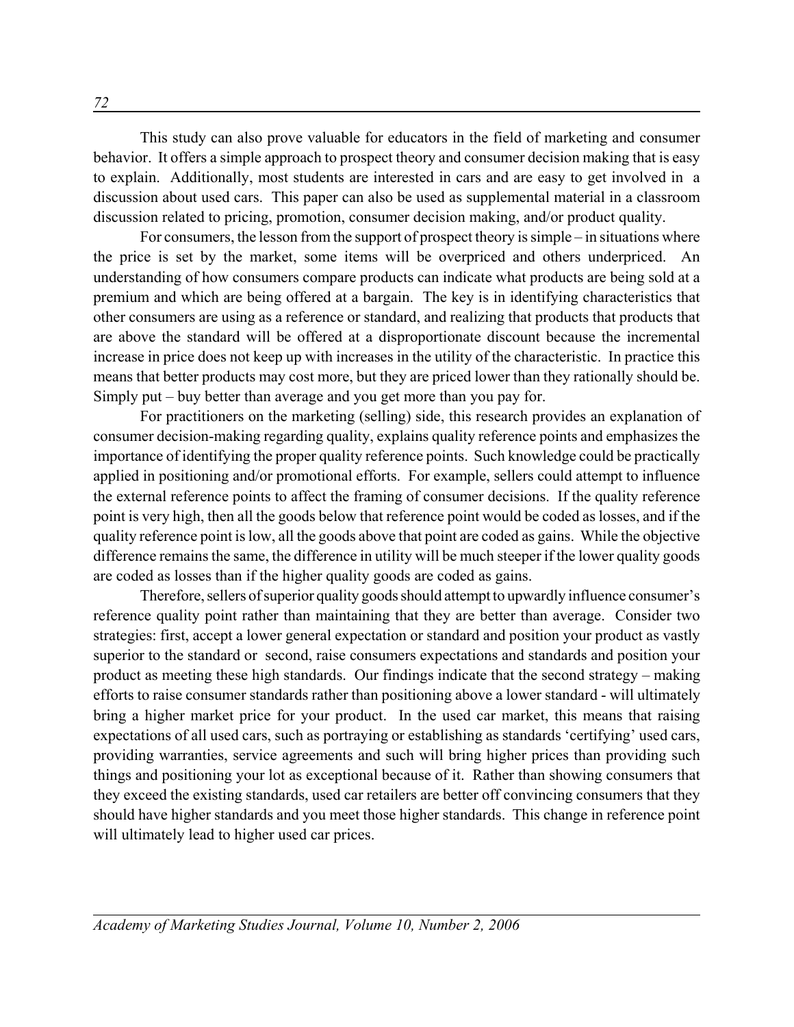This study can also prove valuable for educators in the field of marketing and consumer behavior. It offers a simple approach to prospect theory and consumer decision making that is easy to explain. Additionally, most students are interested in cars and are easy to get involved in a discussion about used cars. This paper can also be used as supplemental material in a classroom discussion related to pricing, promotion, consumer decision making, and/or product quality.

For consumers, the lesson from the support of prospect theory is simple – in situations where the price is set by the market, some items will be overpriced and others underpriced. An understanding of how consumers compare products can indicate what products are being sold at a premium and which are being offered at a bargain. The key is in identifying characteristics that other consumers are using as a reference or standard, and realizing that products that products that are above the standard will be offered at a disproportionate discount because the incremental increase in price does not keep up with increases in the utility of the characteristic. In practice this means that better products may cost more, but they are priced lower than they rationally should be. Simply put – buy better than average and you get more than you pay for.

For practitioners on the marketing (selling) side, this research provides an explanation of consumer decision-making regarding quality, explains quality reference points and emphasizes the importance of identifying the proper quality reference points. Such knowledge could be practically applied in positioning and/or promotional efforts. For example, sellers could attempt to influence the external reference points to affect the framing of consumer decisions. If the quality reference point is very high, then all the goods below that reference point would be coded as losses, and if the quality reference point is low, all the goods above that point are coded as gains. While the objective difference remains the same, the difference in utility will be much steeper if the lower quality goods are coded as losses than if the higher quality goods are coded as gains.

Therefore, sellers of superior quality goods should attempt to upwardly influence consumer's reference quality point rather than maintaining that they are better than average. Consider two strategies: first, accept a lower general expectation or standard and position your product as vastly superior to the standard or second, raise consumers expectations and standards and position your product as meeting these high standards. Our findings indicate that the second strategy – making efforts to raise consumer standards rather than positioning above a lower standard - will ultimately bring a higher market price for your product. In the used car market, this means that raising expectations of all used cars, such as portraying or establishing as standards 'certifying' used cars, providing warranties, service agreements and such will bring higher prices than providing such things and positioning your lot as exceptional because of it. Rather than showing consumers that they exceed the existing standards, used car retailers are better off convincing consumers that they should have higher standards and you meet those higher standards. This change in reference point will ultimately lead to higher used car prices.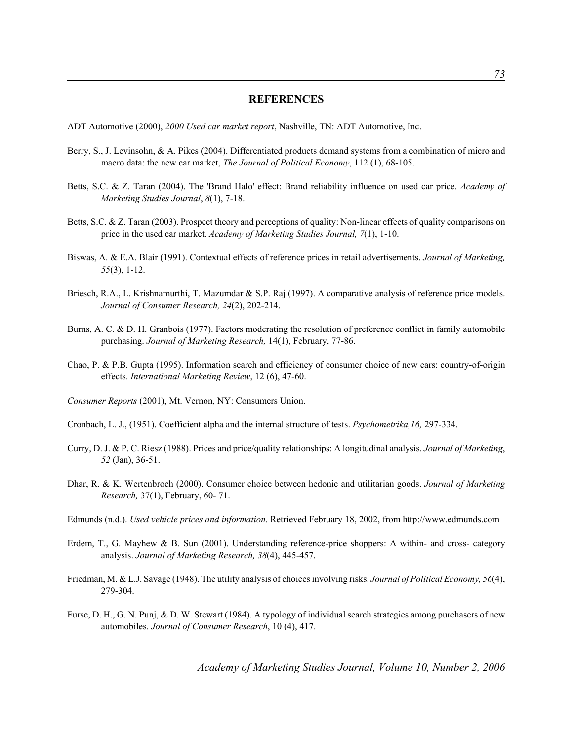## REFERENCES

ADT Automotive (2000), *2000 Used car market report*, Nashville, TN: ADT Automotive, Inc.

Berry, S., J. Levinsohn, & A. Pikes (2004). Differentiated products demand systems from a combination of micro and macro data: the new car market, *The Journal of Political Economy*, 112 (1), 68-105.

Betts, S.C. & Z. Taran (2004). The 'Brand Halo' effect: Brand reliability influence on used car price. *Academy of Marketing Studies Journal*, *8*(1), 7-18.

Betts, S.C. & Z. Taran (2003). Prospect theory and perceptions of quality: Non-linear effects of quality comparisons on price in the used car market. *Academy of Marketing Studies Journal, 7*(1), 1-10.

Biswas, A. & E.A. Blair (1991). Contextual effects of reference prices in retail advertisements. *Journal of Marketing, 55*(3), 1-12.

Briesch, R.A., L. Krishnamurthi, T. Mazumdar & S.P. Raj (1997). A comparative analysis of reference price models. *Journal of Consumer Research, 24*(2), 202-214.

Burns, A. C. & D. H. Granbois (1977). Factors moderating the resolution of preference conflict in family automobile purchasing. *Journal of Marketing Research,* 14(1), February, 77-86.

Chao, P. & P.B. Gupta (1995). Information search and efficiency of consumer choice of new cars: country-of-origin effects. *International Marketing Review*, 12 (6), 47-60.

*Consumer Reports* (2001), Mt. Vernon, NY: Consumers Union.

Cronbach, L. J., (1951). Coefficient alpha and the internal structure of tests. *Psychometrika,16,* 297-334.

Curry, D. J. & P. C. Riesz (1988). Prices and price/quality relationships: A longitudinal analysis. *Journal of Marketing*, *52* (Jan), 36-51.

Dhar, R. & K. Wertenbroch (2000). Consumer choice between hedonic and utilitarian goods. *Journal of Marketing Research,* 37(1), February, 60- 71.

Edmunds (n.d.). *Used vehicle prices and information*. Retrieved February 18, 2002, from http://www.edmunds.com

Erdem, T., G. Mayhew & B. Sun (2001). Understanding reference-price shoppers: A within- and cross- category analysis. *Journal of Marketing Research, 38*(4), 445-457.

Friedman, M. & L.J. Savage (1948). The utility analysis of choices involving risks. *Journal of Political Economy, 56*(4), 279-304.

Furse, D. H., G. N. Punj, & D. W. Stewart (1984). A typology of individual search strategies among purchasers of new automobiles. *Journal of Consumer Research*, 10 (4), 417.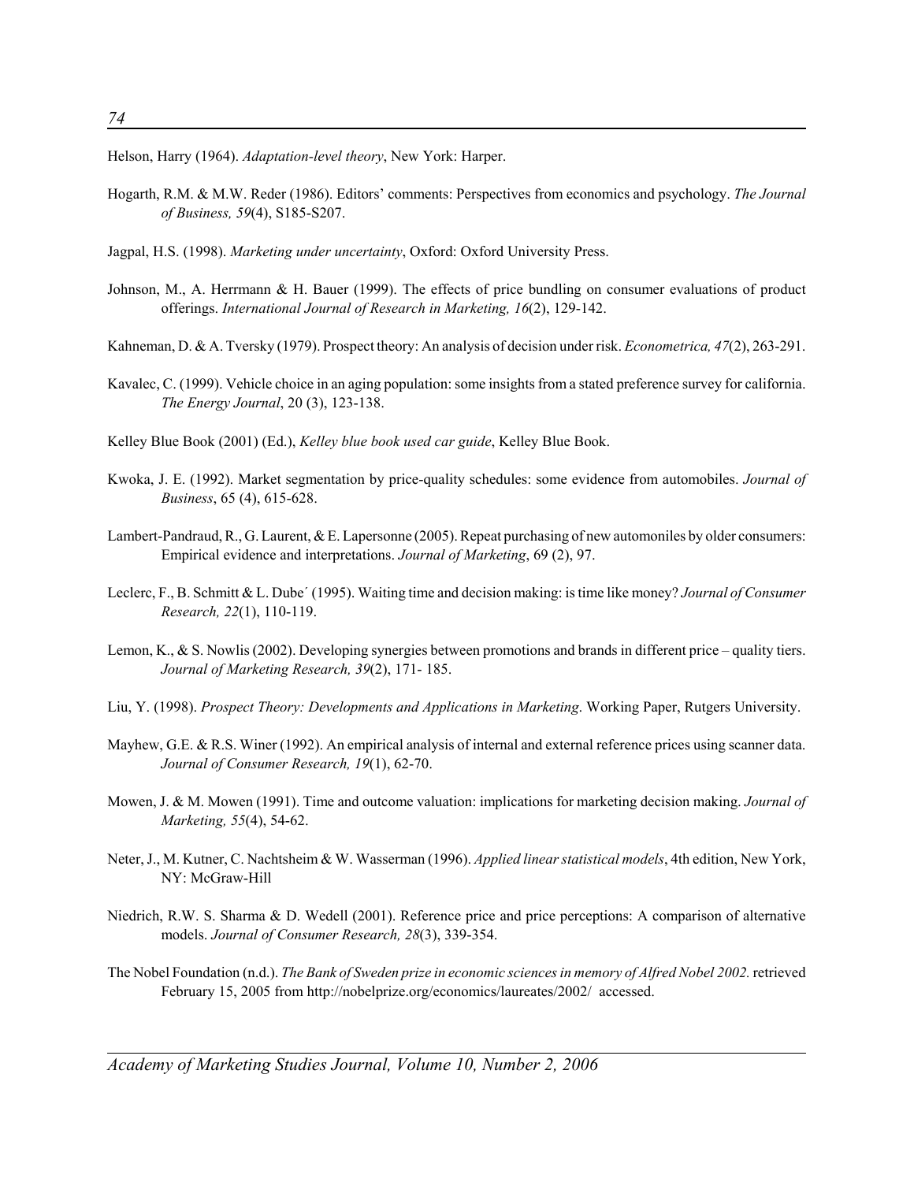Helson, Harry (1964). *Adaptation-level theory*, New York: Harper.

Hogarth, R.M. & M.W. Reder (1986). Editors' comments: Perspectives from economics and psychology. *The Journal of Business, 59*(4), S185-S207.

Jagpal, H.S. (1998). *Marketing under uncertainty*, Oxford: Oxford University Press.

Johnson, M., A. Herrmann & H. Bauer (1999). The effects of price bundling on consumer evaluations of product offerings. *International Journal of Research in Marketing, 16*(2), 129-142.

Kahneman, D. & A. Tversky (1979). Prospect theory: An analysis of decision under risk. *Econometrica, 47*(2), 263-291.

Kavalec, C. (1999). Vehicle choice in an aging population: some insights from a stated preference survey for california. *The Energy Journal*, 20 (3), 123-138.

Kelley Blue Book (2001) (Ed.), *Kelley blue book used car guide*, Kelley Blue Book.

Kwoka, J. E. (1992). Market segmentation by price-quality schedules: some evidence from automobiles. *Journal of Business*, 65 (4), 615-628.

Lambert-Pandraud, R., G. Laurent, & E. Lapersonne (2005). Repeat purchasing of new automoniles by older consumers: Empirical evidence and interpretations. *Journal of Marketing*, 69 (2), 97.

Leclerc, F., B. Schmitt & L. Dube´ (1995). Waiting time and decision making: is time like money? *Journal of Consumer Research, 22*(1), 110-119.

Lemon, K., & S. Nowlis (2002). Developing synergies between promotions and brands in different price – quality tiers. *Journal of Marketing Research, 39*(2), 171- 185.

Liu, Y. (1998). *Prospect Theory: Developments and Applications in Marketing*. Working Paper, Rutgers University.

Mayhew, G.E. & R.S. Winer (1992). An empirical analysis of internal and external reference prices using scanner data. *Journal of Consumer Research, 19*(1), 62-70.

Mowen, J. & M. Mowen (1991). Time and outcome valuation: implications for marketing decision making. *Journal of Marketing, 55*(4), 54-62.

Neter, J., M. Kutner, C. Nachtsheim & W. Wasserman (1996). *Applied linear statistical models*, 4th edition, New York, NY: McGraw-Hill

Niedrich, R.W. S. Sharma & D. Wedell (2001). Reference price and price perceptions: A comparison of alternative models. *Journal of Consumer Research, 28*(3), 339-354.

The Nobel Foundation (n.d.). *The Bank of Sweden prize in economic sciences in memory of Alfred Nobel 2002.* retrieved February 15, 2005 from http://nobelprize.org/economics/laureates/2002/ accessed.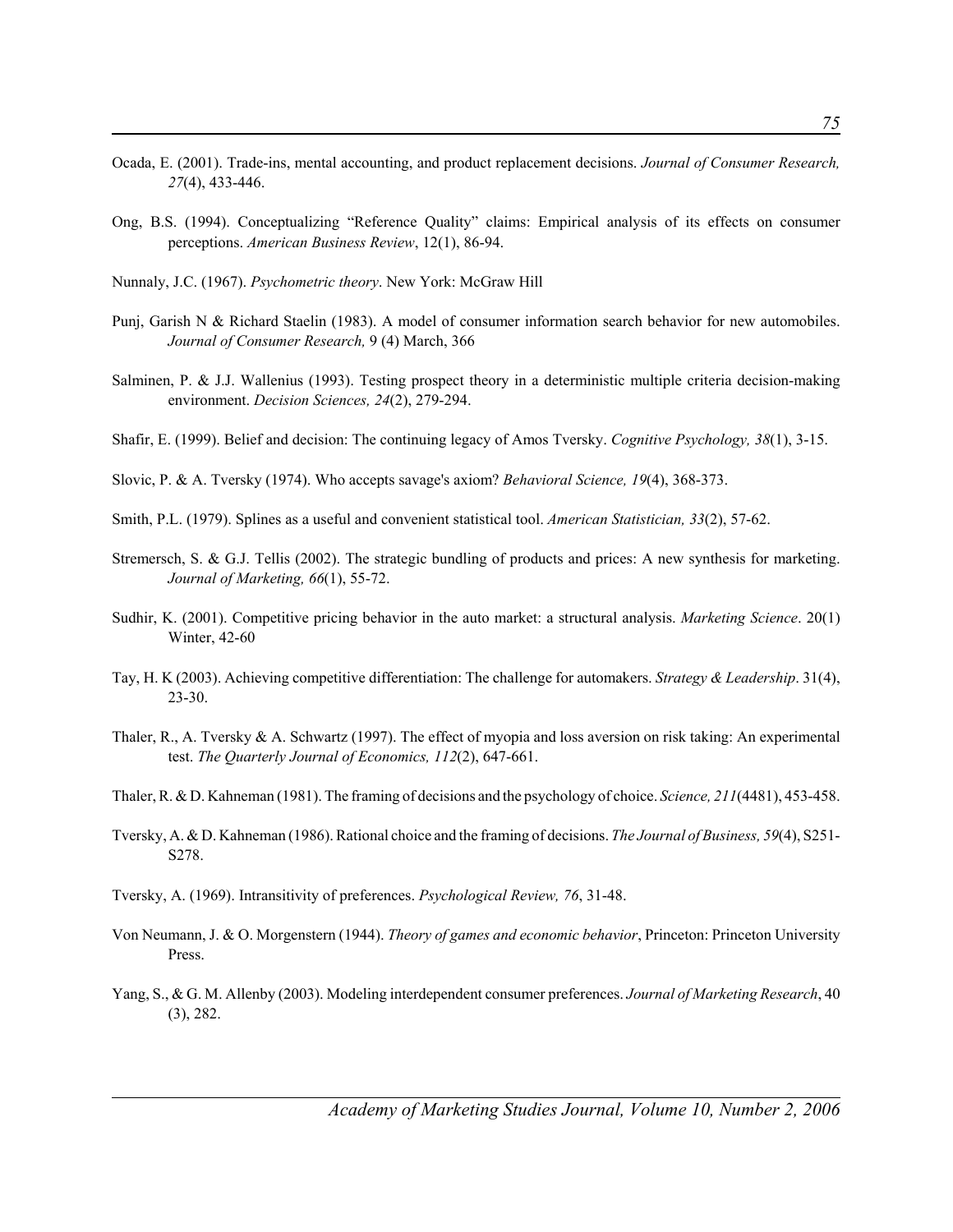Ocada, E. (2001). Trade-ins, mental accounting, and product replacement decisions. *Journal of Consumer Research, 27*(4), 433-446.

Ong, B.S. (1994). Conceptualizing "Reference Quality" claims: Empirical analysis of its effects on consumer perceptions. *American Business Review*, 12(1), 86-94.

Nunnaly, J.C. (1967). *Psychometric theory*. New York: McGraw Hill

Punj, Garish N & Richard Staelin (1983). A model of consumer information search behavior for new automobiles. *Journal of Consumer Research,* 9 (4) March, 366

Salminen, P. & J.J. Wallenius (1993). Testing prospect theory in a deterministic multiple criteria decision-making environment. *Decision Sciences, 24*(2), 279-294.

Shafir, E. (1999). Belief and decision: The continuing legacy of Amos Tversky. *Cognitive Psychology, 38*(1), 3-15.

Slovic, P. & A. Tversky (1974). Who accepts savage's axiom? *Behavioral Science, 19*(4), 368-373.

Smith, P.L. (1979). Splines as a useful and convenient statistical tool. *American Statistician, 33*(2), 57-62.

Stremersch, S. & G.J. Tellis (2002). The strategic bundling of products and prices: A new synthesis for marketing. *Journal of Marketing, 66*(1), 55-72.

Sudhir, K. (2001). Competitive pricing behavior in the auto market: a structural analysis. *Marketing Science*. 20(1) Winter, 42-60

Tay, H. K (2003). Achieving competitive differentiation: The challenge for automakers. *Strategy & Leadership*. 31(4), 23-30.

Thaler, R., A. Tversky & A. Schwartz (1997). The effect of myopia and loss aversion on risk taking: An experimental test. *The Quarterly Journal of Economics, 112*(2), 647-661.

Thaler, R. & D. Kahneman (1981). The framing of decisions and the psychology of choice. *Science, 211*(4481), 453-458.

Tversky, A. & D. Kahneman (1986). Rational choice and the framing of decisions. *The Journal of Business, 59*(4), S251-S278.

Tversky, A. (1969). Intransitivity of preferences. *Psychological Review, 76*, 31-48.

Von Neumann, J. & O. Morgenstern (1944). *Theory of games and economic behavior*, Princeton: Princeton University Press.

Yang, S., & G. M. Allenby (2003). Modeling interdependent consumer preferences. *Journal of Marketing Research*, 40 (3), 282.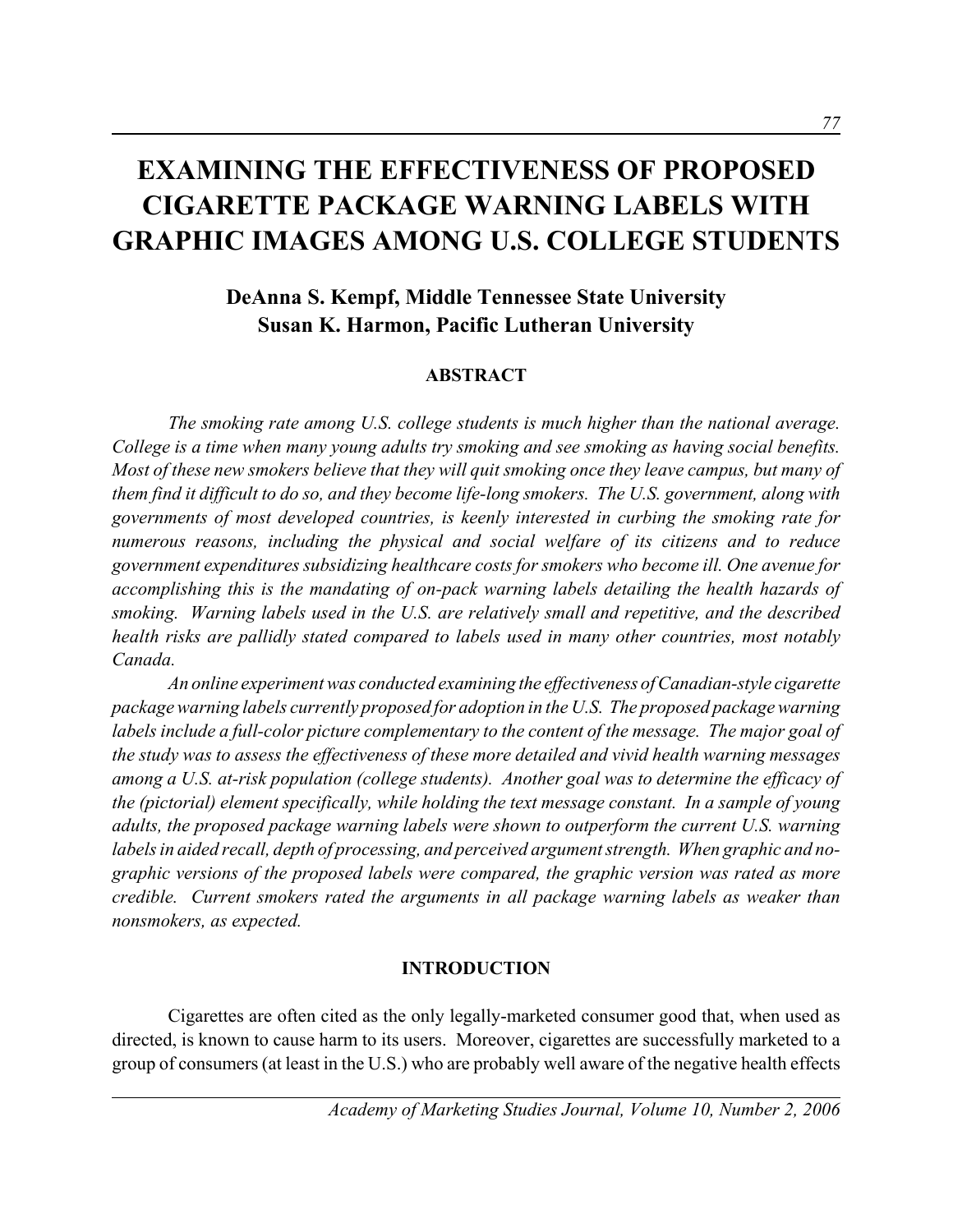# EXAMINING THE EFFECTIVENESS OF PROPOSED CIGARETTE PACKAGE WARNING LABELS WITH GRAPHIC IMAGES AMONG U.S. COLLEGE STUDENTS

**DeAnna S. Kempf, Middle Tennessee State University**
**Susan K. Harmon, Pacific Lutheran University**

## ABSTRACT

*The smoking rate among U.S. college students is much higher than the national average. College is a time when many young adults try smoking and see smoking as having social benefits. Most of these new smokers believe that they will quit smoking once they leave campus, but many of them find it difficult to do so, and they become life-long smokers. The U.S. government, along with governments of most developed countries, is keenly interested in curbing the smoking rate for numerous reasons, including the physical and social welfare of its citizens and to reduce government expenditures subsidizing healthcare costs for smokers who become ill. One avenue for accomplishing this is the mandating of on-pack warning labels detailing the health hazards of smoking. Warning labels used in the U.S. are relatively small and repetitive, and the described health risks are pallidly stated compared to labels used in many other countries, most notably Canada.*

*An online experiment was conducted examining the effectiveness of Canadian-style cigarette package warning labels currently proposed for adoption in the U.S. The proposed package warning labels include a full-color picture complementary to the content of the message. The major goal of the study was to assess the effectiveness of these more detailed and vivid health warning messages among a U.S. at-risk population (college students). Another goal was to determine the efficacy of the (pictorial) element specifically, while holding the text message constant. In a sample of young adults, the proposed package warning labels were shown to outperform the current U.S. warning labels in aided recall, depth of processing, and perceived argument strength. When graphic and no-graphic versions of the proposed labels were compared, the graphic version was rated as more credible. Current smokers rated the arguments in all package warning labels as weaker than nonsmokers, as expected.*

## INTRODUCTION

Cigarettes are often cited as the only legally-marketed consumer good that, when used as directed, is known to cause harm to its users. Moreover, cigarettes are successfully marketed to a group of consumers (at least in the U.S.) who are probably well aware of the negative health effects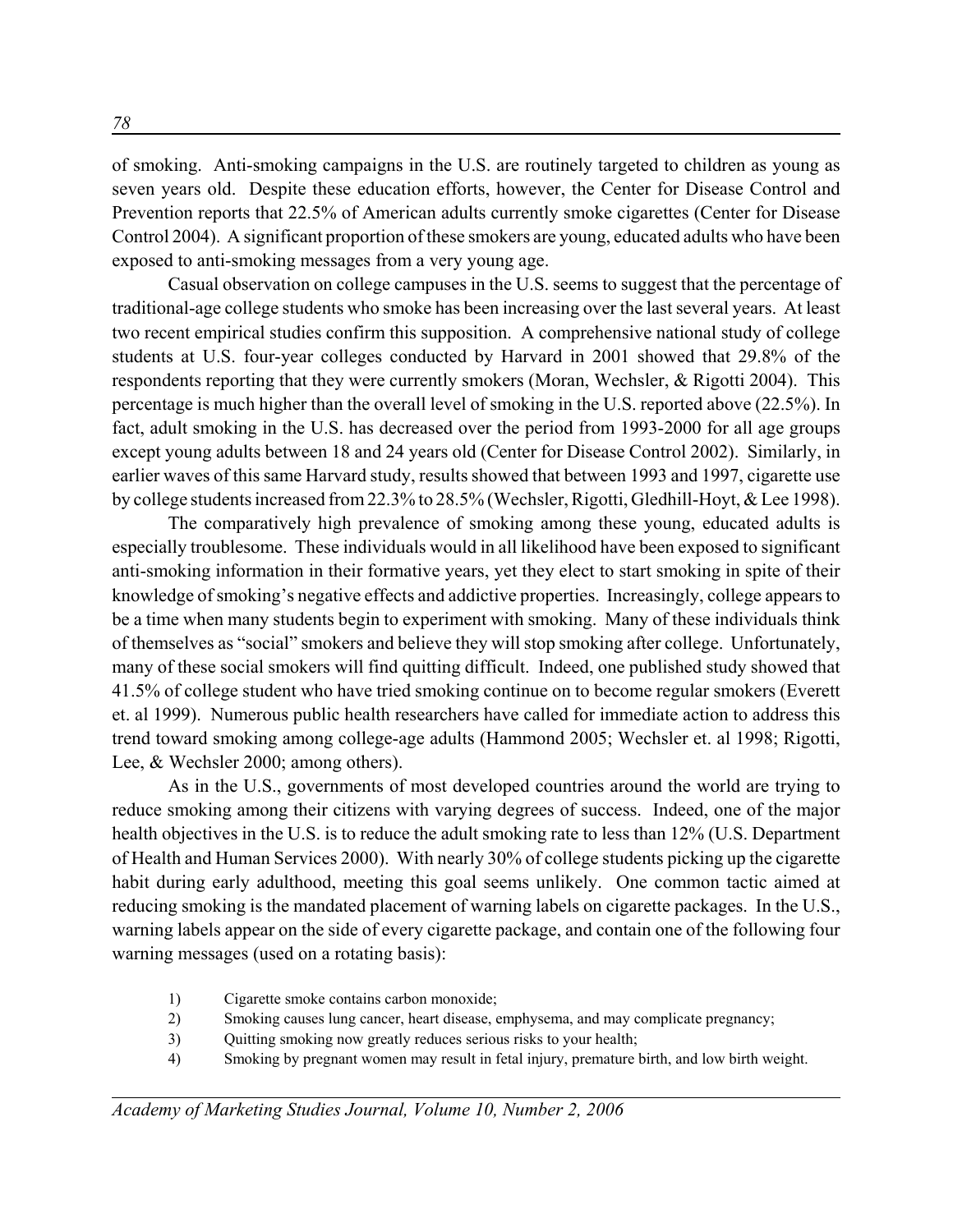of smoking. Anti-smoking campaigns in the U.S. are routinely targeted to children as young as seven years old. Despite these education efforts, however, the Center for Disease Control and Prevention reports that 22.5% of American adults currently smoke cigarettes (Center for Disease Control 2004). A significant proportion of these smokers are young, educated adults who have been exposed to anti-smoking messages from a very young age.

Casual observation on college campuses in the U.S. seems to suggest that the percentage of traditional-age college students who smoke has been increasing over the last several years. At least two recent empirical studies confirm this supposition. A comprehensive national study of college students at U.S. four-year colleges conducted by Harvard in 2001 showed that 29.8% of the respondents reporting that they were currently smokers (Moran, Wechsler, & Rigotti 2004). This percentage is much higher than the overall level of smoking in the U.S. reported above (22.5%). In fact, adult smoking in the U.S. has decreased over the period from 1993-2000 for all age groups except young adults between 18 and 24 years old (Center for Disease Control 2002). Similarly, in earlier waves of this same Harvard study, results showed that between 1993 and 1997, cigarette use by college students increased from 22.3% to 28.5% (Wechsler, Rigotti, Gledhill-Hoyt, & Lee 1998).

The comparatively high prevalence of smoking among these young, educated adults is especially troublesome. These individuals would in all likelihood have been exposed to significant anti-smoking information in their formative years, yet they elect to start smoking in spite of their knowledge of smoking's negative effects and addictive properties. Increasingly, college appears to be a time when many students begin to experiment with smoking. Many of these individuals think of themselves as "social" smokers and believe they will stop smoking after college. Unfortunately, many of these social smokers will find quitting difficult. Indeed, one published study showed that 41.5% of college student who have tried smoking continue on to become regular smokers (Everett et. al 1999). Numerous public health researchers have called for immediate action to address this trend toward smoking among college-age adults (Hammond 2005; Wechsler et. al 1998; Rigotti, Lee, & Wechsler 2000; among others).

As in the U.S., governments of most developed countries around the world are trying to reduce smoking among their citizens with varying degrees of success. Indeed, one of the major health objectives in the U.S. is to reduce the adult smoking rate to less than 12% (U.S. Department of Health and Human Services 2000). With nearly 30% of college students picking up the cigarette habit during early adulthood, meeting this goal seems unlikely. One common tactic aimed at reducing smoking is the mandated placement of warning labels on cigarette packages. In the U.S., warning labels appear on the side of every cigarette package, and contain one of the following four warning messages (used on a rotating basis):

1) Cigarette smoke contains carbon monoxide;
2) Smoking causes lung cancer, heart disease, emphysema, and may complicate pregnancy;
3) Quitting smoking now greatly reduces serious risks to your health;
4) Smoking by pregnant women may result in fetal injury, premature birth, and low birth weight.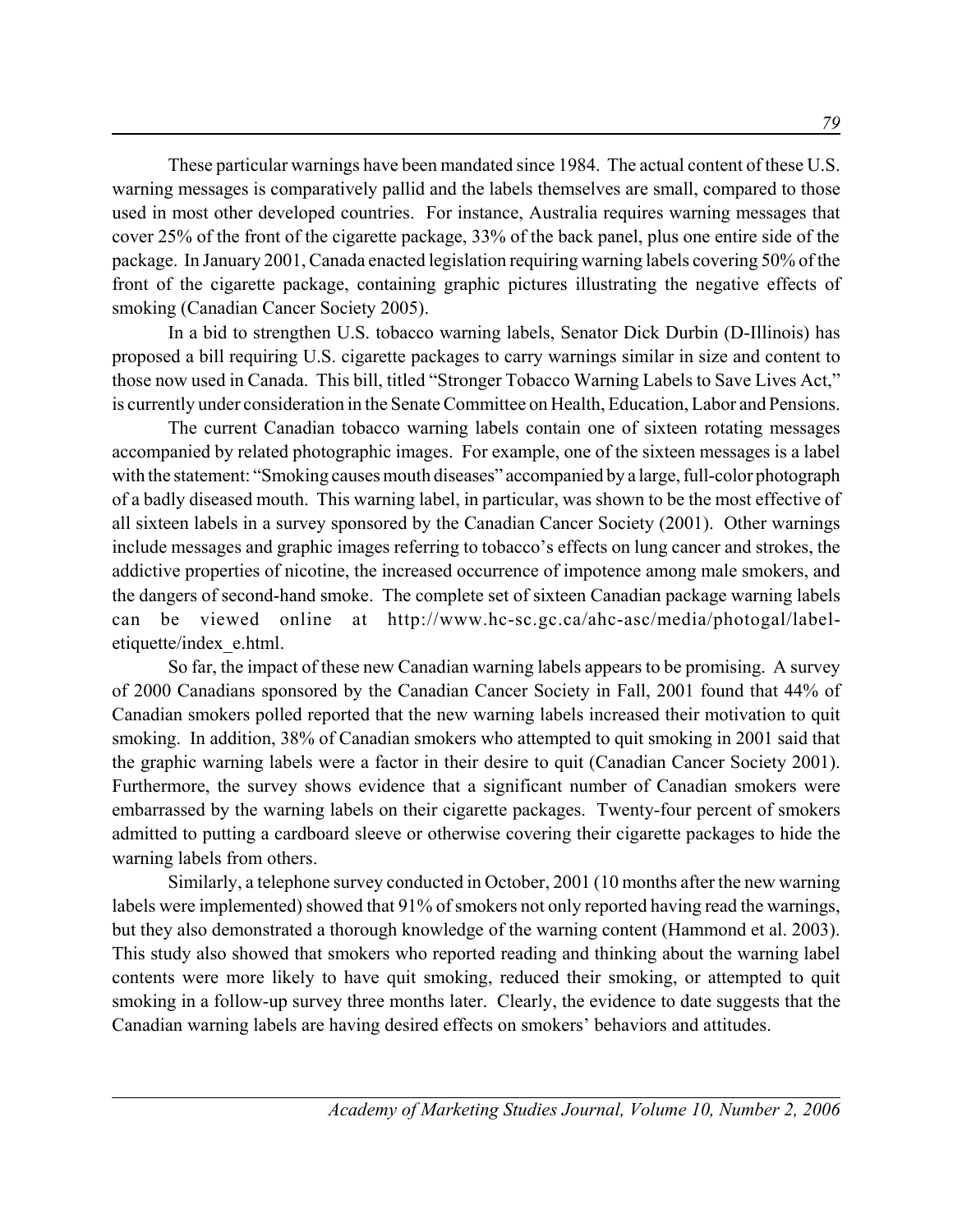These particular warnings have been mandated since 1984. The actual content of these U.S. warning messages is comparatively pallid and the labels themselves are small, compared to those used in most other developed countries. For instance, Australia requires warning messages that cover 25% of the front of the cigarette package, 33% of the back panel, plus one entire side of the package. In January 2001, Canada enacted legislation requiring warning labels covering 50% of the front of the cigarette package, containing graphic pictures illustrating the negative effects of smoking (Canadian Cancer Society 2005).

In a bid to strengthen U.S. tobacco warning labels, Senator Dick Durbin (D-Illinois) has proposed a bill requiring U.S. cigarette packages to carry warnings similar in size and content to those now used in Canada. This bill, titled "Stronger Tobacco Warning Labels to Save Lives Act," is currently under consideration in the Senate Committee on Health, Education, Labor and Pensions.

The current Canadian tobacco warning labels contain one of sixteen rotating messages accompanied by related photographic images. For example, one of the sixteen messages is a label with the statement: "Smoking causes mouth diseases" accompanied by a large, full-color photograph of a badly diseased mouth. This warning label, in particular, was shown to be the most effective of all sixteen labels in a survey sponsored by the Canadian Cancer Society (2001). Other warnings include messages and graphic images referring to tobacco's effects on lung cancer and strokes, the addictive properties of nicotine, the increased occurrence of impotence among male smokers, and the dangers of second-hand smoke. The complete set of sixteen Canadian package warning labels can be viewed online at http://www.hc-sc.gc.ca/ahc-asc/media/photogal/label-etiquette/index_e.html.

So far, the impact of these new Canadian warning labels appears to be promising. A survey of 2000 Canadians sponsored by the Canadian Cancer Society in Fall, 2001 found that 44% of Canadian smokers polled reported that the new warning labels increased their motivation to quit smoking. In addition, 38% of Canadian smokers who attempted to quit smoking in 2001 said that the graphic warning labels were a factor in their desire to quit (Canadian Cancer Society 2001). Furthermore, the survey shows evidence that a significant number of Canadian smokers were embarrassed by the warning labels on their cigarette packages. Twenty-four percent of smokers admitted to putting a cardboard sleeve or otherwise covering their cigarette packages to hide the warning labels from others.

Similarly, a telephone survey conducted in October, 2001 (10 months after the new warning labels were implemented) showed that 91% of smokers not only reported having read the warnings, but they also demonstrated a thorough knowledge of the warning content (Hammond et al. 2003). This study also showed that smokers who reported reading and thinking about the warning label contents were more likely to have quit smoking, reduced their smoking, or attempted to quit smoking in a follow-up survey three months later. Clearly, the evidence to date suggests that the Canadian warning labels are having desired effects on smokers' behaviors and attitudes.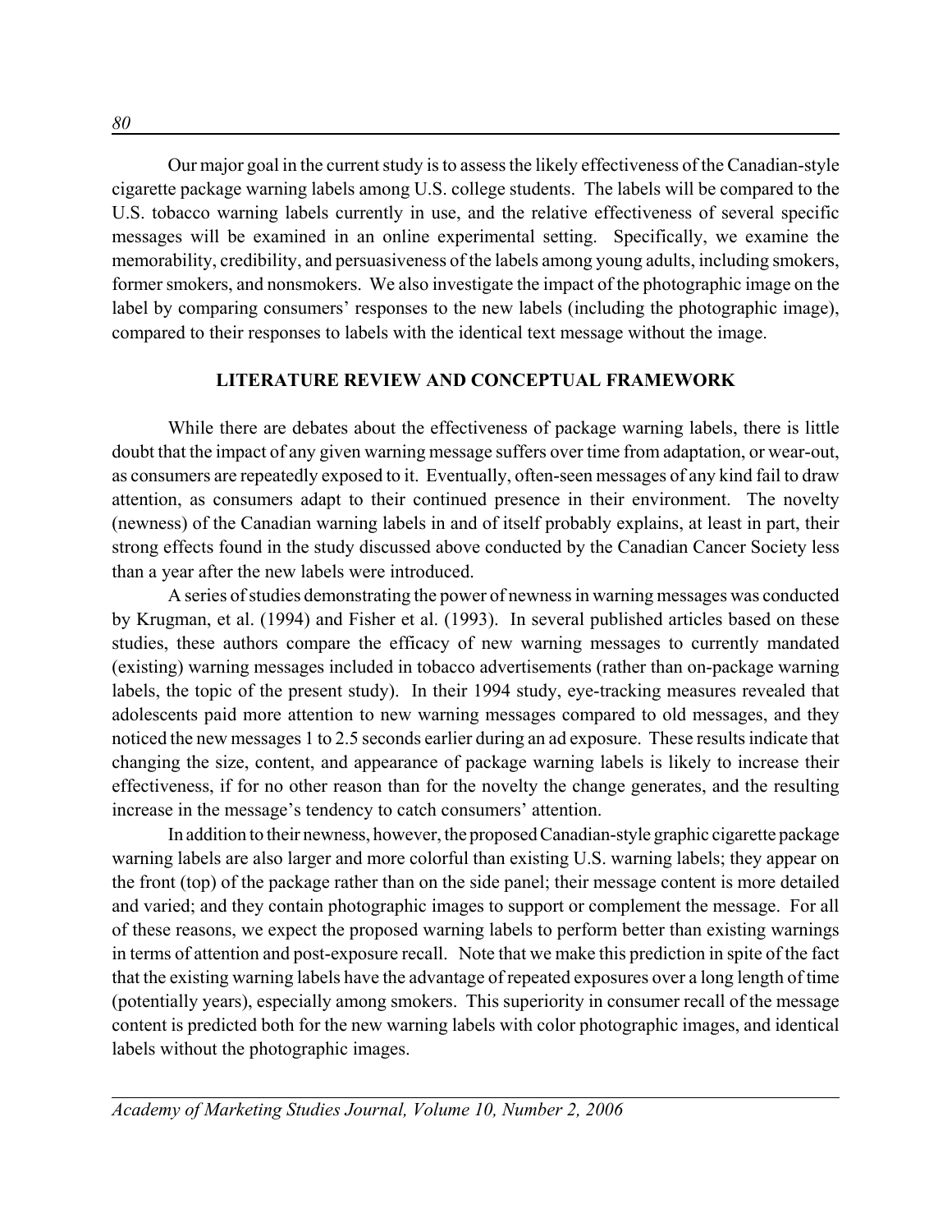Our major goal in the current study is to assess the likely effectiveness of the Canadian-style cigarette package warning labels among U.S. college students. The labels will be compared to the U.S. tobacco warning labels currently in use, and the relative effectiveness of several specific messages will be examined in an online experimental setting. Specifically, we examine the memorability, credibility, and persuasiveness of the labels among young adults, including smokers, former smokers, and nonsmokers. We also investigate the impact of the photographic image on the label by comparing consumers' responses to the new labels (including the photographic image), compared to their responses to labels with the identical text message without the image.

## LITERATURE REVIEW AND CONCEPTUAL FRAMEWORK

While there are debates about the effectiveness of package warning labels, there is little doubt that the impact of any given warning message suffers over time from adaptation, or wear-out, as consumers are repeatedly exposed to it. Eventually, often-seen messages of any kind fail to draw attention, as consumers adapt to their continued presence in their environment. The novelty (newness) of the Canadian warning labels in and of itself probably explains, at least in part, their strong effects found in the study discussed above conducted by the Canadian Cancer Society less than a year after the new labels were introduced.

A series of studies demonstrating the power of newness in warning messages was conducted by Krugman, et al. (1994) and Fisher et al. (1993). In several published articles based on these studies, these authors compare the efficacy of new warning messages to currently mandated (existing) warning messages included in tobacco advertisements (rather than on-package warning labels, the topic of the present study). In their 1994 study, eye-tracking measures revealed that adolescents paid more attention to new warning messages compared to old messages, and they noticed the new messages 1 to 2.5 seconds earlier during an ad exposure. These results indicate that changing the size, content, and appearance of package warning labels is likely to increase their effectiveness, if for no other reason than for the novelty the change generates, and the resulting increase in the message's tendency to catch consumers' attention.

In addition to their newness, however, the proposed Canadian-style graphic cigarette package warning labels are also larger and more colorful than existing U.S. warning labels; they appear on the front (top) of the package rather than on the side panel; their message content is more detailed and varied; and they contain photographic images to support or complement the message. For all of these reasons, we expect the proposed warning labels to perform better than existing warnings in terms of attention and post-exposure recall. Note that we make this prediction in spite of the fact that the existing warning labels have the advantage of repeated exposures over a long length of time (potentially years), especially among smokers. This superiority in consumer recall of the message content is predicted both for the new warning labels with color photographic images, and identical labels without the photographic images.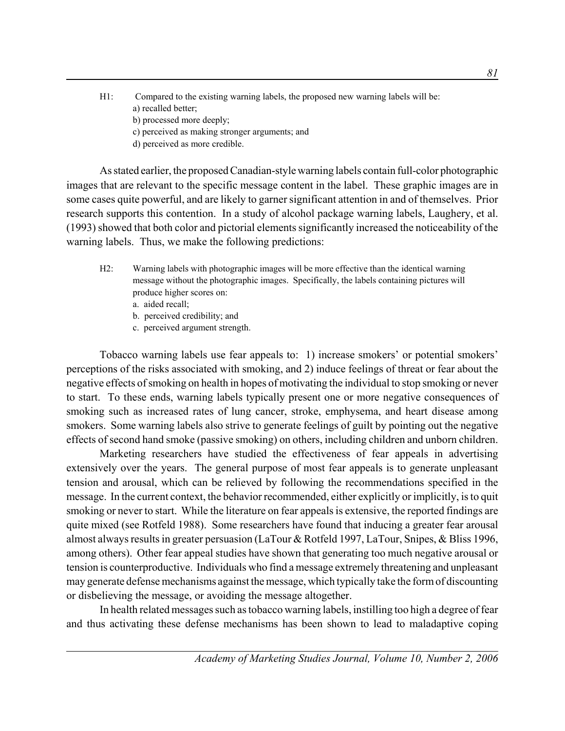H1: Compared to the existing warning labels, the proposed new warning labels will be:
- a) recalled better;
- b) processed more deeply;
- c) perceived as making stronger arguments; and
- d) perceived as more credible.

As stated earlier, the proposed Canadian-style warning labels contain full-color photographic images that are relevant to the specific message content in the label. These graphic images are in some cases quite powerful, and are likely to garner significant attention in and of themselves. Prior research supports this contention. In a study of alcohol package warning labels, Laughery, et al. (1993) showed that both color and pictorial elements significantly increased the noticeability of the warning labels. Thus, we make the following predictions:

H2: Warning labels with photographic images will be more effective than the identical warning message without the photographic images. Specifically, the labels containing pictures will produce higher scores on:
- a. aided recall;
- b. perceived credibility; and
- c. perceived argument strength.

Tobacco warning labels use fear appeals to: 1) increase smokers' or potential smokers' perceptions of the risks associated with smoking, and 2) induce feelings of threat or fear about the negative effects of smoking on health in hopes of motivating the individual to stop smoking or never to start. To these ends, warning labels typically present one or more negative consequences of smoking such as increased rates of lung cancer, stroke, emphysema, and heart disease among smokers. Some warning labels also strive to generate feelings of guilt by pointing out the negative effects of second hand smoke (passive smoking) on others, including children and unborn children.

Marketing researchers have studied the effectiveness of fear appeals in advertising extensively over the years. The general purpose of most fear appeals is to generate unpleasant tension and arousal, which can be relieved by following the recommendations specified in the message. In the current context, the behavior recommended, either explicitly or implicitly, is to quit smoking or never to start. While the literature on fear appeals is extensive, the reported findings are quite mixed (see Rotfeld 1988). Some researchers have found that inducing a greater fear arousal almost always results in greater persuasion (LaTour & Rotfeld 1997, LaTour, Snipes, & Bliss 1996, among others). Other fear appeal studies have shown that generating too much negative arousal or tension is counterproductive. Individuals who find a message extremely threatening and unpleasant may generate defense mechanisms against the message, which typically take the form of discounting or disbelieving the message, or avoiding the message altogether.

In health related messages such as tobacco warning labels, instilling too high a degree of fear and thus activating these defense mechanisms has been shown to lead to maladaptive coping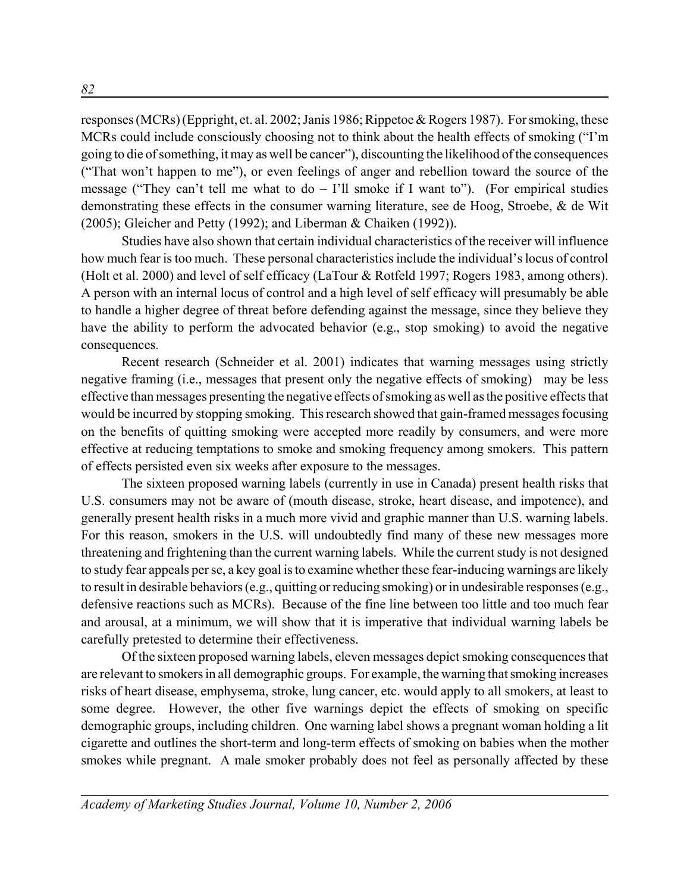responses (MCRs) (Eppright, et. al. 2002; Janis 1986; Rippetoe & Rogers 1987). For smoking, these MCRs could include consciously choosing not to think about the health effects of smoking ("I'm going to die of something, it may as well be cancer"), discounting the likelihood of the consequences ("That won't happen to me"), or even feelings of anger and rebellion toward the source of the message ("They can't tell me what to do – I'll smoke if I want to"). (For empirical studies demonstrating these effects in the consumer warning literature, see de Hoog, Stroebe, & de Wit (2005); Gleicher and Petty (1992); and Liberman & Chaiken (1992)).

Studies have also shown that certain individual characteristics of the receiver will influence how much fear is too much. These personal characteristics include the individual's locus of control (Holt et al. 2000) and level of self efficacy (LaTour & Rotfeld 1997; Rogers 1983, among others). A person with an internal locus of control and a high level of self efficacy will presumably be able to handle a higher degree of threat before defending against the message, since they believe they have the ability to perform the advocated behavior (e.g., stop smoking) to avoid the negative consequences.

Recent research (Schneider et al. 2001) indicates that warning messages using strictly negative framing (i.e., messages that present only the negative effects of smoking) may be less effective than messages presenting the negative effects of smoking as well as the positive effects that would be incurred by stopping smoking. This research showed that gain-framed messages focusing on the benefits of quitting smoking were accepted more readily by consumers, and were more effective at reducing temptations to smoke and smoking frequency among smokers. This pattern of effects persisted even six weeks after exposure to the messages.

The sixteen proposed warning labels (currently in use in Canada) present health risks that U.S. consumers may not be aware of (mouth disease, stroke, heart disease, and impotence), and generally present health risks in a much more vivid and graphic manner than U.S. warning labels. For this reason, smokers in the U.S. will undoubtedly find many of these new messages more threatening and frightening than the current warning labels. While the current study is not designed to study fear appeals per se, a key goal is to examine whether these fear-inducing warnings are likely to result in desirable behaviors (e.g., quitting or reducing smoking) or in undesirable responses (e.g., defensive reactions such as MCRs). Because of the fine line between too little and too much fear and arousal, at a minimum, we will show that it is imperative that individual warning labels be carefully pretested to determine their effectiveness.

Of the sixteen proposed warning labels, eleven messages depict smoking consequences that are relevant to smokers in all demographic groups. For example, the warning that smoking increases risks of heart disease, emphysema, stroke, lung cancer, etc. would apply to all smokers, at least to some degree. However, the other five warnings depict the effects of smoking on specific demographic groups, including children. One warning label shows a pregnant woman holding a lit cigarette and outlines the short-term and long-term effects of smoking on babies when the mother smokes while pregnant. A male smoker probably does not feel as personally affected by these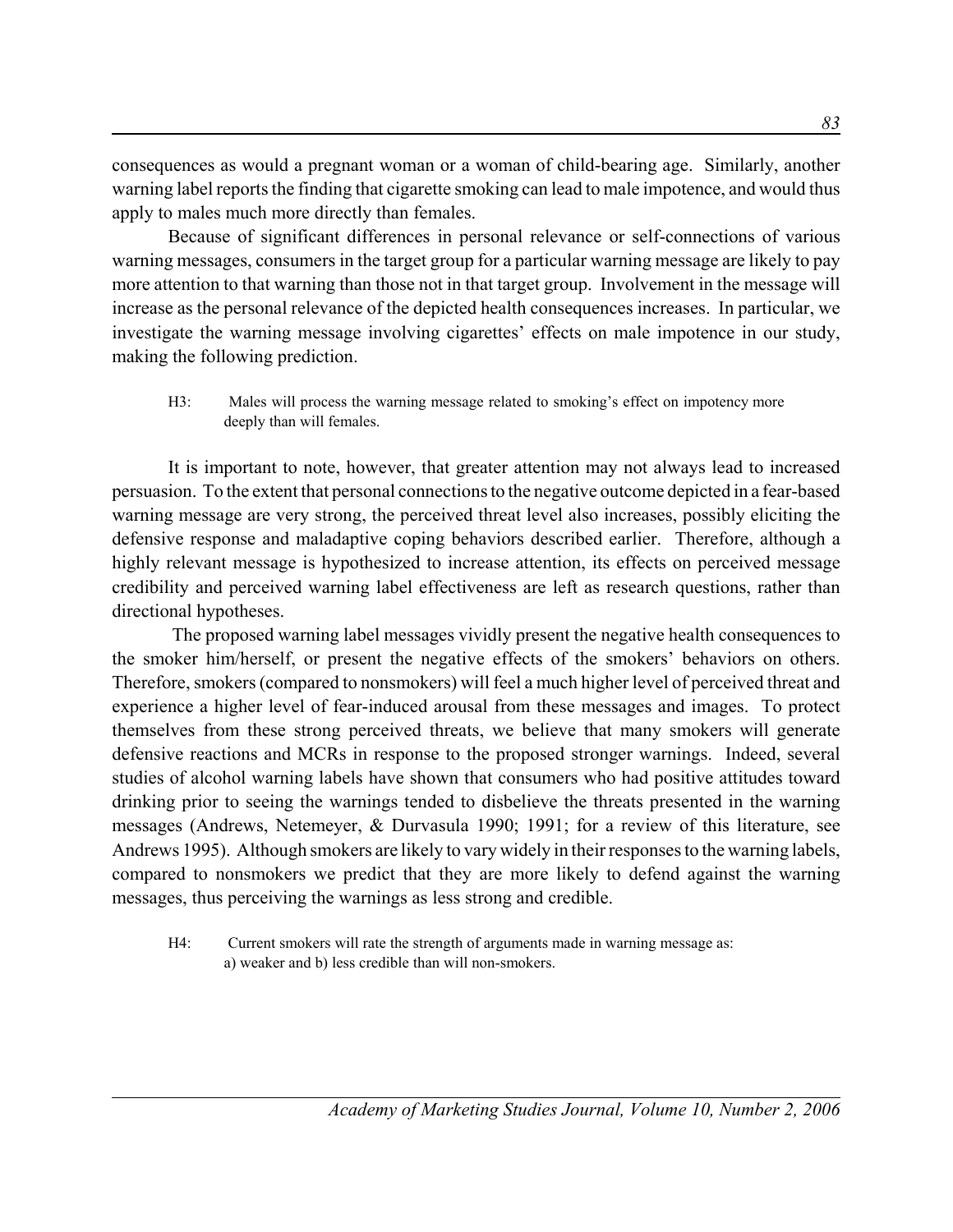consequences as would a pregnant woman or a woman of child-bearing age. Similarly, another warning label reports the finding that cigarette smoking can lead to male impotence, and would thus apply to males much more directly than females.

Because of significant differences in personal relevance or self-connections of various warning messages, consumers in the target group for a particular warning message are likely to pay more attention to that warning than those not in that target group. Involvement in the message will increase as the personal relevance of the depicted health consequences increases. In particular, we investigate the warning message involving cigarettes' effects on male impotence in our study, making the following prediction.

> H3: Males will process the warning message related to smoking's effect on impotency more deeply than will females.

It is important to note, however, that greater attention may not always lead to increased persuasion. To the extent that personal connections to the negative outcome depicted in a fear-based warning message are very strong, the perceived threat level also increases, possibly eliciting the defensive response and maladaptive coping behaviors described earlier. Therefore, although a highly relevant message is hypothesized to increase attention, its effects on perceived message credibility and perceived warning label effectiveness are left as research questions, rather than directional hypotheses.

The proposed warning label messages vividly present the negative health consequences to the smoker him/herself, or present the negative effects of the smokers' behaviors on others. Therefore, smokers (compared to nonsmokers) will feel a much higher level of perceived threat and experience a higher level of fear-induced arousal from these messages and images. To protect themselves from these strong perceived threats, we believe that many smokers will generate defensive reactions and MCRs in response to the proposed stronger warnings. Indeed, several studies of alcohol warning labels have shown that consumers who had positive attitudes toward drinking prior to seeing the warnings tended to disbelieve the threats presented in the warning messages (Andrews, Netemeyer, & Durvasula 1990; 1991; for a review of this literature, see Andrews 1995). Although smokers are likely to vary widely in their responses to the warning labels, compared to nonsmokers we predict that they are more likely to defend against the warning messages, thus perceiving the warnings as less strong and credible.

> H4: Current smokers will rate the strength of arguments made in warning message as: a) weaker and b) less credible than will non-smokers.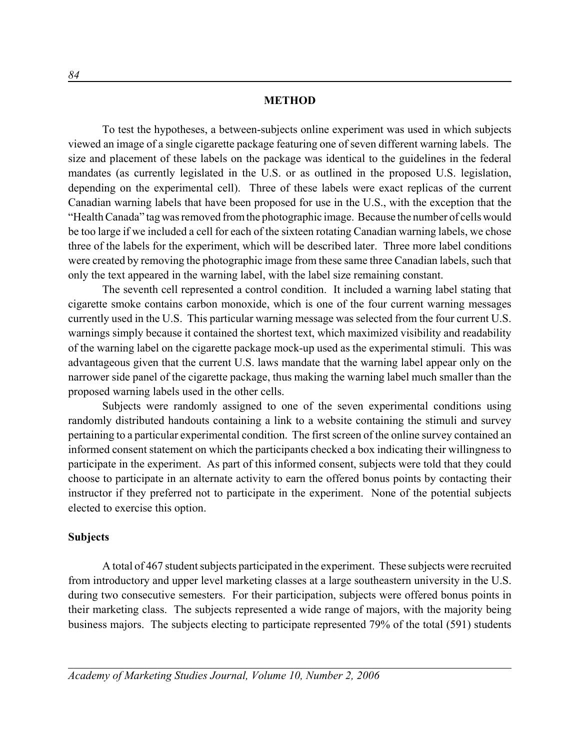## METHOD

To test the hypotheses, a between-subjects online experiment was used in which subjects viewed an image of a single cigarette package featuring one of seven different warning labels. The size and placement of these labels on the package was identical to the guidelines in the federal mandates (as currently legislated in the U.S. or as outlined in the proposed U.S. legislation, depending on the experimental cell). Three of these labels were exact replicas of the current Canadian warning labels that have been proposed for use in the U.S., with the exception that the "Health Canada" tag was removed from the photographic image. Because the number of cells would be too large if we included a cell for each of the sixteen rotating Canadian warning labels, we chose three of the labels for the experiment, which will be described later. Three more label conditions were created by removing the photographic image from these same three Canadian labels, such that only the text appeared in the warning label, with the label size remaining constant.

The seventh cell represented a control condition. It included a warning label stating that cigarette smoke contains carbon monoxide, which is one of the four current warning messages currently used in the U.S. This particular warning message was selected from the four current U.S. warnings simply because it contained the shortest text, which maximized visibility and readability of the warning label on the cigarette package mock-up used as the experimental stimuli. This was advantageous given that the current U.S. laws mandate that the warning label appear only on the narrower side panel of the cigarette package, thus making the warning label much smaller than the proposed warning labels used in the other cells.

Subjects were randomly assigned to one of the seven experimental conditions using randomly distributed handouts containing a link to a website containing the stimuli and survey pertaining to a particular experimental condition. The first screen of the online survey contained an informed consent statement on which the participants checked a box indicating their willingness to participate in the experiment. As part of this informed consent, subjects were told that they could choose to participate in an alternate activity to earn the offered bonus points by contacting their instructor if they preferred not to participate in the experiment. None of the potential subjects elected to exercise this option.

### Subjects

A total of 467 student subjects participated in the experiment. These subjects were recruited from introductory and upper level marketing classes at a large southeastern university in the U.S. during two consecutive semesters. For their participation, subjects were offered bonus points in their marketing class. The subjects represented a wide range of majors, with the majority being business majors. The subjects electing to participate represented 79% of the total (591) students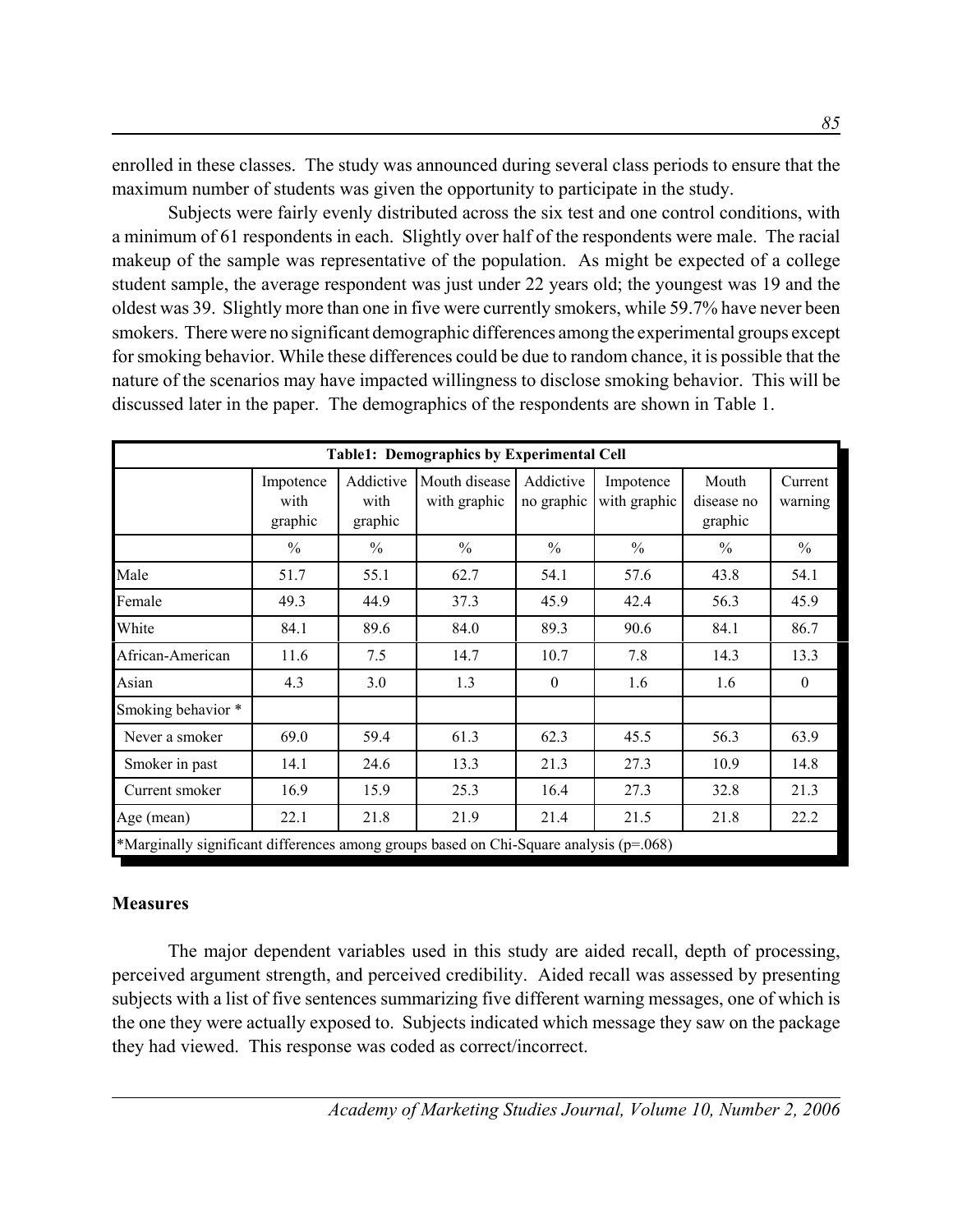enrolled in these classes. The study was announced during several class periods to ensure that the maximum number of students was given the opportunity to participate in the study.

Subjects were fairly evenly distributed across the six test and one control conditions, with a minimum of 61 respondents in each. Slightly over half of the respondents were male. The racial makeup of the sample was representative of the population. As might be expected of a college student sample, the average respondent was just under 22 years old; the youngest was 19 and the oldest was 39. Slightly more than one in five were currently smokers, while 59.7% have never been smokers. There were no significant demographic differences among the experimental groups except for smoking behavior. While these differences could be due to random chance, it is possible that the nature of the scenarios may have impacted willingness to disclose smoking behavior. This will be discussed later in the paper. The demographics of the respondents are shown in Table 1.

**Table1: Demographics by Experimental Cell**

| | Impotence with graphic | Addictive with graphic | Mouth disease with graphic | Addictive no graphic | Impotence with graphic | Mouth disease no graphic | Current warning |
|---|---|---|---|---|---|---|---|
| | % | % | % | % | % | % | % |
| Male | 51.7 | 55.1 | 62.7 | 54.1 | 57.6 | 43.8 | 54.1 |
| Female | 49.3 | 44.9 | 37.3 | 45.9 | 42.4 | 56.3 | 45.9 |
| White | 84.1 | 89.6 | 84.0 | 89.3 | 90.6 | 84.1 | 86.7 |
| African-American | 11.6 | 7.5 | 14.7 | 10.7 | 7.8 | 14.3 | 13.3 |
| Asian | 4.3 | 3.0 | 1.3 | 0 | 1.6 | 1.6 | 0 |
| Smoking behavior * | | | | | | | |
| Never a smoker | 69.0 | 59.4 | 61.3 | 62.3 | 45.5 | 56.3 | 63.9 |
| Smoker in past | 14.1 | 24.6 | 13.3 | 21.3 | 27.3 | 10.9 | 14.8 |
| Current smoker | 16.9 | 15.9 | 25.3 | 16.4 | 27.3 | 32.8 | 21.3 |
| Age (mean) | 22.1 | 21.8 | 21.9 | 21.4 | 21.5 | 21.8 | 22.2 |

*Marginally significant differences among groups based on Chi-Square analysis (p=.068)

### Measures

The major dependent variables used in this study are aided recall, depth of processing, perceived argument strength, and perceived credibility. Aided recall was assessed by presenting subjects with a list of five sentences summarizing five different warning messages, one of which is the one they were actually exposed to. Subjects indicated which message they saw on the package they had viewed. This response was coded as correct/incorrect.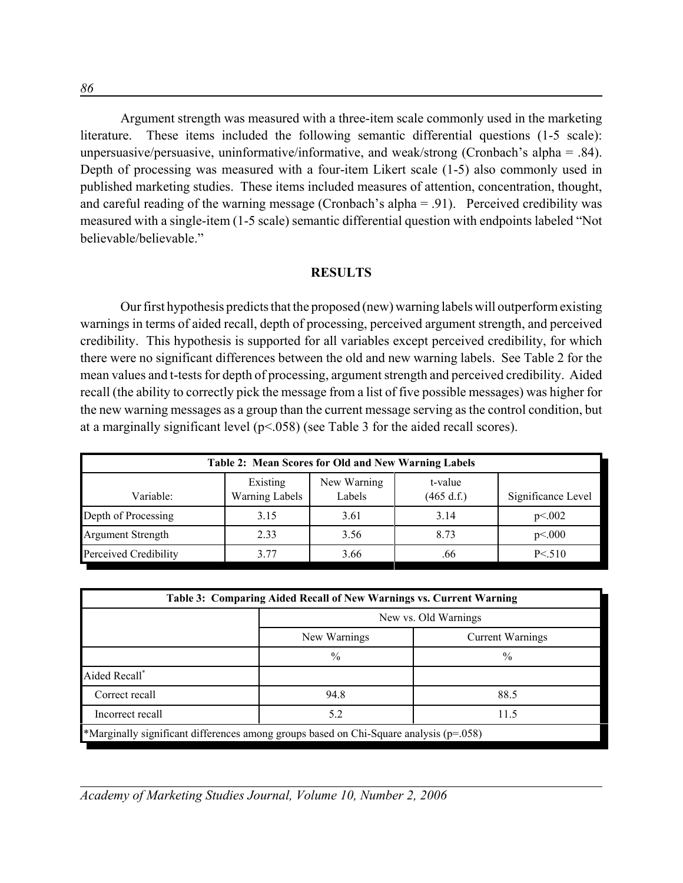Argument strength was measured with a three-item scale commonly used in the marketing literature. These items included the following semantic differential questions (1-5 scale): unpersuasive/persuasive, uninformative/informative, and weak/strong (Cronbach's alpha = .84). Depth of processing was measured with a four-item Likert scale (1-5) also commonly used in published marketing studies. These items included measures of attention, concentration, thought, and careful reading of the warning message (Cronbach's alpha = .91). Perceived credibility was measured with a single-item (1-5 scale) semantic differential question with endpoints labeled "Not believable/believable."

## RESULTS

Our first hypothesis predicts that the proposed (new) warning labels will outperform existing warnings in terms of aided recall, depth of processing, perceived argument strength, and perceived credibility. This hypothesis is supported for all variables except perceived credibility, for which there were no significant differences between the old and new warning labels. See Table 2 for the mean values and t-tests for depth of processing, argument strength and perceived credibility. Aided recall (the ability to correctly pick the message from a list of five possible messages) was higher for the new warning messages as a group than the current message serving as the control condition, but at a marginally significant level ($p<.058$) (see Table 3 for the aided recall scores).

**Table 2: Mean Scores for Old and New Warning Labels**

| Variable: | Existing Warning Labels | New Warning Labels | t-value (465 d.f.) | Significance Level |
|---|---|---|---|---|
| Depth of Processing | 3.15 | 3.61 | 3.14 | p<.002 |
| Argument Strength | 2.33 | 3.56 | 8.73 | p<.000 |
| Perceived Credibility | 3.77 | 3.66 | .66 | P<.510 |

**Table 3: Comparing Aided Recall of New Warnings vs. Current Warning**

| | New vs. Old Warnings | |
|---|---|---|
| | New Warnings | Current Warnings |
| | % | % |
| Aided Recall* | | |
| Correct recall | 94.8 | 88.5 |
| Incorrect recall | 5.2 | 11.5 |

*Marginally significant differences among groups based on Chi-Square analysis (p=.058)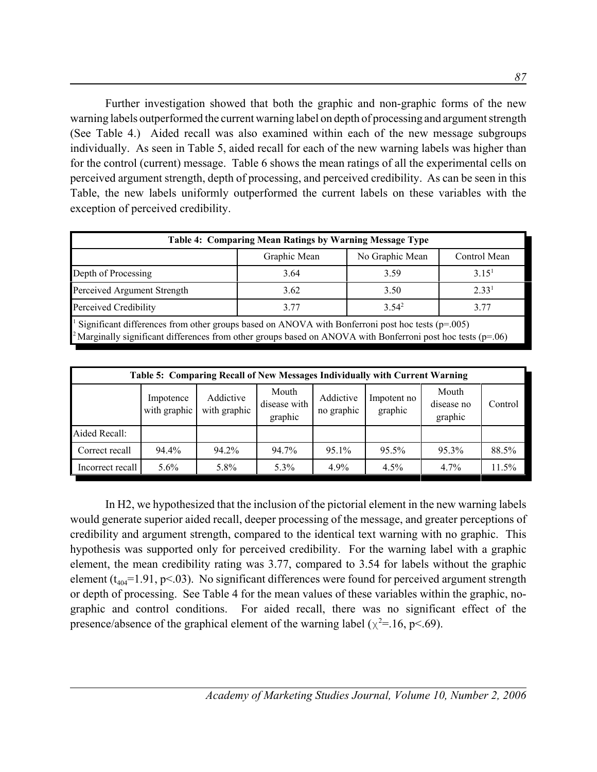Further investigation showed that both the graphic and non-graphic forms of the new warning labels outperformed the current warning label on depth of processing and argument strength (See Table 4.) Aided recall was also examined within each of the new message subgroups individually. As seen in Table 5, aided recall for each of the new warning labels was higher than for the control (current) message. Table 6 shows the mean ratings of all the experimental cells on perceived argument strength, depth of processing, and perceived credibility. As can be seen in this Table, the new labels uniformly outperformed the current labels on these variables with the exception of perceived credibility.

**Table 4: Comparing Mean Ratings by Warning Message Type**

| | Graphic Mean | No Graphic Mean | Control Mean |
|---|---|---|---|
| Depth of Processing | 3.64 | 3.59 | 3.15[1] |
| Perceived Argument Strength | 3.62 | 3.50 | 2.33[1] |
| Perceived Credibility | 3.77 | 3.54[2] | 3.77 |

[1] Significant differences from other groups based on ANOVA with Bonferroni post hoc tests (p=.005)
[2] Marginally significant differences from other groups based on ANOVA with Bonferroni post hoc tests (p=.06)

**Table 5: Comparing Recall of New Messages Individually with Current Warning**

| | Impotence with graphic | Addictive with graphic | Mouth disease with graphic | Addictive no graphic | Impotent no graphic | Mouth disease no graphic | Control |
|---|---|---|---|---|---|---|---|
| Aided Recall: | | | | | | | |
| Correct recall | 94.4% | 94.2% | 94.7% | 95.1% | 95.5% | 95.3% | 88.5% |
| Incorrect recall | 5.6% | 5.8% | 5.3% | 4.9% | 4.5% | 4.7% | 11.5% |

In H2, we hypothesized that the inclusion of the pictorial element in the new warning labels would generate superior aided recall, deeper processing of the message, and greater perceptions of credibility and argument strength, compared to the identical text warning with no graphic. This hypothesis was supported only for perceived credibility. For the warning label with a graphic element, the mean credibility rating was 3.77, compared to 3.54 for labels without the graphic element ($t_{404}$=1.91, p<.03). No significant differences were found for perceived argument strength or depth of processing. See Table 4 for the mean values of these variables within the graphic, no-graphic and control conditions. For aided recall, there was no significant effect of the presence/absence of the graphical element of the warning label ($\chi^2$=.16, p<.69).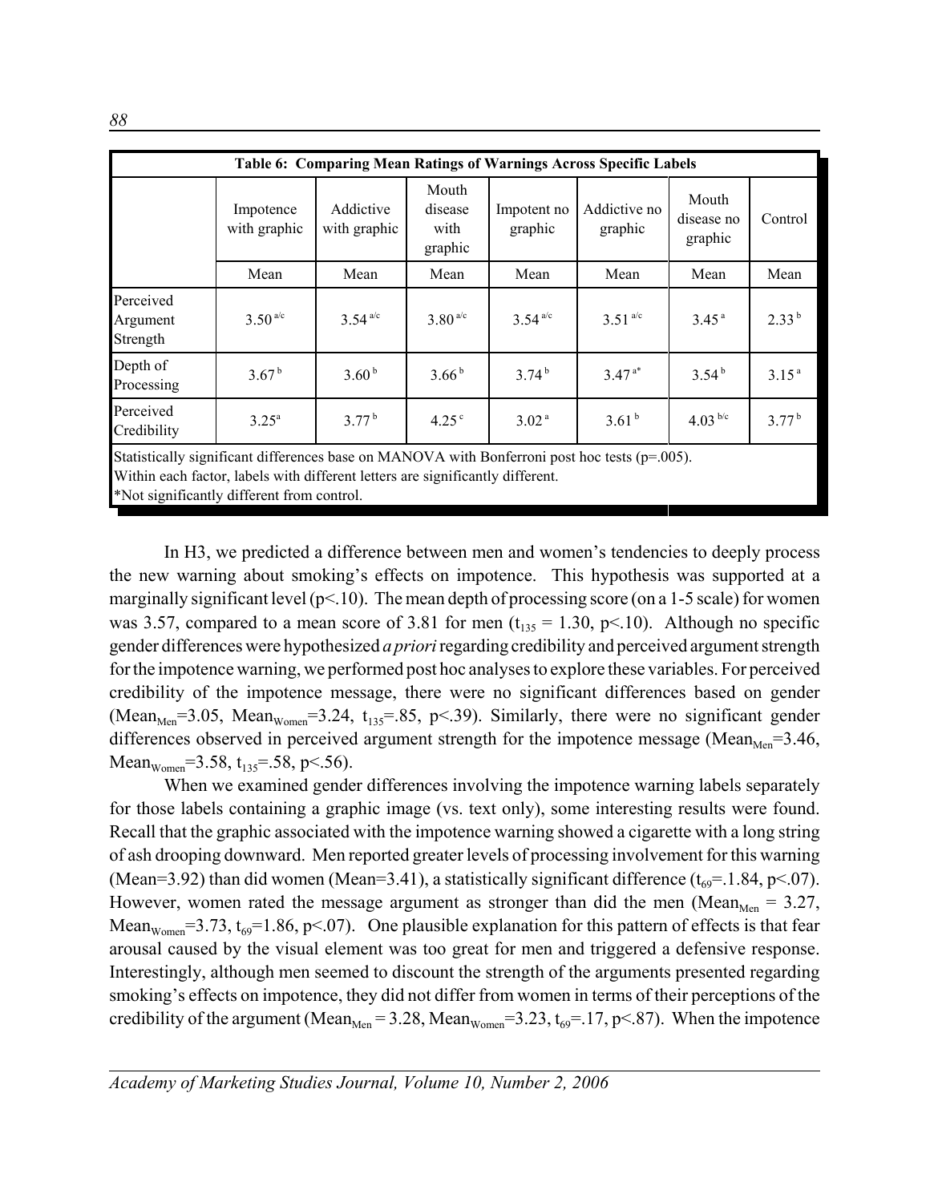**Table 6: Comparing Mean Ratings of Warnings Across Specific Labels**

| | Impotence with graphic | Addictive with graphic | Mouth disease with graphic | Impotent no graphic | Addictive no graphic | Mouth disease no graphic | Control |
|---|---|---|---|---|---|---|---|
| | Mean | Mean | Mean | Mean | Mean | Mean | Mean |
| Perceived Argument Strength | 3.50 [a/c] | 3.54 [a/c] | 3.80 [a/c] | 3.54 [a/c] | 3.51 [a/c] | 3.45 [a] | 2.33 [b] |
| Depth of Processing | 3.67 [b] | 3.60 [b] | 3.66 [b] | 3.74 [b] | 3.47 [a*] | 3.54 [b] | 3.15 [a] |
| Perceived Credibility | 3.25[a] | 3.77 [b] | 4.25 [c] | 3.02 [a] | 3.61 [b] | 4.03 [b/c] | 3.77 [b] |

Statistically significant differences base on MANOVA with Bonferroni post hoc tests (p=.005).
Within each factor, labels with different letters are significantly different.
*Not significantly different from control.

In H3, we predicted a difference between men and women's tendencies to deeply process the new warning about smoking's effects on impotence. This hypothesis was supported at a marginally significant level ($p<.10$). The mean depth of processing score (on a 1-5 scale) for women was 3.57, compared to a mean score of 3.81 for men ($t_{135} = 1.30$, $p<.10$). Although no specific gender differences were hypothesized *a priori* regarding credibility and perceived argument strength for the impotence warning, we performed post hoc analyses to explore these variables. For perceived credibility of the impotence message, there were no significant differences based on gender ($Mean_{Men}=3.05$, $Mean_{Women}=3.24$, $t_{135}=.85$, $p<.39$). Similarly, there were no significant gender differences observed in perceived argument strength for the impotence message ($Mean_{Men}=3.46$, $Mean_{Women}=3.58$, $t_{135}=.58$, $p<.56$).

When we examined gender differences involving the impotence warning labels separately for those labels containing a graphic image (vs. text only), some interesting results were found. Recall that the graphic associated with the impotence warning showed a cigarette with a long string of ash drooping downward. Men reported greater levels of processing involvement for this warning (Mean=3.92) than did women (Mean=3.41), a statistically significant difference ($t_{69}=.1.84$, $p<.07$). However, women rated the message argument as stronger than did the men ($Mean_{Men} = 3.27$, $Mean_{Women}=3.73$, $t_{69}=1.86$, $p<.07$). One plausible explanation for this pattern of effects is that fear arousal caused by the visual element was too great for men and triggered a defensive response. Interestingly, although men seemed to discount the strength of the arguments presented regarding smoking's effects on impotence, they did not differ from women in terms of their perceptions of the credibility of the argument ($Mean_{Men} = 3.28$, $Mean_{Women}=3.23$, $t_{69}=.17$, $p<.87$). When the impotence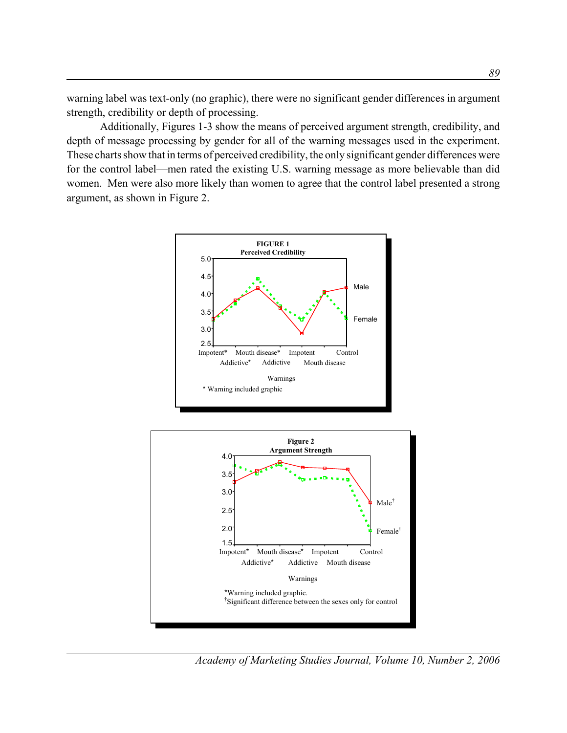warning label was text-only (no graphic), there were no significant gender differences in argument strength, credibility or depth of processing.

Additionally, Figures 1-3 show the means of perceived argument strength, credibility, and depth of message processing by gender for all of the warning messages used in the experiment. These charts show that in terms of perceived credibility, the only significant gender differences were for the control label—men rated the existing U.S. warning message as more believable than did women. Men were also more likely than women to agree that the control label presented a strong argument, as shown in Figure 2.

**FIGURE 1**
**Perceived Credibility**

Male, Female

Warnings: Impotent*, Addictive*, Mouth disease*, Addictive, Impotent, Mouth disease, Control

\* Warning included graphic

**Figure 2**
**Argument Strength**

Male[†], Female[†]

Warnings: Impotent*, Addictive*, Mouth disease*, Addictive, Impotent, Mouth disease, Control

\*Warning included graphic.
[†]Significant difference between the sexes only for control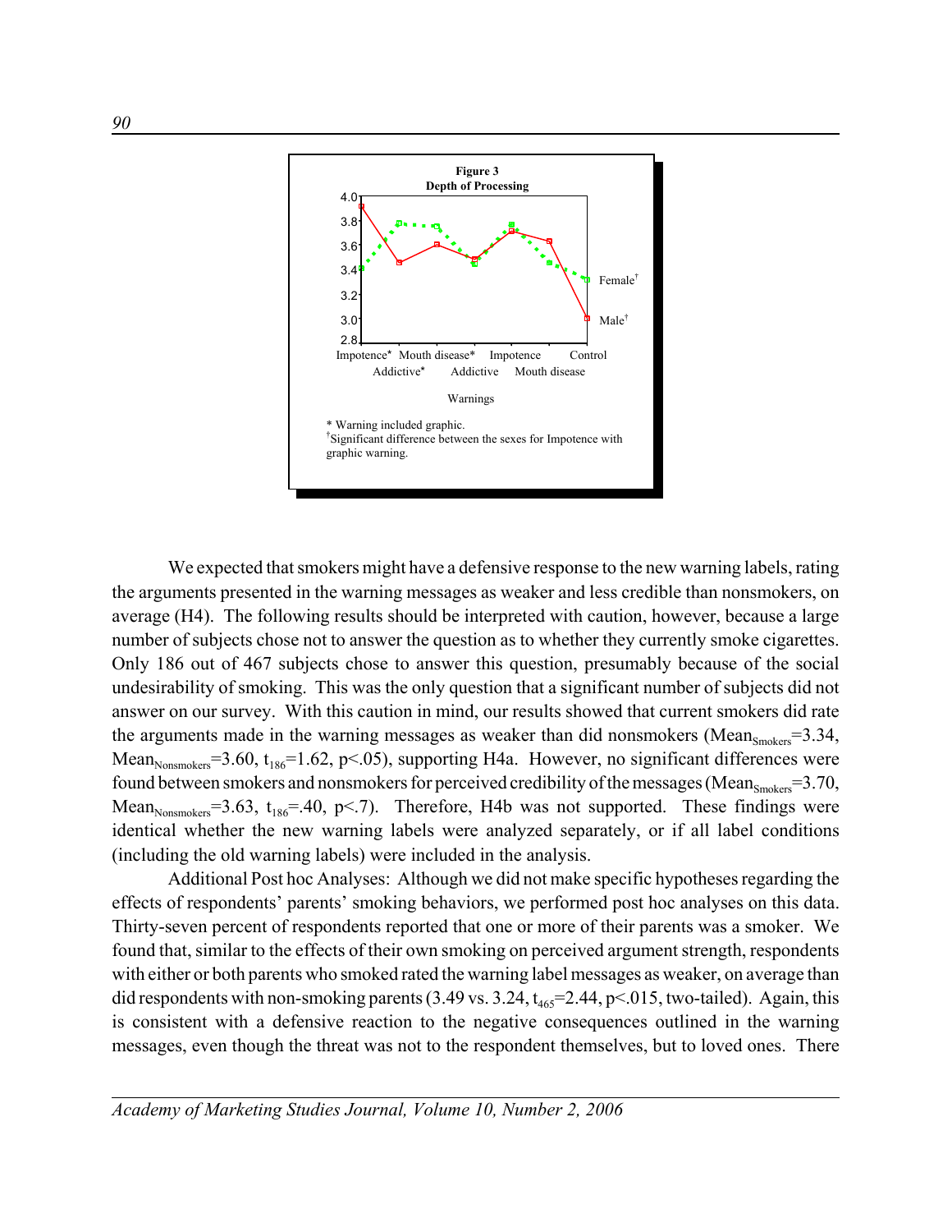**Figure 3**
**Depth of Processing**

\* Warning included graphic.
†Significant difference between the sexes for Impotence with graphic warning.

We expected that smokers might have a defensive response to the new warning labels, rating the arguments presented in the warning messages as weaker and less credible than nonsmokers, on average (H4). The following results should be interpreted with caution, however, because a large number of subjects chose not to answer the question as to whether they currently smoke cigarettes. Only 186 out of 467 subjects chose to answer this question, presumably because of the social undesirability of smoking. This was the only question that a significant number of subjects did not answer on our survey. With this caution in mind, our results showed that current smokers did rate the arguments made in the warning messages as weaker than did nonsmokers ($Mean_{Smokers}$=3.34, $Mean_{Nonsmokers}$=3.60, $t_{186}$=1.62, p<.05), supporting H4a. However, no significant differences were found between smokers and nonsmokers for perceived credibility of the messages ($Mean_{Smokers}$=3.70, $Mean_{Nonsmokers}$=3.63, $t_{186}$=.40, p<.7). Therefore, H4b was not supported. These findings were identical whether the new warning labels were analyzed separately, or if all label conditions (including the old warning labels) were included in the analysis.

Additional Post hoc Analyses: Although we did not make specific hypotheses regarding the effects of respondents' parents' smoking behaviors, we performed post hoc analyses on this data. Thirty-seven percent of respondents reported that one or more of their parents was a smoker. We found that, similar to the effects of their own smoking on perceived argument strength, respondents with either or both parents who smoked rated the warning label messages as weaker, on average than did respondents with non-smoking parents (3.49 vs. 3.24, $t_{465}$=2.44, p<.015, two-tailed). Again, this is consistent with a defensive reaction to the negative consequences outlined in the warning messages, even though the threat was not to the respondent themselves, but to loved ones. There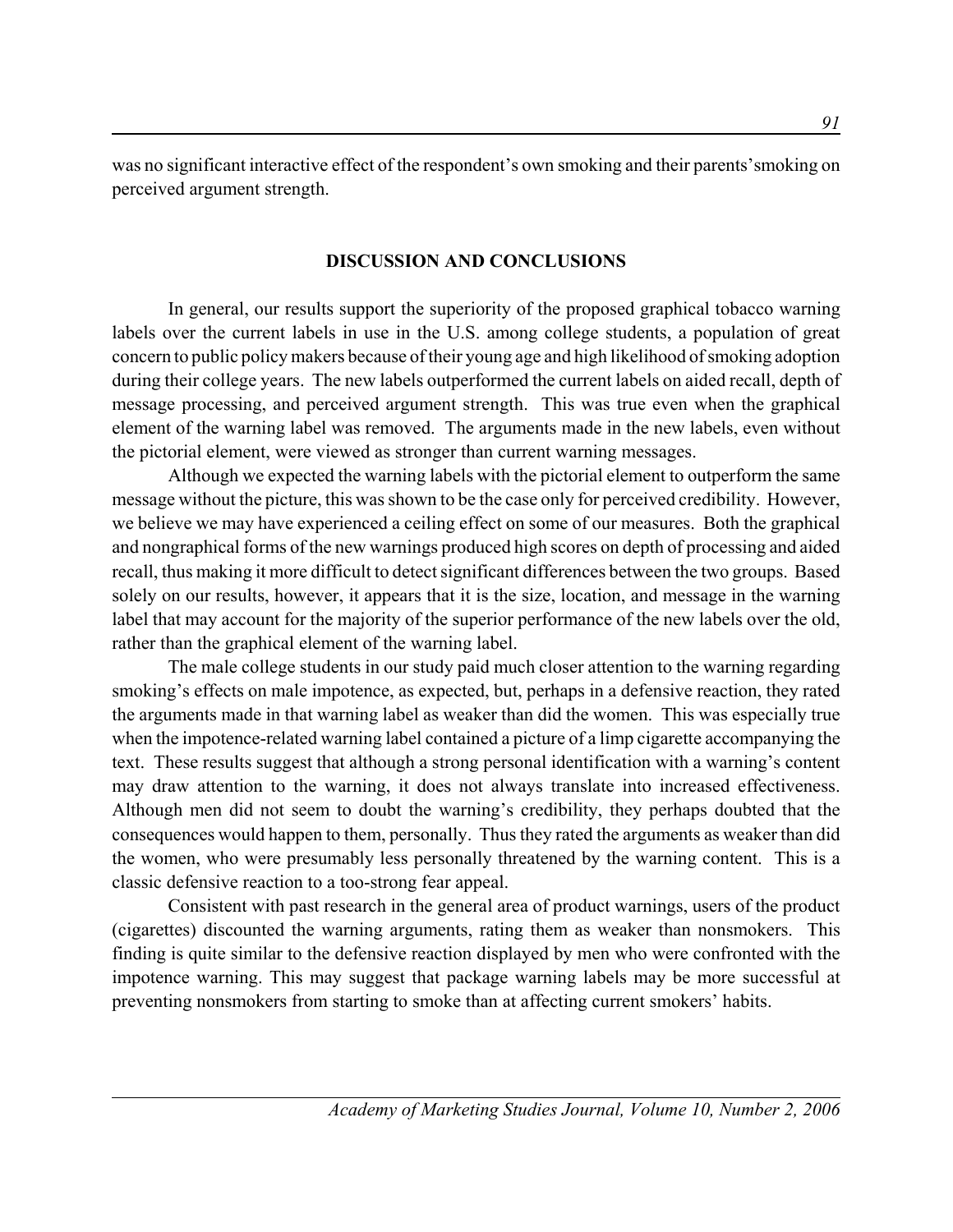was no significant interactive effect of the respondent's own smoking and their parents' smoking on perceived argument strength.

## DISCUSSION AND CONCLUSIONS

In general, our results support the superiority of the proposed graphical tobacco warning labels over the current labels in use in the U.S. among college students, a population of great concern to public policy makers because of their young age and high likelihood of smoking adoption during their college years. The new labels outperformed the current labels on aided recall, depth of message processing, and perceived argument strength. This was true even when the graphical element of the warning label was removed. The arguments made in the new labels, even without the pictorial element, were viewed as stronger than current warning messages.

Although we expected the warning labels with the pictorial element to outperform the same message without the picture, this was shown to be the case only for perceived credibility. However, we believe we may have experienced a ceiling effect on some of our measures. Both the graphical and nongraphical forms of the new warnings produced high scores on depth of processing and aided recall, thus making it more difficult to detect significant differences between the two groups. Based solely on our results, however, it appears that it is the size, location, and message in the warning label that may account for the majority of the superior performance of the new labels over the old, rather than the graphical element of the warning label.

The male college students in our study paid much closer attention to the warning regarding smoking's effects on male impotence, as expected, but, perhaps in a defensive reaction, they rated the arguments made in that warning label as weaker than did the women. This was especially true when the impotence-related warning label contained a picture of a limp cigarette accompanying the text. These results suggest that although a strong personal identification with a warning's content may draw attention to the warning, it does not always translate into increased effectiveness. Although men did not seem to doubt the warning's credibility, they perhaps doubted that the consequences would happen to them, personally. Thus they rated the arguments as weaker than did the women, who were presumably less personally threatened by the warning content. This is a classic defensive reaction to a too-strong fear appeal.

Consistent with past research in the general area of product warnings, users of the product (cigarettes) discounted the warning arguments, rating them as weaker than nonsmokers. This finding is quite similar to the defensive reaction displayed by men who were confronted with the impotence warning. This may suggest that package warning labels may be more successful at preventing nonsmokers from starting to smoke than at affecting current smokers' habits.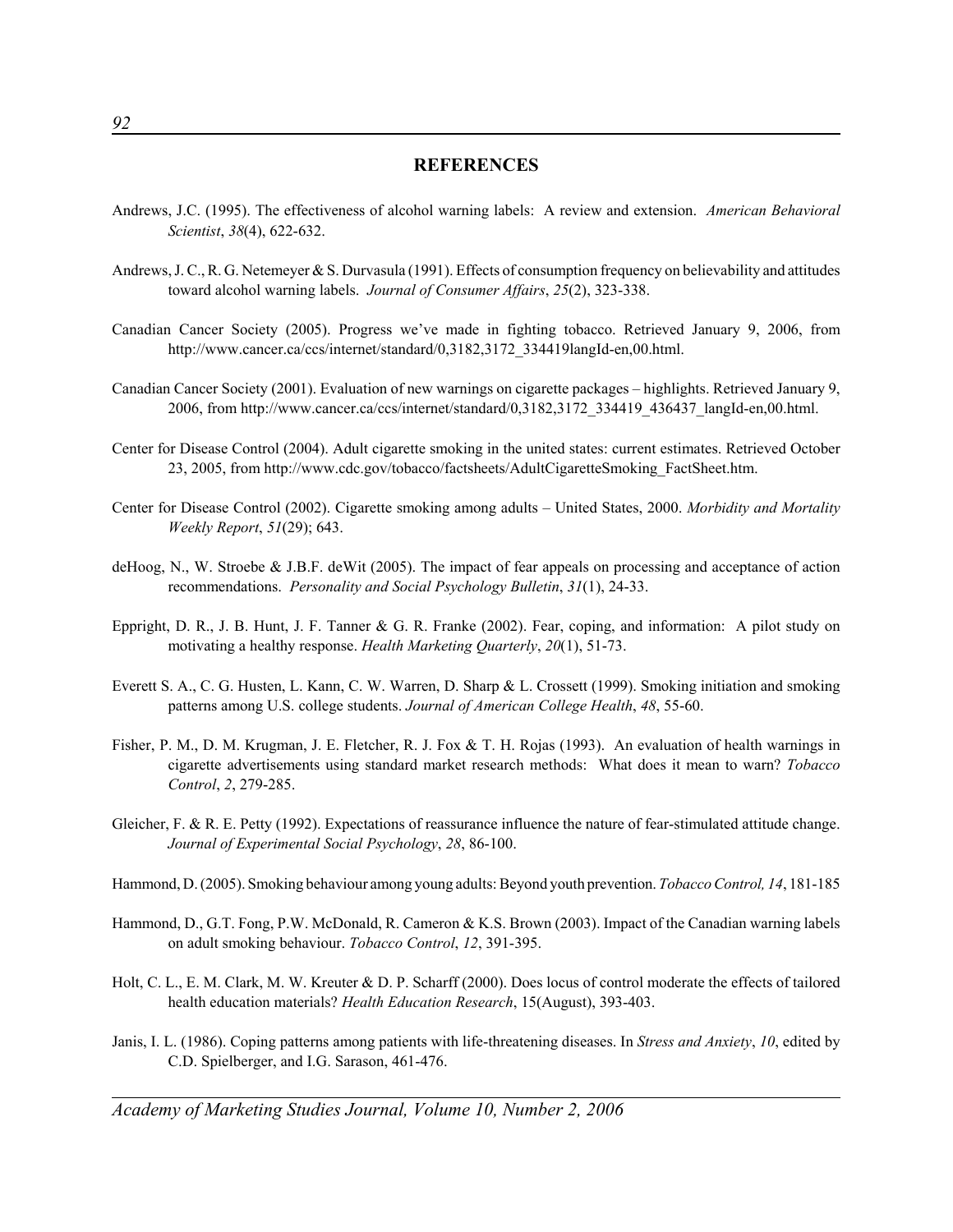## REFERENCES

Andrews, J.C. (1995). The effectiveness of alcohol warning labels: A review and extension. *American Behavioral Scientist*, *38*(4), 622-632.

Andrews, J. C., R. G. Netemeyer & S. Durvasula (1991). Effects of consumption frequency on believability and attitudes toward alcohol warning labels. *Journal of Consumer Affairs*, *25*(2), 323-338.

Canadian Cancer Society (2005). Progress we've made in fighting tobacco. Retrieved January 9, 2006, from http://www.cancer.ca/ccs/internet/standard/0,3182,3172_334419langId-en,00.html.

Canadian Cancer Society (2001). Evaluation of new warnings on cigarette packages – highlights. Retrieved January 9, 2006, from http://www.cancer.ca/ccs/internet/standard/0,3182,3172_334419_436437_langId-en,00.html.

Center for Disease Control (2004). Adult cigarette smoking in the united states: current estimates. Retrieved October 23, 2005, from http://www.cdc.gov/tobacco/factsheets/AdultCigaretteSmoking_FactSheet.htm.

Center for Disease Control (2002). Cigarette smoking among adults – United States, 2000. *Morbidity and Mortality Weekly Report*, *51*(29); 643.

deHoog, N., W. Stroebe & J.B.F. deWit (2005). The impact of fear appeals on processing and acceptance of action recommendations. *Personality and Social Psychology Bulletin*, *31*(1), 24-33.

Eppright, D. R., J. B. Hunt, J. F. Tanner & G. R. Franke (2002). Fear, coping, and information: A pilot study on motivating a healthy response. *Health Marketing Quarterly*, *20*(1), 51-73.

Everett S. A., C. G. Husten, L. Kann, C. W. Warren, D. Sharp & L. Crossett (1999). Smoking initiation and smoking patterns among U.S. college students. *Journal of American College Health*, *48*, 55-60.

Fisher, P. M., D. M. Krugman, J. E. Fletcher, R. J. Fox & T. H. Rojas (1993). An evaluation of health warnings in cigarette advertisements using standard market research methods: What does it mean to warn? *Tobacco Control*, *2*, 279-285.

Gleicher, F. & R. E. Petty (1992). Expectations of reassurance influence the nature of fear-stimulated attitude change. *Journal of Experimental Social Psychology*, *28*, 86-100.

Hammond, D. (2005). Smoking behaviour among young adults: Beyond youth prevention. *Tobacco Control, 14*, 181-185

Hammond, D., G.T. Fong, P.W. McDonald, R. Cameron & K.S. Brown (2003). Impact of the Canadian warning labels on adult smoking behaviour. *Tobacco Control*, *12*, 391-395.

Holt, C. L., E. M. Clark, M. W. Kreuter & D. P. Scharff (2000). Does locus of control moderate the effects of tailored health education materials? *Health Education Research*, 15(August), 393-403.

Janis, I. L. (1986). Coping patterns among patients with life-threatening diseases. In *Stress and Anxiety*, *10*, edited by C.D. Spielberger, and I.G. Sarason, 461-476.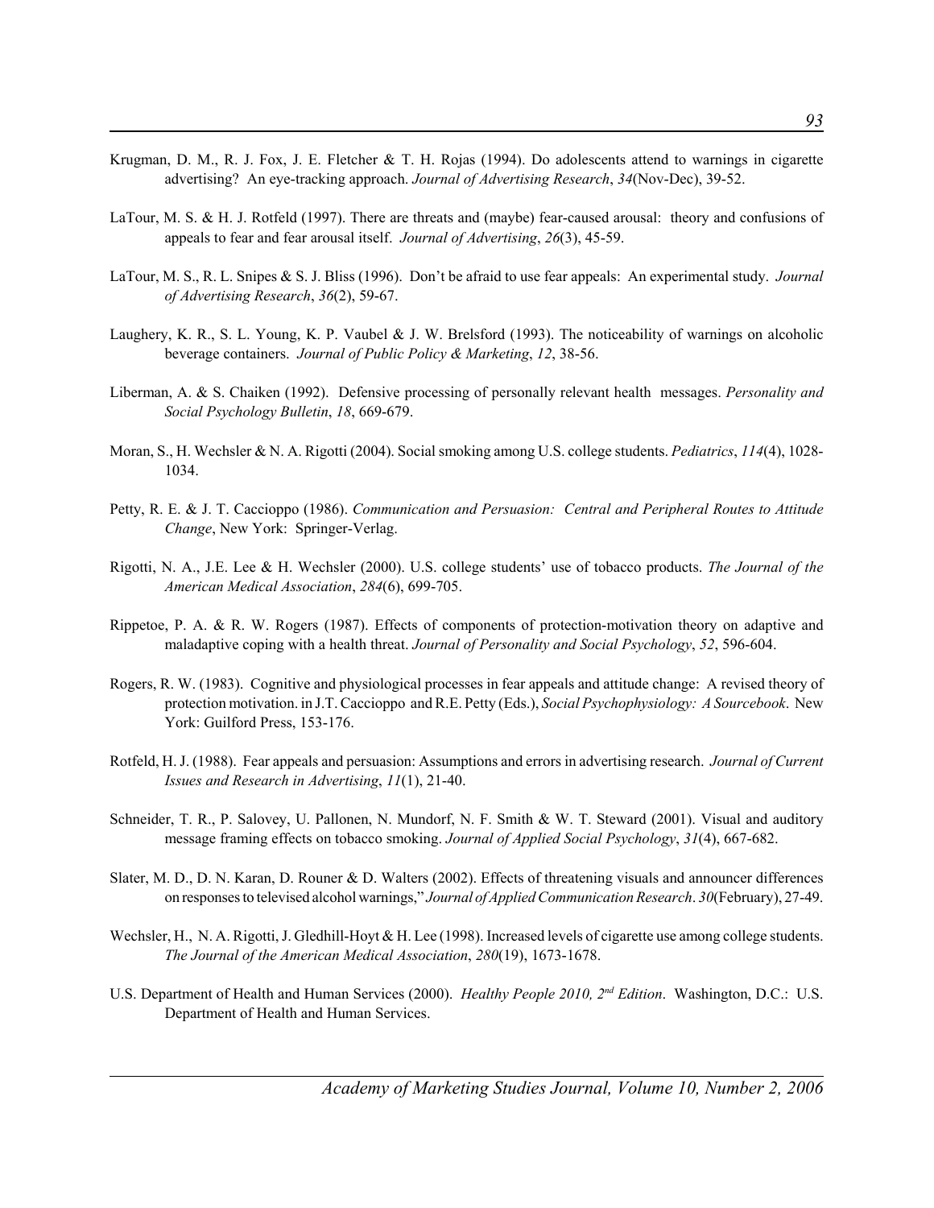Krugman, D. M., R. J. Fox, J. E. Fletcher & T. H. Rojas (1994). Do adolescents attend to warnings in cigarette advertising? An eye-tracking approach. *Journal of Advertising Research*, *34*(Nov-Dec), 39-52.

LaTour, M. S. & H. J. Rotfeld (1997). There are threats and (maybe) fear-caused arousal: theory and confusions of appeals to fear and fear arousal itself. *Journal of Advertising*, *26*(3), 45-59.

LaTour, M. S., R. L. Snipes & S. J. Bliss (1996). Don't be afraid to use fear appeals: An experimental study. *Journal of Advertising Research*, *36*(2), 59-67.

Laughery, K. R., S. L. Young, K. P. Vaubel & J. W. Brelsford (1993). The noticeability of warnings on alcoholic beverage containers. *Journal of Public Policy & Marketing*, *12*, 38-56.

Liberman, A. & S. Chaiken (1992). Defensive processing of personally relevant health messages. *Personality and Social Psychology Bulletin*, *18*, 669-679.

Moran, S., H. Wechsler & N. A. Rigotti (2004). Social smoking among U.S. college students. *Pediatrics*, *114*(4), 1028-1034.

Petty, R. E. & J. T. Caccioppo (1986). *Communication and Persuasion: Central and Peripheral Routes to Attitude Change*, New York: Springer-Verlag.

Rigotti, N. A., J.E. Lee & H. Wechsler (2000). U.S. college students' use of tobacco products. *The Journal of the American Medical Association*, *284*(6), 699-705.

Rippetoe, P. A. & R. W. Rogers (1987). Effects of components of protection-motivation theory on adaptive and maladaptive coping with a health threat. *Journal of Personality and Social Psychology*, *52*, 596-604.

Rogers, R. W. (1983). Cognitive and physiological processes in fear appeals and attitude change: A revised theory of protection motivation. in J.T. Caccioppo and R.E. Petty (Eds.), *Social Psychophysiology: A Sourcebook*. New York: Guilford Press, 153-176.

Rotfeld, H. J. (1988). Fear appeals and persuasion: Assumptions and errors in advertising research. *Journal of Current Issues and Research in Advertising*, *11*(1), 21-40.

Schneider, T. R., P. Salovey, U. Pallonen, N. Mundorf, N. F. Smith & W. T. Steward (2001). Visual and auditory message framing effects on tobacco smoking. *Journal of Applied Social Psychology*, *31*(4), 667-682.

Slater, M. D., D. N. Karan, D. Rouner & D. Walters (2002). Effects of threatening visuals and announcer differences on responses to televised alcohol warnings," *Journal of Applied Communication Research*. *30*(February), 27-49.

Wechsler, H., N. A. Rigotti, J. Gledhill-Hoyt & H. Lee (1998). Increased levels of cigarette use among college students. *The Journal of the American Medical Association*, *280*(19), 1673-1678.

U.S. Department of Health and Human Services (2000). *Healthy People 2010, 2nd Edition*. Washington, D.C.: U.S. Department of Health and Human Services.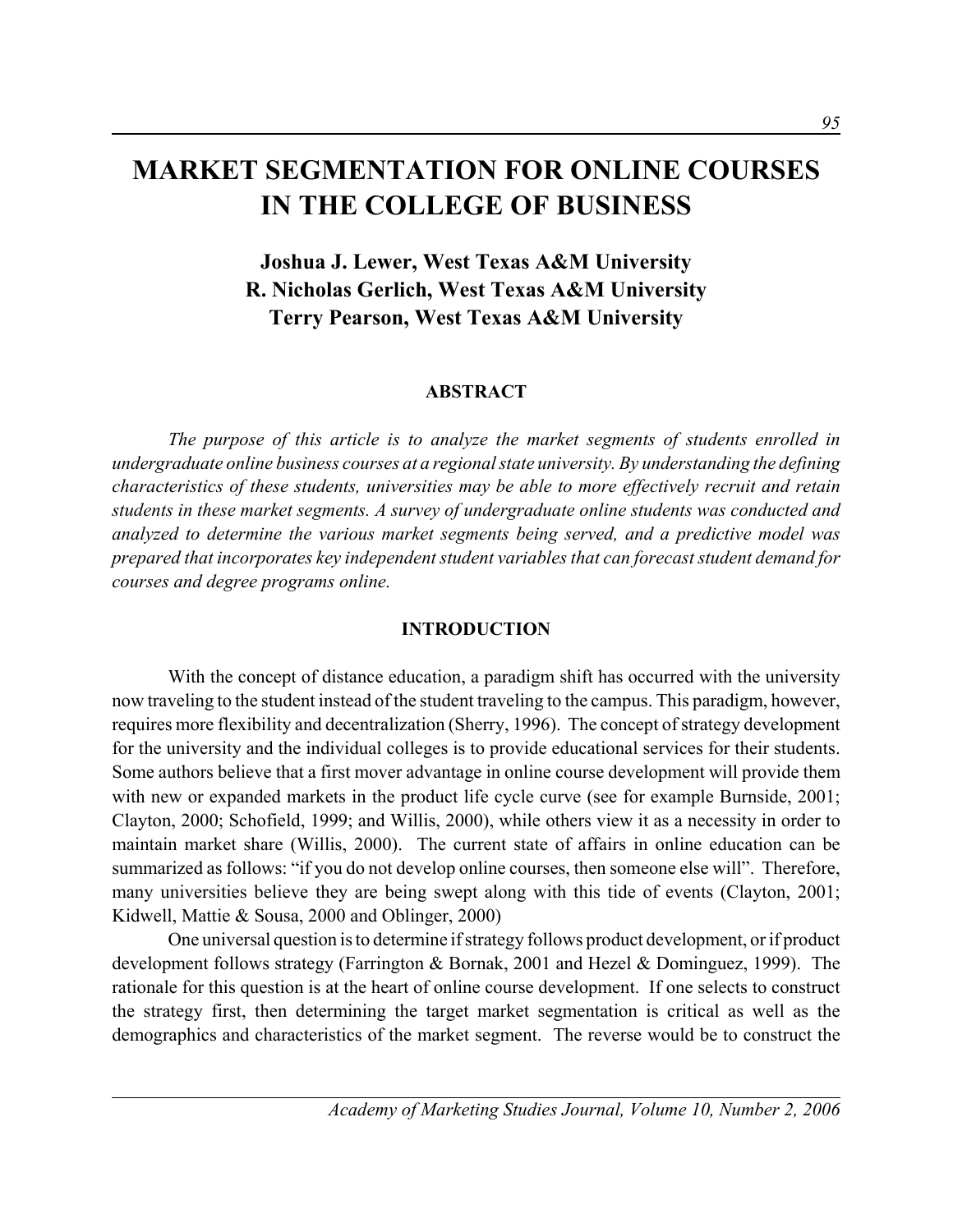# MARKET SEGMENTATION FOR ONLINE COURSES IN THE COLLEGE OF BUSINESS

**Joshua J. Lewer, West Texas A&M University**
**R. Nicholas Gerlich, West Texas A&M University**
**Terry Pearson, West Texas A&M University**

## ABSTRACT

*The purpose of this article is to analyze the market segments of students enrolled in undergraduate online business courses at a regional state university. By understanding the defining characteristics of these students, universities may be able to more effectively recruit and retain students in these market segments. A survey of undergraduate online students was conducted and analyzed to determine the various market segments being served, and a predictive model was prepared that incorporates key independent student variables that can forecast student demand for courses and degree programs online.*

## INTRODUCTION

With the concept of distance education, a paradigm shift has occurred with the university now traveling to the student instead of the student traveling to the campus. This paradigm, however, requires more flexibility and decentralization (Sherry, 1996). The concept of strategy development for the university and the individual colleges is to provide educational services for their students. Some authors believe that a first mover advantage in online course development will provide them with new or expanded markets in the product life cycle curve (see for example Burnside, 2001; Clayton, 2000; Schofield, 1999; and Willis, 2000), while others view it as a necessity in order to maintain market share (Willis, 2000). The current state of affairs in online education can be summarized as follows: "if you do not develop online courses, then someone else will". Therefore, many universities believe they are being swept along with this tide of events (Clayton, 2001; Kidwell, Mattie & Sousa, 2000 and Oblinger, 2000)

One universal question is to determine if strategy follows product development, or if product development follows strategy (Farrington & Bornak, 2001 and Hezel & Dominguez, 1999). The rationale for this question is at the heart of online course development. If one selects to construct the strategy first, then determining the target market segmentation is critical as well as the demographics and characteristics of the market segment. The reverse would be to construct the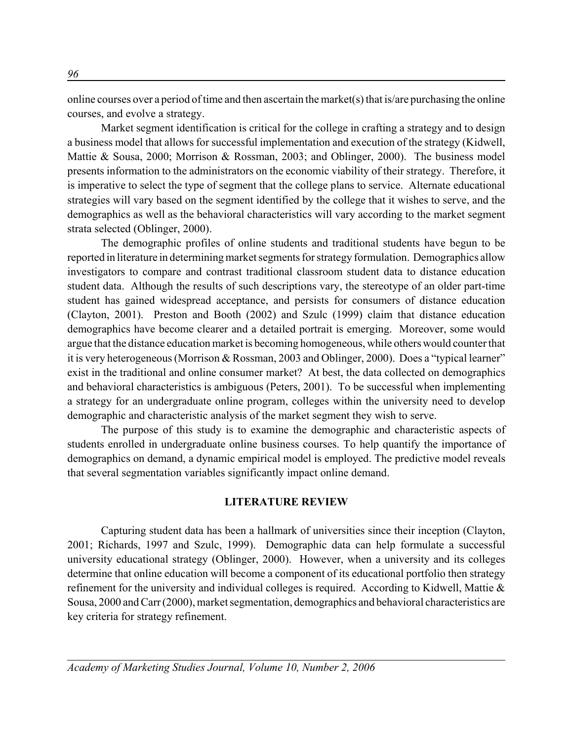online courses over a period of time and then ascertain the market(s) that is/are purchasing the online courses, and evolve a strategy.

Market segment identification is critical for the college in crafting a strategy and to design a business model that allows for successful implementation and execution of the strategy (Kidwell, Mattie & Sousa, 2000; Morrison & Rossman, 2003; and Oblinger, 2000). The business model presents information to the administrators on the economic viability of their strategy. Therefore, it is imperative to select the type of segment that the college plans to service. Alternate educational strategies will vary based on the segment identified by the college that it wishes to serve, and the demographics as well as the behavioral characteristics will vary according to the market segment strata selected (Oblinger, 2000).

The demographic profiles of online students and traditional students have begun to be reported in literature in determining market segments for strategy formulation. Demographics allow investigators to compare and contrast traditional classroom student data to distance education student data. Although the results of such descriptions vary, the stereotype of an older part-time student has gained widespread acceptance, and persists for consumers of distance education (Clayton, 2001). Preston and Booth (2002) and Szulc (1999) claim that distance education demographics have become clearer and a detailed portrait is emerging. Moreover, some would argue that the distance education market is becoming homogeneous, while others would counter that it is very heterogeneous (Morrison & Rossman, 2003 and Oblinger, 2000). Does a "typical learner" exist in the traditional and online consumer market? At best, the data collected on demographics and behavioral characteristics is ambiguous (Peters, 2001). To be successful when implementing a strategy for an undergraduate online program, colleges within the university need to develop demographic and characteristic analysis of the market segment they wish to serve.

The purpose of this study is to examine the demographic and characteristic aspects of students enrolled in undergraduate online business courses. To help quantify the importance of demographics on demand, a dynamic empirical model is employed. The predictive model reveals that several segmentation variables significantly impact online demand.

## LITERATURE REVIEW

Capturing student data has been a hallmark of universities since their inception (Clayton, 2001; Richards, 1997 and Szulc, 1999). Demographic data can help formulate a successful university educational strategy (Oblinger, 2000). However, when a university and its colleges determine that online education will become a component of its educational portfolio then strategy refinement for the university and individual colleges is required. According to Kidwell, Mattie & Sousa, 2000 and Carr (2000), market segmentation, demographics and behavioral characteristics are key criteria for strategy refinement.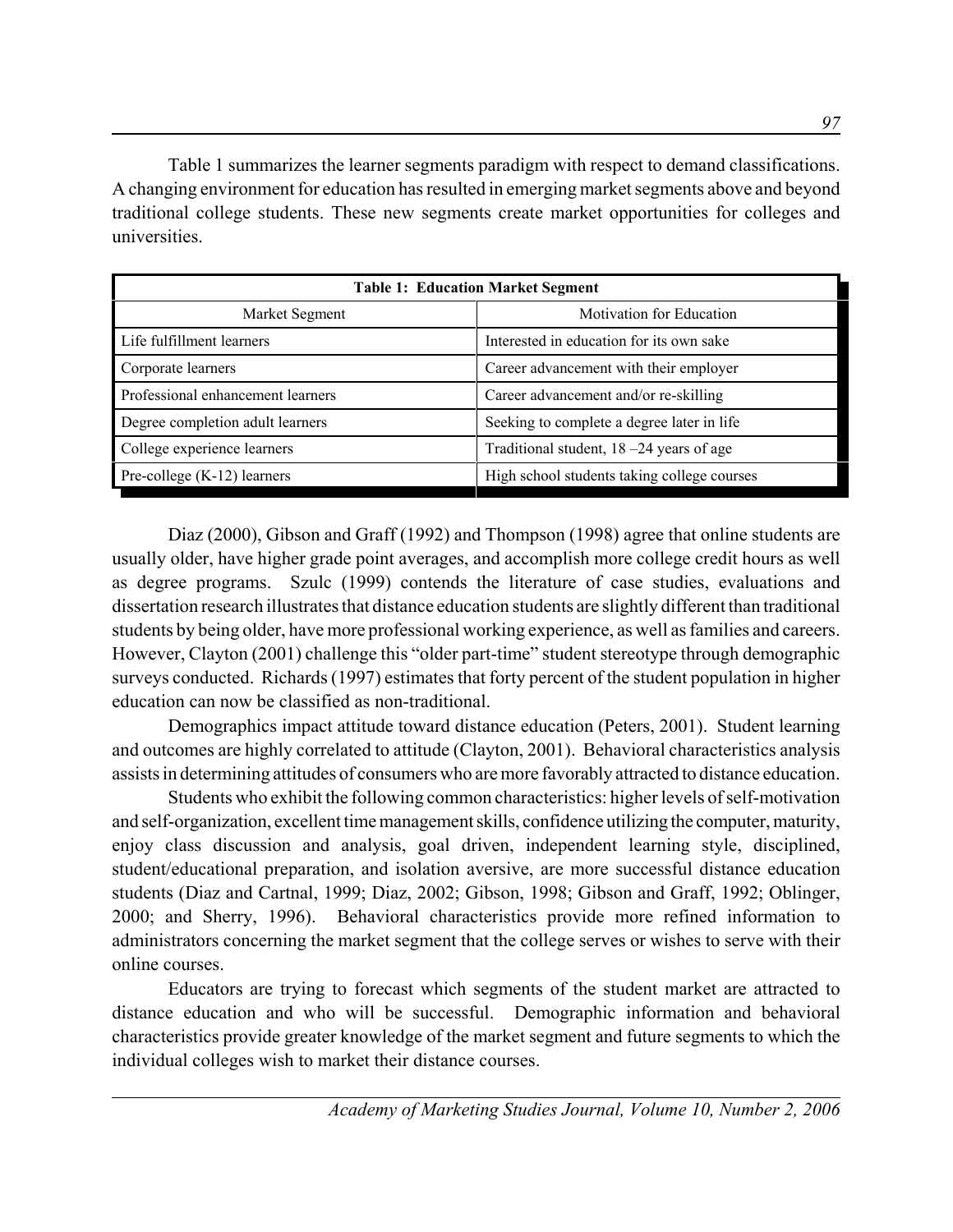Table 1 summarizes the learner segments paradigm with respect to demand classifications. A changing environment for education has resulted in emerging market segments above and beyond traditional college students. These new segments create market opportunities for colleges and universities.

**Table 1: Education Market Segment**

| Market Segment | Motivation for Education |
|---|---|
| Life fulfillment learners | Interested in education for its own sake |
| Corporate learners | Career advancement with their employer |
| Professional enhancement learners | Career advancement and/or re-skilling |
| Degree completion adult learners | Seeking to complete a degree later in life |
| College experience learners | Traditional student, 18 –24 years of age |
| Pre-college (K-12) learners | High school students taking college courses |

Diaz (2000), Gibson and Graff (1992) and Thompson (1998) agree that online students are usually older, have higher grade point averages, and accomplish more college credit hours as well as degree programs. Szulc (1999) contends the literature of case studies, evaluations and dissertation research illustrates that distance education students are slightly different than traditional students by being older, have more professional working experience, as well as families and careers. However, Clayton (2001) challenge this "older part-time" student stereotype through demographic surveys conducted. Richards (1997) estimates that forty percent of the student population in higher education can now be classified as non-traditional.

Demographics impact attitude toward distance education (Peters, 2001). Student learning and outcomes are highly correlated to attitude (Clayton, 2001). Behavioral characteristics analysis assists in determining attitudes of consumers who are more favorably attracted to distance education.

Students who exhibit the following common characteristics: higher levels of self-motivation and self-organization, excellent time management skills, confidence utilizing the computer, maturity, enjoy class discussion and analysis, goal driven, independent learning style, disciplined, student/educational preparation, and isolation aversive, are more successful distance education students (Diaz and Cartnal, 1999; Diaz, 2002; Gibson, 1998; Gibson and Graff, 1992; Oblinger, 2000; and Sherry, 1996). Behavioral characteristics provide more refined information to administrators concerning the market segment that the college serves or wishes to serve with their online courses.

Educators are trying to forecast which segments of the student market are attracted to distance education and who will be successful. Demographic information and behavioral characteristics provide greater knowledge of the market segment and future segments to which the individual colleges wish to market their distance courses.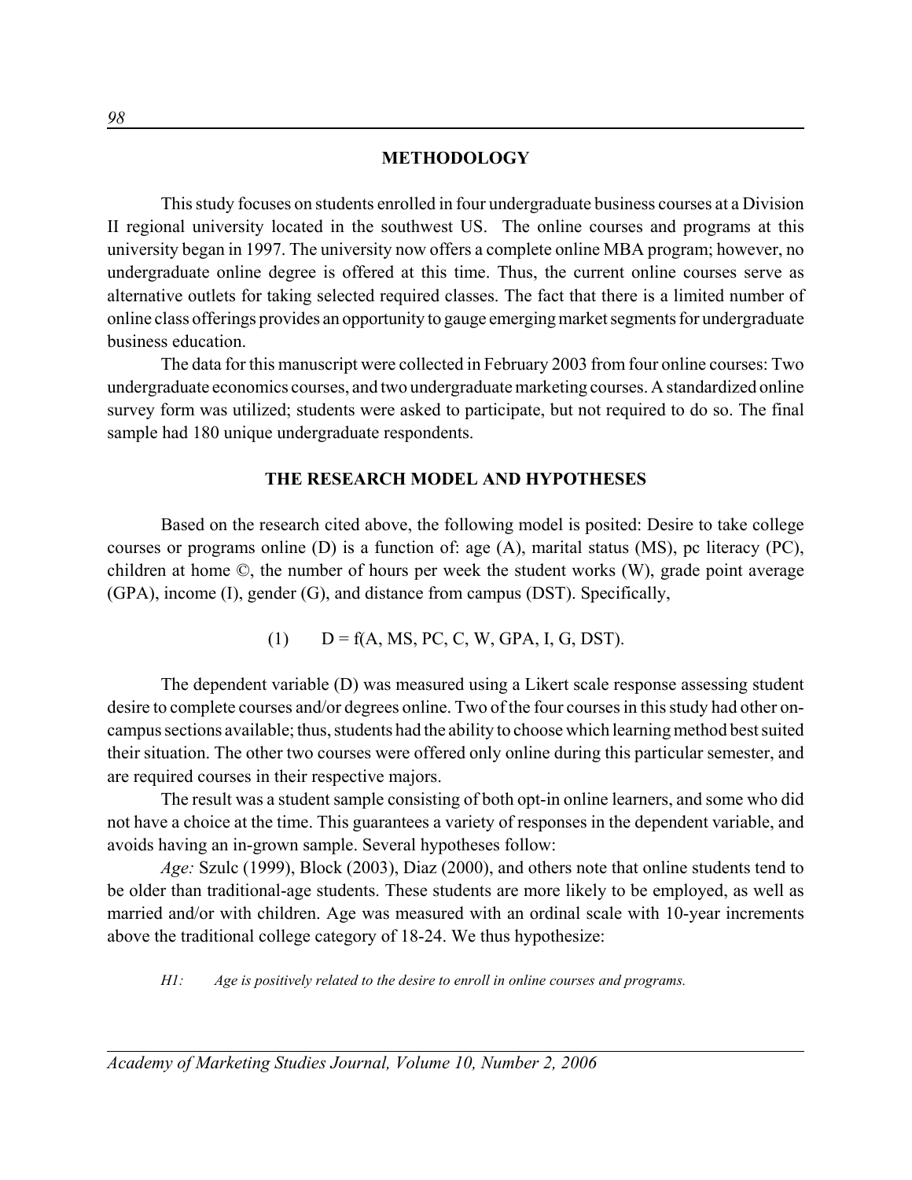## METHODOLOGY

This study focuses on students enrolled in four undergraduate business courses at a Division II regional university located in the southwest US. The online courses and programs at this university began in 1997. The university now offers a complete online MBA program; however, no undergraduate online degree is offered at this time. Thus, the current online courses serve as alternative outlets for taking selected required classes. The fact that there is a limited number of online class offerings provides an opportunity to gauge emerging market segments for undergraduate business education.

The data for this manuscript were collected in February 2003 from four online courses: Two undergraduate economics courses, and two undergraduate marketing courses. A standardized online survey form was utilized; students were asked to participate, but not required to do so. The final sample had 180 unique undergraduate respondents.

## THE RESEARCH MODEL AND HYPOTHESES

Based on the research cited above, the following model is posited: Desire to take college courses or programs online (D) is a function of: age (A), marital status (MS), pc literacy (PC), children at home ©, the number of hours per week the student works (W), grade point average (GPA), income (I), gender (G), and distance from campus (DST). Specifically,

$$(1) \qquad D = f(A, MS, PC, C, W, GPA, I, G, DST).$$

The dependent variable (D) was measured using a Likert scale response assessing student desire to complete courses and/or degrees online. Two of the four courses in this study had other on-campus sections available; thus, students had the ability to choose which learning method best suited their situation. The other two courses were offered only online during this particular semester, and are required courses in their respective majors.

The result was a student sample consisting of both opt-in online learners, and some who did not have a choice at the time. This guarantees a variety of responses in the dependent variable, and avoids having an in-grown sample. Several hypotheses follow:

*Age:* Szulc (1999), Block (2003), Diaz (2000), and others note that online students tend to be older than traditional-age students. These students are more likely to be employed, as well as married and/or with children. Age was measured with an ordinal scale with 10-year increments above the traditional college category of 18-24. We thus hypothesize:

*H1: Age is positively related to the desire to enroll in online courses and programs.*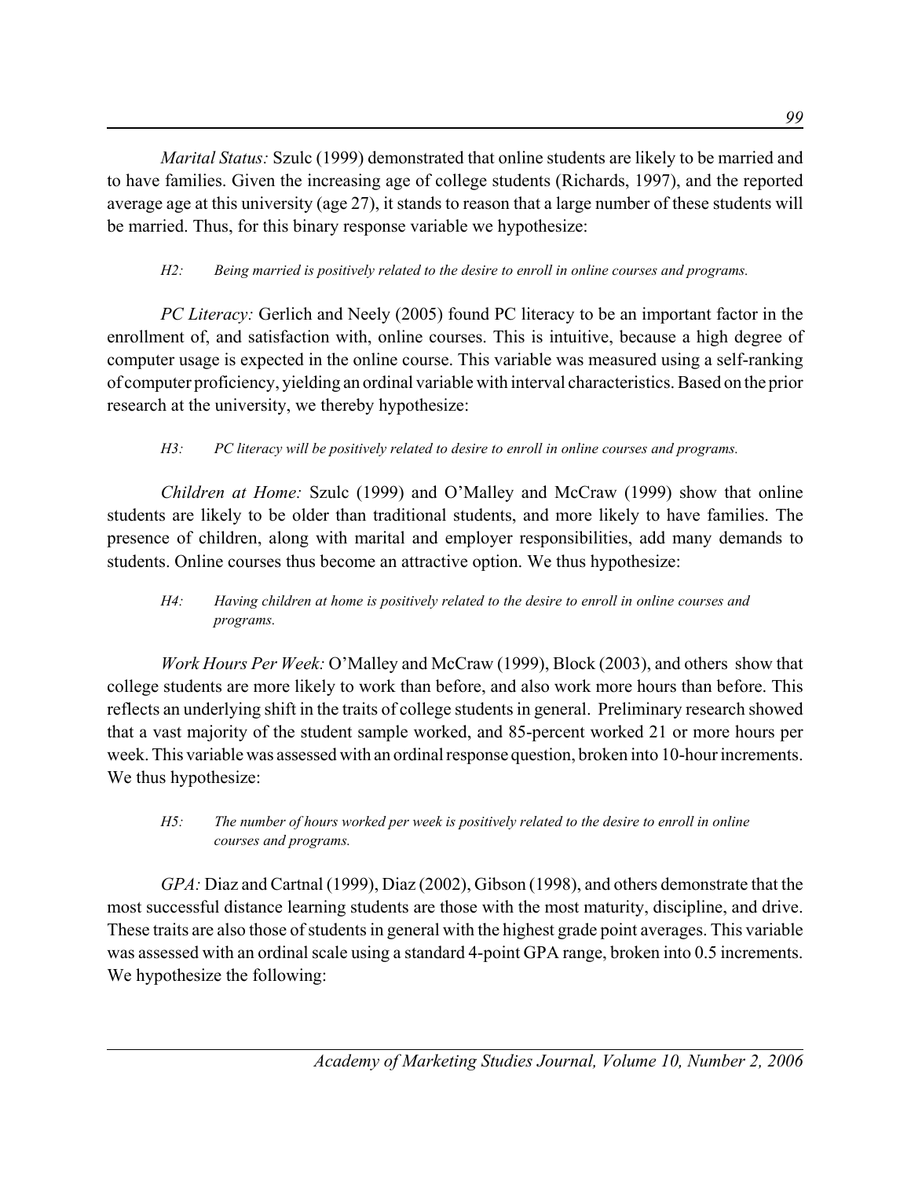*Marital Status:* Szulc (1999) demonstrated that online students are likely to be married and to have families. Given the increasing age of college students (Richards, 1997), and the reported average age at this university (age 27), it stands to reason that a large number of these students will be married. Thus, for this binary response variable we hypothesize:

*H2: Being married is positively related to the desire to enroll in online courses and programs.*

*PC Literacy:* Gerlich and Neely (2005) found PC literacy to be an important factor in the enrollment of, and satisfaction with, online courses. This is intuitive, because a high degree of computer usage is expected in the online course. This variable was measured using a self-ranking of computer proficiency, yielding an ordinal variable with interval characteristics. Based on the prior research at the university, we thereby hypothesize:

*H3: PC literacy will be positively related to desire to enroll in online courses and programs.*

*Children at Home:* Szulc (1999) and O'Malley and McCraw (1999) show that online students are likely to be older than traditional students, and more likely to have families. The presence of children, along with marital and employer responsibilities, add many demands to students. Online courses thus become an attractive option. We thus hypothesize:

*H4: Having children at home is positively related to the desire to enroll in online courses and programs.*

*Work Hours Per Week:* O'Malley and McCraw (1999), Block (2003), and others show that college students are more likely to work than before, and also work more hours than before. This reflects an underlying shift in the traits of college students in general. Preliminary research showed that a vast majority of the student sample worked, and 85-percent worked 21 or more hours per week. This variable was assessed with an ordinal response question, broken into 10-hour increments. We thus hypothesize:

*H5: The number of hours worked per week is positively related to the desire to enroll in online courses and programs.*

*GPA:* Diaz and Cartnal (1999), Diaz (2002), Gibson (1998), and others demonstrate that the most successful distance learning students are those with the most maturity, discipline, and drive. These traits are also those of students in general with the highest grade point averages. This variable was assessed with an ordinal scale using a standard 4-point GPA range, broken into 0.5 increments. We hypothesize the following: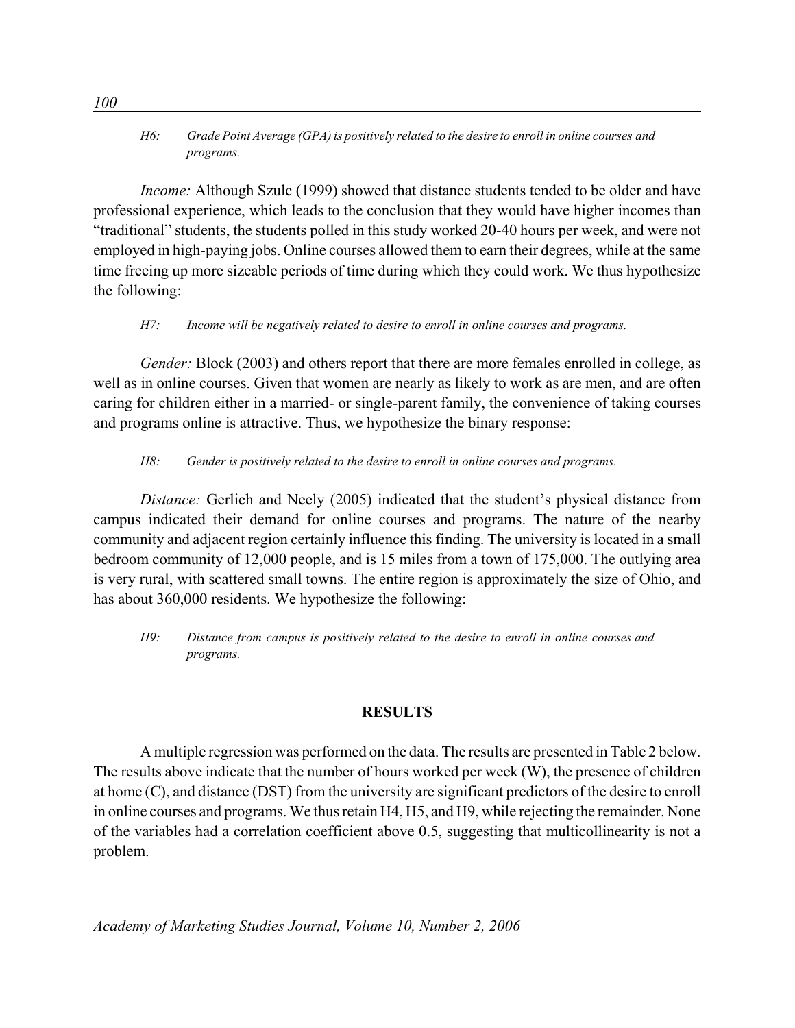*H6: Grade Point Average (GPA) is positively related to the desire to enroll in online courses and programs.*

*Income:* Although Szulc (1999) showed that distance students tended to be older and have professional experience, which leads to the conclusion that they would have higher incomes than "traditional" students, the students polled in this study worked 20-40 hours per week, and were not employed in high-paying jobs. Online courses allowed them to earn their degrees, while at the same time freeing up more sizeable periods of time during which they could work. We thus hypothesize the following:

*H7: Income will be negatively related to desire to enroll in online courses and programs.*

*Gender:* Block (2003) and others report that there are more females enrolled in college, as well as in online courses. Given that women are nearly as likely to work as are men, and are often caring for children either in a married- or single-parent family, the convenience of taking courses and programs online is attractive. Thus, we hypothesize the binary response:

*H8: Gender is positively related to the desire to enroll in online courses and programs.*

*Distance:* Gerlich and Neely (2005) indicated that the student's physical distance from campus indicated their demand for online courses and programs. The nature of the nearby community and adjacent region certainly influence this finding. The university is located in a small bedroom community of 12,000 people, and is 15 miles from a town of 175,000. The outlying area is very rural, with scattered small towns. The entire region is approximately the size of Ohio, and has about 360,000 residents. We hypothesize the following:

*H9: Distance from campus is positively related to the desire to enroll in online courses and programs.*

## RESULTS

A multiple regression was performed on the data. The results are presented in Table 2 below. The results above indicate that the number of hours worked per week (W), the presence of children at home (C), and distance (DST) from the university are significant predictors of the desire to enroll in online courses and programs. We thus retain H4, H5, and H9, while rejecting the remainder. None of the variables had a correlation coefficient above 0.5, suggesting that multicollinearity is not a problem.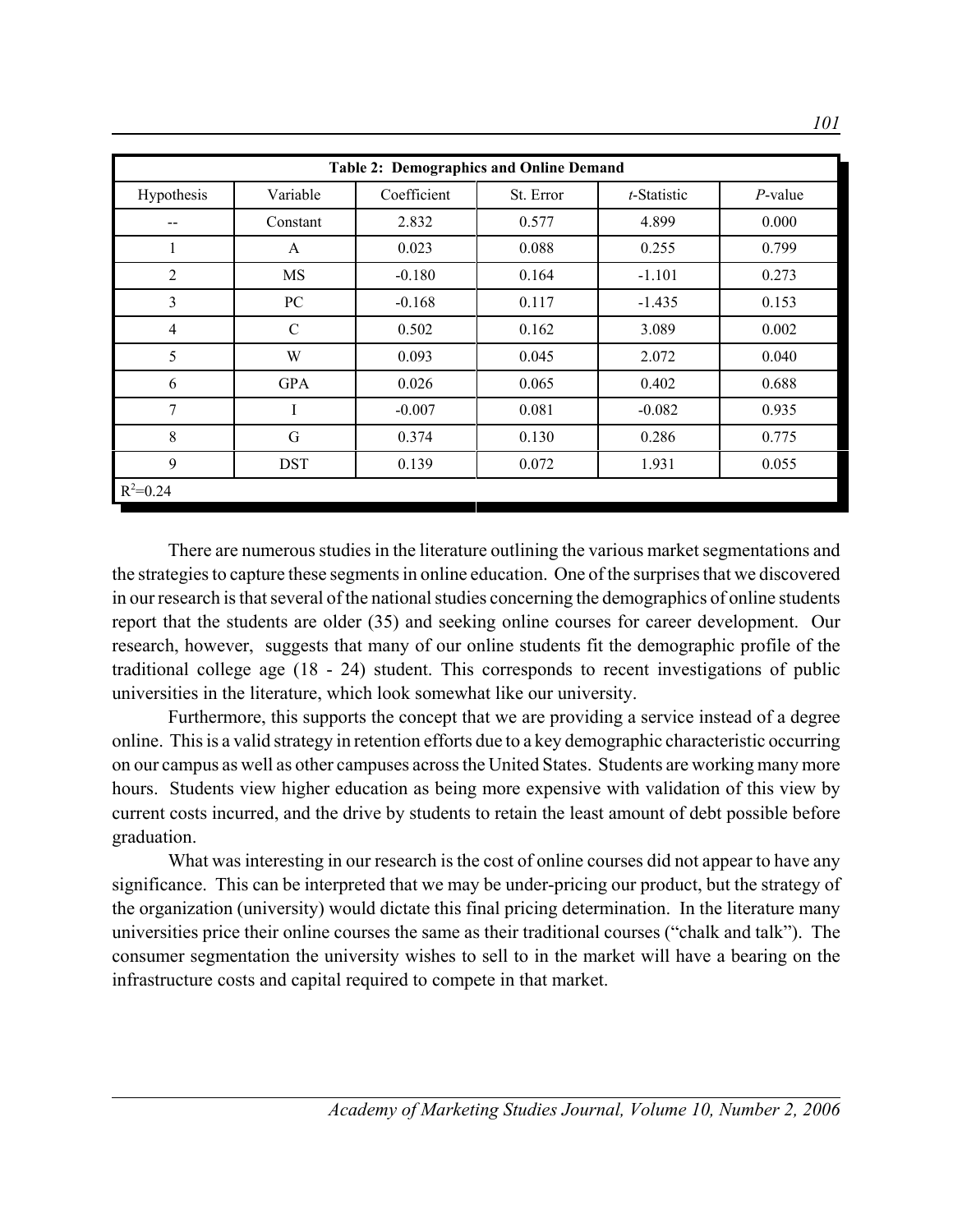**Table 2: Demographics and Online Demand**

| Hypothesis | Variable | Coefficient | St. Error | *t*-Statistic | *P*-value |
|---|---|---|---|---|---|
| -- | Constant | 2.832 | 0.577 | 4.899 | 0.000 |
| 1 | A | 0.023 | 0.088 | 0.255 | 0.799 |
| 2 | MS | -0.180 | 0.164 | -1.101 | 0.273 |
| 3 | PC | -0.168 | 0.117 | -1.435 | 0.153 |
| 4 | C | 0.502 | 0.162 | 3.089 | 0.002 |
| 5 | W | 0.093 | 0.045 | 2.072 | 0.040 |
| 6 | GPA | 0.026 | 0.065 | 0.402 | 0.688 |
| 7 | I | -0.007 | 0.081 | -0.082 | 0.935 |
| 8 | G | 0.374 | 0.130 | 0.286 | 0.775 |
| 9 | DST | 0.139 | 0.072 | 1.931 | 0.055 |
| $R^2$=0.24 | | | | | |

There are numerous studies in the literature outlining the various market segmentations and the strategies to capture these segments in online education. One of the surprises that we discovered in our research is that several of the national studies concerning the demographics of online students report that the students are older (35) and seeking online courses for career development. Our research, however, suggests that many of our online students fit the demographic profile of the traditional college age (18 - 24) student. This corresponds to recent investigations of public universities in the literature, which look somewhat like our university.

Furthermore, this supports the concept that we are providing a service instead of a degree online. This is a valid strategy in retention efforts due to a key demographic characteristic occurring on our campus as well as other campuses across the United States. Students are working many more hours. Students view higher education as being more expensive with validation of this view by current costs incurred, and the drive by students to retain the least amount of debt possible before graduation.

What was interesting in our research is the cost of online courses did not appear to have any significance. This can be interpreted that we may be under-pricing our product, but the strategy of the organization (university) would dictate this final pricing determination. In the literature many universities price their online courses the same as their traditional courses ("chalk and talk"). The consumer segmentation the university wishes to sell to in the market will have a bearing on the infrastructure costs and capital required to compete in that market.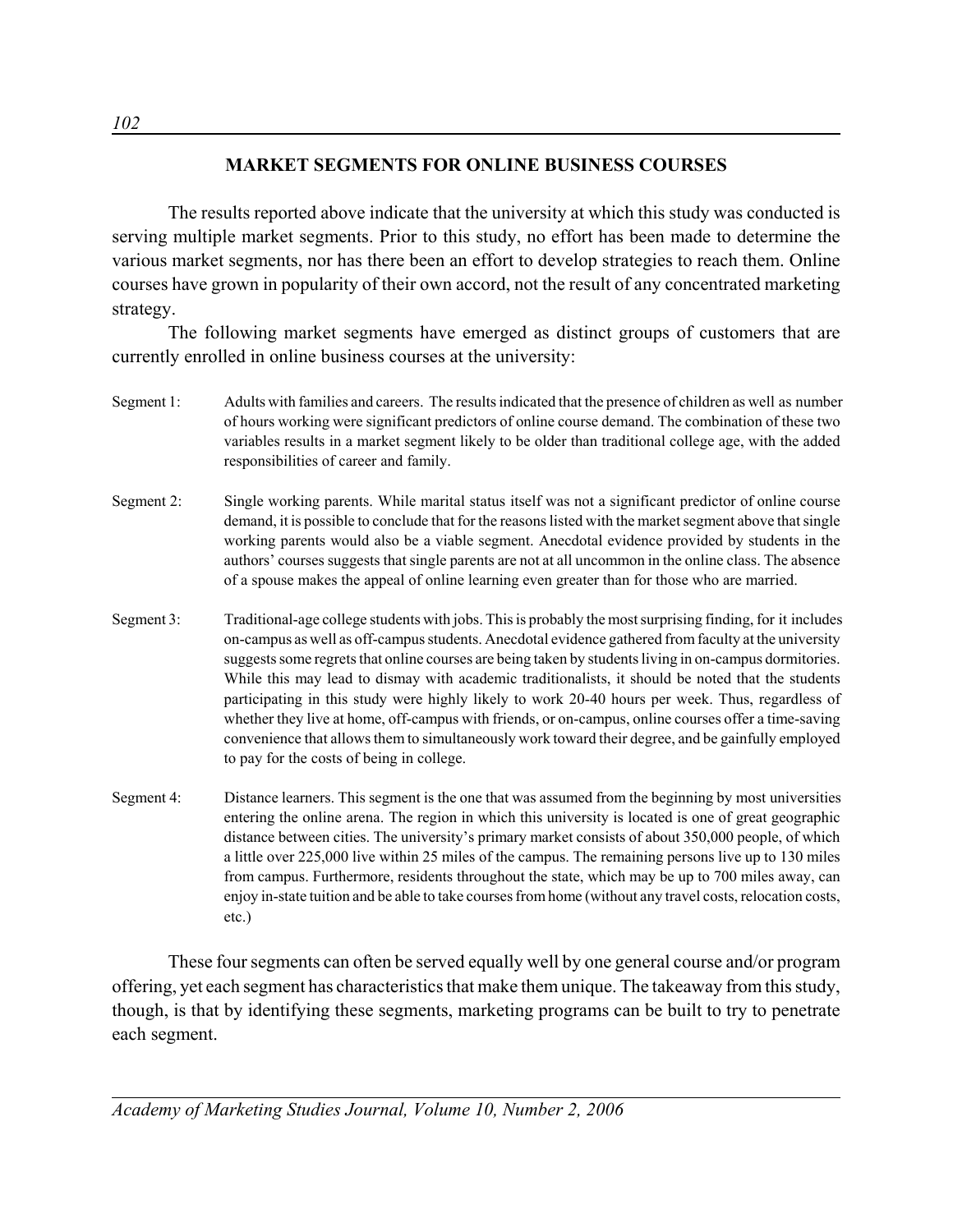## MARKET SEGMENTS FOR ONLINE BUSINESS COURSES

The results reported above indicate that the university at which this study was conducted is serving multiple market segments. Prior to this study, no effort has been made to determine the various market segments, nor has there been an effort to develop strategies to reach them. Online courses have grown in popularity of their own accord, not the result of any concentrated marketing strategy.

The following market segments have emerged as distinct groups of customers that are currently enrolled in online business courses at the university:

Segment 1: Adults with families and careers. The results indicated that the presence of children as well as number of hours working were significant predictors of online course demand. The combination of these two variables results in a market segment likely to be older than traditional college age, with the added responsibilities of career and family.

Segment 2: Single working parents. While marital status itself was not a significant predictor of online course demand, it is possible to conclude that for the reasons listed with the market segment above that single working parents would also be a viable segment. Anecdotal evidence provided by students in the authors' courses suggests that single parents are not at all uncommon in the online class. The absence of a spouse makes the appeal of online learning even greater than for those who are married.

Segment 3: Traditional-age college students with jobs. This is probably the most surprising finding, for it includes on-campus as well as off-campus students. Anecdotal evidence gathered from faculty at the university suggests some regrets that online courses are being taken by students living in on-campus dormitories. While this may lead to dismay with academic traditionalists, it should be noted that the students participating in this study were highly likely to work 20-40 hours per week. Thus, regardless of whether they live at home, off-campus with friends, or on-campus, online courses offer a time-saving convenience that allows them to simultaneously work toward their degree, and be gainfully employed to pay for the costs of being in college.

Segment 4: Distance learners. This segment is the one that was assumed from the beginning by most universities entering the online arena. The region in which this university is located is one of great geographic distance between cities. The university's primary market consists of about 350,000 people, of which a little over 225,000 live within 25 miles of the campus. The remaining persons live up to 130 miles from campus. Furthermore, residents throughout the state, which may be up to 700 miles away, can enjoy in-state tuition and be able to take courses from home (without any travel costs, relocation costs, etc.)

These four segments can often be served equally well by one general course and/or program offering, yet each segment has characteristics that make them unique. The takeaway from this study, though, is that by identifying these segments, marketing programs can be built to try to penetrate each segment.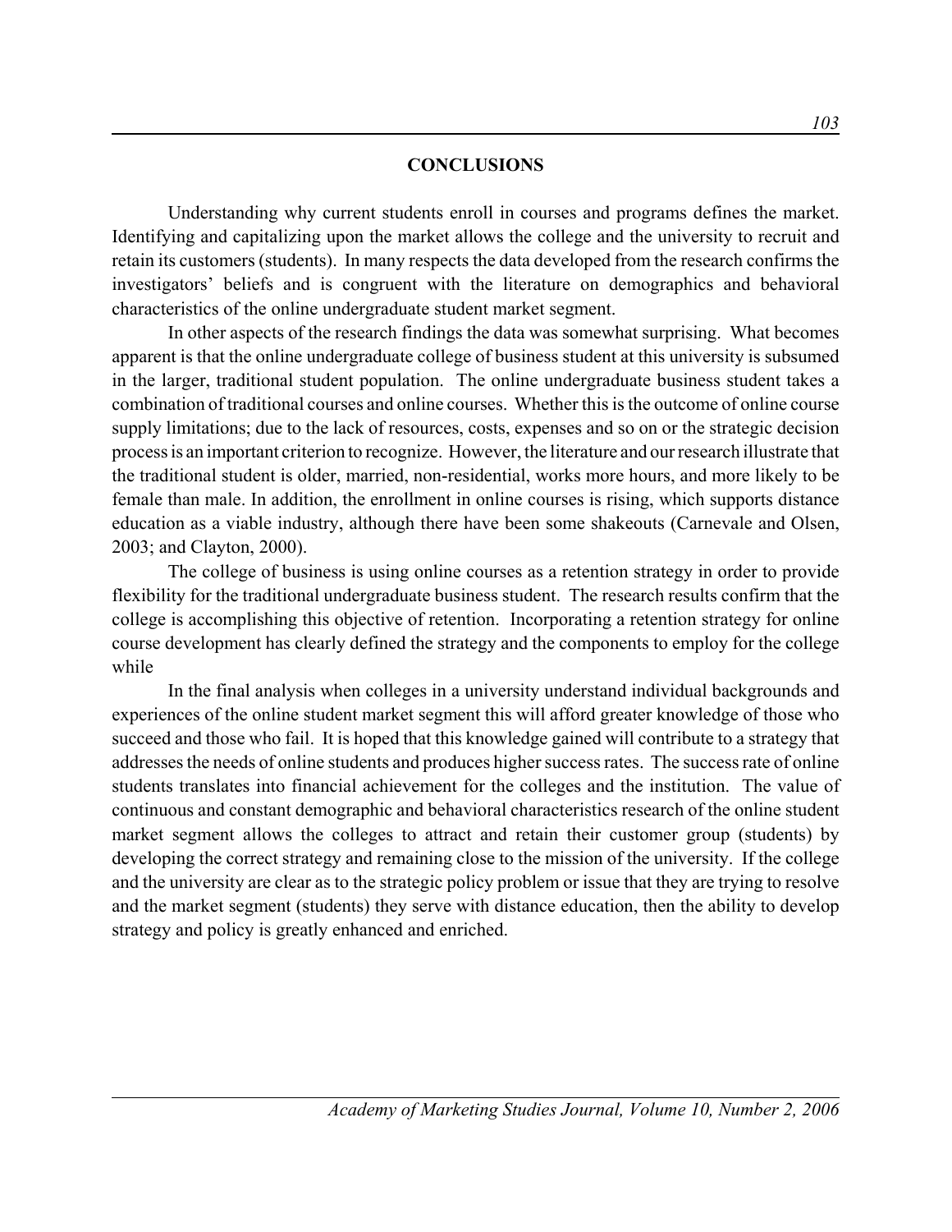## CONCLUSIONS

Understanding why current students enroll in courses and programs defines the market. Identifying and capitalizing upon the market allows the college and the university to recruit and retain its customers (students). In many respects the data developed from the research confirms the investigators' beliefs and is congruent with the literature on demographics and behavioral characteristics of the online undergraduate student market segment.

In other aspects of the research findings the data was somewhat surprising. What becomes apparent is that the online undergraduate college of business student at this university is subsumed in the larger, traditional student population. The online undergraduate business student takes a combination of traditional courses and online courses. Whether this is the outcome of online course supply limitations; due to the lack of resources, costs, expenses and so on or the strategic decision process is an important criterion to recognize. However, the literature and our research illustrate that the traditional student is older, married, non-residential, works more hours, and more likely to be female than male. In addition, the enrollment in online courses is rising, which supports distance education as a viable industry, although there have been some shakeouts (Carnevale and Olsen, 2003; and Clayton, 2000).

The college of business is using online courses as a retention strategy in order to provide flexibility for the traditional undergraduate business student. The research results confirm that the college is accomplishing this objective of retention. Incorporating a retention strategy for online course development has clearly defined the strategy and the components to employ for the college while

In the final analysis when colleges in a university understand individual backgrounds and experiences of the online student market segment this will afford greater knowledge of those who succeed and those who fail. It is hoped that this knowledge gained will contribute to a strategy that addresses the needs of online students and produces higher success rates. The success rate of online students translates into financial achievement for the colleges and the institution. The value of continuous and constant demographic and behavioral characteristics research of the online student market segment allows the colleges to attract and retain their customer group (students) by developing the correct strategy and remaining close to the mission of the university. If the college and the university are clear as to the strategic policy problem or issue that they are trying to resolve and the market segment (students) they serve with distance education, then the ability to develop strategy and policy is greatly enhanced and enriched.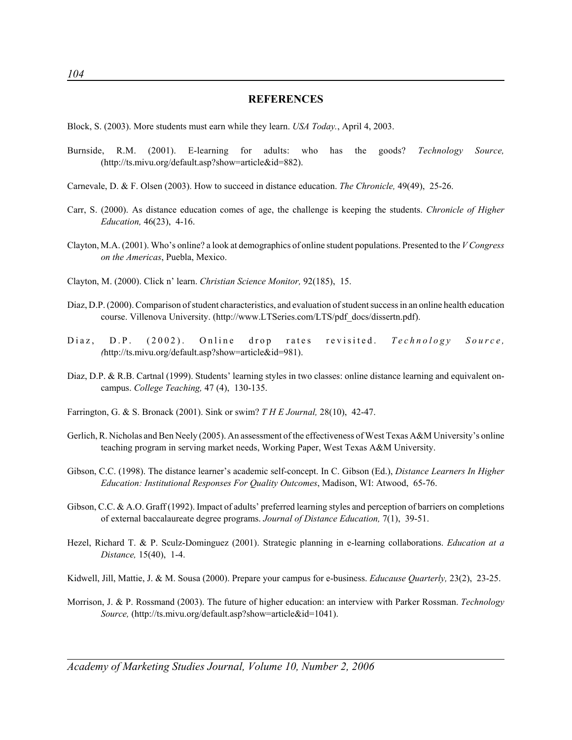## REFERENCES

Block, S. (2003). More students must earn while they learn. *USA Today.*, April 4, 2003.

Burnside, R.M. (2001). E-learning for adults: who has the goods? *Technology Source,* (http://ts.mivu.org/default.asp?show=article&id=882).

Carnevale, D. & F. Olsen (2003). How to succeed in distance education. *The Chronicle,* 49(49), 25-26.

Carr, S. (2000). As distance education comes of age, the challenge is keeping the students. *Chronicle of Higher Education,* 46(23), 4-16.

Clayton, M.A. (2001). Who's online? a look at demographics of online student populations. Presented to the *V Congress on the Americas*, Puebla, Mexico.

Clayton, M. (2000). Click n' learn. *Christian Science Monitor,* 92(185), 15.

Diaz, D.P. (2000). Comparison of student characteristics, and evaluation of student success in an online health education course. Villenova University. (http://www.LTSeries.com/LTS/pdf_docs/dissertn.pdf).

Diaz, D.P. (2002). Online drop rates revisited. *Technology Source, (*http://ts.mivu.org/default.asp?show=article&id=981).

Diaz, D.P. & R.B. Cartnal (1999). Students' learning styles in two classes: online distance learning and equivalent on-campus. *College Teaching,* 47 (4), 130-135.

Farrington, G. & S. Bronack (2001). Sink or swim? *T H E Journal,* 28(10), 42-47.

Gerlich, R. Nicholas and Ben Neely (2005). An assessment of the effectiveness of West Texas A&M University's online teaching program in serving market needs, Working Paper, West Texas A&M University.

Gibson, C.C. (1998). The distance learner's academic self-concept. In C. Gibson (Ed.), *Distance Learners In Higher Education: Institutional Responses For Quality Outcomes*, Madison, WI: Atwood, 65-76.

Gibson, C.C. & A.O. Graff (1992). Impact of adults' preferred learning styles and perception of barriers on completions of external baccalaureate degree programs. *Journal of Distance Education,* 7(1), 39-51.

Hezel, Richard T. & P. Sculz-Dominguez (2001). Strategic planning in e-learning collaborations. *Education at a Distance,* 15(40), 1-4.

Kidwell, Jill, Mattie, J. & M. Sousa (2000). Prepare your campus for e-business. *Educause Quarterly,* 23(2), 23-25.

Morrison, J. & P. Rossmand (2003). The future of higher education: an interview with Parker Rossman. *Technology Source,* (http://ts.mivu.org/default.asp?show=article&id=1041).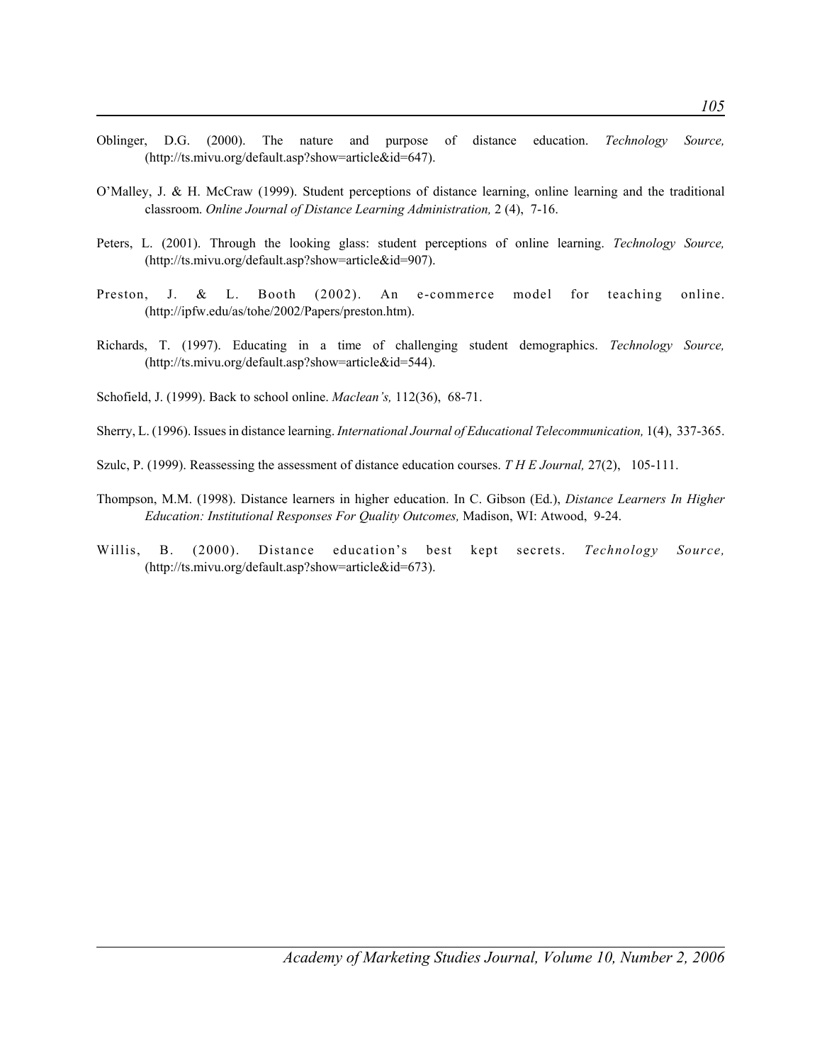Oblinger, D.G. (2000). The nature and purpose of distance education. *Technology Source,* (http://ts.mivu.org/default.asp?show=article&id=647).

O'Malley, J. & H. McCraw (1999). Student perceptions of distance learning, online learning and the traditional classroom. *Online Journal of Distance Learning Administration,* 2 (4), 7-16.

Peters, L. (2001). Through the looking glass: student perceptions of online learning. *Technology Source,* (http://ts.mivu.org/default.asp?show=article&id=907).

Preston, J. & L. Booth (2002). An e-commerce model for teaching online. (http://ipfw.edu/as/tohe/2002/Papers/preston.htm).

Richards, T. (1997). Educating in a time of challenging student demographics. *Technology Source,* (http://ts.mivu.org/default.asp?show=article&id=544).

Schofield, J. (1999). Back to school online. *Maclean's,* 112(36), 68-71.

Sherry, L. (1996). Issues in distance learning. *International Journal of Educational Telecommunication,* 1(4), 337-365.

Szulc, P. (1999). Reassessing the assessment of distance education courses. *T H E Journal,* 27(2), 105-111.

Thompson, M.M. (1998). Distance learners in higher education. In C. Gibson (Ed.), *Distance Learners In Higher Education: Institutional Responses For Quality Outcomes,* Madison, WI: Atwood, 9-24.

Willis, B. (2000). Distance education's best kept secrets. *Technology Source,* (http://ts.mivu.org/default.asp?show=article&id=673).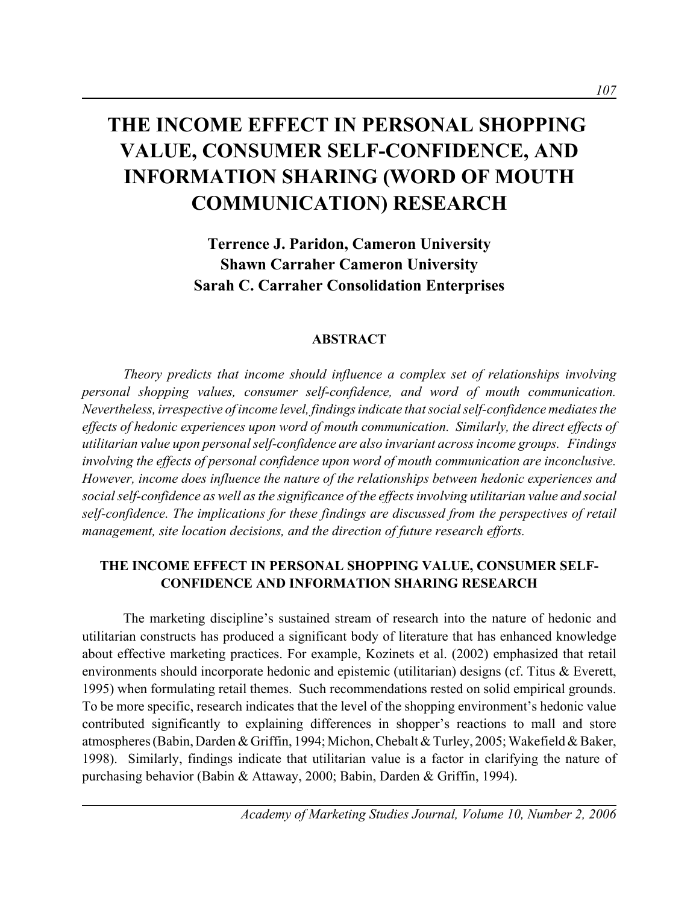# THE INCOME EFFECT IN PERSONAL SHOPPING VALUE, CONSUMER SELF-CONFIDENCE, AND INFORMATION SHARING (WORD OF MOUTH COMMUNICATION) RESEARCH

**Terrence J. Paridon, Cameron University**
**Shawn Carraher Cameron University**
**Sarah C. Carraher Consolidation Enterprises**

## ABSTRACT

*Theory predicts that income should influence a complex set of relationships involving personal shopping values, consumer self-confidence, and word of mouth communication. Nevertheless, irrespective of income level, findings indicate that social self-confidence mediates the effects of hedonic experiences upon word of mouth communication. Similarly, the direct effects of utilitarian value upon personal self-confidence are also invariant across income groups. Findings involving the effects of personal confidence upon word of mouth communication are inconclusive. However, income does influence the nature of the relationships between hedonic experiences and social self-confidence as well as the significance of the effects involving utilitarian value and social self-confidence. The implications for these findings are discussed from the perspectives of retail management, site location decisions, and the direction of future research efforts.*

## THE INCOME EFFECT IN PERSONAL SHOPPING VALUE, CONSUMER SELF-CONFIDENCE AND INFORMATION SHARING RESEARCH

The marketing discipline's sustained stream of research into the nature of hedonic and utilitarian constructs has produced a significant body of literature that has enhanced knowledge about effective marketing practices. For example, Kozinets et al. (2002) emphasized that retail environments should incorporate hedonic and epistemic (utilitarian) designs (cf. Titus & Everett, 1995) when formulating retail themes. Such recommendations rested on solid empirical grounds. To be more specific, research indicates that the level of the shopping environment's hedonic value contributed significantly to explaining differences in shopper's reactions to mall and store atmospheres (Babin, Darden & Griffin, 1994; Michon, Chebalt & Turley, 2005; Wakefield & Baker, 1998). Similarly, findings indicate that utilitarian value is a factor in clarifying the nature of purchasing behavior (Babin & Attaway, 2000; Babin, Darden & Griffin, 1994).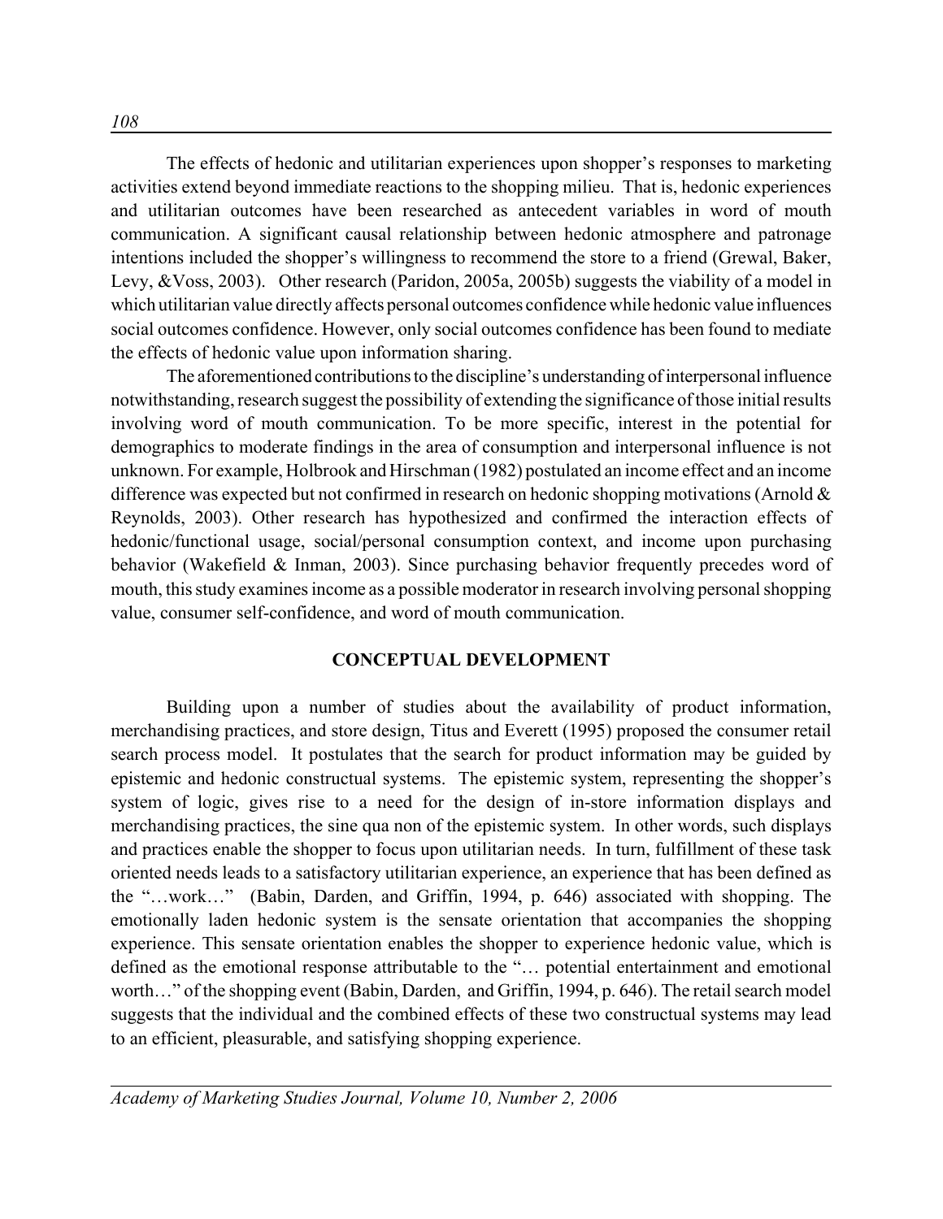The effects of hedonic and utilitarian experiences upon shopper's responses to marketing activities extend beyond immediate reactions to the shopping milieu. That is, hedonic experiences and utilitarian outcomes have been researched as antecedent variables in word of mouth communication. A significant causal relationship between hedonic atmosphere and patronage intentions included the shopper's willingness to recommend the store to a friend (Grewal, Baker, Levy, &Voss, 2003). Other research (Paridon, 2005a, 2005b) suggests the viability of a model in which utilitarian value directly affects personal outcomes confidence while hedonic value influences social outcomes confidence. However, only social outcomes confidence has been found to mediate the effects of hedonic value upon information sharing.

The aforementioned contributions to the discipline's understanding of interpersonal influence notwithstanding, research suggest the possibility of extending the significance of those initial results involving word of mouth communication. To be more specific, interest in the potential for demographics to moderate findings in the area of consumption and interpersonal influence is not unknown. For example, Holbrook and Hirschman (1982) postulated an income effect and an income difference was expected but not confirmed in research on hedonic shopping motivations (Arnold & Reynolds, 2003). Other research has hypothesized and confirmed the interaction effects of hedonic/functional usage, social/personal consumption context, and income upon purchasing behavior (Wakefield & Inman, 2003). Since purchasing behavior frequently precedes word of mouth, this study examines income as a possible moderator in research involving personal shopping value, consumer self-confidence, and word of mouth communication.

## CONCEPTUAL DEVELOPMENT

Building upon a number of studies about the availability of product information, merchandising practices, and store design, Titus and Everett (1995) proposed the consumer retail search process model. It postulates that the search for product information may be guided by epistemic and hedonic constructual systems. The epistemic system, representing the shopper's system of logic, gives rise to a need for the design of in-store information displays and merchandising practices, the sine qua non of the epistemic system. In other words, such displays and practices enable the shopper to focus upon utilitarian needs. In turn, fulfillment of these task oriented needs leads to a satisfactory utilitarian experience, an experience that has been defined as the "…work…" (Babin, Darden, and Griffin, 1994, p. 646) associated with shopping. The emotionally laden hedonic system is the sensate orientation that accompanies the shopping experience. This sensate orientation enables the shopper to experience hedonic value, which is defined as the emotional response attributable to the "… potential entertainment and emotional worth…" of the shopping event (Babin, Darden, and Griffin, 1994, p. 646). The retail search model suggests that the individual and the combined effects of these two constructual systems may lead to an efficient, pleasurable, and satisfying shopping experience.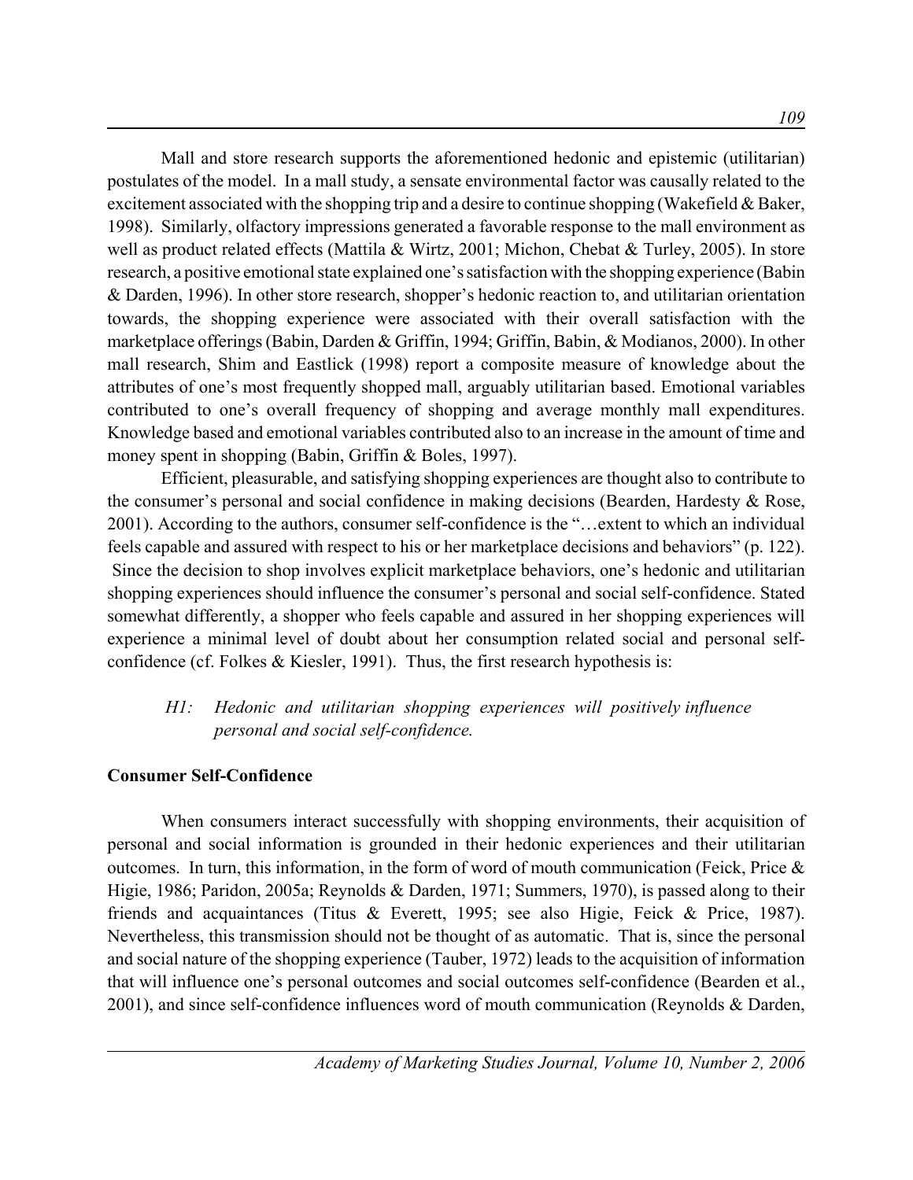Mall and store research supports the aforementioned hedonic and epistemic (utilitarian) postulates of the model. In a mall study, a sensate environmental factor was causally related to the excitement associated with the shopping trip and a desire to continue shopping (Wakefield & Baker, 1998). Similarly, olfactory impressions generated a favorable response to the mall environment as well as product related effects (Mattila & Wirtz, 2001; Michon, Chebat & Turley, 2005). In store research, a positive emotional state explained one's satisfaction with the shopping experience (Babin & Darden, 1996). In other store research, shopper's hedonic reaction to, and utilitarian orientation towards, the shopping experience were associated with their overall satisfaction with the marketplace offerings (Babin, Darden & Griffin, 1994; Griffin, Babin, & Modianos, 2000). In other mall research, Shim and Eastlick (1998) report a composite measure of knowledge about the attributes of one's most frequently shopped mall, arguably utilitarian based. Emotional variables contributed to one's overall frequency of shopping and average monthly mall expenditures. Knowledge based and emotional variables contributed also to an increase in the amount of time and money spent in shopping (Babin, Griffin & Boles, 1997).

Efficient, pleasurable, and satisfying shopping experiences are thought also to contribute to the consumer's personal and social confidence in making decisions (Bearden, Hardesty & Rose, 2001). According to the authors, consumer self-confidence is the "…extent to which an individual feels capable and assured with respect to his or her marketplace decisions and behaviors" (p. 122). Since the decision to shop involves explicit marketplace behaviors, one's hedonic and utilitarian shopping experiences should influence the consumer's personal and social self-confidence. Stated somewhat differently, a shopper who feels capable and assured in her shopping experiences will experience a minimal level of doubt about her consumption related social and personal self-confidence (cf. Folkes & Kiesler, 1991). Thus, the first research hypothesis is:

> *H1: Hedonic and utilitarian shopping experiences will positively influence personal and social self-confidence.*

**Consumer Self-Confidence**

When consumers interact successfully with shopping environments, their acquisition of personal and social information is grounded in their hedonic experiences and their utilitarian outcomes. In turn, this information, in the form of word of mouth communication (Feick, Price & Higie, 1986; Paridon, 2005a; Reynolds & Darden, 1971; Summers, 1970), is passed along to their friends and acquaintances (Titus & Everett, 1995; see also Higie, Feick & Price, 1987). Nevertheless, this transmission should not be thought of as automatic. That is, since the personal and social nature of the shopping experience (Tauber, 1972) leads to the acquisition of information that will influence one's personal outcomes and social outcomes self-confidence (Bearden et al., 2001), and since self-confidence influences word of mouth communication (Reynolds & Darden,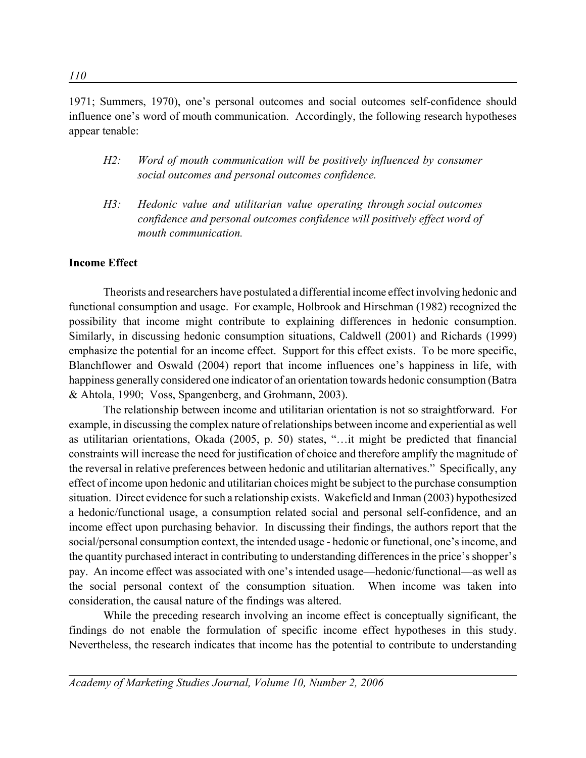1971; Summers, 1970), one's personal outcomes and social outcomes self-confidence should influence one's word of mouth communication. Accordingly, the following research hypotheses appear tenable:

> *H2: Word of mouth communication will be positively influenced by consumer social outcomes and personal outcomes confidence.*
>
> *H3: Hedonic value and utilitarian value operating through social outcomes confidence and personal outcomes confidence will positively effect word of mouth communication.*

**Income Effect**

Theorists and researchers have postulated a differential income effect involving hedonic and functional consumption and usage. For example, Holbrook and Hirschman (1982) recognized the possibility that income might contribute to explaining differences in hedonic consumption. Similarly, in discussing hedonic consumption situations, Caldwell (2001) and Richards (1999) emphasize the potential for an income effect. Support for this effect exists. To be more specific, Blanchflower and Oswald (2004) report that income influences one's happiness in life, with happiness generally considered one indicator of an orientation towards hedonic consumption (Batra & Ahtola, 1990; Voss, Spangenberg, and Grohmann, 2003).

The relationship between income and utilitarian orientation is not so straightforward. For example, in discussing the complex nature of relationships between income and experiential as well as utilitarian orientations, Okada (2005, p. 50) states, "…it might be predicted that financial constraints will increase the need for justification of choice and therefore amplify the magnitude of the reversal in relative preferences between hedonic and utilitarian alternatives." Specifically, any effect of income upon hedonic and utilitarian choices might be subject to the purchase consumption situation. Direct evidence for such a relationship exists. Wakefield and Inman (2003) hypothesized a hedonic/functional usage, a consumption related social and personal self-confidence, and an income effect upon purchasing behavior. In discussing their findings, the authors report that the social/personal consumption context, the intended usage - hedonic or functional, one's income, and the quantity purchased interact in contributing to understanding differences in the price's shopper's pay. An income effect was associated with one's intended usage—hedonic/functional—as well as the social personal context of the consumption situation. When income was taken into consideration, the causal nature of the findings was altered.

While the preceding research involving an income effect is conceptually significant, the findings do not enable the formulation of specific income effect hypotheses in this study. Nevertheless, the research indicates that income has the potential to contribute to understanding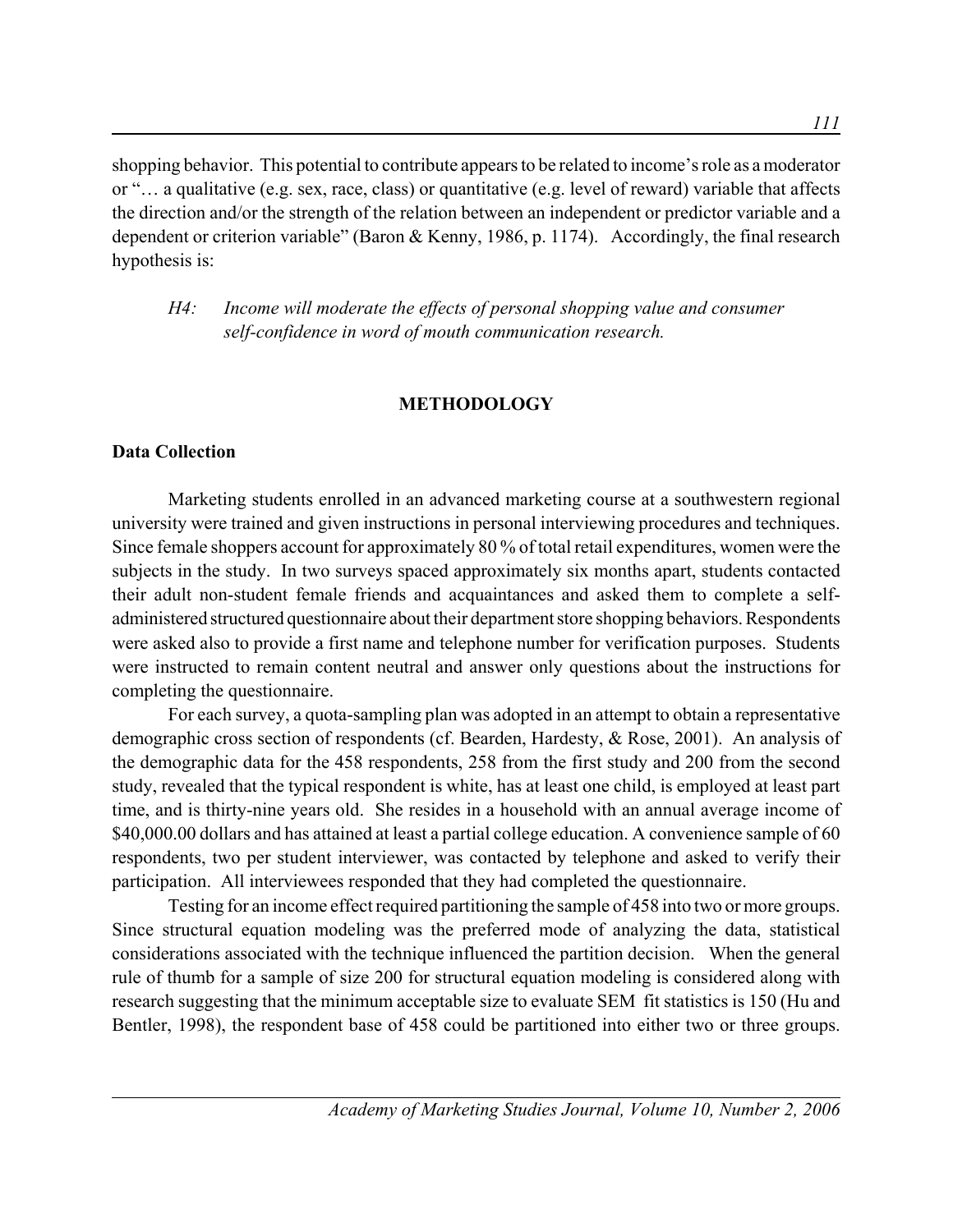shopping behavior. This potential to contribute appears to be related to income's role as a moderator or "… a qualitative (e.g. sex, race, class) or quantitative (e.g. level of reward) variable that affects the direction and/or the strength of the relation between an independent or predictor variable and a dependent or criterion variable" (Baron & Kenny, 1986, p. 1174). Accordingly, the final research hypothesis is:

> *H4: Income will moderate the effects of personal shopping value and consumer self-confidence in word of mouth communication research.*

## METHODOLOGY

### Data Collection

Marketing students enrolled in an advanced marketing course at a southwestern regional university were trained and given instructions in personal interviewing procedures and techniques. Since female shoppers account for approximately 80 % of total retail expenditures, women were the subjects in the study. In two surveys spaced approximately six months apart, students contacted their adult non-student female friends and acquaintances and asked them to complete a self-administered structured questionnaire about their department store shopping behaviors. Respondents were asked also to provide a first name and telephone number for verification purposes. Students were instructed to remain content neutral and answer only questions about the instructions for completing the questionnaire.

For each survey, a quota-sampling plan was adopted in an attempt to obtain a representative demographic cross section of respondents (cf. Bearden, Hardesty, & Rose, 2001). An analysis of the demographic data for the 458 respondents, 258 from the first study and 200 from the second study, revealed that the typical respondent is white, has at least one child, is employed at least part time, and is thirty-nine years old. She resides in a household with an annual average income of $40,000.00 dollars and has attained at least a partial college education. A convenience sample of 60 respondents, two per student interviewer, was contacted by telephone and asked to verify their participation. All interviewees responded that they had completed the questionnaire.

Testing for an income effect required partitioning the sample of 458 into two or more groups. Since structural equation modeling was the preferred mode of analyzing the data, statistical considerations associated with the technique influenced the partition decision. When the general rule of thumb for a sample of size 200 for structural equation modeling is considered along with research suggesting that the minimum acceptable size to evaluate SEM fit statistics is 150 (Hu and Bentler, 1998), the respondent base of 458 could be partitioned into either two or three groups.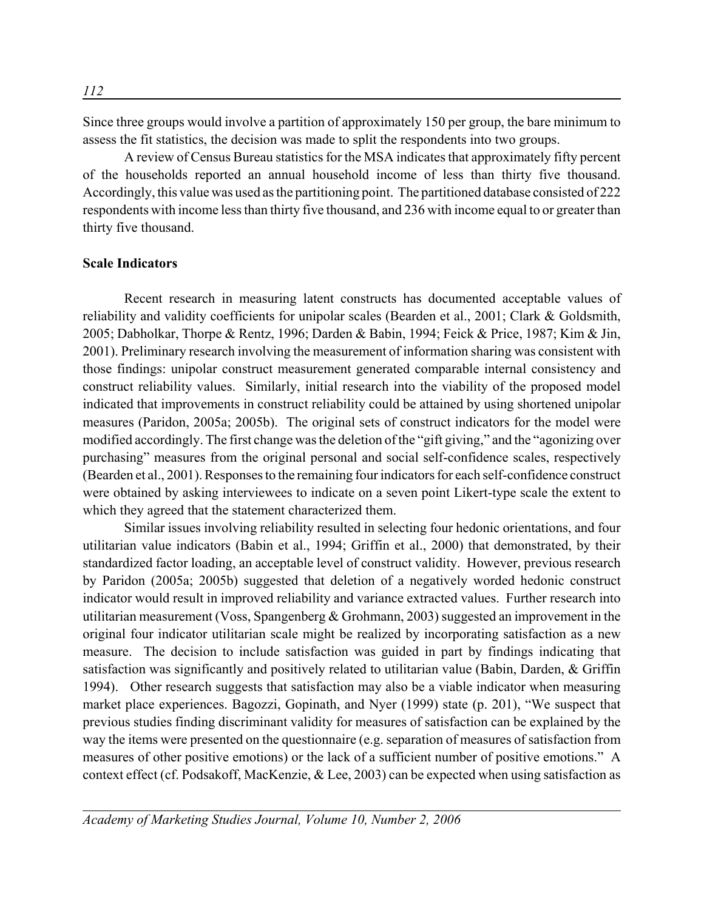Since three groups would involve a partition of approximately 150 per group, the bare minimum to assess the fit statistics, the decision was made to split the respondents into two groups.

A review of Census Bureau statistics for the MSA indicates that approximately fifty percent of the households reported an annual household income of less than thirty five thousand. Accordingly, this value was used as the partitioning point. The partitioned database consisted of 222 respondents with income less than thirty five thousand, and 236 with income equal to or greater than thirty five thousand.

**Scale Indicators**

Recent research in measuring latent constructs has documented acceptable values of reliability and validity coefficients for unipolar scales (Bearden et al., 2001; Clark & Goldsmith, 2005; Dabholkar, Thorpe & Rentz, 1996; Darden & Babin, 1994; Feick & Price, 1987; Kim & Jin, 2001). Preliminary research involving the measurement of information sharing was consistent with those findings: unipolar construct measurement generated comparable internal consistency and construct reliability values. Similarly, initial research into the viability of the proposed model indicated that improvements in construct reliability could be attained by using shortened unipolar measures (Paridon, 2005a; 2005b). The original sets of construct indicators for the model were modified accordingly. The first change was the deletion of the "gift giving," and the "agonizing over purchasing" measures from the original personal and social self-confidence scales, respectively (Bearden et al., 2001). Responses to the remaining four indicators for each self-confidence construct were obtained by asking interviewees to indicate on a seven point Likert-type scale the extent to which they agreed that the statement characterized them.

Similar issues involving reliability resulted in selecting four hedonic orientations, and four utilitarian value indicators (Babin et al., 1994; Griffin et al., 2000) that demonstrated, by their standardized factor loading, an acceptable level of construct validity. However, previous research by Paridon (2005a; 2005b) suggested that deletion of a negatively worded hedonic construct indicator would result in improved reliability and variance extracted values. Further research into utilitarian measurement (Voss, Spangenberg & Grohmann, 2003) suggested an improvement in the original four indicator utilitarian scale might be realized by incorporating satisfaction as a new measure. The decision to include satisfaction was guided in part by findings indicating that satisfaction was significantly and positively related to utilitarian value (Babin, Darden, & Griffin 1994). Other research suggests that satisfaction may also be a viable indicator when measuring market place experiences. Bagozzi, Gopinath, and Nyer (1999) state (p. 201), "We suspect that previous studies finding discriminant validity for measures of satisfaction can be explained by the way the items were presented on the questionnaire (e.g. separation of measures of satisfaction from measures of other positive emotions) or the lack of a sufficient number of positive emotions." A context effect (cf. Podsakoff, MacKenzie, & Lee, 2003) can be expected when using satisfaction as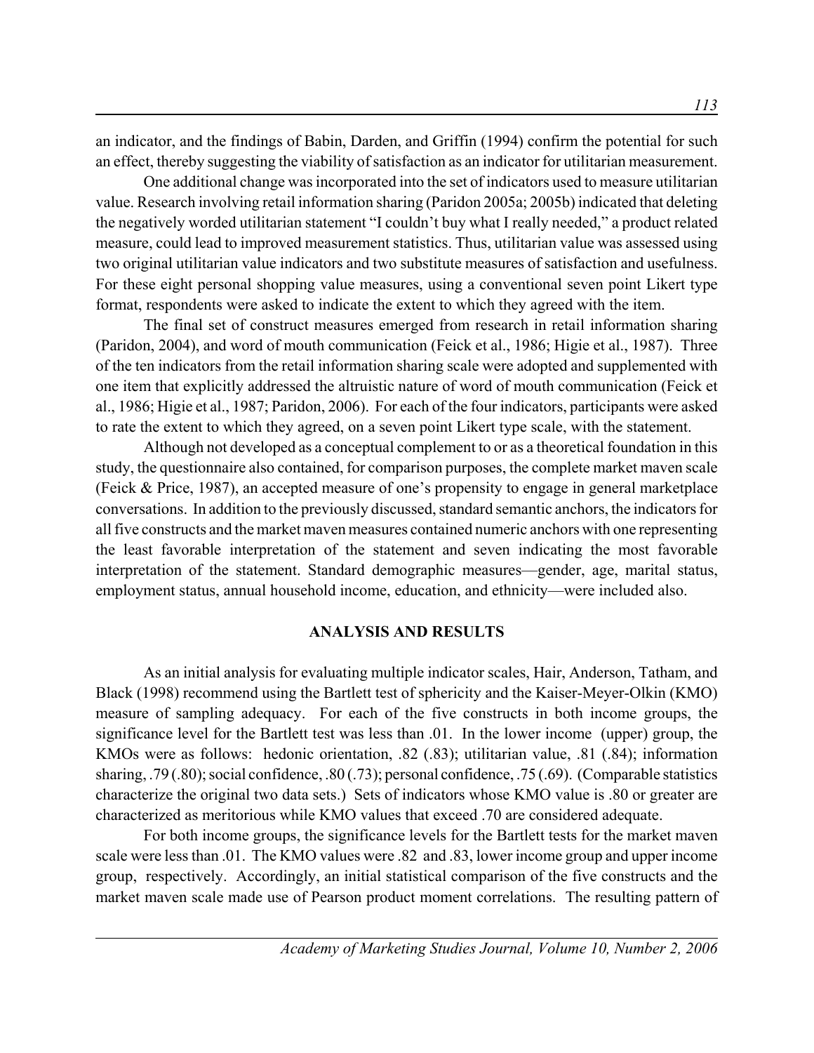an indicator, and the findings of Babin, Darden, and Griffin (1994) confirm the potential for such an effect, thereby suggesting the viability of satisfaction as an indicator for utilitarian measurement.

One additional change was incorporated into the set of indicators used to measure utilitarian value. Research involving retail information sharing (Paridon 2005a; 2005b) indicated that deleting the negatively worded utilitarian statement "I couldn't buy what I really needed," a product related measure, could lead to improved measurement statistics. Thus, utilitarian value was assessed using two original utilitarian value indicators and two substitute measures of satisfaction and usefulness. For these eight personal shopping value measures, using a conventional seven point Likert type format, respondents were asked to indicate the extent to which they agreed with the item.

The final set of construct measures emerged from research in retail information sharing (Paridon, 2004), and word of mouth communication (Feick et al., 1986; Higie et al., 1987). Three of the ten indicators from the retail information sharing scale were adopted and supplemented with one item that explicitly addressed the altruistic nature of word of mouth communication (Feick et al., 1986; Higie et al., 1987; Paridon, 2006). For each of the four indicators, participants were asked to rate the extent to which they agreed, on a seven point Likert type scale, with the statement.

Although not developed as a conceptual complement to or as a theoretical foundation in this study, the questionnaire also contained, for comparison purposes, the complete market maven scale (Feick & Price, 1987), an accepted measure of one's propensity to engage in general marketplace conversations. In addition to the previously discussed, standard semantic anchors, the indicators for all five constructs and the market maven measures contained numeric anchors with one representing the least favorable interpretation of the statement and seven indicating the most favorable interpretation of the statement. Standard demographic measures—gender, age, marital status, employment status, annual household income, education, and ethnicity—were included also.

## ANALYSIS AND RESULTS

As an initial analysis for evaluating multiple indicator scales, Hair, Anderson, Tatham, and Black (1998) recommend using the Bartlett test of sphericity and the Kaiser-Meyer-Olkin (KMO) measure of sampling adequacy. For each of the five constructs in both income groups, the significance level for the Bartlett test was less than .01. In the lower income (upper) group, the KMOs were as follows: hedonic orientation, .82 (.83); utilitarian value, .81 (.84); information sharing, .79 (.80); social confidence, .80 (.73); personal confidence, .75 (.69). (Comparable statistics characterize the original two data sets.) Sets of indicators whose KMO value is .80 or greater are characterized as meritorious while KMO values that exceed .70 are considered adequate.

For both income groups, the significance levels for the Bartlett tests for the market maven scale were less than .01. The KMO values were .82 and .83, lower income group and upper income group, respectively. Accordingly, an initial statistical comparison of the five constructs and the market maven scale made use of Pearson product moment correlations. The resulting pattern of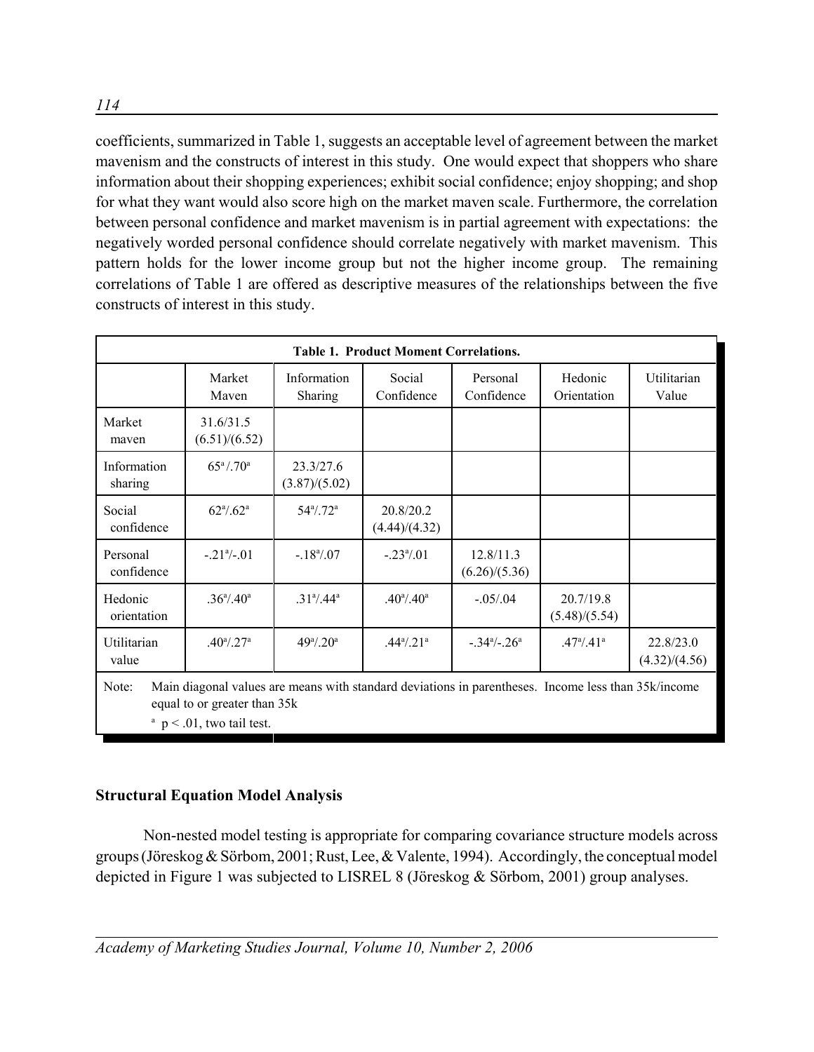coefficients, summarized in Table 1, suggests an acceptable level of agreement between the market mavenism and the constructs of interest in this study. One would expect that shoppers who share information about their shopping experiences; exhibit social confidence; enjoy shopping; and shop for what they want would also score high on the market maven scale. Furthermore, the correlation between personal confidence and market mavenism is in partial agreement with expectations: the negatively worded personal confidence should correlate negatively with market mavenism. This pattern holds for the lower income group but not the higher income group. The remaining correlations of Table 1 are offered as descriptive measures of the relationships between the five constructs of interest in this study.

**Table 1. Product Moment Correlations.**

| | Market Maven | Information Sharing | Social Confidence | Personal Confidence | Hedonic Orientation | Utilitarian Value |
|---|---|---|---|---|---|---|
| Market maven | 31.6/31.5 (6.51)/(6.52) | | | | | |
| Information sharing | 65[a]/.70[a] | 23.3/27.6 (3.87)/(5.02) | | | | |
| Social confidence | 62[a]/.62[a] | 54[a]/.72[a] | 20.8/20.2 (4.44)/(4.32) | | | |
| Personal confidence | -.21[a]/-.01 | -.18[a]/.07 | -.23[a]/.01 | 12.8/11.3 (6.26)/(5.36) | | |
| Hedonic orientation | .36[a]/.40[a] | .31[a]/.44[a] | .40[a]/.40[a] | -.05/.04 | 20.7/19.8 (5.48)/(5.54) | |
| Utilitarian value | .40[a]/.27[a] | 49[a]/.20[a] | .44[a]/.21[a] | -.34[a]/-.26[a] | .47[a]/.41[a] | 22.8/23.0 (4.32)/(4.56) |

Note: Main diagonal values are means with standard deviations in parentheses. Income less than 35k/income equal to or greater than 35k

[a] $p < .01$, two tail test.

### Structural Equation Model Analysis

Non-nested model testing is appropriate for comparing covariance structure models across groups (Jöreskog & Sörbom, 2001; Rust, Lee, & Valente, 1994). Accordingly, the conceptual model depicted in Figure 1 was subjected to LISREL 8 (Jöreskog & Sörbom, 2001) group analyses.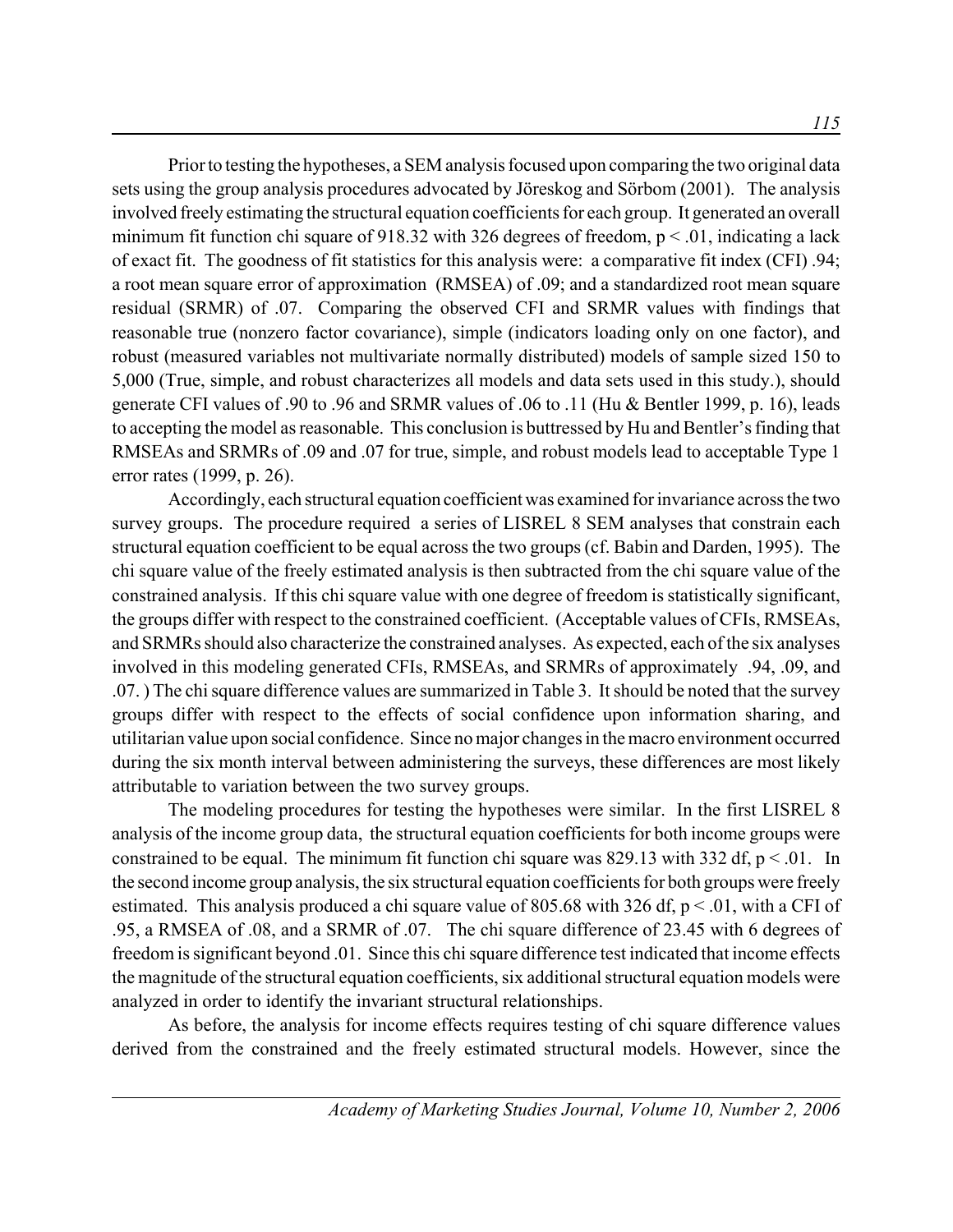Prior to testing the hypotheses, a SEM analysis focused upon comparing the two original data sets using the group analysis procedures advocated by Jöreskog and Sörbom (2001). The analysis involved freely estimating the structural equation coefficients for each group. It generated an overall minimum fit function chi square of 918.32 with 326 degrees of freedom, $p < .01$, indicating a lack of exact fit. The goodness of fit statistics for this analysis were: a comparative fit index (CFI) .94; a root mean square error of approximation (RMSEA) of .09; and a standardized root mean square residual (SRMR) of .07. Comparing the observed CFI and SRMR values with findings that reasonable true (nonzero factor covariance), simple (indicators loading only on one factor), and robust (measured variables not multivariate normally distributed) models of sample sized 150 to 5,000 (True, simple, and robust characterizes all models and data sets used in this study.), should generate CFI values of .90 to .96 and SRMR values of .06 to .11 (Hu & Bentler 1999, p. 16), leads to accepting the model as reasonable. This conclusion is buttressed by Hu and Bentler's finding that RMSEAs and SRMRs of .09 and .07 for true, simple, and robust models lead to acceptable Type 1 error rates (1999, p. 26).

Accordingly, each structural equation coefficient was examined for invariance across the two survey groups. The procedure required a series of LISREL 8 SEM analyses that constrain each structural equation coefficient to be equal across the two groups (cf. Babin and Darden, 1995). The chi square value of the freely estimated analysis is then subtracted from the chi square value of the constrained analysis. If this chi square value with one degree of freedom is statistically significant, the groups differ with respect to the constrained coefficient. (Acceptable values of CFIs, RMSEAs, and SRMRs should also characterize the constrained analyses. As expected, each of the six analyses involved in this modeling generated CFIs, RMSEAs, and SRMRs of approximately .94, .09, and .07. ) The chi square difference values are summarized in Table 3. It should be noted that the survey groups differ with respect to the effects of social confidence upon information sharing, and utilitarian value upon social confidence. Since no major changes in the macro environment occurred during the six month interval between administering the surveys, these differences are most likely attributable to variation between the two survey groups.

The modeling procedures for testing the hypotheses were similar. In the first LISREL 8 analysis of the income group data, the structural equation coefficients for both income groups were constrained to be equal. The minimum fit function chi square was 829.13 with 332 df, $p < .01$. In the second income group analysis, the six structural equation coefficients for both groups were freely estimated. This analysis produced a chi square value of 805.68 with 326 df, $p < .01$, with a CFI of .95, a RMSEA of .08, and a SRMR of .07. The chi square difference of 23.45 with 6 degrees of freedom is significant beyond .01. Since this chi square difference test indicated that income effects the magnitude of the structural equation coefficients, six additional structural equation models were analyzed in order to identify the invariant structural relationships.

As before, the analysis for income effects requires testing of chi square difference values derived from the constrained and the freely estimated structural models. However, since the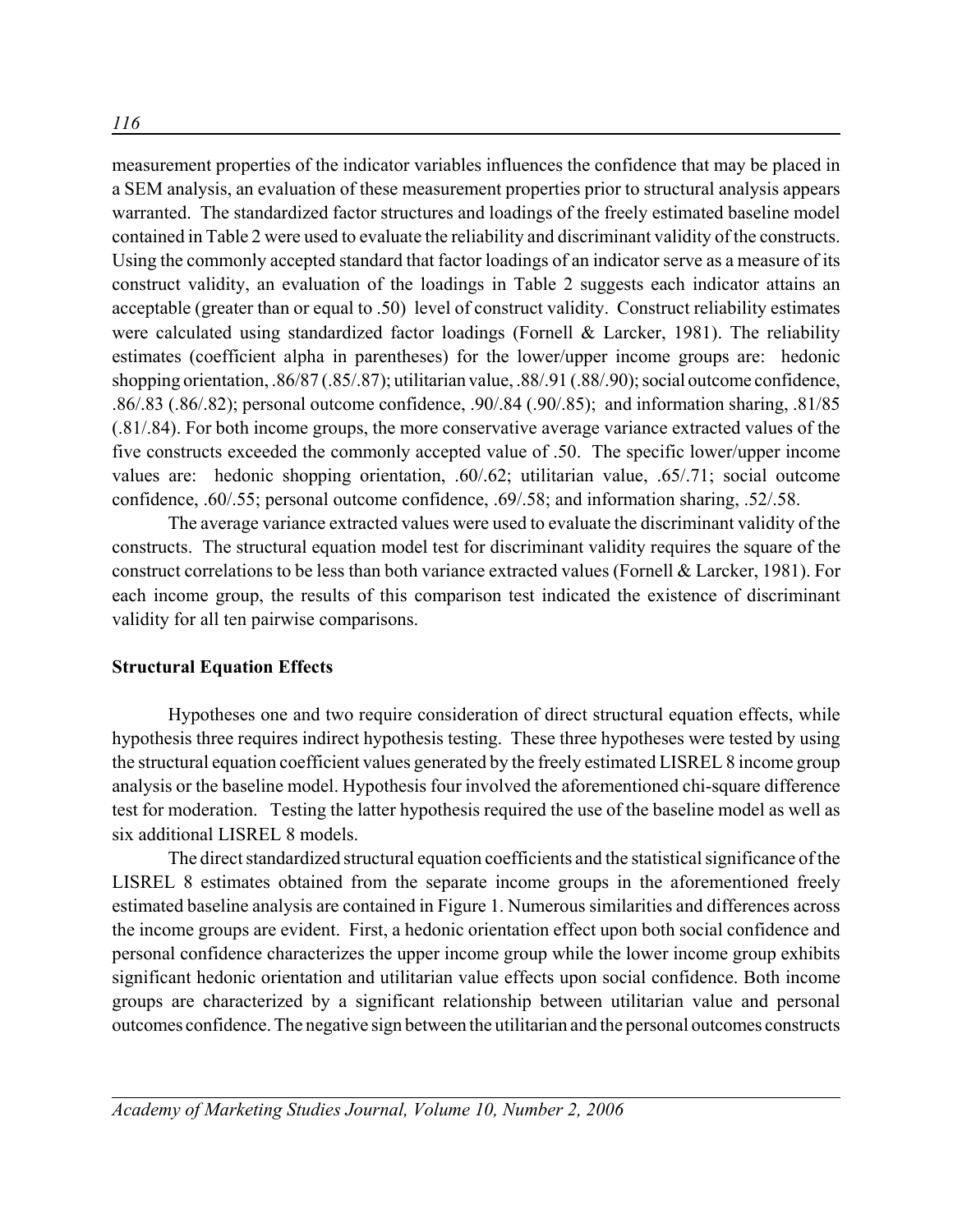measurement properties of the indicator variables influences the confidence that may be placed in a SEM analysis, an evaluation of these measurement properties prior to structural analysis appears warranted. The standardized factor structures and loadings of the freely estimated baseline model contained in Table 2 were used to evaluate the reliability and discriminant validity of the constructs. Using the commonly accepted standard that factor loadings of an indicator serve as a measure of its construct validity, an evaluation of the loadings in Table 2 suggests each indicator attains an acceptable (greater than or equal to .50) level of construct validity. Construct reliability estimates were calculated using standardized factor loadings (Fornell & Larcker, 1981). The reliability estimates (coefficient alpha in parentheses) for the lower/upper income groups are: hedonic shopping orientation, .86/87 (.85/.87); utilitarian value, .88/.91 (.88/.90); social outcome confidence, .86/.83 (.86/.82); personal outcome confidence, .90/.84 (.90/.85); and information sharing, .81/85 (.81/.84). For both income groups, the more conservative average variance extracted values of the five constructs exceeded the commonly accepted value of .50. The specific lower/upper income values are: hedonic shopping orientation, .60/.62; utilitarian value, .65/.71; social outcome confidence, .60/.55; personal outcome confidence, .69/.58; and information sharing, .52/.58.

The average variance extracted values were used to evaluate the discriminant validity of the constructs. The structural equation model test for discriminant validity requires the square of the construct correlations to be less than both variance extracted values (Fornell & Larcker, 1981). For each income group, the results of this comparison test indicated the existence of discriminant validity for all ten pairwise comparisons.

**Structural Equation Effects**

Hypotheses one and two require consideration of direct structural equation effects, while hypothesis three requires indirect hypothesis testing. These three hypotheses were tested by using the structural equation coefficient values generated by the freely estimated LISREL 8 income group analysis or the baseline model. Hypothesis four involved the aforementioned chi-square difference test for moderation. Testing the latter hypothesis required the use of the baseline model as well as six additional LISREL 8 models.

The direct standardized structural equation coefficients and the statistical significance of the LISREL 8 estimates obtained from the separate income groups in the aforementioned freely estimated baseline analysis are contained in Figure 1. Numerous similarities and differences across the income groups are evident. First, a hedonic orientation effect upon both social confidence and personal confidence characterizes the upper income group while the lower income group exhibits significant hedonic orientation and utilitarian value effects upon social confidence. Both income groups are characterized by a significant relationship between utilitarian value and personal outcomes confidence. The negative sign between the utilitarian and the personal outcomes constructs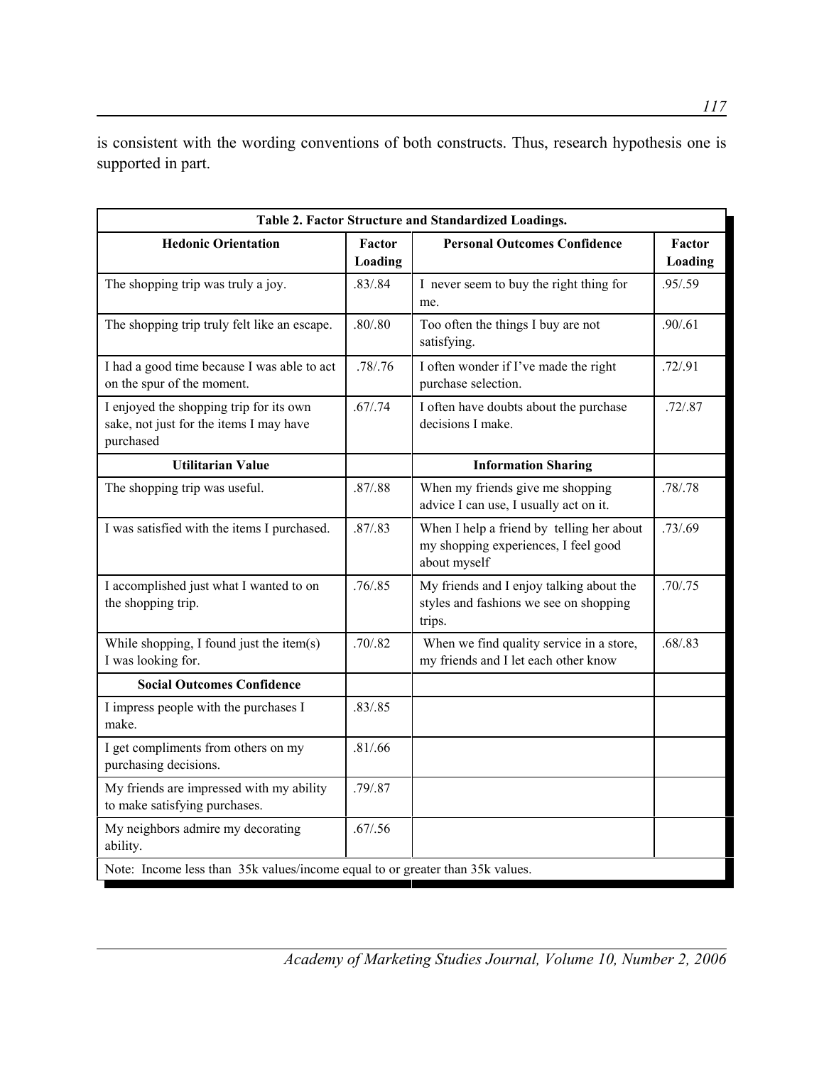is consistent with the wording conventions of both constructs. Thus, research hypothesis one is supported in part.

**Table 2. Factor Structure and Standardized Loadings.**

| Hedonic Orientation | Factor Loading | Personal Outcomes Confidence | Factor Loading |
|---|---|---|---|
| The shopping trip was truly a joy. | .83/.84 | I never seem to buy the right thing for me. | .95/.59 |
| The shopping trip truly felt like an escape. | .80/.80 | Too often the things I buy are not satisfying. | .90/.61 |
| I had a good time because I was able to act on the spur of the moment. | .78/.76 | I often wonder if I've made the right purchase selection. | .72/.91 |
| I enjoyed the shopping trip for its own sake, not just for the items I may have purchased | .67/.74 | I often have doubts about the purchase decisions I make. | .72/.87 |
| **Utilitarian Value** | | **Information Sharing** | |
| The shopping trip was useful. | .87/.88 | When my friends give me shopping advice I can use, I usually act on it. | .78/.78 |
| I was satisfied with the items I purchased. | .87/.83 | When I help a friend by telling her about my shopping experiences, I feel good about myself | .73/.69 |
| I accomplished just what I wanted to on the shopping trip. | .76/.85 | My friends and I enjoy talking about the styles and fashions we see on shopping trips. | .70/.75 |
| While shopping, I found just the item(s) I was looking for. | .70/.82 | When we find quality service in a store, my friends and I let each other know | .68/.83 |
| **Social Outcomes Confidence** | | | |
| I impress people with the purchases I make. | .83/.85 | | |
| I get compliments from others on my purchasing decisions. | .81/.66 | | |
| My friends are impressed with my ability to make satisfying purchases. | .79/.87 | | |
| My neighbors admire my decorating ability. | .67/.56 | | |

Note: Income less than 35k values/income equal to or greater than 35k values.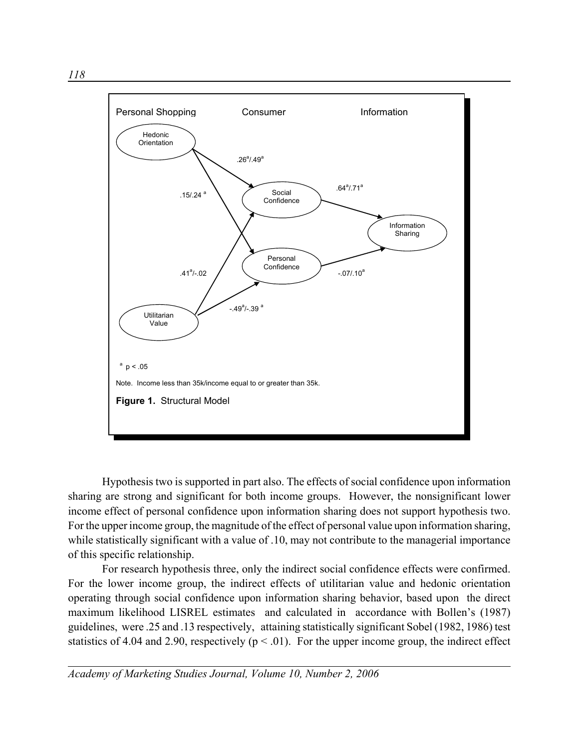Personal Shopping | Consumer | Information

Hedonic Orientation → Social Confidence: $.26^{a}/.49^{a}$

Hedonic Orientation → Personal Confidence: $.15/.24^{a}$

Utilitarian Value → Social Confidence: $.41^{a}/-.02$

Utilitarian Value → Personal Confidence: $-.49^{a}/-.39^{a}$

Social Confidence → Information Sharing: $.64^{a}/.71^{a}$

Personal Confidence → Information Sharing: $-.07/.10^{a}$

$^{a}$ $p < .05$

Note. Income less than 35k/income equal to or greater than 35k.

**Figure 1.** Structural Model

Hypothesis two is supported in part also. The effects of social confidence upon information sharing are strong and significant for both income groups. However, the nonsignificant lower income effect of personal confidence upon information sharing does not support hypothesis two. For the upper income group, the magnitude of the effect of personal value upon information sharing, while statistically significant with a value of .10, may not contribute to the managerial importance of this specific relationship.

For research hypothesis three, only the indirect social confidence effects were confirmed. For the lower income group, the indirect effects of utilitarian value and hedonic orientation operating through social confidence upon information sharing behavior, based upon the direct maximum likelihood LISREL estimates and calculated in accordance with Bollen's (1987) guidelines, were .25 and .13 respectively, attaining statistically significant Sobel (1982, 1986) test statistics of 4.04 and 2.90, respectively ($p < .01$). For the upper income group, the indirect effect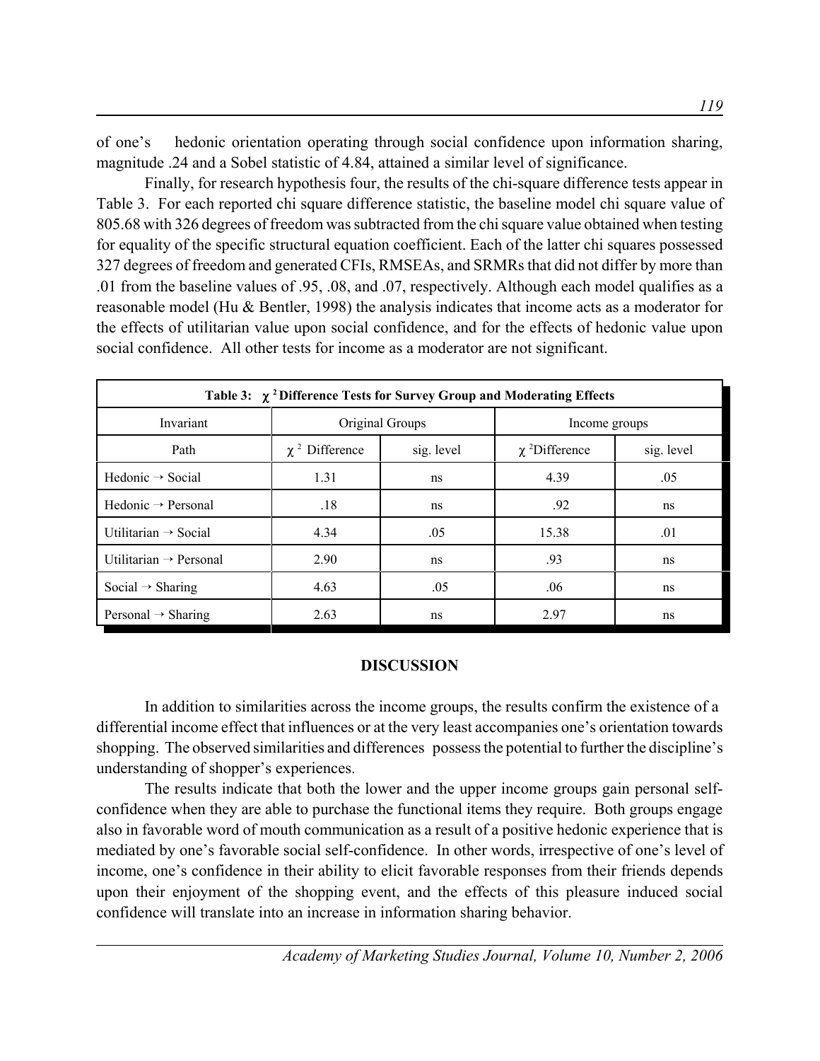of one's hedonic orientation operating through social confidence upon information sharing, magnitude .24 and a Sobel statistic of 4.84, attained a similar level of significance.

Finally, for research hypothesis four, the results of the chi-square difference tests appear in Table 3. For each reported chi square difference statistic, the baseline model chi square value of 805.68 with 326 degrees of freedom was subtracted from the chi square value obtained when testing for equality of the specific structural equation coefficient. Each of the latter chi squares possessed 327 degrees of freedom and generated CFIs, RMSEAs, and SRMRs that did not differ by more than .01 from the baseline values of .95, .08, and .07, respectively. Although each model qualifies as a reasonable model (Hu & Bentler, 1998) the analysis indicates that income acts as a moderator for the effects of utilitarian value upon social confidence, and for the effects of hedonic value upon social confidence. All other tests for income as a moderator are not significant.

**Table 3: $\chi^2$ Difference Tests for Survey Group and Moderating Effects**

| Invariant | Original Groups | | Income groups | |
|---|---|---|---|---|
| Path | $\chi^2$ Difference | sig. level | $\chi^2$Difference | sig. level |
| Hedonic → Social | 1.31 | ns | 4.39 | .05 |
| Hedonic → Personal | .18 | ns | .92 | ns |
| Utilitarian → Social | 4.34 | .05 | 15.38 | .01 |
| Utilitarian → Personal | 2.90 | ns | .93 | ns |
| Social → Sharing | 4.63 | .05 | .06 | ns |
| Personal → Sharing | 2.63 | ns | 2.97 | ns |

## DISCUSSION

In addition to similarities across the income groups, the results confirm the existence of a differential income effect that influences or at the very least accompanies one's orientation towards shopping. The observed similarities and differences possess the potential to further the discipline's understanding of shopper's experiences.

The results indicate that both the lower and the upper income groups gain personal self-confidence when they are able to purchase the functional items they require. Both groups engage also in favorable word of mouth communication as a result of a positive hedonic experience that is mediated by one's favorable social self-confidence. In other words, irrespective of one's level of income, one's confidence in their ability to elicit favorable responses from their friends depends upon their enjoyment of the shopping event, and the effects of this pleasure induced social confidence will translate into an increase in information sharing behavior.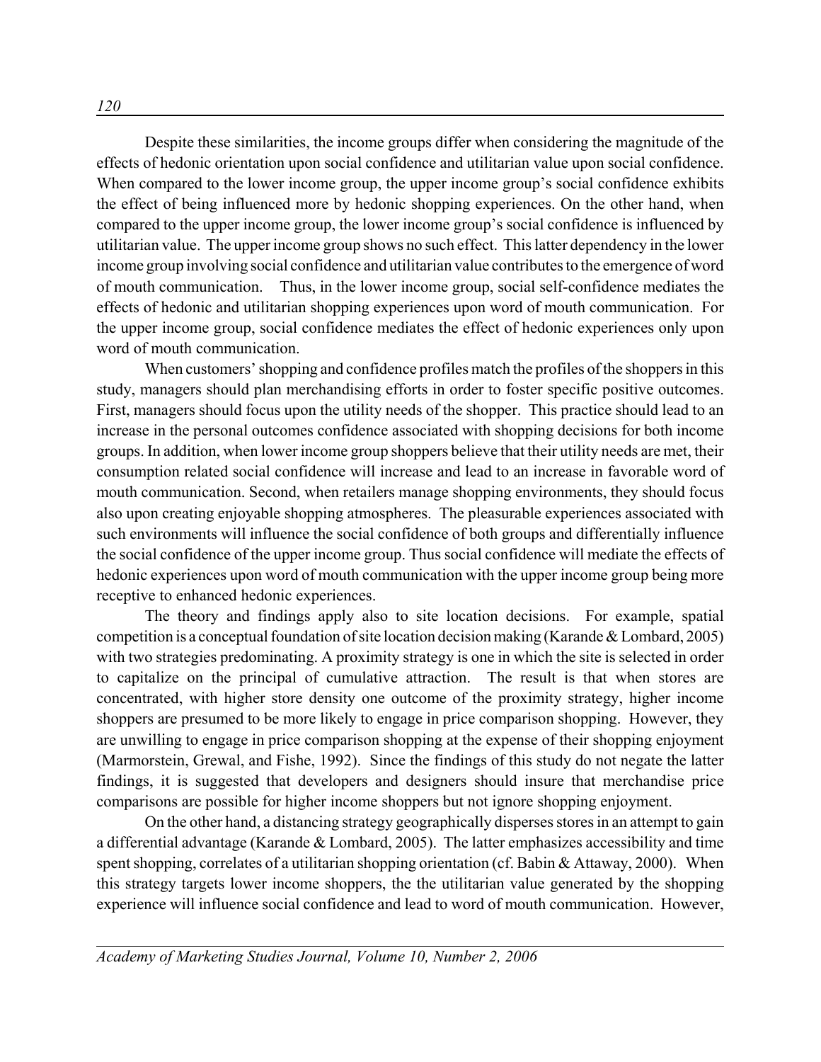Despite these similarities, the income groups differ when considering the magnitude of the effects of hedonic orientation upon social confidence and utilitarian value upon social confidence. When compared to the lower income group, the upper income group's social confidence exhibits the effect of being influenced more by hedonic shopping experiences. On the other hand, when compared to the upper income group, the lower income group's social confidence is influenced by utilitarian value. The upper income group shows no such effect. This latter dependency in the lower income group involving social confidence and utilitarian value contributes to the emergence of word of mouth communication. Thus, in the lower income group, social self-confidence mediates the effects of hedonic and utilitarian shopping experiences upon word of mouth communication. For the upper income group, social confidence mediates the effect of hedonic experiences only upon word of mouth communication.

When customers' shopping and confidence profiles match the profiles of the shoppers in this study, managers should plan merchandising efforts in order to foster specific positive outcomes. First, managers should focus upon the utility needs of the shopper. This practice should lead to an increase in the personal outcomes confidence associated with shopping decisions for both income groups. In addition, when lower income group shoppers believe that their utility needs are met, their consumption related social confidence will increase and lead to an increase in favorable word of mouth communication. Second, when retailers manage shopping environments, they should focus also upon creating enjoyable shopping atmospheres. The pleasurable experiences associated with such environments will influence the social confidence of both groups and differentially influence the social confidence of the upper income group. Thus social confidence will mediate the effects of hedonic experiences upon word of mouth communication with the upper income group being more receptive to enhanced hedonic experiences.

The theory and findings apply also to site location decisions. For example, spatial competition is a conceptual foundation of site location decision making (Karande & Lombard, 2005) with two strategies predominating. A proximity strategy is one in which the site is selected in order to capitalize on the principal of cumulative attraction. The result is that when stores are concentrated, with higher store density one outcome of the proximity strategy, higher income shoppers are presumed to be more likely to engage in price comparison shopping. However, they are unwilling to engage in price comparison shopping at the expense of their shopping enjoyment (Marmorstein, Grewal, and Fishe, 1992). Since the findings of this study do not negate the latter findings, it is suggested that developers and designers should insure that merchandise price comparisons are possible for higher income shoppers but not ignore shopping enjoyment.

On the other hand, a distancing strategy geographically disperses stores in an attempt to gain a differential advantage (Karande & Lombard, 2005). The latter emphasizes accessibility and time spent shopping, correlates of a utilitarian shopping orientation (cf. Babin & Attaway, 2000). When this strategy targets lower income shoppers, the the utilitarian value generated by the shopping experience will influence social confidence and lead to word of mouth communication. However,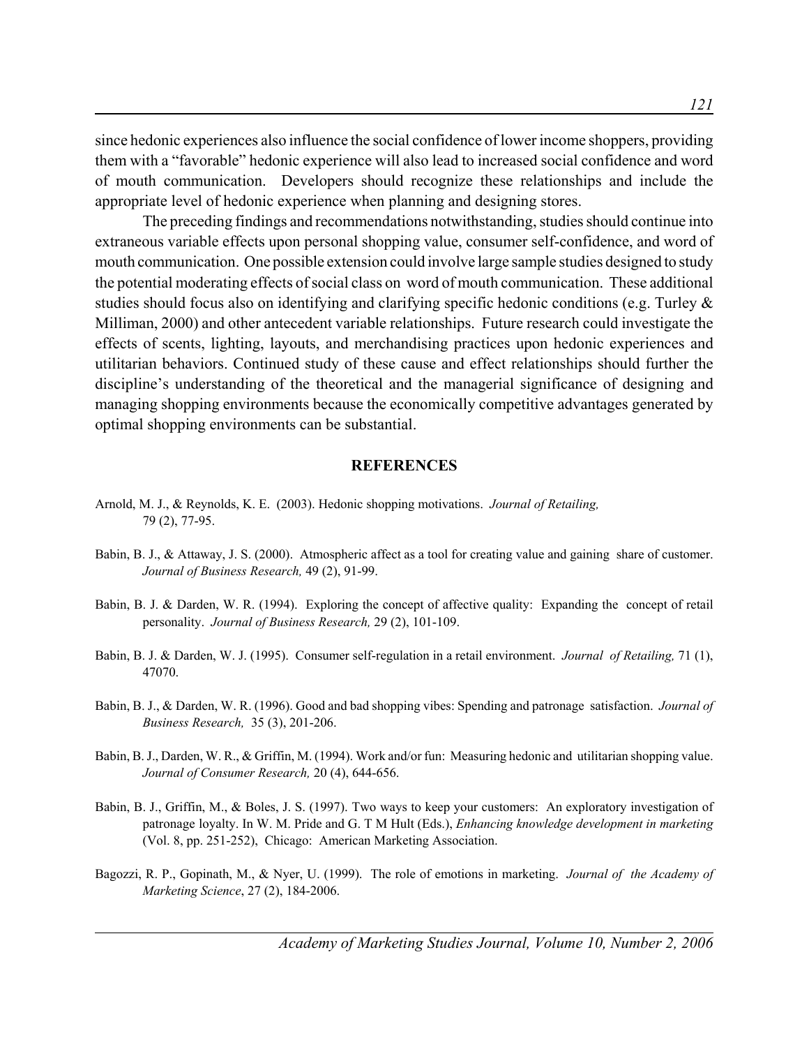since hedonic experiences also influence the social confidence of lower income shoppers, providing them with a "favorable" hedonic experience will also lead to increased social confidence and word of mouth communication. Developers should recognize these relationships and include the appropriate level of hedonic experience when planning and designing stores.

The preceding findings and recommendations notwithstanding, studies should continue into extraneous variable effects upon personal shopping value, consumer self-confidence, and word of mouth communication. One possible extension could involve large sample studies designed to study the potential moderating effects of social class on word of mouth communication. These additional studies should focus also on identifying and clarifying specific hedonic conditions (e.g. Turley & Milliman, 2000) and other antecedent variable relationships. Future research could investigate the effects of scents, lighting, layouts, and merchandising practices upon hedonic experiences and utilitarian behaviors. Continued study of these cause and effect relationships should further the discipline's understanding of the theoretical and the managerial significance of designing and managing shopping environments because the economically competitive advantages generated by optimal shopping environments can be substantial.

## REFERENCES

Arnold, M. J., & Reynolds, K. E. (2003). Hedonic shopping motivations. *Journal of Retailing,* 79 (2), 77-95.

Babin, B. J., & Attaway, J. S. (2000). Atmospheric affect as a tool for creating value and gaining share of customer. *Journal of Business Research,* 49 (2), 91-99.

Babin, B. J. & Darden, W. R. (1994). Exploring the concept of affective quality: Expanding the concept of retail personality. *Journal of Business Research,* 29 (2), 101-109.

Babin, B. J. & Darden, W. J. (1995). Consumer self-regulation in a retail environment. *Journal of Retailing,* 71 (1), 47070.

Babin, B. J., & Darden, W. R. (1996). Good and bad shopping vibes: Spending and patronage satisfaction. *Journal of Business Research,* 35 (3), 201-206.

Babin, B. J., Darden, W. R., & Griffin, M. (1994). Work and/or fun: Measuring hedonic and utilitarian shopping value. *Journal of Consumer Research,* 20 (4), 644-656.

Babin, B. J., Griffin, M., & Boles, J. S. (1997). Two ways to keep your customers: An exploratory investigation of patronage loyalty. In W. M. Pride and G. T M Hult (Eds.), *Enhancing knowledge development in marketing* (Vol. 8, pp. 251-252), Chicago: American Marketing Association.

Bagozzi, R. P., Gopinath, M., & Nyer, U. (1999). The role of emotions in marketing. *Journal of the Academy of Marketing Science*, 27 (2), 184-2006.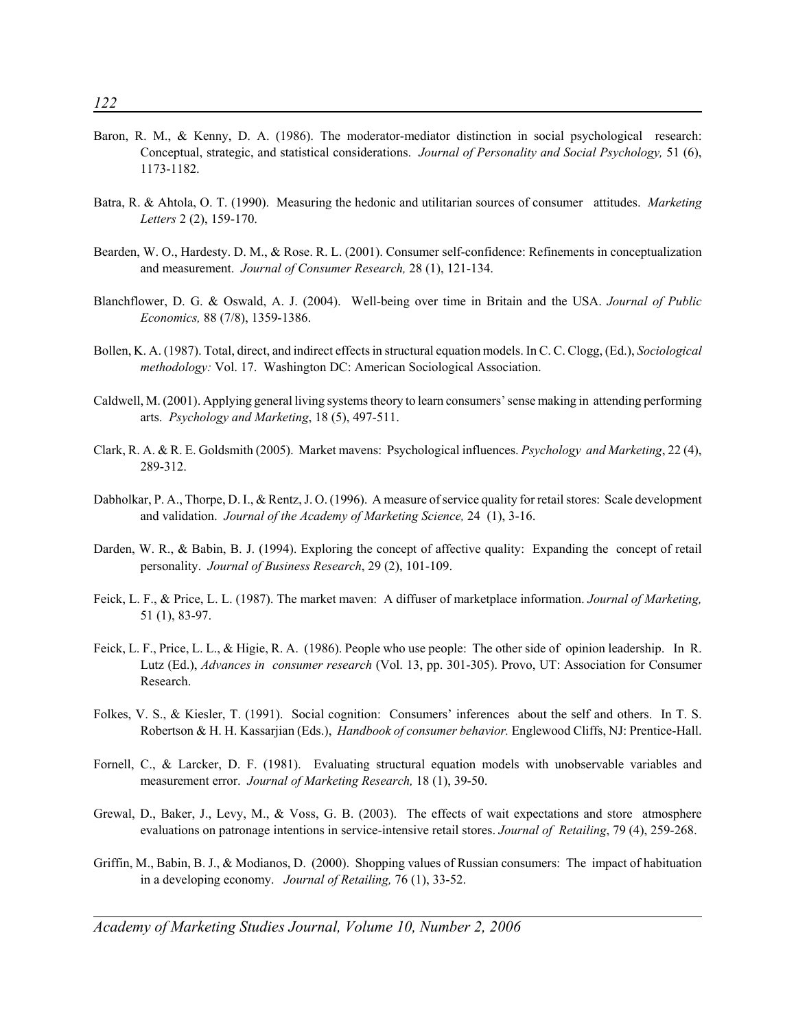Baron, R. M., & Kenny, D. A. (1986). The moderator-mediator distinction in social psychological research: Conceptual, strategic, and statistical considerations. *Journal of Personality and Social Psychology,* 51 (6), 1173-1182.

Batra, R. & Ahtola, O. T. (1990). Measuring the hedonic and utilitarian sources of consumer attitudes. *Marketing Letters* 2 (2), 159-170.

Bearden, W. O., Hardesty. D. M., & Rose. R. L. (2001). Consumer self-confidence: Refinements in conceptualization and measurement. *Journal of Consumer Research,* 28 (1), 121-134.

Blanchflower, D. G. & Oswald, A. J. (2004). Well-being over time in Britain and the USA. *Journal of Public Economics,* 88 (7/8), 1359-1386.

Bollen, K. A. (1987). Total, direct, and indirect effects in structural equation models. In C. C. Clogg, (Ed.), *Sociological methodology:* Vol. 17. Washington DC: American Sociological Association.

Caldwell, M. (2001). Applying general living systems theory to learn consumers' sense making in attending performing arts. *Psychology and Marketing*, 18 (5), 497-511.

Clark, R. A. & R. E. Goldsmith (2005). Market mavens: Psychological influences. *Psychology and Marketing*, 22 (4), 289-312.

Dabholkar, P. A., Thorpe, D. I., & Rentz, J. O. (1996). A measure of service quality for retail stores: Scale development and validation. *Journal of the Academy of Marketing Science,* 24 (1), 3-16.

Darden, W. R., & Babin, B. J. (1994). Exploring the concept of affective quality: Expanding the concept of retail personality. *Journal of Business Research*, 29 (2), 101-109.

Feick, L. F., & Price, L. L. (1987). The market maven: A diffuser of marketplace information. *Journal of Marketing,* 51 (1), 83-97.

Feick, L. F., Price, L. L., & Higie, R. A. (1986). People who use people: The other side of opinion leadership. In R. Lutz (Ed.), *Advances in consumer research* (Vol. 13, pp. 301-305). Provo, UT: Association for Consumer Research.

Folkes, V. S., & Kiesler, T. (1991). Social cognition: Consumers' inferences about the self and others. In T. S. Robertson & H. H. Kassarjian (Eds.), *Handbook of consumer behavior.* Englewood Cliffs, NJ: Prentice-Hall.

Fornell, C., & Larcker, D. F. (1981). Evaluating structural equation models with unobservable variables and measurement error. *Journal of Marketing Research,* 18 (1), 39-50.

Grewal, D., Baker, J., Levy, M., & Voss, G. B. (2003). The effects of wait expectations and store atmosphere evaluations on patronage intentions in service-intensive retail stores. *Journal of Retailing*, 79 (4), 259-268.

Griffin, M., Babin, B. J., & Modianos, D. (2000). Shopping values of Russian consumers: The impact of habituation in a developing economy. *Journal of Retailing,* 76 (1), 33-52.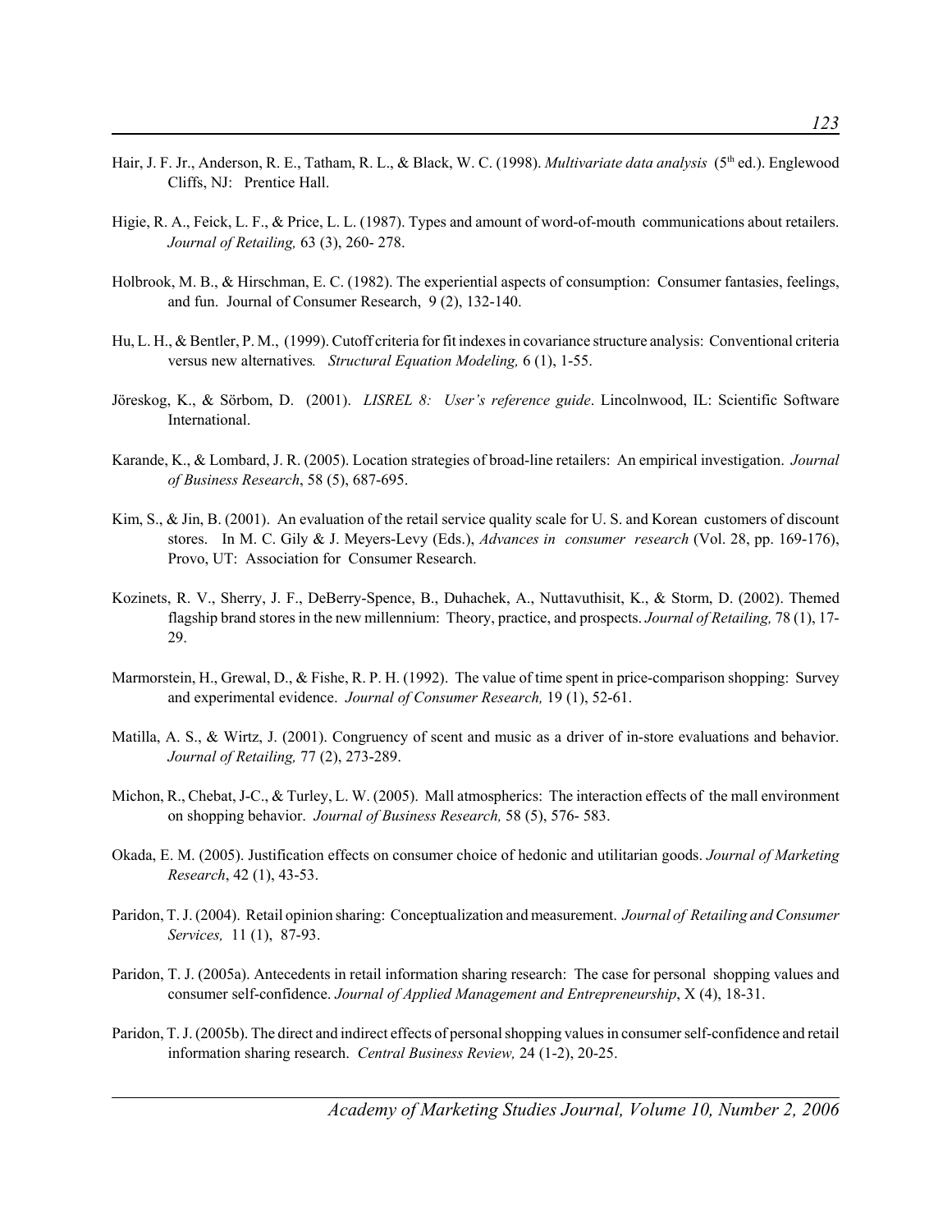Hair, J. F. Jr., Anderson, R. E., Tatham, R. L., & Black, W. C. (1998). *Multivariate data analysis* (5th ed.). Englewood Cliffs, NJ: Prentice Hall.

Higie, R. A., Feick, L. F., & Price, L. L. (1987). Types and amount of word-of-mouth communications about retailers. *Journal of Retailing,* 63 (3), 260- 278.

Holbrook, M. B., & Hirschman, E. C. (1982). The experiential aspects of consumption: Consumer fantasies, feelings, and fun. Journal of Consumer Research, 9 (2), 132-140.

Hu, L. H., & Bentler, P. M., (1999). Cutoff criteria for fit indexes in covariance structure analysis: Conventional criteria versus new alternatives*. Structural Equation Modeling,* 6 (1), 1-55.

Jöreskog, K., & Sörbom, D. (2001). *LISREL 8: User's reference guide*. Lincolnwood, IL: Scientific Software International.

Karande, K., & Lombard, J. R. (2005). Location strategies of broad-line retailers: An empirical investigation. *Journal of Business Research*, 58 (5), 687-695.

Kim, S., & Jin, B. (2001). An evaluation of the retail service quality scale for U. S. and Korean customers of discount stores. In M. C. Gily & J. Meyers-Levy (Eds.), *Advances in consumer research* (Vol. 28, pp. 169-176), Provo, UT: Association for Consumer Research.

Kozinets, R. V., Sherry, J. F., DeBerry-Spence, B., Duhachek, A., Nuttavuthisit, K., & Storm, D. (2002). Themed flagship brand stores in the new millennium: Theory, practice, and prospects. *Journal of Retailing,* 78 (1), 17-29.

Marmorstein, H., Grewal, D., & Fishe, R. P. H. (1992). The value of time spent in price-comparison shopping: Survey and experimental evidence. *Journal of Consumer Research,* 19 (1), 52-61.

Matilla, A. S., & Wirtz, J. (2001). Congruency of scent and music as a driver of in-store evaluations and behavior. *Journal of Retailing,* 77 (2), 273-289.

Michon, R., Chebat, J-C., & Turley, L. W. (2005). Mall atmospherics: The interaction effects of the mall environment on shopping behavior. *Journal of Business Research,* 58 (5), 576- 583.

Okada, E. M. (2005). Justification effects on consumer choice of hedonic and utilitarian goods. *Journal of Marketing Research*, 42 (1), 43-53.

Paridon, T. J. (2004). Retail opinion sharing: Conceptualization and measurement. *Journal of Retailing and Consumer Services,* 11 (1), 87-93.

Paridon, T. J. (2005a). Antecedents in retail information sharing research: The case for personal shopping values and consumer self-confidence. *Journal of Applied Management and Entrepreneurship*, X (4), 18-31.

Paridon, T. J. (2005b). The direct and indirect effects of personal shopping values in consumer self-confidence and retail information sharing research. *Central Business Review,* 24 (1-2), 20-25.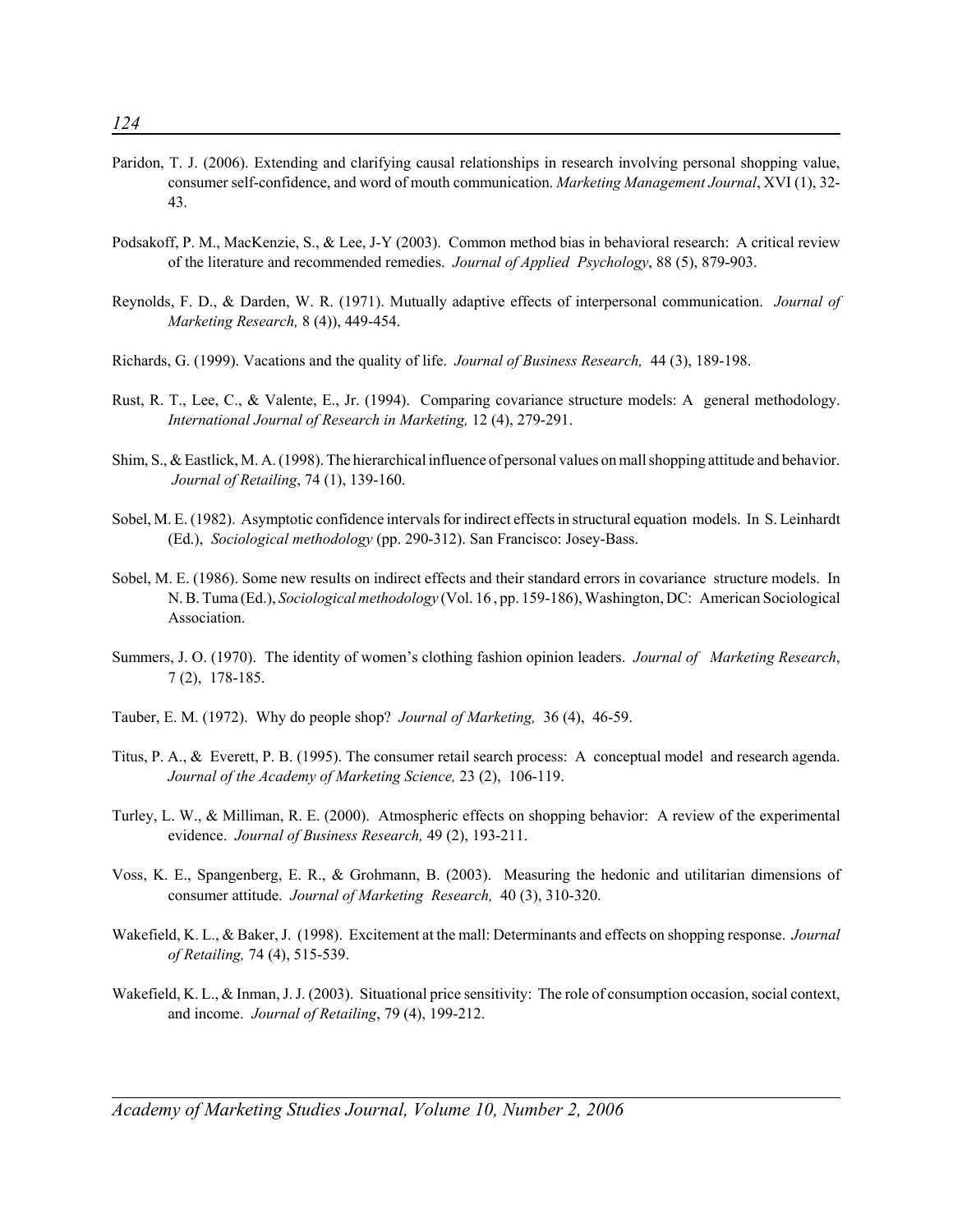Paridon, T. J. (2006). Extending and clarifying causal relationships in research involving personal shopping value, consumer self-confidence, and word of mouth communication. *Marketing Management Journal*, XVI (1), 32-43.

Podsakoff, P. M., MacKenzie, S., & Lee, J-Y (2003). Common method bias in behavioral research: A critical review of the literature and recommended remedies. *Journal of Applied Psychology*, 88 (5), 879-903.

Reynolds, F. D., & Darden, W. R. (1971). Mutually adaptive effects of interpersonal communication. *Journal of Marketing Research,* 8 (4)), 449-454.

Richards, G. (1999). Vacations and the quality of life. *Journal of Business Research,* 44 (3), 189-198.

Rust, R. T., Lee, C., & Valente, E., Jr. (1994). Comparing covariance structure models: A general methodology. *International Journal of Research in Marketing,* 12 (4), 279-291.

Shim, S., & Eastlick, M. A. (1998). The hierarchical influence of personal values on mall shopping attitude and behavior. *Journal of Retailing*, 74 (1), 139-160.

Sobel, M. E. (1982). Asymptotic confidence intervals for indirect effects in structural equation models. In S. Leinhardt (Ed.), *Sociological methodology* (pp. 290-312). San Francisco: Josey-Bass.

Sobel, M. E. (1986). Some new results on indirect effects and their standard errors in covariance structure models. In N. B. Tuma (Ed.), *Sociological methodology* (Vol. 16 , pp. 159-186), Washington, DC: American Sociological Association.

Summers, J. O. (1970). The identity of women's clothing fashion opinion leaders. *Journal of Marketing Research*, 7 (2), 178-185.

Tauber, E. M. (1972). Why do people shop? *Journal of Marketing,* 36 (4), 46-59.

Titus, P. A., & Everett, P. B. (1995). The consumer retail search process: A conceptual model and research agenda. *Journal of the Academy of Marketing Science,* 23 (2), 106-119.

Turley, L. W., & Milliman, R. E. (2000). Atmospheric effects on shopping behavior: A review of the experimental evidence. *Journal of Business Research,* 49 (2), 193-211.

Voss, K. E., Spangenberg, E. R., & Grohmann, B. (2003). Measuring the hedonic and utilitarian dimensions of consumer attitude. *Journal of Marketing Research,* 40 (3), 310-320.

Wakefield, K. L., & Baker, J. (1998). Excitement at the mall: Determinants and effects on shopping response. *Journal of Retailing,* 74 (4), 515-539.

Wakefield, K. L., & Inman, J. J. (2003). Situational price sensitivity: The role of consumption occasion, social context, and income. *Journal of Retailing*, 79 (4), 199-212.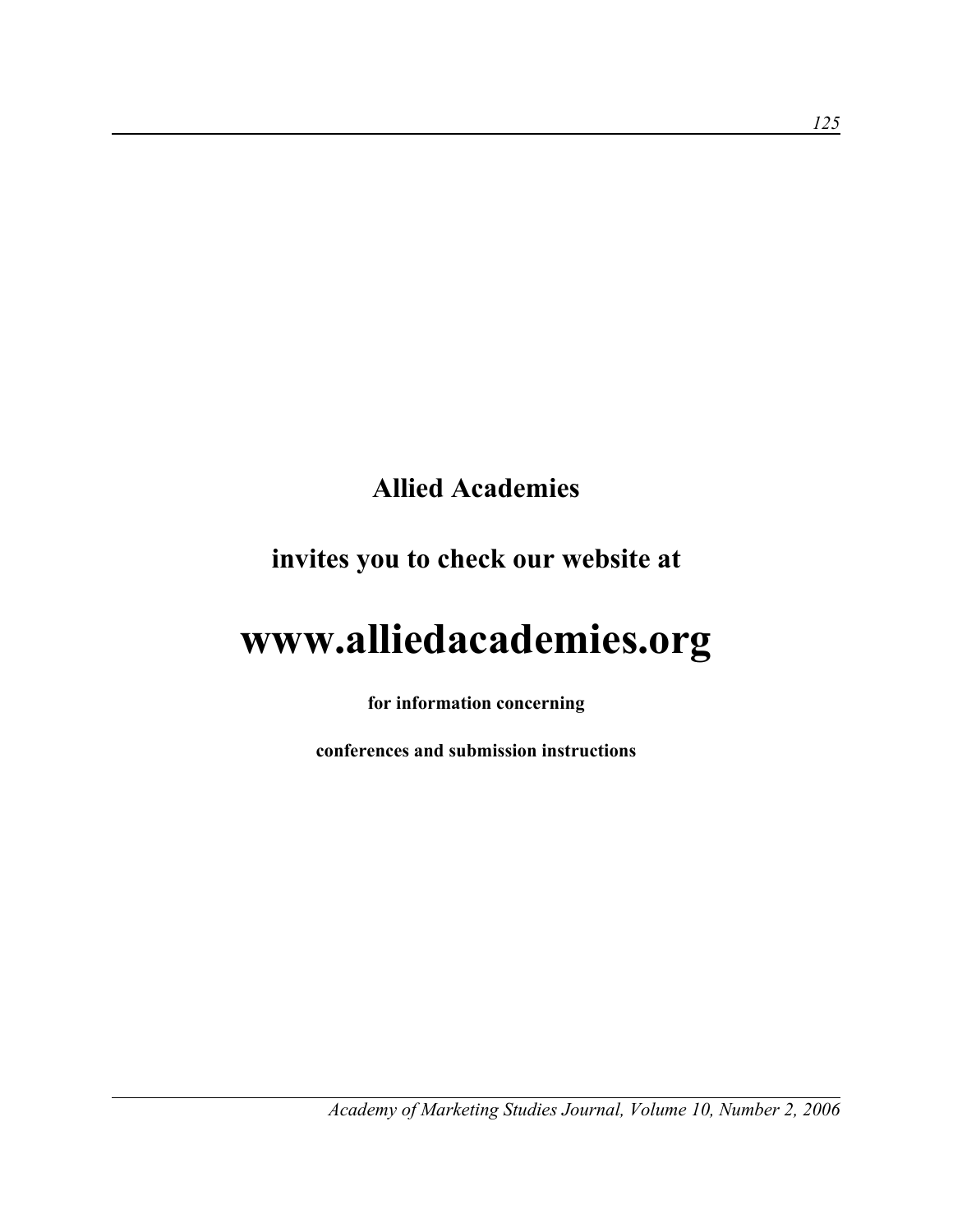**Allied Academies**

**invites you to check our website at**

# www.alliedacademies.org

**for information concerning**

**conferences and submission instructions**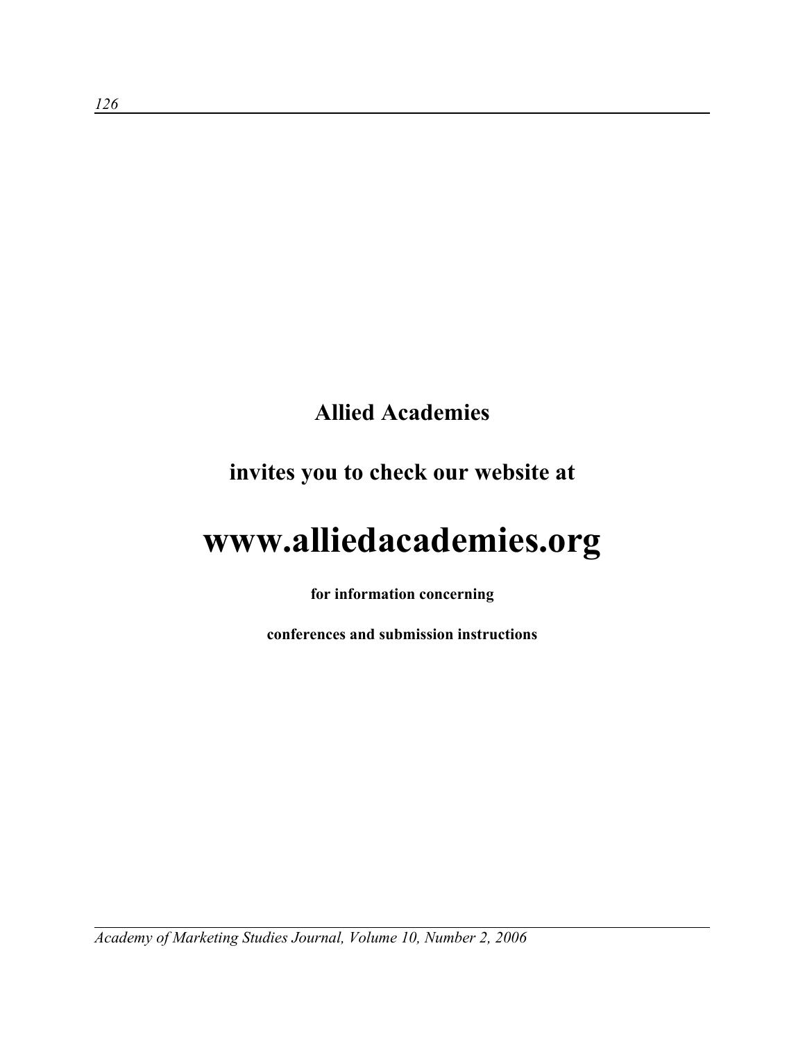**Allied Academies**

**invites you to check our website at**

# www.alliedacademies.org

**for information concerning**

**conferences and submission instructions**